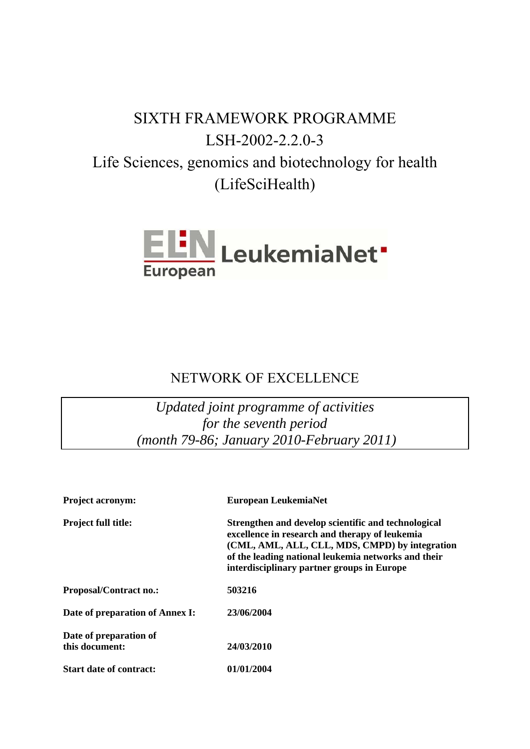# SIXTH FRAMEWORK PROGRAMME

# LSH-2002-2.2.0-3

# Life Sciences, genomics and biotechnology for health (LifeSciHealth)

ELN European LeukemiaNet

## NETWORK OF EXCELLENCE

*Updated joint programme of activities for the seventh period (month 79-86; January 2010-February 2011)*

| | |
|---|---|
| **Project acronym:** | **European LeukemiaNet** |
| **Project full title:** | **Strengthen and develop scientific and technological excellence in research and therapy of leukemia (CML, AML, ALL, CLL, MDS, CMPD) by integration of the leading national leukemia networks and their interdisciplinary partner groups in Europe** |
| **Proposal/Contract no.:** | **503216** |
| **Date of preparation of Annex I:** | **23/06/2004** |
| **Date of preparation of this document:** | **24/03/2010** |
| **Start date of contract:** | **01/01/2004** |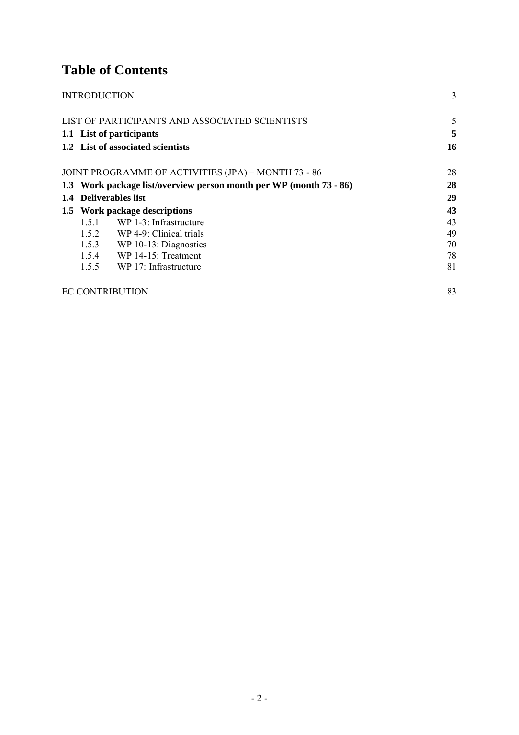# Table of Contents

INTRODUCTION 3

LIST OF PARTICIPANTS AND ASSOCIATED SCIENTISTS 5

**1.1 List of participants 5**

**1.2 List of associated scientists 16**

JOINT PROGRAMME OF ACTIVITIES (JPA) – MONTH 73 - 86 28

**1.3 Work package list/overview person month per WP (month 73 - 86) 28**

**1.4 Deliverables list 29**

**1.5 Work package descriptions 43**

- 1.5.1 WP 1-3: Infrastructure 43
- 1.5.2 WP 4-9: Clinical trials 49
- 1.5.3 WP 10-13: Diagnostics 70
- 1.5.4 WP 14-15: Treatment 78
- 1.5.5 WP 17: Infrastructure 81

EC CONTRIBUTION 83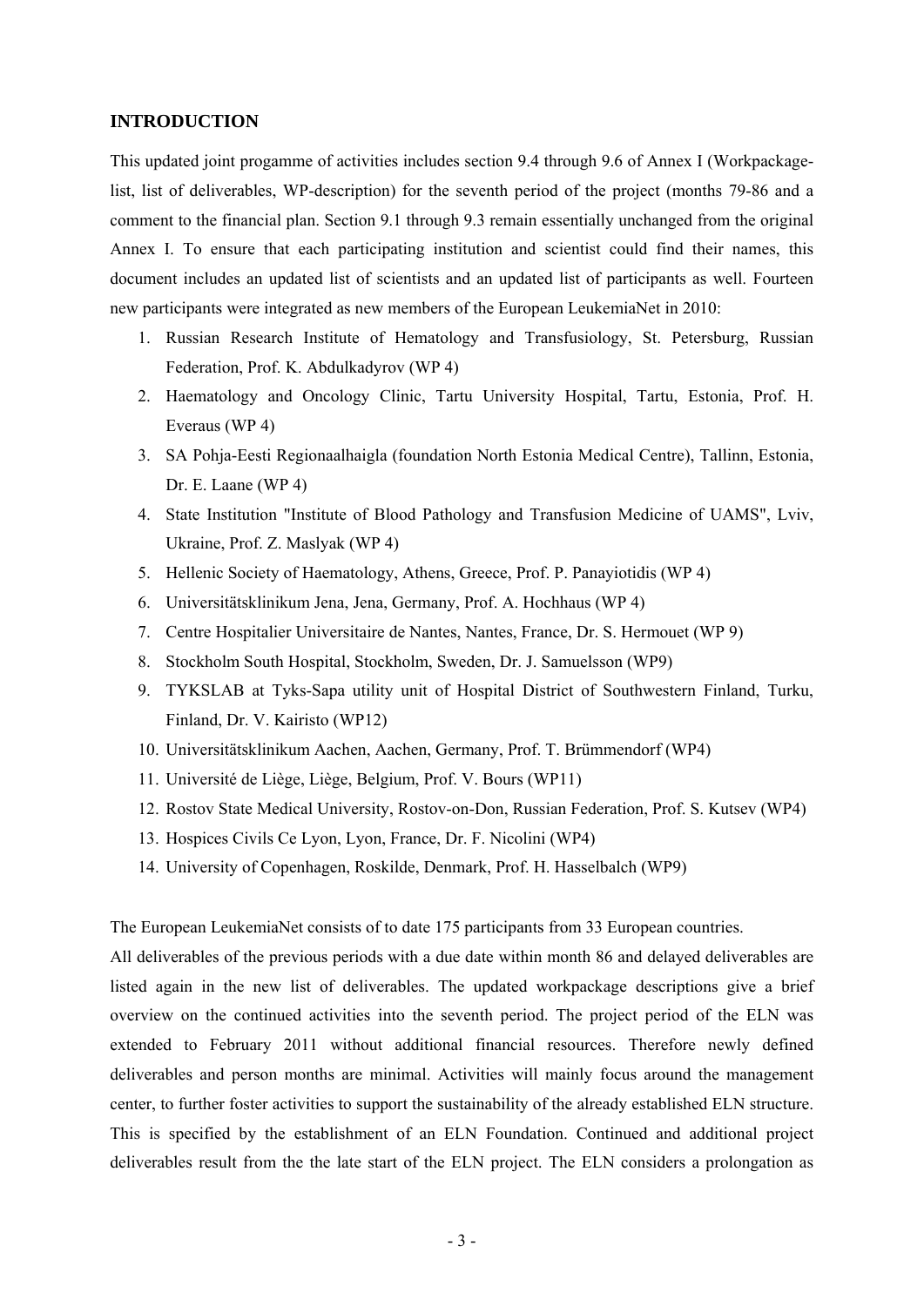## INTRODUCTION

This updated joint progamme of activities includes section 9.4 through 9.6 of Annex I (Workpackage-list, list of deliverables, WP-description) for the seventh period of the project (months 79-86 and a comment to the financial plan. Section 9.1 through 9.3 remain essentially unchanged from the original Annex I. To ensure that each participating institution and scientist could find their names, this document includes an updated list of scientists and an updated list of participants as well. Fourteen new participants were integrated as new members of the European LeukemiaNet in 2010:

1. Russian Research Institute of Hematology and Transfusiology, St. Petersburg, Russian Federation, Prof. K. Abdulkadyrov (WP 4)
2. Haematology and Oncology Clinic, Tartu University Hospital, Tartu, Estonia, Prof. H. Everaus (WP 4)
3. SA Pohja-Eesti Regionaalhaigla (foundation North Estonia Medical Centre), Tallinn, Estonia, Dr. E. Laane (WP 4)
4. State Institution "Institute of Blood Pathology and Transfusion Medicine of UAMS", Lviv, Ukraine, Prof. Z. Maslyak (WP 4)
5. Hellenic Society of Haematology, Athens, Greece, Prof. P. Panayiotidis (WP 4)
6. Universitätsklinikum Jena, Jena, Germany, Prof. A. Hochhaus (WP 4)
7. Centre Hospitalier Universitaire de Nantes, Nantes, France, Dr. S. Hermouet (WP 9)
8. Stockholm South Hospital, Stockholm, Sweden, Dr. J. Samuelsson (WP9)
9. TYKSLAB at Tyks-Sapa utility unit of Hospital District of Southwestern Finland, Turku, Finland, Dr. V. Kairisto (WP12)
10. Universitätsklinikum Aachen, Aachen, Germany, Prof. T. Brümmendorf (WP4)
11. Université de Liège, Liège, Belgium, Prof. V. Bours (WP11)
12. Rostov State Medical University, Rostov-on-Don, Russian Federation, Prof. S. Kutsev (WP4)
13. Hospices Civils Ce Lyon, Lyon, France, Dr. F. Nicolini (WP4)
14. University of Copenhagen, Roskilde, Denmark, Prof. H. Hasselbalch (WP9)

The European LeukemiaNet consists of to date 175 participants from 33 European countries.

All deliverables of the previous periods with a due date within month 86 and delayed deliverables are listed again in the new list of deliverables. The updated workpackage descriptions give a brief overview on the continued activities into the seventh period. The project period of the ELN was extended to February 2011 without additional financial resources. Therefore newly defined deliverables and person months are minimal. Activities will mainly focus around the management center, to further foster activities to support the sustainability of the already established ELN structure. This is specified by the establishment of an ELN Foundation. Continued and additional project deliverables result from the the late start of the ELN project. The ELN considers a prolongation as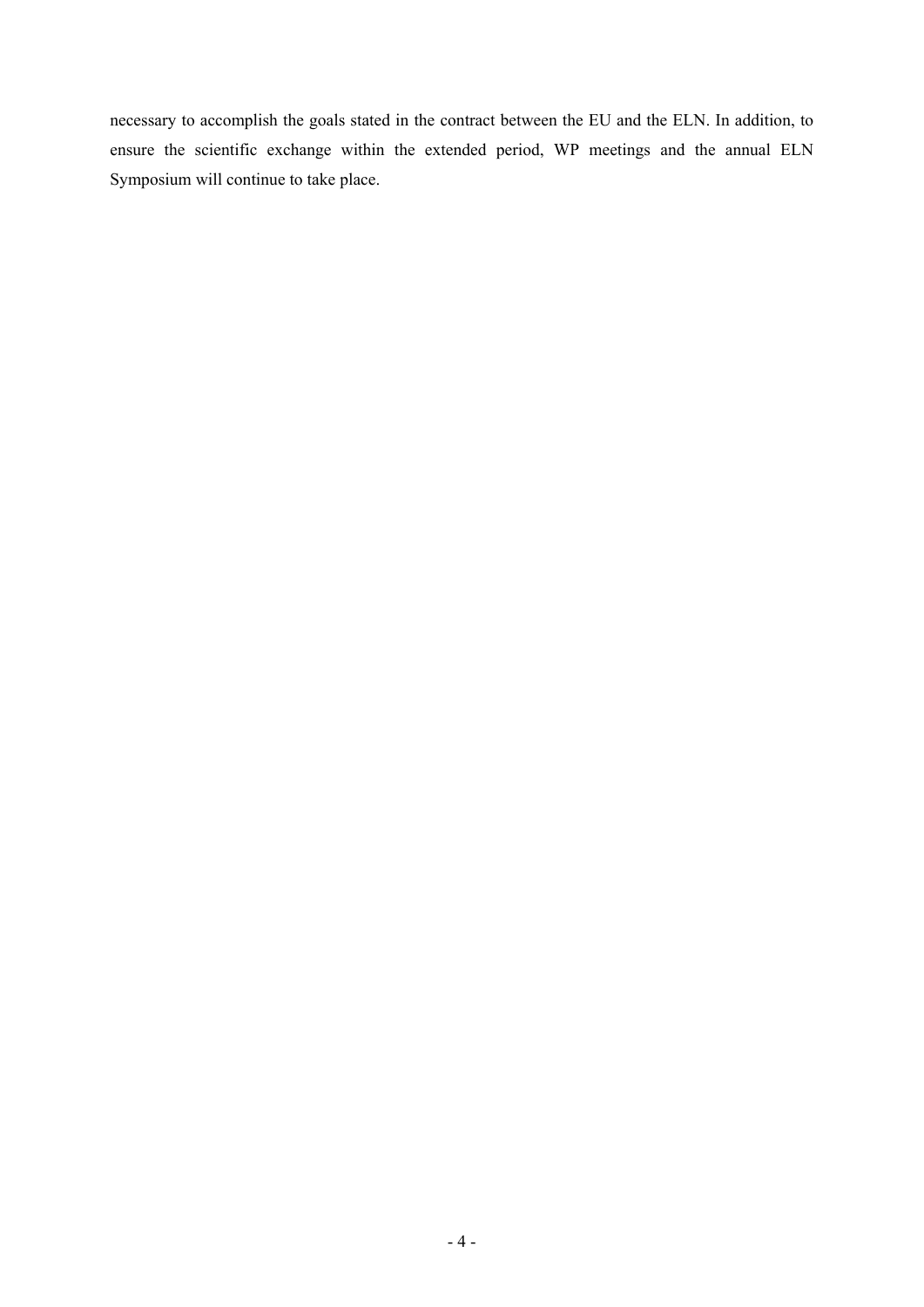necessary to accomplish the goals stated in the contract between the EU and the ELN. In addition, to ensure the scientific exchange within the extended period, WP meetings and the annual ELN Symposium will continue to take place.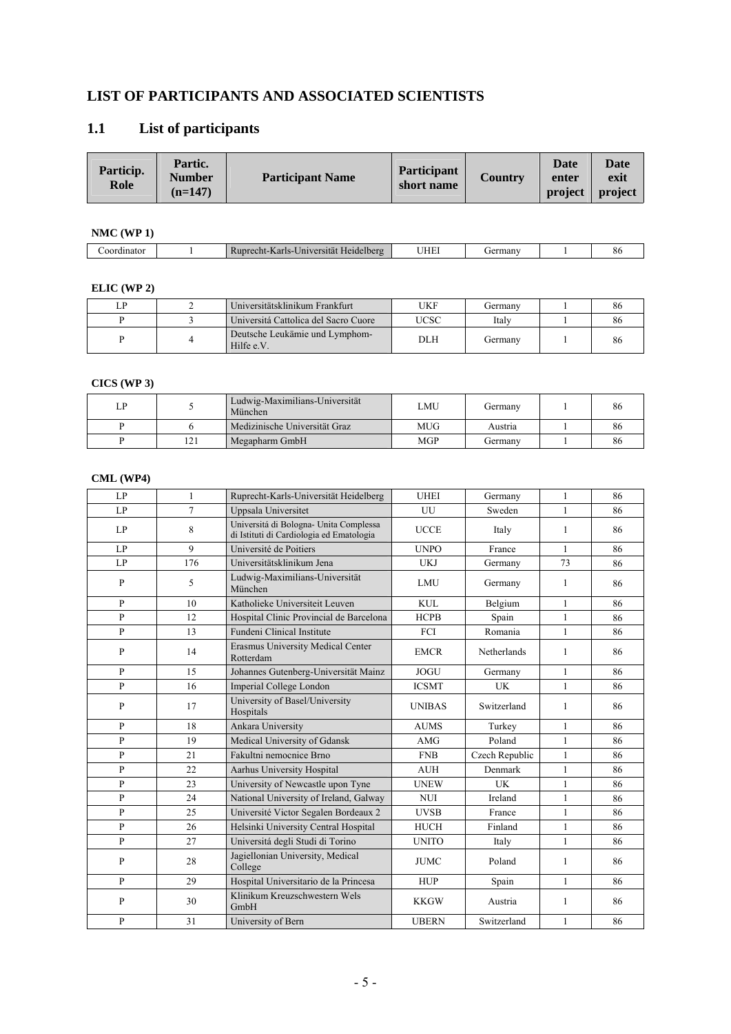## LIST OF PARTICIPANTS AND ASSOCIATED SCIENTISTS

### 1.1 List of participants

| Particip. Role | Partic. Number (n=147) | Participant Name | Participant short name | Country | Date enter project | Date exit project |
|---|---|---|---|---|---|---|

**NMC (WP 1)**

| Particip. Role | Partic. Number (n=147) | Participant Name | Participant short name | Country | Date enter project | Date exit project |
|---|---|---|---|---|---|---|
| Coordinator | 1 | Ruprecht-Karls-Universität Heidelberg | UHEI | Germany | 1 | 86 |

**ELIC (WP 2)**

| Particip. Role | Partic. Number (n=147) | Participant Name | Participant short name | Country | Date enter project | Date exit project |
|---|---|---|---|---|---|---|
| LP | 2 | Universitätsklinikum Frankfurt | UKF | Germany | 1 | 86 |
| P | 3 | Universitá Cattolica del Sacro Cuore | UCSC | Italy | 1 | 86 |
| P | 4 | Deutsche Leukämie und Lymphom-Hilfe e.V. | DLH | Germany | 1 | 86 |

**CICS (WP 3)**

| Particip. Role | Partic. Number (n=147) | Participant Name | Participant short name | Country | Date enter project | Date exit project |
|---|---|---|---|---|---|---|
| LP | 5 | Ludwig-Maximilians-Universität München | LMU | Germany | 1 | 86 |
| P | 6 | Medizinische Universität Graz | MUG | Austria | 1 | 86 |
| P | 121 | Megapharm GmbH | MGP | Germany | 1 | 86 |

**CML (WP4)**

| Particip. Role | Partic. Number (n=147) | Participant Name | Participant short name | Country | Date enter project | Date exit project |
|---|---|---|---|---|---|---|
| LP | 1 | Ruprecht-Karls-Universität Heidelberg | UHEI | Germany | 1 | 86 |
| LP | 7 | Uppsala Universitet | UU | Sweden | 1 | 86 |
| LP | 8 | Universitá di Bologna- Unita Complessa di Istituti di Cardiologia ed Ematologia | UCCE | Italy | 1 | 86 |
| LP | 9 | Université de Poitiers | UNPO | France | 1 | 86 |
| LP | 176 | Universitätsklinikum Jena | UKJ | Germany | 73 | 86 |
| P | 5 | Ludwig-Maximilians-Universität München | LMU | Germany | 1 | 86 |
| P | 10 | Katholieke Universiteit Leuven | KUL | Belgium | 1 | 86 |
| P | 12 | Hospital Clinic Provincial de Barcelona | HCPB | Spain | 1 | 86 |
| P | 13 | Fundeni Clinical Institute | FCI | Romania | 1 | 86 |
| P | 14 | Erasmus University Medical Center Rotterdam | EMCR | Netherlands | 1 | 86 |
| P | 15 | Johannes Gutenberg-Universität Mainz | JOGU | Germany | 1 | 86 |
| P | 16 | Imperial College London | ICSMT | UK | 1 | 86 |
| P | 17 | University of Basel/University Hospitals | UNIBAS | Switzerland | 1 | 86 |
| P | 18 | Ankara University | AUMS | Turkey | 1 | 86 |
| P | 19 | Medical University of Gdansk | AMG | Poland | 1 | 86 |
| P | 21 | Fakultni nemocnice Brno | FNB | Czech Republic | 1 | 86 |
| P | 22 | Aarhus University Hospital | AUH | Denmark | 1 | 86 |
| P | 23 | University of Newcastle upon Tyne | UNEW | UK | 1 | 86 |
| P | 24 | National University of Ireland, Galway | NUI | Ireland | 1 | 86 |
| P | 25 | Université Victor Segalen Bordeaux 2 | UVSB | France | 1 | 86 |
| P | 26 | Helsinki University Central Hospital | HUCH | Finland | 1 | 86 |
| P | 27 | Universitá degli Studi di Torino | UNITO | Italy | 1 | 86 |
| P | 28 | Jagiellonian University, Medical College | JUMC | Poland | 1 | 86 |
| P | 29 | Hospital Universitario de la Princesa | HUP | Spain | 1 | 86 |
| P | 30 | Klinikum Kreuzschwestern Wels GmbH | KKGW | Austria | 1 | 86 |
| P | 31 | University of Bern | UBERN | Switzerland | 1 | 86 |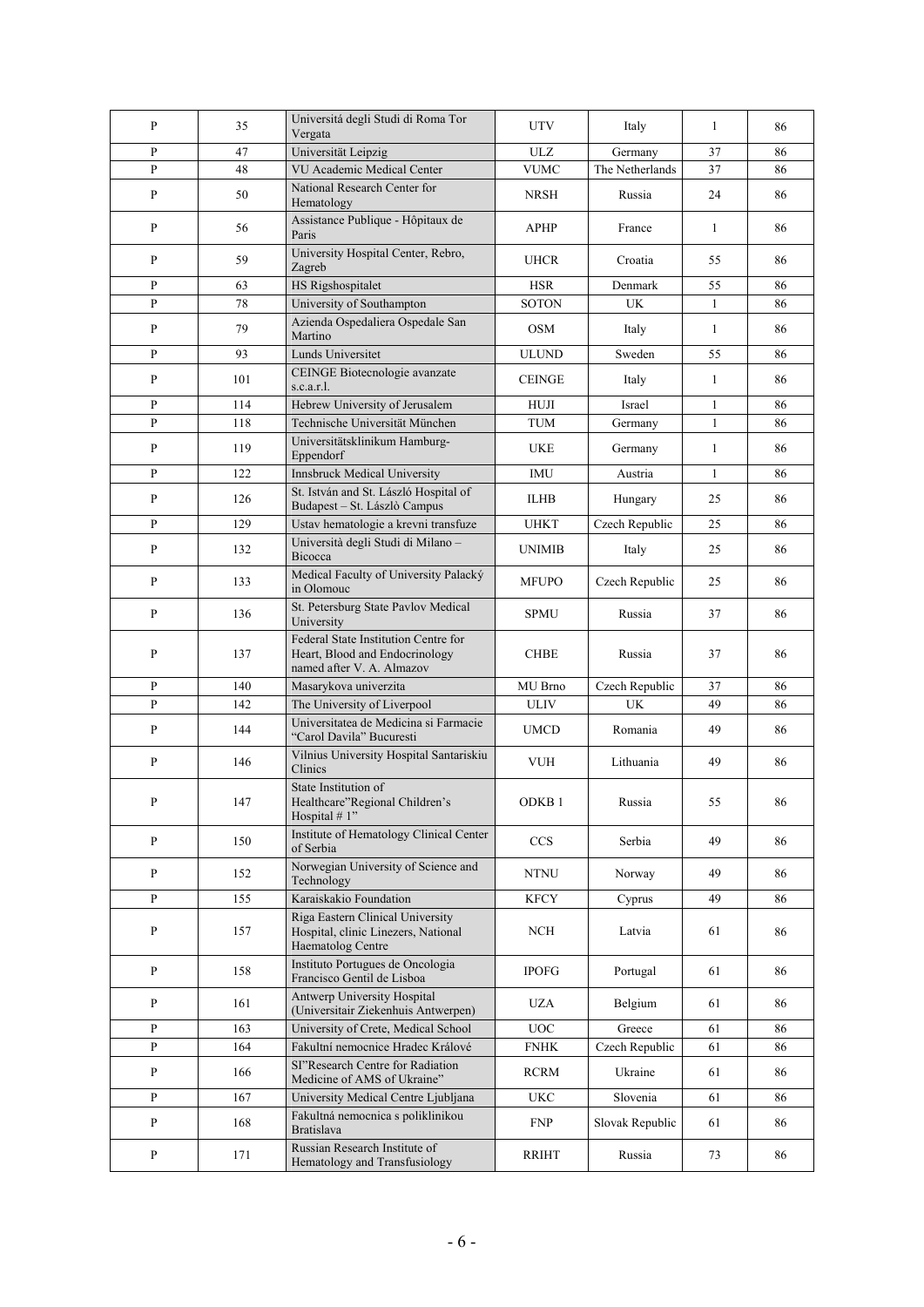| P | 35 | Universitá degli Studi di Roma Tor Vergata | UTV | Italy | 1 | 86 |
|---|---|---|---|---|---|---|
| P | 47 | Universität Leipzig | ULZ | Germany | 37 | 86 |
| P | 48 | VU Academic Medical Center | VUMC | The Netherlands | 37 | 86 |
| P | 50 | National Research Center for Hematology | NRSH | Russia | 24 | 86 |
| P | 56 | Assistance Publique - Hôpitaux de Paris | APHP | France | 1 | 86 |
| P | 59 | University Hospital Center, Rebro, Zagreb | UHCR | Croatia | 55 | 86 |
| P | 63 | HS Rigshospitalet | HSR | Denmark | 55 | 86 |
| P | 78 | University of Southampton | SOTON | UK | 1 | 86 |
| P | 79 | Azienda Ospedaliera Ospedale San Martino | OSM | Italy | 1 | 86 |
| P | 93 | Lunds Universitet | ULUND | Sweden | 55 | 86 |
| P | 101 | CEINGE Biotecnologie avanzate s.c.a.r.l. | CEINGE | Italy | 1 | 86 |
| P | 114 | Hebrew University of Jerusalem | HUJI | Israel | 1 | 86 |
| P | 118 | Technische Universität München | TUM | Germany | 1 | 86 |
| P | 119 | Universitätsklinikum Hamburg-Eppendorf | UKE | Germany | 1 | 86 |
| P | 122 | Innsbruck Medical University | IMU | Austria | 1 | 86 |
| P | 126 | St. István and St. László Hospital of Budapest – St. Lászlò Campus | ILHB | Hungary | 25 | 86 |
| P | 129 | Ustav hematologie a krevni transfuze | UHKT | Czech Republic | 25 | 86 |
| P | 132 | Università degli Studi di Milano – Bicocca | UNIMIB | Italy | 25 | 86 |
| P | 133 | Medical Faculty of University Palacký in Olomouc | MFUPO | Czech Republic | 25 | 86 |
| P | 136 | St. Petersburg State Pavlov Medical University | SPMU | Russia | 37 | 86 |
| P | 137 | Federal State Institution Centre for Heart, Blood and Endocrinology named after V. A. Almazov | CHBE | Russia | 37 | 86 |
| P | 140 | Masarykova univerzita | MU Brno | Czech Republic | 37 | 86 |
| P | 142 | The University of Liverpool | ULIV | UK | 49 | 86 |
| P | 144 | Universitatea de Medicina si Farmacie "Carol Davila" Bucuresti | UMCD | Romania | 49 | 86 |
| P | 146 | Vilnius University Hospital Santariskiu Clinics | VUH | Lithuania | 49 | 86 |
| P | 147 | State Institution of Healthcare"Regional Children's Hospital # 1" | ODKB 1 | Russia | 55 | 86 |
| P | 150 | Institute of Hematology Clinical Center of Serbia | CCS | Serbia | 49 | 86 |
| P | 152 | Norwegian University of Science and Technology | NTNU | Norway | 49 | 86 |
| P | 155 | Karaiskakio Foundation | KFCY | Cyprus | 49 | 86 |
| P | 157 | Riga Eastern Clinical University Hospital, clinic Linezers, National Haematolog Centre | NCH | Latvia | 61 | 86 |
| P | 158 | Instituto Portugues de Oncologia Francisco Gentil de Lisboa | IPOFG | Portugal | 61 | 86 |
| P | 161 | Antwerp University Hospital (Universitair Ziekenhuis Antwerpen) | UZA | Belgium | 61 | 86 |
| P | 163 | University of Crete, Medical School | UOC | Greece | 61 | 86 |
| P | 164 | Fakultní nemocnice Hradec Králové | FNHK | Czech Republic | 61 | 86 |
| P | 166 | SI"Research Centre for Radiation Medicine of AMS of Ukraine" | RCRM | Ukraine | 61 | 86 |
| P | 167 | University Medical Centre Ljubljana | UKC | Slovenia | 61 | 86 |
| P | 168 | Fakultná nemocnica s poliklinikou Bratislava | FNP | Slovak Republic | 61 | 86 |
| P | 171 | Russian Research Institute of Hematology and Transfusiology | RRIHT | Russia | 73 | 86 |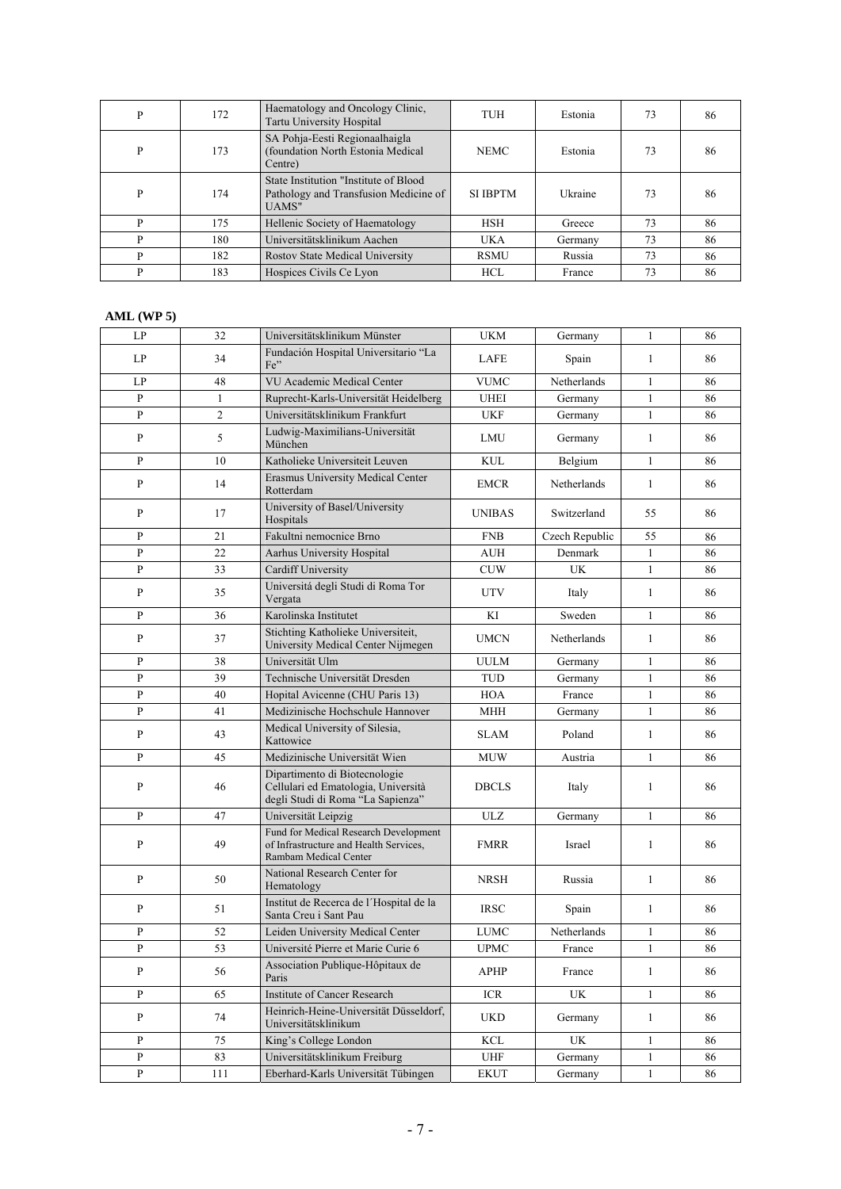| | | | | | | |
|---|---|---|---|---|---|---|
| P | 172 | Haematology and Oncology Clinic, Tartu University Hospital | TUH | Estonia | 73 | 86 |
| P | 173 | SA Pohja-Eesti Regionaalhaigla (foundation North Estonia Medical Centre) | NEMC | Estonia | 73 | 86 |
| P | 174 | State Institution "Institute of Blood Pathology and Transfusion Medicine of UAMS" | SI IBPTM | Ukraine | 73 | 86 |
| P | 175 | Hellenic Society of Haematology | HSH | Greece | 73 | 86 |
| P | 180 | Universitätsklinikum Aachen | UKA | Germany | 73 | 86 |
| P | 182 | Rostov State Medical University | RSMU | Russia | 73 | 86 |
| P | 183 | Hospices Civils Ce Lyon | HCL | France | 73 | 86 |

**AML (WP 5)**

| | | | | | | |
|---|---|---|---|---|---|---|
| LP | 32 | Universitätsklinikum Münster | UKM | Germany | 1 | 86 |
| LP | 34 | Fundación Hospital Universitario "La Fe" | LAFE | Spain | 1 | 86 |
| LP | 48 | VU Academic Medical Center | VUMC | Netherlands | 1 | 86 |
| P | 1 | Ruprecht-Karls-Universität Heidelberg | UHEI | Germany | 1 | 86 |
| P | 2 | Universitätsklinikum Frankfurt | UKF | Germany | 1 | 86 |
| P | 5 | Ludwig-Maximilians-Universität München | LMU | Germany | 1 | 86 |
| P | 10 | Katholieke Universiteit Leuven | KUL | Belgium | 1 | 86 |
| P | 14 | Erasmus University Medical Center Rotterdam | EMCR | Netherlands | 1 | 86 |
| P | 17 | University of Basel/University Hospitals | UNIBAS | Switzerland | 55 | 86 |
| P | 21 | Fakultni nemocnice Brno | FNB | Czech Republic | 55 | 86 |
| P | 22 | Aarhus University Hospital | AUH | Denmark | 1 | 86 |
| P | 33 | Cardiff University | CUW | UK | 1 | 86 |
| P | 35 | Universitá degli Studi di Roma Tor Vergata | UTV | Italy | 1 | 86 |
| P | 36 | Karolinska Institutet | KI | Sweden | 1 | 86 |
| P | 37 | Stichting Katholieke Universiteit, University Medical Center Nijmegen | UMCN | Netherlands | 1 | 86 |
| P | 38 | Universität Ulm | UULM | Germany | 1 | 86 |
| P | 39 | Technische Universität Dresden | TUD | Germany | 1 | 86 |
| P | 40 | Hopital Avicenne (CHU Paris 13) | HOA | France | 1 | 86 |
| P | 41 | Medizinische Hochschule Hannover | MHH | Germany | 1 | 86 |
| P | 43 | Medical University of Silesia, Kattowice | SLAM | Poland | 1 | 86 |
| P | 45 | Medizinische Universität Wien | MUW | Austria | 1 | 86 |
| P | 46 | Dipartimento di Biotecnologie Cellulari ed Ematologia, Università degli Studi di Roma "La Sapienza" | DBCLS | Italy | 1 | 86 |
| P | 47 | Universität Leipzig | ULZ | Germany | 1 | 86 |
| P | 49 | Fund for Medical Research Development of Infrastructure and Health Services, Rambam Medical Center | FMRR | Israel | 1 | 86 |
| P | 50 | National Research Center for Hematology | NRSH | Russia | 1 | 86 |
| P | 51 | Institut de Recerca de l´Hospital de la Santa Creu i Sant Pau | IRSC | Spain | 1 | 86 |
| P | 52 | Leiden University Medical Center | LUMC | Netherlands | 1 | 86 |
| P | 53 | Université Pierre et Marie Curie 6 | UPMC | France | 1 | 86 |
| P | 56 | Association Publique-Hôpitaux de Paris | APHP | France | 1 | 86 |
| P | 65 | Institute of Cancer Research | ICR | UK | 1 | 86 |
| P | 74 | Heinrich-Heine-Universität Düsseldorf, Universitätsklinikum | UKD | Germany | 1 | 86 |
| P | 75 | King's College London | KCL | UK | 1 | 86 |
| P | 83 | Universitätsklinikum Freiburg | UHF | Germany | 1 | 86 |
| P | 111 | Eberhard-Karls Universität Tübingen | EKUT | Germany | 1 | 86 |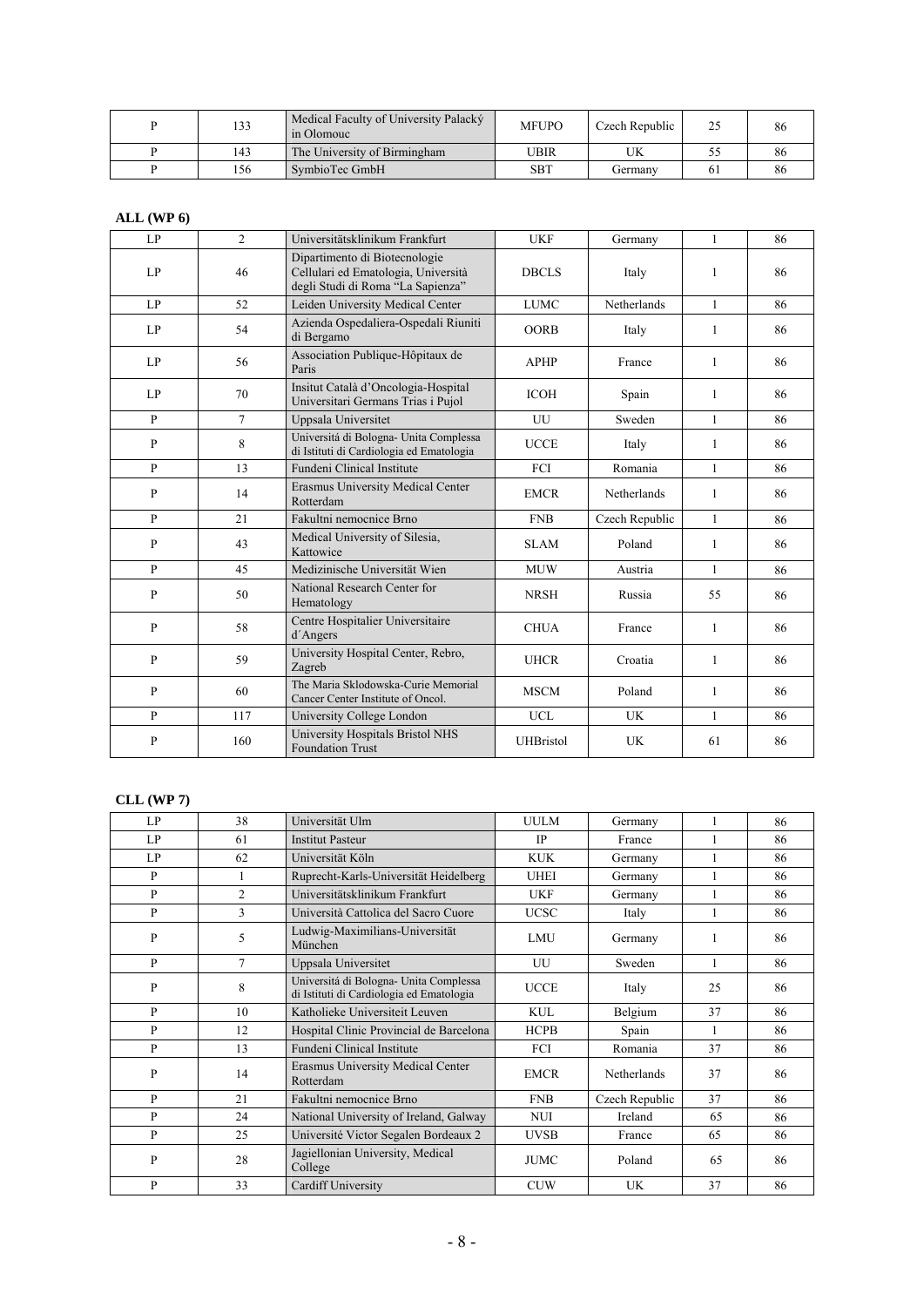| | | | | | | |
|---|---|---|---|---|---|---|
| P | 133 | Medical Faculty of University Palacký in Olomouc | MFUPO | Czech Republic | 25 | 86 |
| P | 143 | The University of Birmingham | UBIR | UK | 55 | 86 |
| P | 156 | SymbioTec GmbH | SBT | Germany | 61 | 86 |

**ALL (WP 6)**

| | | | | | | |
|---|---|---|---|---|---|---|
| LP | 2 | Universitätsklinikum Frankfurt | UKF | Germany | 1 | 86 |
| LP | 46 | Dipartimento di Biotecnologie Cellulari ed Ematologia, Università degli Studi di Roma "La Sapienza" | DBCLS | Italy | 1 | 86 |
| LP | 52 | Leiden University Medical Center | LUMC | Netherlands | 1 | 86 |
| LP | 54 | Azienda Ospedaliera-Ospedali Riuniti di Bergamo | OORB | Italy | 1 | 86 |
| LP | 56 | Association Publique-Hôpitaux de Paris | APHP | France | 1 | 86 |
| LP | 70 | Insitut Català d'Oncologia-Hospital Universitari Germans Trias i Pujol | ICOH | Spain | 1 | 86 |
| P | 7 | Uppsala Universitet | UU | Sweden | 1 | 86 |
| P | 8 | Universitá di Bologna- Unita Complessa di Istituti di Cardiologia ed Ematologia | UCCE | Italy | 1 | 86 |
| P | 13 | Fundeni Clinical Institute | FCI | Romania | 1 | 86 |
| P | 14 | Erasmus University Medical Center Rotterdam | EMCR | Netherlands | 1 | 86 |
| P | 21 | Fakultni nemocnice Brno | FNB | Czech Republic | 1 | 86 |
| P | 43 | Medical University of Silesia, Kattowice | SLAM | Poland | 1 | 86 |
| P | 45 | Medizinische Universität Wien | MUW | Austria | 1 | 86 |
| P | 50 | National Research Center for Hematology | NRSH | Russia | 55 | 86 |
| P | 58 | Centre Hospitalier Universitaire d´Angers | CHUA | France | 1 | 86 |
| P | 59 | University Hospital Center, Rebro, Zagreb | UHCR | Croatia | 1 | 86 |
| P | 60 | The Maria Sklodowska-Curie Memorial Cancer Center Institute of Oncol. | MSCM | Poland | 1 | 86 |
| P | 117 | University College London | UCL | UK | 1 | 86 |
| P | 160 | University Hospitals Bristol NHS Foundation Trust | UHBristol | UK | 61 | 86 |

**CLL (WP 7)**

| | | | | | | |
|---|---|---|---|---|---|---|
| LP | 38 | Universität Ulm | UULM | Germany | 1 | 86 |
| LP | 61 | Institut Pasteur | IP | France | 1 | 86 |
| LP | 62 | Universität Köln | KUK | Germany | 1 | 86 |
| P | 1 | Ruprecht-Karls-Universität Heidelberg | UHEI | Germany | 1 | 86 |
| P | 2 | Universitätsklinikum Frankfurt | UKF | Germany | 1 | 86 |
| P | 3 | Università Cattolica del Sacro Cuore | UCSC | Italy | 1 | 86 |
| P | 5 | Ludwig-Maximilians-Universität München | LMU | Germany | 1 | 86 |
| P | 7 | Uppsala Universitet | UU | Sweden | 1 | 86 |
| P | 8 | Universitá di Bologna- Unita Complessa di Istituti di Cardiologia ed Ematologia | UCCE | Italy | 25 | 86 |
| P | 10 | Katholieke Universiteit Leuven | KUL | Belgium | 37 | 86 |
| P | 12 | Hospital Clinic Provincial de Barcelona | HCPB | Spain | 1 | 86 |
| P | 13 | Fundeni Clinical Institute | FCI | Romania | 37 | 86 |
| P | 14 | Erasmus University Medical Center Rotterdam | EMCR | Netherlands | 37 | 86 |
| P | 21 | Fakultni nemocnice Brno | FNB | Czech Republic | 37 | 86 |
| P | 24 | National University of Ireland, Galway | NUI | Ireland | 65 | 86 |
| P | 25 | Université Victor Segalen Bordeaux 2 | UVSB | France | 65 | 86 |
| P | 28 | Jagiellonian University, Medical College | JUMC | Poland | 65 | 86 |
| P | 33 | Cardiff University | CUW | UK | 37 | 86 |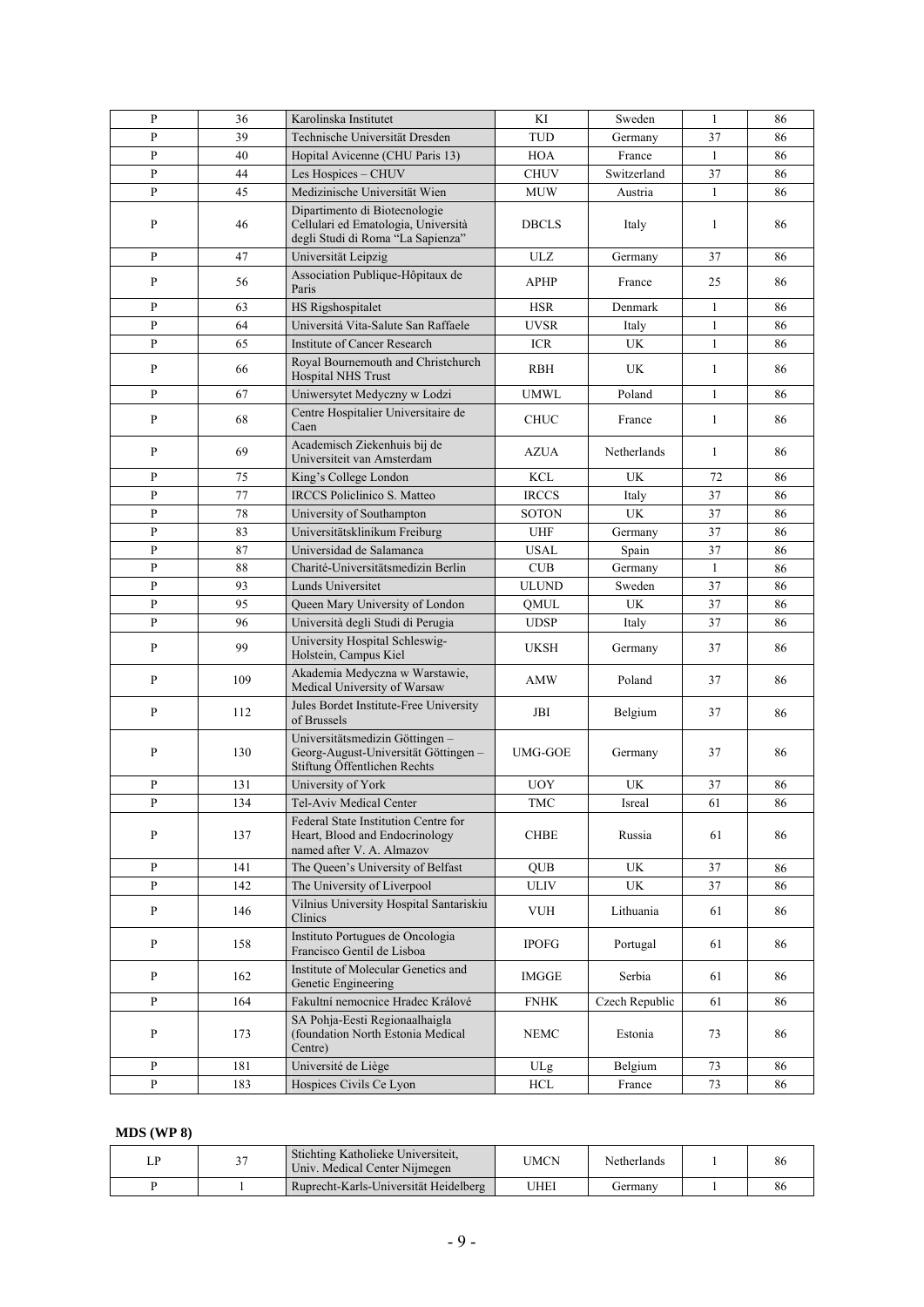| P | 36 | Karolinska Institutet | KI | Sweden | 1 | 86 |
|---|---|---|---|---|---|---|
| P | 39 | Technische Universität Dresden | TUD | Germany | 37 | 86 |
| P | 40 | Hopital Avicenne (CHU Paris 13) | HOA | France | 1 | 86 |
| P | 44 | Les Hospices – CHUV | CHUV | Switzerland | 37 | 86 |
| P | 45 | Medizinische Universität Wien | MUW | Austria | 1 | 86 |
| P | 46 | Dipartimento di Biotecnologie Cellulari ed Ematologia, Università degli Studi di Roma "La Sapienza" | DBCLS | Italy | 1 | 86 |
| P | 47 | Universität Leipzig | ULZ | Germany | 37 | 86 |
| P | 56 | Association Publique-Hôpitaux de Paris | APHP | France | 25 | 86 |
| P | 63 | HS Rigshospitalet | HSR | Denmark | 1 | 86 |
| P | 64 | Universitá Vita-Salute San Raffaele | UVSR | Italy | 1 | 86 |
| P | 65 | Institute of Cancer Research | ICR | UK | 1 | 86 |
| P | 66 | Royal Bournemouth and Christchurch Hospital NHS Trust | RBH | UK | 1 | 86 |
| P | 67 | Uniwersytet Medyczny w Lodzi | UMWL | Poland | 1 | 86 |
| P | 68 | Centre Hospitalier Universitaire de Caen | CHUC | France | 1 | 86 |
| P | 69 | Academisch Ziekenhuis bij de Universiteit van Amsterdam | AZUA | Netherlands | 1 | 86 |
| P | 75 | King's College London | KCL | UK | 72 | 86 |
| P | 77 | IRCCS Policlinico S. Matteo | IRCCS | Italy | 37 | 86 |
| P | 78 | University of Southampton | SOTON | UK | 37 | 86 |
| P | 83 | Universitätsklinikum Freiburg | UHF | Germany | 37 | 86 |
| P | 87 | Universidad de Salamanca | USAL | Spain | 37 | 86 |
| P | 88 | Charité-Universitätsmedizin Berlin | CUB | Germany | 1 | 86 |
| P | 93 | Lunds Universitet | ULUND | Sweden | 37 | 86 |
| P | 95 | Queen Mary University of London | QMUL | UK | 37 | 86 |
| P | 96 | Università degli Studi di Perugia | UDSP | Italy | 37 | 86 |
| P | 99 | University Hospital Schleswig-Holstein, Campus Kiel | UKSH | Germany | 37 | 86 |
| P | 109 | Akademia Medyczna w Warstawie, Medical University of Warsaw | AMW | Poland | 37 | 86 |
| P | 112 | Jules Bordet Institute-Free University of Brussels | JBI | Belgium | 37 | 86 |
| P | 130 | Universitätsmedizin Göttingen – Georg-August-Universität Göttingen – Stiftung Öffentlichen Rechts | UMG-GOE | Germany | 37 | 86 |
| P | 131 | University of York | UOY | UK | 37 | 86 |
| P | 134 | Tel-Aviv Medical Center | TMC | Isreal | 61 | 86 |
| P | 137 | Federal State Institution Centre for Heart, Blood and Endocrinology named after V. A. Almazov | CHBE | Russia | 61 | 86 |
| P | 141 | The Queen's University of Belfast | QUB | UK | 37 | 86 |
| P | 142 | The University of Liverpool | ULIV | UK | 37 | 86 |
| P | 146 | Vilnius University Hospital Santariskiu Clinics | VUH | Lithuania | 61 | 86 |
| P | 158 | Instituto Portugues de Oncologia Francisco Gentil de Lisboa | IPOFG | Portugal | 61 | 86 |
| P | 162 | Institute of Molecular Genetics and Genetic Engineering | IMGGE | Serbia | 61 | 86 |
| P | 164 | Fakultní nemocnice Hradec Králové | FNHK | Czech Republic | 61 | 86 |
| P | 173 | SA Pohja-Eesti Regionaalhaigla (foundation North Estonia Medical Centre) | NEMC | Estonia | 73 | 86 |
| P | 181 | Université de Liège | ULg | Belgium | 73 | 86 |
| P | 183 | Hospices Civils Ce Lyon | HCL | France | 73 | 86 |

**MDS (WP 8)**

| LP | 37 | Stichting Katholieke Universiteit, Univ. Medical Center Nijmegen | UMCN | Netherlands | 1 | 86 |
|---|---|---|---|---|---|---|
| P | 1 | Ruprecht-Karls-Universität Heidelberg | UHEI | Germany | 1 | 86 |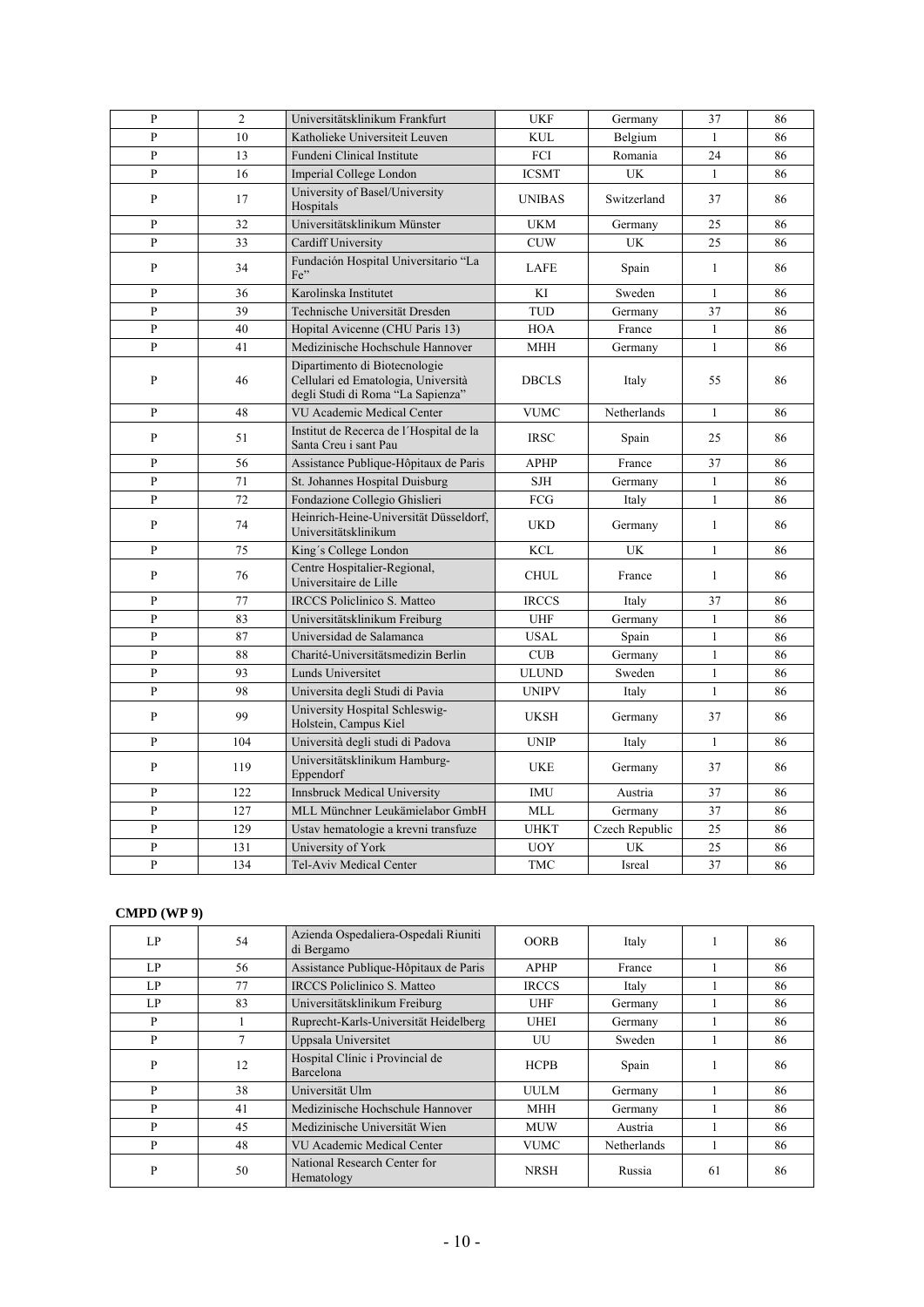| | | | | | | |
|---|---|---|---|---|---|---|
| P | 2 | Universitätsklinikum Frankfurt | UKF | Germany | 37 | 86 |
| P | 10 | Katholieke Universiteit Leuven | KUL | Belgium | 1 | 86 |
| P | 13 | Fundeni Clinical Institute | FCI | Romania | 24 | 86 |
| P | 16 | Imperial College London | ICSMT | UK | 1 | 86 |
| P | 17 | University of Basel/University Hospitals | UNIBAS | Switzerland | 37 | 86 |
| P | 32 | Universitätsklinikum Münster | UKM | Germany | 25 | 86 |
| P | 33 | Cardiff University | CUW | UK | 25 | 86 |
| P | 34 | Fundación Hospital Universitario "La Fe" | LAFE | Spain | 1 | 86 |
| P | 36 | Karolinska Institutet | KI | Sweden | 1 | 86 |
| P | 39 | Technische Universität Dresden | TUD | Germany | 37 | 86 |
| P | 40 | Hopital Avicenne (CHU Paris 13) | HOA | France | 1 | 86 |
| P | 41 | Medizinische Hochschule Hannover | MHH | Germany | 1 | 86 |
| P | 46 | Dipartimento di Biotecnologie Cellulari ed Ematologia, Università degli Studi di Roma "La Sapienza" | DBCLS | Italy | 55 | 86 |
| P | 48 | VU Academic Medical Center | VUMC | Netherlands | 1 | 86 |
| P | 51 | Institut de Recerca de l´Hospital de la Santa Creu i sant Pau | IRSC | Spain | 25 | 86 |
| P | 56 | Assistance Publique-Hôpitaux de Paris | APHP | France | 37 | 86 |
| P | 71 | St. Johannes Hospital Duisburg | SJH | Germany | 1 | 86 |
| P | 72 | Fondazione Collegio Ghislieri | FCG | Italy | 1 | 86 |
| P | 74 | Heinrich-Heine-Universität Düsseldorf, Universitätsklinikum | UKD | Germany | 1 | 86 |
| P | 75 | King´s College London | KCL | UK | 1 | 86 |
| P | 76 | Centre Hospitalier-Regional, Universitaire de Lille | CHUL | France | 1 | 86 |
| P | 77 | IRCCS Policlinico S. Matteo | IRCCS | Italy | 37 | 86 |
| P | 83 | Universitätsklinikum Freiburg | UHF | Germany | 1 | 86 |
| P | 87 | Universidad de Salamanca | USAL | Spain | 1 | 86 |
| P | 88 | Charité-Universitätsmedizin Berlin | CUB | Germany | 1 | 86 |
| P | 93 | Lunds Universitet | ULUND | Sweden | 1 | 86 |
| P | 98 | Universita degli Studi di Pavia | UNIPV | Italy | 1 | 86 |
| P | 99 | University Hospital Schleswig-Holstein, Campus Kiel | UKSH | Germany | 37 | 86 |
| P | 104 | Università degli studi di Padova | UNIP | Italy | 1 | 86 |
| P | 119 | Universitätsklinikum Hamburg-Eppendorf | UKE | Germany | 37 | 86 |
| P | 122 | Innsbruck Medical University | IMU | Austria | 37 | 86 |
| P | 127 | MLL Münchner Leukämielabor GmbH | MLL | Germany | 37 | 86 |
| P | 129 | Ustav hematologie a krevni transfuze | UHKT | Czech Republic | 25 | 86 |
| P | 131 | University of York | UOY | UK | 25 | 86 |
| P | 134 | Tel-Aviv Medical Center | TMC | Isreal | 37 | 86 |

**CMPD (WP 9)**

| | | | | | | |
|---|---|---|---|---|---|---|
| LP | 54 | Azienda Ospedaliera-Ospedali Riuniti di Bergamo | OORB | Italy | 1 | 86 |
| LP | 56 | Assistance Publique-Hôpitaux de Paris | APHP | France | 1 | 86 |
| LP | 77 | IRCCS Policlinico S. Matteo | IRCCS | Italy | 1 | 86 |
| LP | 83 | Universitätsklinikum Freiburg | UHF | Germany | 1 | 86 |
| P | 1 | Ruprecht-Karls-Universität Heidelberg | UHEI | Germany | 1 | 86 |
| P | 7 | Uppsala Universitet | UU | Sweden | 1 | 86 |
| P | 12 | Hospital Clínic i Provincial de Barcelona | HCPB | Spain | 1 | 86 |
| P | 38 | Universität Ulm | UULM | Germany | 1 | 86 |
| P | 41 | Medizinische Hochschule Hannover | MHH | Germany | 1 | 86 |
| P | 45 | Medizinische Universität Wien | MUW | Austria | 1 | 86 |
| P | 48 | VU Academic Medical Center | VUMC | Netherlands | 1 | 86 |
| P | 50 | National Research Center for Hematology | NRSH | Russia | 61 | 86 |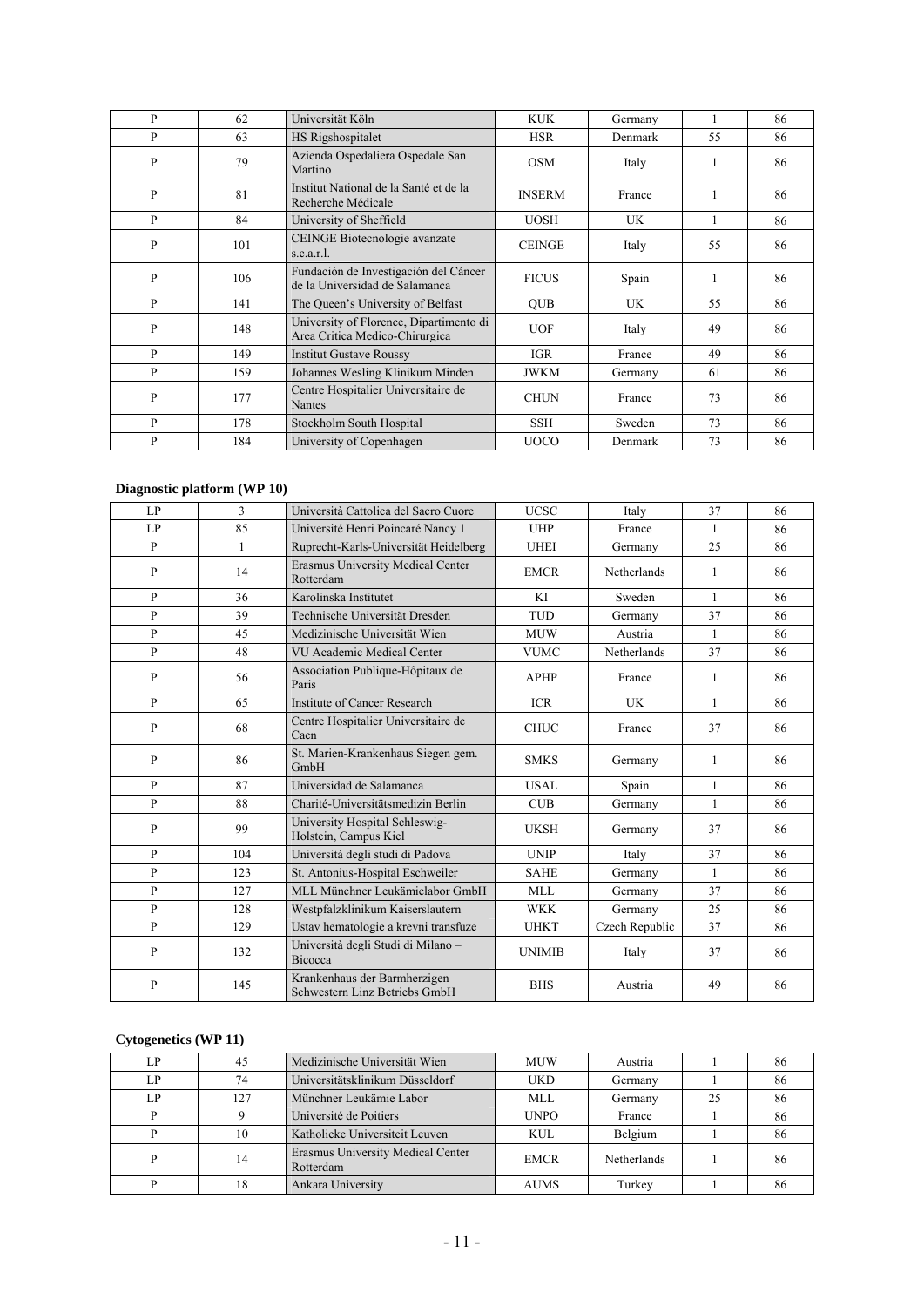| | | | | | | |
|---|---|---|---|---|---|---|
| P | 62 | Universität Köln | KUK | Germany | 1 | 86 |
| P | 63 | HS Rigshospitalet | HSR | Denmark | 55 | 86 |
| P | 79 | Azienda Ospedaliera Ospedale San Martino | OSM | Italy | 1 | 86 |
| P | 81 | Institut National de la Santé et de la Recherche Médicale | INSERM | France | 1 | 86 |
| P | 84 | University of Sheffield | UOSH | UK | 1 | 86 |
| P | 101 | CEINGE Biotecnologie avanzate s.c.a.r.l. | CEINGE | Italy | 55 | 86 |
| P | 106 | Fundación de Investigación del Cáncer de la Universidad de Salamanca | FICUS | Spain | 1 | 86 |
| P | 141 | The Queen's University of Belfast | QUB | UK | 55 | 86 |
| P | 148 | University of Florence, Dipartimento di Area Critica Medico-Chirurgica | UOF | Italy | 49 | 86 |
| P | 149 | Institut Gustave Roussy | IGR | France | 49 | 86 |
| P | 159 | Johannes Wesling Klinikum Minden | JWKM | Germany | 61 | 86 |
| P | 177 | Centre Hospitalier Universitaire de Nantes | CHUN | France | 73 | 86 |
| P | 178 | Stockholm South Hospital | SSH | Sweden | 73 | 86 |
| P | 184 | University of Copenhagen | UOCO | Denmark | 73 | 86 |

**Diagnostic platform (WP 10)**

| | | | | | | |
|---|---|---|---|---|---|---|
| LP | 3 | Università Cattolica del Sacro Cuore | UCSC | Italy | 37 | 86 |
| LP | 85 | Université Henri Poincaré Nancy 1 | UHP | France | 1 | 86 |
| P | 1 | Ruprecht-Karls-Universität Heidelberg | UHEI | Germany | 25 | 86 |
| P | 14 | Erasmus University Medical Center Rotterdam | EMCR | Netherlands | 1 | 86 |
| P | 36 | Karolinska Institutet | KI | Sweden | 1 | 86 |
| P | 39 | Technische Universität Dresden | TUD | Germany | 37 | 86 |
| P | 45 | Medizinische Universität Wien | MUW | Austria | 1 | 86 |
| P | 48 | VU Academic Medical Center | VUMC | Netherlands | 37 | 86 |
| P | 56 | Association Publique-Hôpitaux de Paris | APHP | France | 1 | 86 |
| P | 65 | Institute of Cancer Research | ICR | UK | 1 | 86 |
| P | 68 | Centre Hospitalier Universitaire de Caen | CHUC | France | 37 | 86 |
| P | 86 | St. Marien-Krankenhaus Siegen gem. GmbH | SMKS | Germany | 1 | 86 |
| P | 87 | Universidad de Salamanca | USAL | Spain | 1 | 86 |
| P | 88 | Charité-Universitätsmedizin Berlin | CUB | Germany | 1 | 86 |
| P | 99 | University Hospital Schleswig-Holstein, Campus Kiel | UKSH | Germany | 37 | 86 |
| P | 104 | Università degli studi di Padova | UNIP | Italy | 37 | 86 |
| P | 123 | St. Antonius-Hospital Eschweiler | SAHE | Germany | 1 | 86 |
| P | 127 | MLL Münchner Leukämielabor GmbH | MLL | Germany | 37 | 86 |
| P | 128 | Westpfalzklinikum Kaiserslautern | WKK | Germany | 25 | 86 |
| P | 129 | Ustav hematologie a krevni transfuze | UHKT | Czech Republic | 37 | 86 |
| P | 132 | Università degli Studi di Milano – Bicocca | UNIMIB | Italy | 37 | 86 |
| P | 145 | Krankenhaus der Barmherzigen Schwestern Linz Betriebs GmbH | BHS | Austria | 49 | 86 |

**Cytogenetics (WP 11)**

| | | | | | | |
|---|---|---|---|---|---|---|
| LP | 45 | Medizinische Universität Wien | MUW | Austria | 1 | 86 |
| LP | 74 | Universitätsklinikum Düsseldorf | UKD | Germany | 1 | 86 |
| LP | 127 | Münchner Leukämie Labor | MLL | Germany | 25 | 86 |
| P | 9 | Université de Poitiers | UNPO | France | 1 | 86 |
| P | 10 | Katholieke Universiteit Leuven | KUL | Belgium | 1 | 86 |
| P | 14 | Erasmus University Medical Center Rotterdam | EMCR | Netherlands | 1 | 86 |
| P | 18 | Ankara University | AUMS | Turkey | 1 | 86 |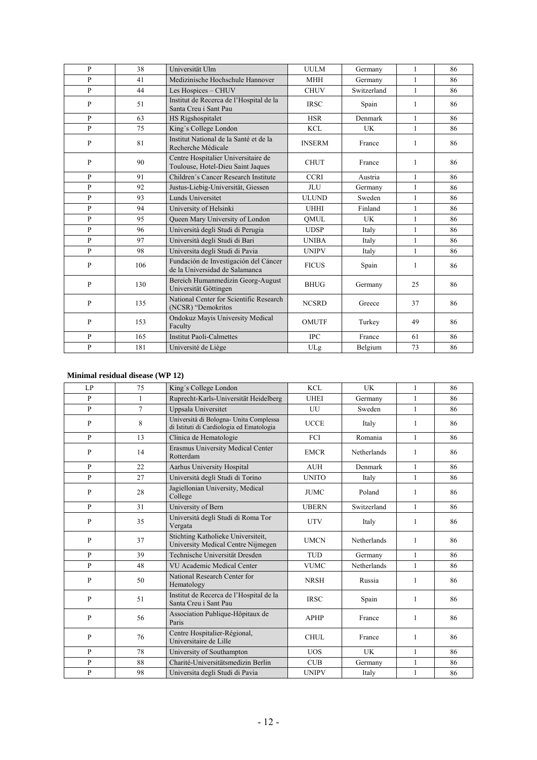| P | 38 | Universität Ulm | UULM | Germany | 1 | 86 |
|---|---|---|---|---|---|---|
| P | 41 | Medizinische Hochschule Hannover | MHH | Germany | 1 | 86 |
| P | 44 | Les Hospices – CHUV | CHUV | Switzerland | 1 | 86 |
| P | 51 | Institut de Recerca de l'Hospital de la Santa Creu i Sant Pau | IRSC | Spain | 1 | 86 |
| P | 63 | HS Rigshospitalet | HSR | Denmark | 1 | 86 |
| P | 75 | King´s College London | KCL | UK | 1 | 86 |
| P | 81 | Institut National de la Santé et de la Recherche Médicale | INSERM | France | 1 | 86 |
| P | 90 | Centre Hospitalier Universitaire de Toulouse, Hotel-Dieu Saint Jaques | CHUT | France | 1 | 86 |
| P | 91 | Children´s Cancer Research Institute | CCRI | Austria | 1 | 86 |
| P | 92 | Justus-Liebig-Universität, Giessen | JLU | Germany | 1 | 86 |
| P | 93 | Lunds Universitet | ULUND | Sweden | 1 | 86 |
| P | 94 | University of Helsinki | UHHI | Finland | 1 | 86 |
| P | 95 | Queen Mary University of London | QMUL | UK | 1 | 86 |
| P | 96 | Università degli Studi di Perugia | UDSP | Italy | 1 | 86 |
| P | 97 | Università degli Studi di Bari | UNIBA | Italy | 1 | 86 |
| P | 98 | Universita degli Studi di Pavia | UNIPV | Italy | 1 | 86 |
| P | 106 | Fundación de Investigación del Cáncer de la Universidad de Salamanca | FICUS | Spain | 1 | 86 |
| P | 130 | Bereich Humanmedizin Georg-August Universität Göttingen | BHUG | Germany | 25 | 86 |
| P | 135 | National Center for Scientific Research (NCSR) "Demokritos | NCSRD | Greece | 37 | 86 |
| P | 153 | Ondokuz Mayis University Medical Faculty | OMUTF | Turkey | 49 | 86 |
| P | 165 | Institut Paoli-Calmettes | IPC | France | 61 | 86 |
| P | 181 | Université de Liège | ULg | Belgium | 73 | 86 |

### Minimal residual disease (WP 12)

| LP | 75 | King´s College London | KCL | UK | 1 | 86 |
|---|---|---|---|---|---|---|
| P | 1 | Ruprecht-Karls-Universität Heidelberg | UHEI | Germany | 1 | 86 |
| P | 7 | Uppsala Universitet | UU | Sweden | 1 | 86 |
| P | 8 | Universitá di Bologna- Unita Complessa di Istituti di Cardiologia ed Ematologia | UCCE | Italy | 1 | 86 |
| P | 13 | Clinica de Hematologie | FCI | Romania | 1 | 86 |
| P | 14 | Erasmus University Medical Center Rotterdam | EMCR | Netherlands | 1 | 86 |
| P | 22 | Aarhus University Hospital | AUH | Denmark | 1 | 86 |
| P | 27 | Università degli Studi di Torino | UNITO | Italy | 1 | 86 |
| P | 28 | Jagiellonian University, Medical College | JUMC | Poland | 1 | 86 |
| P | 31 | University of Bern | UBERN | Switzerland | 1 | 86 |
| P | 35 | Universitá degli Studi di Roma Tor Vergata | UTV | Italy | 1 | 86 |
| P | 37 | Stichting Katholieke Universiteit, University Medical Centre Nijmegen | UMCN | Netherlands | 1 | 86 |
| P | 39 | Technische Universität Dresden | TUD | Germany | 1 | 86 |
| P | 48 | VU Academic Medical Center | VUMC | Netherlands | 1 | 86 |
| P | 50 | National Research Center for Hematology | NRSH | Russia | 1 | 86 |
| P | 51 | Institut de Recerca de l'Hospital de la Santa Creu i Sant Pau | IRSC | Spain | 1 | 86 |
| P | 56 | Association Publique-Hôpitaux de Paris | APHP | France | 1 | 86 |
| P | 76 | Centre Hospitalier-Régional, Universitaire de Lille | CHUL | France | 1 | 86 |
| P | 78 | University of Southampton | UOS | UK | 1 | 86 |
| P | 88 | Charité-Universitätsmedizin Berlin | CUB | Germany | 1 | 86 |
| P | 98 | Universita degli Studi di Pavia | UNIPV | Italy | 1 | 86 |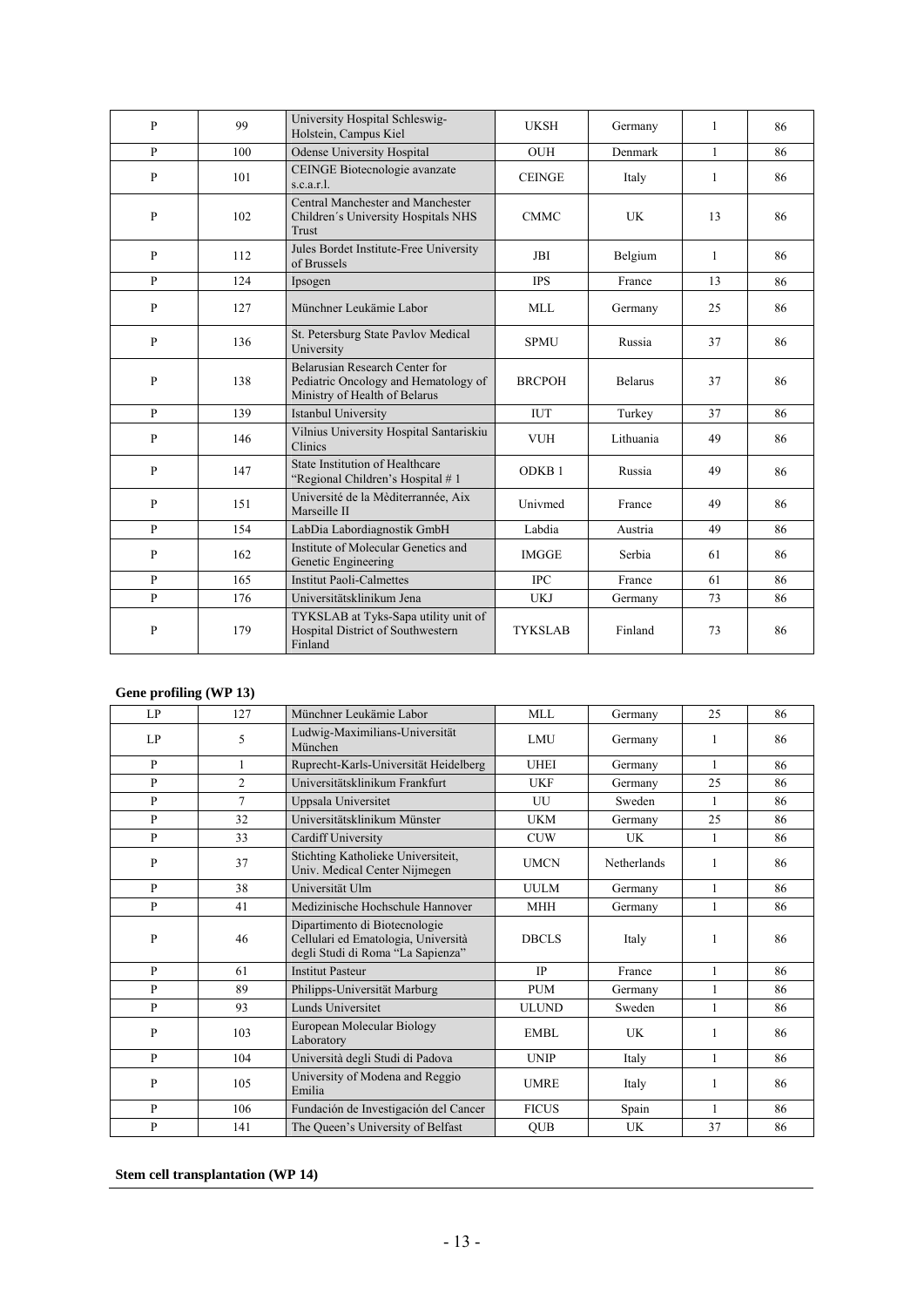| P | 99 | University Hospital Schleswig-Holstein, Campus Kiel | UKSH | Germany | 1 | 86 |
|---|---|---|---|---|---|---|
| P | 100 | Odense University Hospital | OUH | Denmark | 1 | 86 |
| P | 101 | CEINGE Biotecnologie avanzate s.c.a.r.l. | CEINGE | Italy | 1 | 86 |
| P | 102 | Central Manchester and Manchester Children´s University Hospitals NHS Trust | CMMC | UK | 13 | 86 |
| P | 112 | Jules Bordet Institute-Free University of Brussels | JBI | Belgium | 1 | 86 |
| P | 124 | Ipsogen | IPS | France | 13 | 86 |
| P | 127 | Münchner Leukämie Labor | MLL | Germany | 25 | 86 |
| P | 136 | St. Petersburg State Pavlov Medical University | SPMU | Russia | 37 | 86 |
| P | 138 | Belarusian Research Center for Pediatric Oncology and Hematology of Ministry of Health of Belarus | BRCPOH | Belarus | 37 | 86 |
| P | 139 | Istanbul University | IUT | Turkey | 37 | 86 |
| P | 146 | Vilnius University Hospital Santariskiu Clinics | VUH | Lithuania | 49 | 86 |
| P | 147 | State Institution of Healthcare "Regional Children's Hospital # 1 | ODKB 1 | Russia | 49 | 86 |
| P | 151 | Université de la Mèditerrannée, Aix Marseille II | Univmed | France | 49 | 86 |
| P | 154 | LabDia Labordiagnostik GmbH | Labdia | Austria | 49 | 86 |
| P | 162 | Institute of Molecular Genetics and Genetic Engineering | IMGGE | Serbia | 61 | 86 |
| P | 165 | Institut Paoli-Calmettes | IPC | France | 61 | 86 |
| P | 176 | Universitätsklinikum Jena | UKJ | Germany | 73 | 86 |
| P | 179 | TYKSLAB at Tyks-Sapa utility unit of Hospital District of Southwestern Finland | TYKSLAB | Finland | 73 | 86 |

**Gene profiling (WP 13)**

| LP | 127 | Münchner Leukämie Labor | MLL | Germany | 25 | 86 |
|---|---|---|---|---|---|---|
| LP | 5 | Ludwig-Maximilians-Universität München | LMU | Germany | 1 | 86 |
| P | 1 | Ruprecht-Karls-Universität Heidelberg | UHEI | Germany | 1 | 86 |
| P | 2 | Universitätsklinikum Frankfurt | UKF | Germany | 25 | 86 |
| P | 7 | Uppsala Universitet | UU | Sweden | 1 | 86 |
| P | 32 | Universitätsklinikum Münster | UKM | Germany | 25 | 86 |
| P | 33 | Cardiff University | CUW | UK | 1 | 86 |
| P | 37 | Stichting Katholieke Universiteit, Univ. Medical Center Nijmegen | UMCN | Netherlands | 1 | 86 |
| P | 38 | Universität Ulm | UULM | Germany | 1 | 86 |
| P | 41 | Medizinische Hochschule Hannover | MHH | Germany | 1 | 86 |
| P | 46 | Dipartimento di Biotecnologie Cellulari ed Ematologia, Università degli Studi di Roma "La Sapienza" | DBCLS | Italy | 1 | 86 |
| P | 61 | Institut Pasteur | IP | France | 1 | 86 |
| P | 89 | Philipps-Universität Marburg | PUM | Germany | 1 | 86 |
| P | 93 | Lunds Universitet | ULUND | Sweden | 1 | 86 |
| P | 103 | European Molecular Biology Laboratory | EMBL | UK | 1 | 86 |
| P | 104 | Università degli Studi di Padova | UNIP | Italy | 1 | 86 |
| P | 105 | University of Modena and Reggio Emilia | UMRE | Italy | 1 | 86 |
| P | 106 | Fundación de Investigación del Cancer | FICUS | Spain | 1 | 86 |
| P | 141 | The Queen's University of Belfast | QUB | UK | 37 | 86 |

**Stem cell transplantation (WP 14)**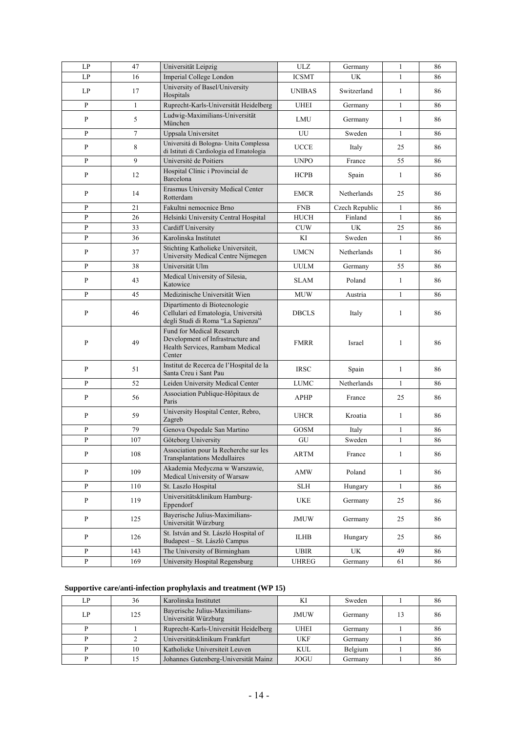| LP | 47 | Universität Leipzig | ULZ | Germany | 1 | 86 |
|---|---|---|---|---|---|---|
| LP | 16 | Imperial College London | ICSMT | UK | 1 | 86 |
| LP | 17 | University of Basel/University Hospitals | UNIBAS | Switzerland | 1 | 86 |
| P | 1 | Ruprecht-Karls-Universität Heidelberg | UHEI | Germany | 1 | 86 |
| P | 5 | Ludwig-Maximilians-Universität München | LMU | Germany | 1 | 86 |
| P | 7 | Uppsala Universitet | UU | Sweden | 1 | 86 |
| P | 8 | Universitá di Bologna- Unita Complessa di Istituti di Cardiologia ed Ematologia | UCCE | Italy | 25 | 86 |
| P | 9 | Université de Poitiers | UNPO | France | 55 | 86 |
| P | 12 | Hospital Clínic i Provincial de Barcelona | HCPB | Spain | 1 | 86 |
| P | 14 | Erasmus University Medical Center Rotterdam | EMCR | Netherlands | 25 | 86 |
| P | 21 | Fakultni nemocnice Brno | FNB | Czech Republic | 1 | 86 |
| P | 26 | Helsinki University Central Hospital | HUCH | Finland | 1 | 86 |
| P | 33 | Cardiff University | CUW | UK | 25 | 86 |
| P | 36 | Karolinska Institutet | KI | Sweden | 1 | 86 |
| P | 37 | Stichting Katholieke Universiteit, University Medical Centre Nijmegen | UMCN | Netherlands | 1 | 86 |
| P | 38 | Universität Ulm | UULM | Germany | 55 | 86 |
| P | 43 | Medical University of Silesia, Katowice | SLAM | Poland | 1 | 86 |
| P | 45 | Medizinische Universität Wien | MUW | Austria | 1 | 86 |
| P | 46 | Dipartimento di Biotecnologie Cellulari ed Ematologia, Università degli Studi di Roma "La Sapienza" | DBCLS | Italy | 1 | 86 |
| P | 49 | Fund for Medical Research Development of Infrastructure and Health Services, Rambam Medical Center | FMRR | Israel | 1 | 86 |
| P | 51 | Institut de Recerca de l'Hospital de la Santa Creu i Sant Pau | IRSC | Spain | 1 | 86 |
| P | 52 | Leiden University Medical Center | LUMC | Netherlands | 1 | 86 |
| P | 56 | Association Publique-Hôpitaux de Paris | APHP | France | 25 | 86 |
| P | 59 | University Hospital Center, Rebro, Zagreb | UHCR | Kroatia | 1 | 86 |
| P | 79 | Genova Ospedale San Martino | GOSM | Italy | 1 | 86 |
| P | 107 | Göteborg University | GU | Sweden | 1 | 86 |
| P | 108 | Association pour la Recherche sur les Transplantations Medullaires | ARTM | France | 1 | 86 |
| P | 109 | Akademia Medyczna w Warszawie, Medical University of Warsaw | AMW | Poland | 1 | 86 |
| P | 110 | St. Laszlo Hospital | SLH | Hungary | 1 | 86 |
| P | 119 | Universitätsklinikum Hamburg-Eppendorf | UKE | Germany | 25 | 86 |
| P | 125 | Bayerische Julius-Maximilians-Universität Würzburg | JMUW | Germany | 25 | 86 |
| P | 126 | St. István and St. László Hospital of Budapest – St. Lászlò Campus | ILHB | Hungary | 25 | 86 |
| P | 143 | The University of Birmingham | UBIR | UK | 49 | 86 |
| P | 169 | University Hospital Regensburg | UHREG | Germany | 61 | 86 |

**Supportive care/anti-infection prophylaxis and treatment (WP 15)**

| LP | 36 | Karolinska Institutet | KI | Sweden | 1 | 86 |
|---|---|---|---|---|---|---|
| LP | 125 | Bayerische Julius-Maximilians-Universität Würzburg | JMUW | Germany | 13 | 86 |
| P | 1 | Ruprecht-Karls-Universität Heidelberg | UHEI | Germany | 1 | 86 |
| P | 2 | Universitätsklinikum Frankfurt | UKF | Germany | 1 | 86 |
| P | 10 | Katholieke Universiteit Leuven | KUL | Belgium | 1 | 86 |
| P | 15 | Johannes Gutenberg-Universität Mainz | JOGU | Germany | 1 | 86 |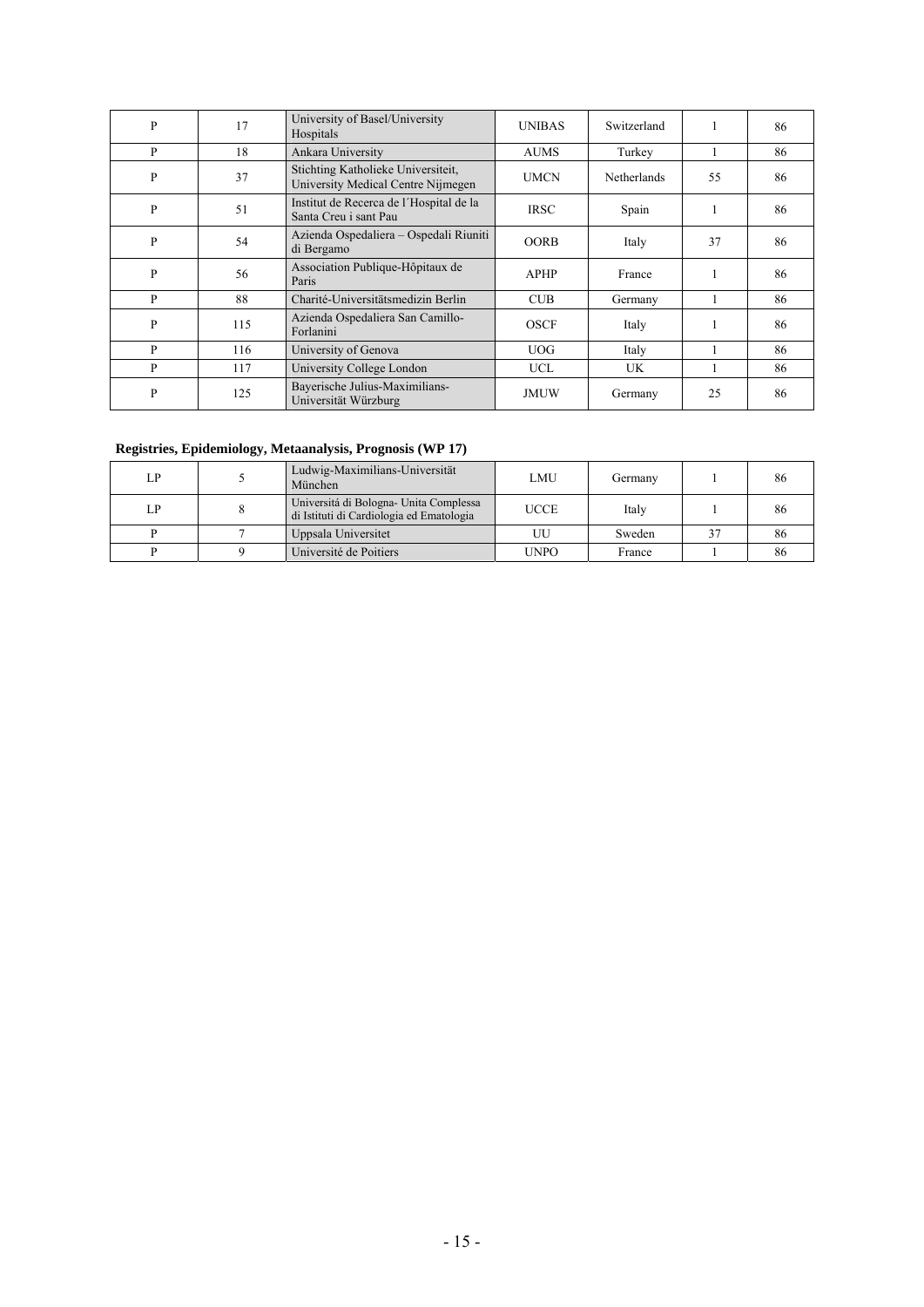| P | 17 | University of Basel/University Hospitals | UNIBAS | Switzerland | 1 | 86 |
|---|---|---|---|---|---|---|
| P | 18 | Ankara University | AUMS | Turkey | 1 | 86 |
| P | 37 | Stichting Katholieke Universiteit, University Medical Centre Nijmegen | UMCN | Netherlands | 55 | 86 |
| P | 51 | Institut de Recerca de l´Hospital de la Santa Creu i sant Pau | IRSC | Spain | 1 | 86 |
| P | 54 | Azienda Ospedaliera – Ospedali Riuniti di Bergamo | OORB | Italy | 37 | 86 |
| P | 56 | Association Publique-Hôpitaux de Paris | APHP | France | 1 | 86 |
| P | 88 | Charité-Universitätsmedizin Berlin | CUB | Germany | 1 | 86 |
| P | 115 | Azienda Ospedaliera San Camillo-Forlanini | OSCF | Italy | 1 | 86 |
| P | 116 | University of Genova | UOG | Italy | 1 | 86 |
| P | 117 | University College London | UCL | UK | 1 | 86 |
| P | 125 | Bayerische Julius-Maximilians-Universität Würzburg | JMUW | Germany | 25 | 86 |

**Registries, Epidemiology, Metaanalysis, Prognosis (WP 17)**

| LP | 5 | Ludwig-Maximilians-Universität München | LMU | Germany | 1 | 86 |
|---|---|---|---|---|---|---|
| LP | 8 | Università di Bologna- Unita Complessa di Istituti di Cardiologia ed Ematologia | UCCE | Italy | 1 | 86 |
| P | 7 | Uppsala Universitet | UU | Sweden | 37 | 86 |
| P | 9 | Université de Poitiers | UNPO | France | 1 | 86 |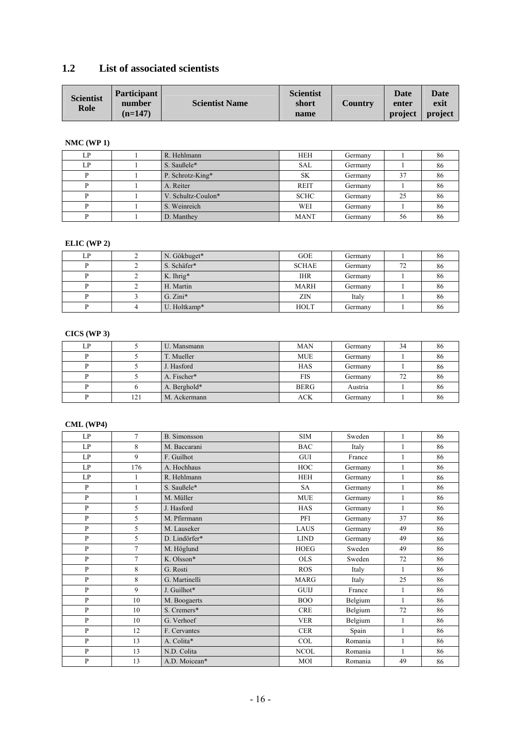## 1.2 List of associated scientists

| Scientist Role | Participant number (n=147) | Scientist Name | Scientist short name | Country | Date enter project | Date exit project |
|---|---|---|---|---|---|---|

**NMC (WP 1)**

| | | | | | | |
|---|---|---|---|---|---|---|
| LP | 1 | R. Hehlmann | HEH | Germany | 1 | 86 |
| LP | 1 | S. Saußele* | SAL | Germany | 1 | 86 |
| P | 1 | P. Schrotz-King* | SK | Germany | 37 | 86 |
| P | 1 | A. Reiter | REIT | Germany | 1 | 86 |
| P | 1 | V. Schultz-Coulon* | SCHC | Germany | 25 | 86 |
| P | 1 | S. Weinreich | WEI | Germany | 1 | 86 |
| P | 1 | D. Manthey | MANT | Germany | 56 | 86 |

**ELIC (WP 2)**

| | | | | | | |
|---|---|---|---|---|---|---|
| LP | 2 | N. Gökbuget* | GOE | Germany | 1 | 86 |
| P | 2 | S. Schäfer* | SCHAE | Germany | 72 | 86 |
| P | 2 | K. Ihrig* | IHR | Germany | 1 | 86 |
| P | 2 | H. Martin | MARH | Germany | 1 | 86 |
| P | 3 | G. Zini* | ZIN | Italy | 1 | 86 |
| P | 4 | U. Holtkamp* | HOLT | Germany | 1 | 86 |

**CICS (WP 3)**

| | | | | | | |
|---|---|---|---|---|---|---|
| LP | 5 | U. Mansmann | MAN | Germany | 34 | 86 |
| P | 5 | T. Mueller | MUE | Germany | 1 | 86 |
| P | 5 | J. Hasford | HAS | Germany | 1 | 86 |
| P | 5 | A. Fischer* | FIS | Germany | 72 | 86 |
| P | 6 | A. Berghold* | BERG | Austria | 1 | 86 |
| P | 121 | M. Ackermann | ACK | Germany | 1 | 86 |

**CML (WP4)**

| | | | | | | |
|---|---|---|---|---|---|---|
| LP | 7 | B. Simonsson | SIM | Sweden | 1 | 86 |
| LP | 8 | M. Baccarani | BAC | Italy | 1 | 86 |
| LP | 9 | F. Guilhot | GUI | France | 1 | 86 |
| LP | 176 | A. Hochhaus | HOC | Germany | 1 | 86 |
| LP | 1 | R. Hehlmann | HEH | Germany | 1 | 86 |
| P | 1 | S. Saußele* | SA | Germany | 1 | 86 |
| P | 1 | M. Müller | MUE | Germany | 1 | 86 |
| P | 5 | J. Hasford | HAS | Germany | 1 | 86 |
| P | 5 | M. Pfirrmann | PFI | Germany | 37 | 86 |
| P | 5 | M. Lauseker | LAUS | Germany | 49 | 86 |
| P | 5 | D. Lindörfer* | LIND | Germany | 49 | 86 |
| P | 7 | M. Höglund | HOEG | Sweden | 49 | 86 |
| P | 7 | K. Olsson* | OLS | Sweden | 72 | 86 |
| P | 8 | G. Rosti | ROS | Italy | 1 | 86 |
| P | 8 | G. Martinelli | MARG | Italy | 25 | 86 |
| P | 9 | J. Guilhot* | GUIJ | France | 1 | 86 |
| P | 10 | M. Boogaerts | BOO | Belgium | 1 | 86 |
| P | 10 | S. Cremers* | CRE | Belgium | 72 | 86 |
| P | 10 | G. Verhoef | VER | Belgium | 1 | 86 |
| P | 12 | F. Cervantes | CER | Spain | 1 | 86 |
| P | 13 | A. Colita* | COL | Romania | 1 | 86 |
| P | 13 | N.D. Colita | NCOL | Romania | 1 | 86 |
| P | 13 | A.D. Moicean* | MOI | Romania | 49 | 86 |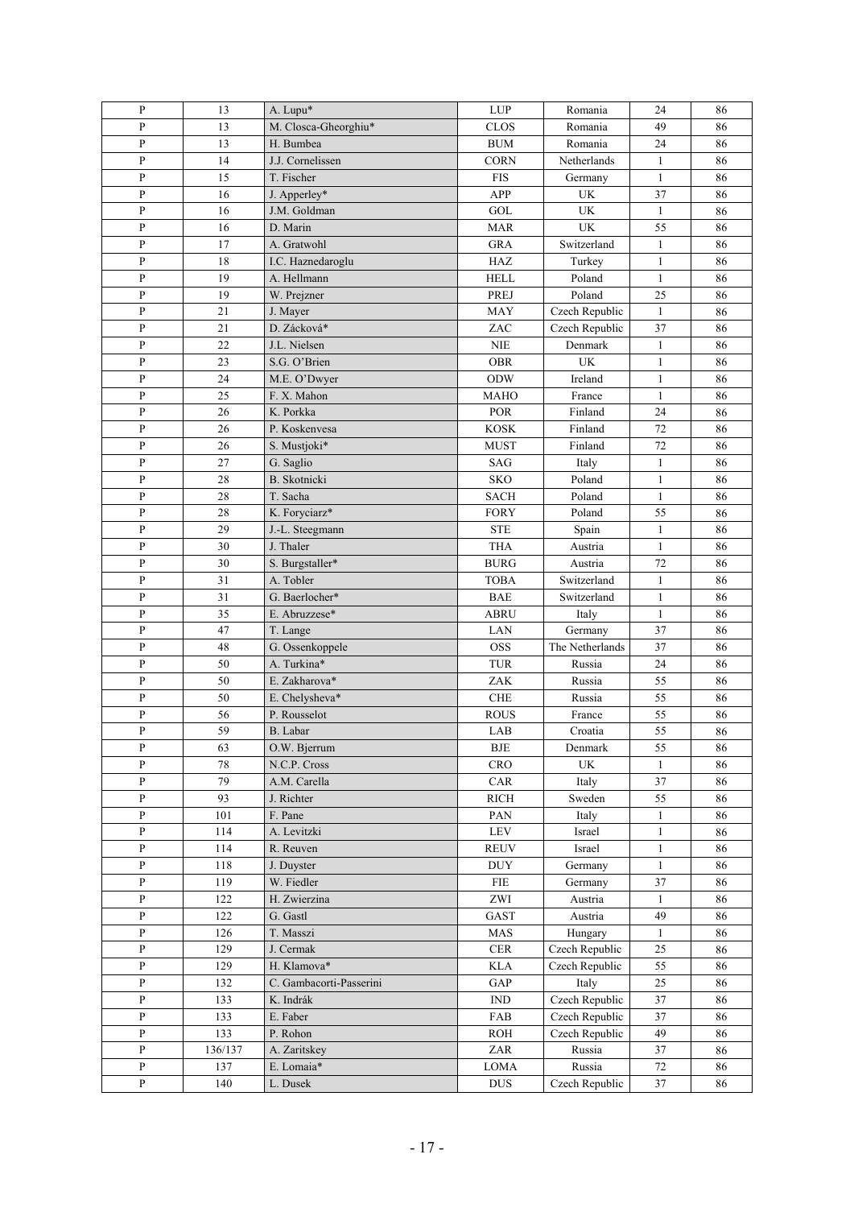| P | 13 | A. Lupu* | LUP | Romania | 24 | 86 |
|---|---|---|---|---|---|---|
| P | 13 | M. Closca-Gheorghiu* | CLOS | Romania | 49 | 86 |
| P | 13 | H. Bumbea | BUM | Romania | 24 | 86 |
| P | 14 | J.J. Cornelissen | CORN | Netherlands | 1 | 86 |
| P | 15 | T. Fischer | FIS | Germany | 1 | 86 |
| P | 16 | J. Apperley* | APP | UK | 37 | 86 |
| P | 16 | J.M. Goldman | GOL | UK | 1 | 86 |
| P | 16 | D. Marin | MAR | UK | 55 | 86 |
| P | 17 | A. Gratwohl | GRA | Switzerland | 1 | 86 |
| P | 18 | I.C. Haznedaroglu | HAZ | Turkey | 1 | 86 |
| P | 19 | A. Hellmann | HELL | Poland | 1 | 86 |
| P | 19 | W. Prejzner | PREJ | Poland | 25 | 86 |
| P | 21 | J. Mayer | MAY | Czech Republic | 1 | 86 |
| P | 21 | D. Zácková* | ZAC | Czech Republic | 37 | 86 |
| P | 22 | J.L. Nielsen | NIE | Denmark | 1 | 86 |
| P | 23 | S.G. O'Brien | OBR | UK | 1 | 86 |
| P | 24 | M.E. O'Dwyer | ODW | Ireland | 1 | 86 |
| P | 25 | F. X. Mahon | MAHO | France | 1 | 86 |
| P | 26 | K. Porkka | POR | Finland | 24 | 86 |
| P | 26 | P. Koskenvesa | KOSK | Finland | 72 | 86 |
| P | 26 | S. Mustjoki* | MUST | Finland | 72 | 86 |
| P | 27 | G. Saglio | SAG | Italy | 1 | 86 |
| P | 28 | B. Skotnicki | SKO | Poland | 1 | 86 |
| P | 28 | T. Sacha | SACH | Poland | 1 | 86 |
| P | 28 | K. Foryciarz* | FORY | Poland | 55 | 86 |
| P | 29 | J.-L. Steegmann | STE | Spain | 1 | 86 |
| P | 30 | J. Thaler | THA | Austria | 1 | 86 |
| P | 30 | S. Burgstaller* | BURG | Austria | 72 | 86 |
| P | 31 | A. Tobler | TOBA | Switzerland | 1 | 86 |
| P | 31 | G. Baerlocher* | BAE | Switzerland | 1 | 86 |
| P | 35 | E. Abruzzese* | ABRU | Italy | 1 | 86 |
| P | 47 | T. Lange | LAN | Germany | 37 | 86 |
| P | 48 | G. Ossenkoppele | OSS | The Netherlands | 37 | 86 |
| P | 50 | A. Turkina* | TUR | Russia | 24 | 86 |
| P | 50 | E. Zakharova* | ZAK | Russia | 55 | 86 |
| P | 50 | E. Chelysheva* | CHE | Russia | 55 | 86 |
| P | 56 | P. Rousselot | ROUS | France | 55 | 86 |
| P | 59 | B. Labar | LAB | Croatia | 55 | 86 |
| P | 63 | O.W. Bjerrum | BJE | Denmark | 55 | 86 |
| P | 78 | N.C.P. Cross | CRO | UK | 1 | 86 |
| P | 79 | A.M. Carella | CAR | Italy | 37 | 86 |
| P | 93 | J. Richter | RICH | Sweden | 55 | 86 |
| P | 101 | F. Pane | PAN | Italy | 1 | 86 |
| P | 114 | A. Levitzki | LEV | Israel | 1 | 86 |
| P | 114 | R. Reuven | REUV | Israel | 1 | 86 |
| P | 118 | J. Duyster | DUY | Germany | 1 | 86 |
| P | 119 | W. Fiedler | FIE | Germany | 37 | 86 |
| P | 122 | H. Zwierzina | ZWI | Austria | 1 | 86 |
| P | 122 | G. Gastl | GAST | Austria | 49 | 86 |
| P | 126 | T. Masszi | MAS | Hungary | 1 | 86 |
| P | 129 | J. Cermak | CER | Czech Republic | 25 | 86 |
| P | 129 | H. Klamova* | KLA | Czech Republic | 55 | 86 |
| P | 132 | C. Gambacorti-Passerini | GAP | Italy | 25 | 86 |
| P | 133 | K. Indrák | IND | Czech Republic | 37 | 86 |
| P | 133 | E. Faber | FAB | Czech Republic | 37 | 86 |
| P | 133 | P. Rohon | ROH | Czech Republic | 49 | 86 |
| P | 136/137 | A. Zaritskey | ZAR | Russia | 37 | 86 |
| P | 137 | E. Lomaia* | LOMA | Russia | 72 | 86 |
| P | 140 | L. Dusek | DUS | Czech Republic | 37 | 86 |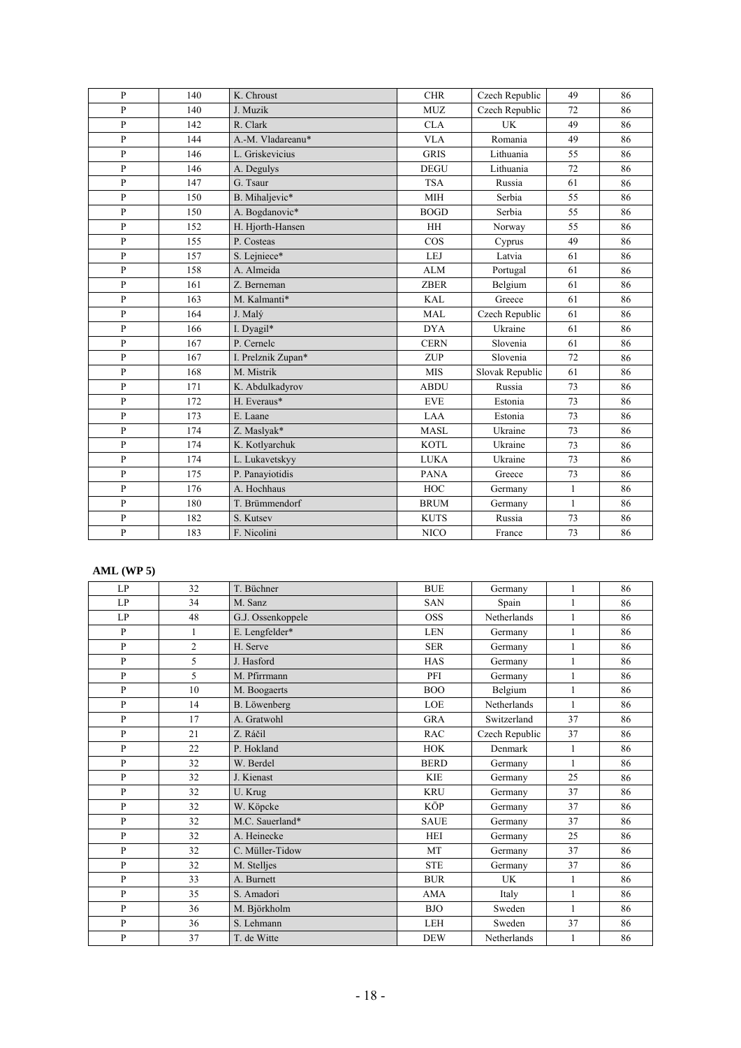| | | | | | | |
|---|---|---|---|---|---|---|
| P | 140 | K. Chroust | CHR | Czech Republic | 49 | 86 |
| P | 140 | J. Muzik | MUZ | Czech Republic | 72 | 86 |
| P | 142 | R. Clark | CLA | UK | 49 | 86 |
| P | 144 | A.-M. Vladareanu* | VLA | Romania | 49 | 86 |
| P | 146 | L. Griskevicius | GRIS | Lithuania | 55 | 86 |
| P | 146 | A. Degulys | DEGU | Lithuania | 72 | 86 |
| P | 147 | G. Tsaur | TSA | Russia | 61 | 86 |
| P | 150 | B. Mihaljevic* | MIH | Serbia | 55 | 86 |
| P | 150 | A. Bogdanovic* | BOGD | Serbia | 55 | 86 |
| P | 152 | H. Hjorth-Hansen | HH | Norway | 55 | 86 |
| P | 155 | P. Costeas | COS | Cyprus | 49 | 86 |
| P | 157 | S. Lejniece* | LEJ | Latvia | 61 | 86 |
| P | 158 | A. Almeida | ALM | Portugal | 61 | 86 |
| P | 161 | Z. Berneman | ZBER | Belgium | 61 | 86 |
| P | 163 | M. Kalmanti* | KAL | Greece | 61 | 86 |
| P | 164 | J. Malý | MAL | Czech Republic | 61 | 86 |
| P | 166 | I. Dyagil* | DYA | Ukraine | 61 | 86 |
| P | 167 | P. Cernelc | CERN | Slovenia | 61 | 86 |
| P | 167 | I. Prelznik Zupan* | ZUP | Slovenia | 72 | 86 |
| P | 168 | M. Mistrik | MIS | Slovak Republic | 61 | 86 |
| P | 171 | K. Abdulkadyrov | ABDU | Russia | 73 | 86 |
| P | 172 | H. Everaus* | EVE | Estonia | 73 | 86 |
| P | 173 | E. Laane | LAA | Estonia | 73 | 86 |
| P | 174 | Z. Maslyak* | MASL | Ukraine | 73 | 86 |
| P | 174 | K. Kotlyarchuk | KOTL | Ukraine | 73 | 86 |
| P | 174 | L. Lukavetskyy | LUKA | Ukraine | 73 | 86 |
| P | 175 | P. Panayiotidis | PANA | Greece | 73 | 86 |
| P | 176 | A. Hochhaus | HOC | Germany | 1 | 86 |
| P | 180 | T. Brümmendorf | BRUM | Germany | 1 | 86 |
| P | 182 | S. Kutsev | KUTS | Russia | 73 | 86 |
| P | 183 | F. Nicolini | NICO | France | 73 | 86 |

**AML (WP 5)**

| | | | | | | |
|---|---|---|---|---|---|---|
| LP | 32 | T. Büchner | BUE | Germany | 1 | 86 |
| LP | 34 | M. Sanz | SAN | Spain | 1 | 86 |
| LP | 48 | G.J. Ossenkoppele | OSS | Netherlands | 1 | 86 |
| P | 1 | E. Lengfelder* | LEN | Germany | 1 | 86 |
| P | 2 | H. Serve | SER | Germany | 1 | 86 |
| P | 5 | J. Hasford | HAS | Germany | 1 | 86 |
| P | 5 | M. Pfirrmann | PFI | Germany | 1 | 86 |
| P | 10 | M. Boogaerts | BOO | Belgium | 1 | 86 |
| P | 14 | B. Löwenberg | LOE | Netherlands | 1 | 86 |
| P | 17 | A. Gratwohl | GRA | Switzerland | 37 | 86 |
| P | 21 | Z. Ráčil | RAC | Czech Republic | 37 | 86 |
| P | 22 | P. Hokland | HOK | Denmark | 1 | 86 |
| P | 32 | W. Berdel | BERD | Germany | 1 | 86 |
| P | 32 | J. Kienast | KIE | Germany | 25 | 86 |
| P | 32 | U. Krug | KRU | Germany | 37 | 86 |
| P | 32 | W. Köpcke | KÖP | Germany | 37 | 86 |
| P | 32 | M.C. Sauerland* | SAUE | Germany | 37 | 86 |
| P | 32 | A. Heinecke | HEI | Germany | 25 | 86 |
| P | 32 | C. Müller-Tidow | MT | Germany | 37 | 86 |
| P | 32 | M. Stelljes | STE | Germany | 37 | 86 |
| P | 33 | A. Burnett | BUR | UK | 1 | 86 |
| P | 35 | S. Amadori | AMA | Italy | 1 | 86 |
| P | 36 | M. Björkholm | BJO | Sweden | 1 | 86 |
| P | 36 | S. Lehmann | LEH | Sweden | 37 | 86 |
| P | 37 | T. de Witte | DEW | Netherlands | 1 | 86 |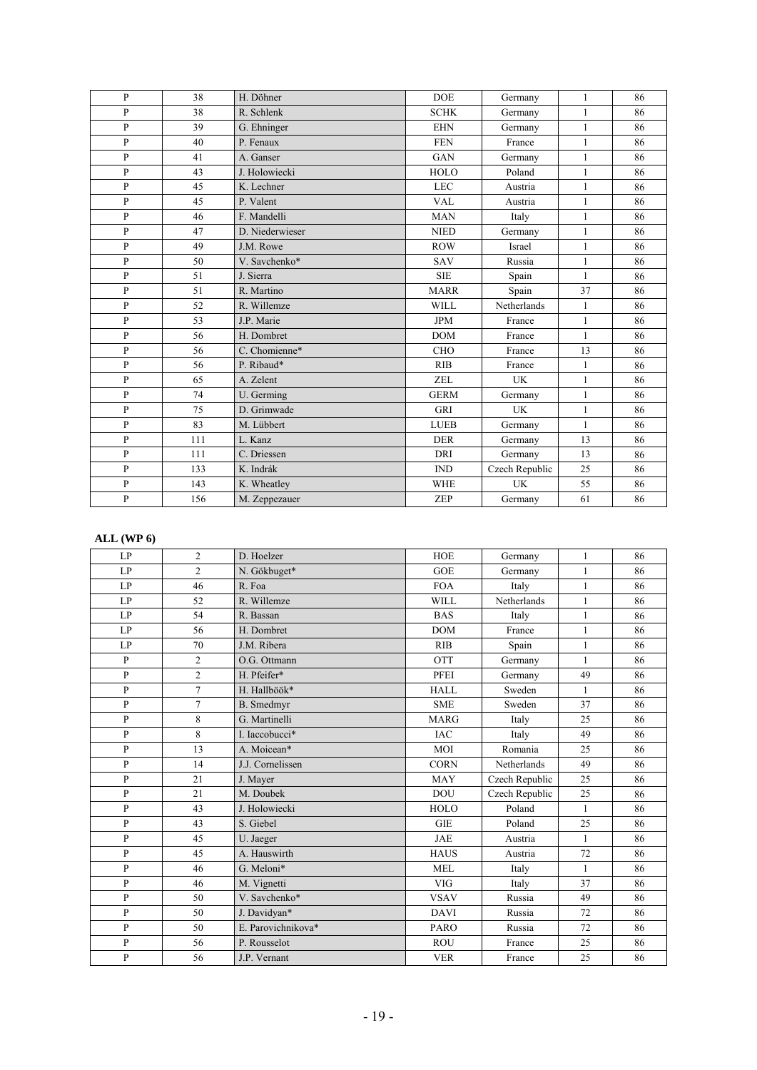| P | 38 | H. Döhner | DOE | Germany | 1 | 86 |
|---|---|---|---|---|---|---|
| P | 38 | R. Schlenk | SCHK | Germany | 1 | 86 |
| P | 39 | G. Ehninger | EHN | Germany | 1 | 86 |
| P | 40 | P. Fenaux | FEN | France | 1 | 86 |
| P | 41 | A. Ganser | GAN | Germany | 1 | 86 |
| P | 43 | J. Holowiecki | HOLO | Poland | 1 | 86 |
| P | 45 | K. Lechner | LEC | Austria | 1 | 86 |
| P | 45 | P. Valent | VAL | Austria | 1 | 86 |
| P | 46 | F. Mandelli | MAN | Italy | 1 | 86 |
| P | 47 | D. Niederwieser | NIED | Germany | 1 | 86 |
| P | 49 | J.M. Rowe | ROW | Israel | 1 | 86 |
| P | 50 | V. Savchenko* | SAV | Russia | 1 | 86 |
| P | 51 | J. Sierra | SIE | Spain | 1 | 86 |
| P | 51 | R. Martino | MARR | Spain | 37 | 86 |
| P | 52 | R. Willemze | WILL | Netherlands | 1 | 86 |
| P | 53 | J.P. Marie | JPM | France | 1 | 86 |
| P | 56 | H. Dombret | DOM | France | 1 | 86 |
| P | 56 | C. Chomienne* | CHO | France | 13 | 86 |
| P | 56 | P. Ribaud* | RIB | France | 1 | 86 |
| P | 65 | A. Zelent | ZEL | UK | 1 | 86 |
| P | 74 | U. Germing | GERM | Germany | 1 | 86 |
| P | 75 | D. Grimwade | GRI | UK | 1 | 86 |
| P | 83 | M. Lübbert | LUEB | Germany | 1 | 86 |
| P | 111 | L. Kanz | DER | Germany | 13 | 86 |
| P | 111 | C. Driessen | DRI | Germany | 13 | 86 |
| P | 133 | K. Indrák | IND | Czech Republic | 25 | 86 |
| P | 143 | K. Wheatley | WHE | UK | 55 | 86 |
| P | 156 | M. Zeppezauer | ZEP | Germany | 61 | 86 |

**ALL (WP 6)**

| LP | 2 | D. Hoelzer | HOE | Germany | 1 | 86 |
|---|---|---|---|---|---|---|
| LP | 2 | N. Gökbuget* | GOE | Germany | 1 | 86 |
| LP | 46 | R. Foa | FOA | Italy | 1 | 86 |
| LP | 52 | R. Willemze | WILL | Netherlands | 1 | 86 |
| LP | 54 | R. Bassan | BAS | Italy | 1 | 86 |
| LP | 56 | H. Dombret | DOM | France | 1 | 86 |
| LP | 70 | J.M. Ribera | RIB | Spain | 1 | 86 |
| P | 2 | O.G. Ottmann | OTT | Germany | 1 | 86 |
| P | 2 | H. Pfeifer* | PFEI | Germany | 49 | 86 |
| P | 7 | H. Hallböök* | HALL | Sweden | 1 | 86 |
| P | 7 | B. Smedmyr | SME | Sweden | 37 | 86 |
| P | 8 | G. Martinelli | MARG | Italy | 25 | 86 |
| P | 8 | I. Iaccobucci* | IAC | Italy | 49 | 86 |
| P | 13 | A. Moicean* | MOI | Romania | 25 | 86 |
| P | 14 | J.J. Cornelissen | CORN | Netherlands | 49 | 86 |
| P | 21 | J. Mayer | MAY | Czech Republic | 25 | 86 |
| P | 21 | M. Doubek | DOU | Czech Republic | 25 | 86 |
| P | 43 | J. Holowiecki | HOLO | Poland | 1 | 86 |
| P | 43 | S. Giebel | GIE | Poland | 25 | 86 |
| P | 45 | U. Jaeger | JAE | Austria | 1 | 86 |
| P | 45 | A. Hauswirth | HAUS | Austria | 72 | 86 |
| P | 46 | G. Meloni* | MEL | Italy | 1 | 86 |
| P | 46 | M. Vignetti | VIG | Italy | 37 | 86 |
| P | 50 | V. Savchenko* | VSAV | Russia | 49 | 86 |
| P | 50 | J. Davidyan* | DAVI | Russia | 72 | 86 |
| P | 50 | E. Parovichnikova* | PARO | Russia | 72 | 86 |
| P | 56 | P. Rousselot | ROU | France | 25 | 86 |
| P | 56 | J.P. Vernant | VER | France | 25 | 86 |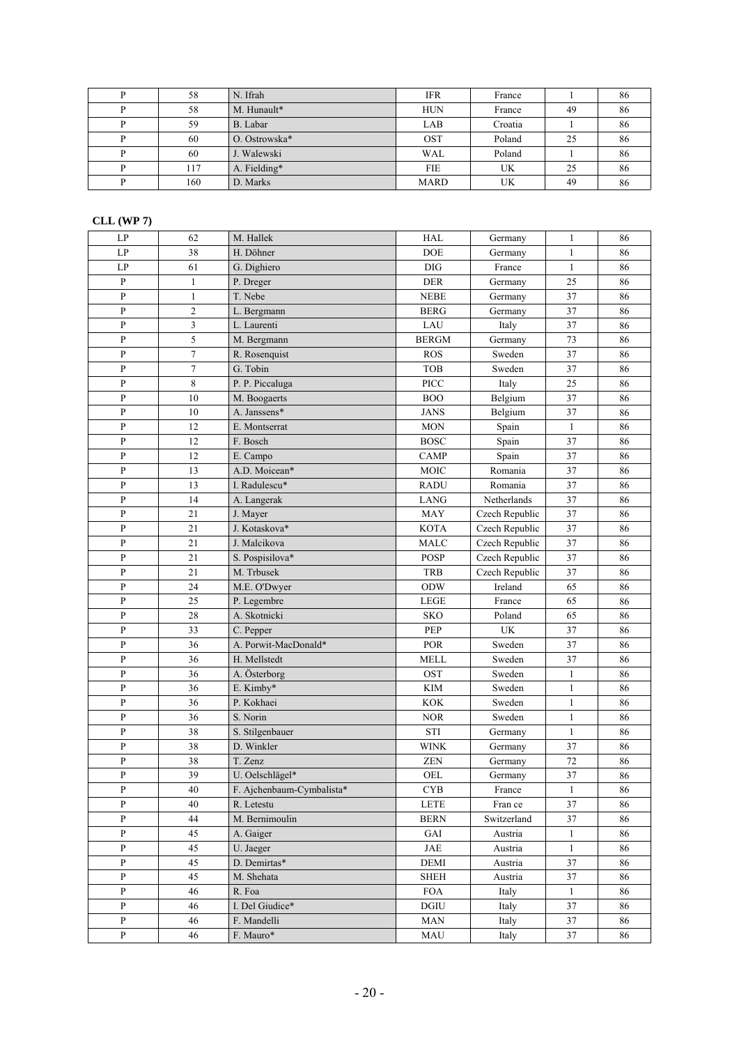| P | 58 | N. Ifrah | IFR | France | 1 | 86 |
|---|---|---|---|---|---|---|
| P | 58 | M. Hunault* | HUN | France | 49 | 86 |
| P | 59 | B. Labar | LAB | Croatia | 1 | 86 |
| P | 60 | O. Ostrowska* | OST | Poland | 25 | 86 |
| P | 60 | J. Walewski | WAL | Poland | 1 | 86 |
| P | 117 | A. Fielding* | FIE | UK | 25 | 86 |
| P | 160 | D. Marks | MARD | UK | 49 | 86 |

**CLL (WP 7)**

| LP | 62 | M. Hallek | HAL | Germany | 1 | 86 |
|---|---|---|---|---|---|---|
| LP | 38 | H. Döhner | DOE | Germany | 1 | 86 |
| LP | 61 | G. Dighiero | DIG | France | 1 | 86 |
| P | 1 | P. Dreger | DER | Germany | 25 | 86 |
| P | 1 | T. Nebe | NEBE | Germany | 37 | 86 |
| P | 2 | L. Bergmann | BERG | Germany | 37 | 86 |
| P | 3 | L. Laurenti | LAU | Italy | 37 | 86 |
| P | 5 | M. Bergmann | BERGM | Germany | 73 | 86 |
| P | 7 | R. Rosenquist | ROS | Sweden | 37 | 86 |
| P | 7 | G. Tobin | TOB | Sweden | 37 | 86 |
| P | 8 | P. P. Piccaluga | PICC | Italy | 25 | 86 |
| P | 10 | M. Boogaerts | BOO | Belgium | 37 | 86 |
| P | 10 | A. Janssens* | JANS | Belgium | 37 | 86 |
| P | 12 | E. Montserrat | MON | Spain | 1 | 86 |
| P | 12 | F. Bosch | BOSC | Spain | 37 | 86 |
| P | 12 | E. Campo | CAMP | Spain | 37 | 86 |
| P | 13 | A.D. Moicean* | MOIC | Romania | 37 | 86 |
| P | 13 | I. Radulescu* | RADU | Romania | 37 | 86 |
| P | 14 | A. Langerak | LANG | Netherlands | 37 | 86 |
| P | 21 | J. Mayer | MAY | Czech Republic | 37 | 86 |
| P | 21 | J. Kotaskova* | KOTA | Czech Republic | 37 | 86 |
| P | 21 | J. Malcikova | MALC | Czech Republic | 37 | 86 |
| P | 21 | S. Pospisilova* | POSP | Czech Republic | 37 | 86 |
| P | 21 | M. Trbusek | TRB | Czech Republic | 37 | 86 |
| P | 24 | M.E. O'Dwyer | ODW | Ireland | 65 | 86 |
| P | 25 | P. Legembre | LEGE | France | 65 | 86 |
| P | 28 | A. Skotnicki | SKO | Poland | 65 | 86 |
| P | 33 | C. Pepper | PEP | UK | 37 | 86 |
| P | 36 | A. Porwit-MacDonald* | POR | Sweden | 37 | 86 |
| P | 36 | H. Mellstedt | MELL | Sweden | 37 | 86 |
| P | 36 | A. Österborg | OST | Sweden | 1 | 86 |
| P | 36 | E. Kimby* | KIM | Sweden | 1 | 86 |
| P | 36 | P. Kokhaei | KOK | Sweden | 1 | 86 |
| P | 36 | S. Norin | NOR | Sweden | 1 | 86 |
| P | 38 | S. Stilgenbauer | STI | Germany | 1 | 86 |
| P | 38 | D. Winkler | WINK | Germany | 37 | 86 |
| P | 38 | T. Zenz | ZEN | Germany | 72 | 86 |
| P | 39 | U. Oelschlägel* | OEL | Germany | 37 | 86 |
| P | 40 | F. Ajchenbaum-Cymbalista* | CYB | France | 1 | 86 |
| P | 40 | R. Letestu | LETE | Fran ce | 37 | 86 |
| P | 44 | M. Bernimoulin | BERN | Switzerland | 37 | 86 |
| P | 45 | A. Gaiger | GAI | Austria | 1 | 86 |
| P | 45 | U. Jaeger | JAE | Austria | 1 | 86 |
| P | 45 | D. Demirtas* | DEMI | Austria | 37 | 86 |
| P | 45 | M. Shehata | SHEH | Austria | 37 | 86 |
| P | 46 | R. Foa | FOA | Italy | 1 | 86 |
| P | 46 | I. Del Giudice* | DGIU | Italy | 37 | 86 |
| P | 46 | F. Mandelli | MAN | Italy | 37 | 86 |
| P | 46 | F. Mauro* | MAU | Italy | 37 | 86 |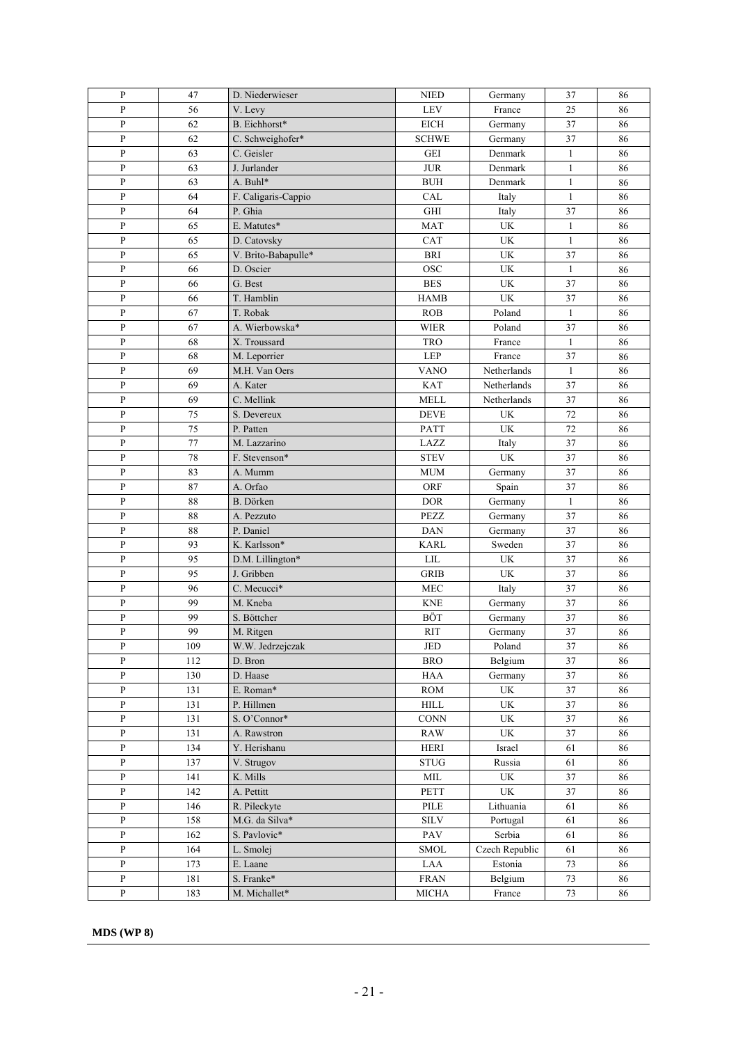| P | 47 | D. Niederwieser | NIED | Germany | 37 | 86 |
|---|---|---|---|---|---|---|
| P | 56 | V. Levy | LEV | France | 25 | 86 |
| P | 62 | B. Eichhorst* | EICH | Germany | 37 | 86 |
| P | 62 | C. Schweighofer* | SCHWE | Germany | 37 | 86 |
| P | 63 | C. Geisler | GEI | Denmark | 1 | 86 |
| P | 63 | J. Jurlander | JUR | Denmark | 1 | 86 |
| P | 63 | A. Buhl* | BUH | Denmark | 1 | 86 |
| P | 64 | F. Caligaris-Cappio | CAL | Italy | 1 | 86 |
| P | 64 | P. Ghia | GHI | Italy | 37 | 86 |
| P | 65 | E. Matutes* | MAT | UK | 1 | 86 |
| P | 65 | D. Catovsky | CAT | UK | 1 | 86 |
| P | 65 | V. Brito-Babapulle* | BRI | UK | 37 | 86 |
| P | 66 | D. Oscier | OSC | UK | 1 | 86 |
| P | 66 | G. Best | BES | UK | 37 | 86 |
| P | 66 | T. Hamblin | HAMB | UK | 37 | 86 |
| P | 67 | T. Robak | ROB | Poland | 1 | 86 |
| P | 67 | A. Wierbowska* | WIER | Poland | 37 | 86 |
| P | 68 | X. Troussard | TRO | France | 1 | 86 |
| P | 68 | M. Leporrier | LEP | France | 37 | 86 |
| P | 69 | M.H. Van Oers | VANO | Netherlands | 1 | 86 |
| P | 69 | A. Kater | KAT | Netherlands | 37 | 86 |
| P | 69 | C. Mellink | MELL | Netherlands | 37 | 86 |
| P | 75 | S. Devereux | DEVE | UK | 72 | 86 |
| P | 75 | P. Patten | PATT | UK | 72 | 86 |
| P | 77 | M. Lazzarino | LAZZ | Italy | 37 | 86 |
| P | 78 | F. Stevenson* | STEV | UK | 37 | 86 |
| P | 83 | A. Mumm | MUM | Germany | 37 | 86 |
| P | 87 | A. Orfao | ORF | Spain | 37 | 86 |
| P | 88 | B. Dörken | DOR | Germany | 1 | 86 |
| P | 88 | A. Pezzuto | PEZZ | Germany | 37 | 86 |
| P | 88 | P. Daniel | DAN | Germany | 37 | 86 |
| P | 93 | K. Karlsson* | KARL | Sweden | 37 | 86 |
| P | 95 | D.M. Lillington* | LIL | UK | 37 | 86 |
| P | 95 | J. Gribben | GRIB | UK | 37 | 86 |
| P | 96 | C. Mecucci* | MEC | Italy | 37 | 86 |
| P | 99 | M. Kneba | KNE | Germany | 37 | 86 |
| P | 99 | S. Böttcher | BÖT | Germany | 37 | 86 |
| P | 99 | M. Ritgen | RIT | Germany | 37 | 86 |
| P | 109 | W.W. Jedrzejczak | JED | Poland | 37 | 86 |
| P | 112 | D. Bron | BRO | Belgium | 37 | 86 |
| P | 130 | D. Haase | HAA | Germany | 37 | 86 |
| P | 131 | E. Roman* | ROM | UK | 37 | 86 |
| P | 131 | P. Hillmen | HILL | UK | 37 | 86 |
| P | 131 | S. O'Connor* | CONN | UK | 37 | 86 |
| P | 131 | A. Rawstron | RAW | UK | 37 | 86 |
| P | 134 | Y. Herishanu | HERI | Israel | 61 | 86 |
| P | 137 | V. Strugov | STUG | Russia | 61 | 86 |
| P | 141 | K. Mills | MIL | UK | 37 | 86 |
| P | 142 | A. Pettitt | PETT | UK | 37 | 86 |
| P | 146 | R. Pileckyte | PILE | Lithuania | 61 | 86 |
| P | 158 | M.G. da Silva* | SILV | Portugal | 61 | 86 |
| P | 162 | S. Pavlovic* | PAV | Serbia | 61 | 86 |
| P | 164 | L. Smolej | SMOL | Czech Republic | 61 | 86 |
| P | 173 | E. Laane | LAA | Estonia | 73 | 86 |
| P | 181 | S. Franke* | FRAN | Belgium | 73 | 86 |
| P | 183 | M. Michallet* | MICHA | France | 73 | 86 |

**MDS (WP 8)**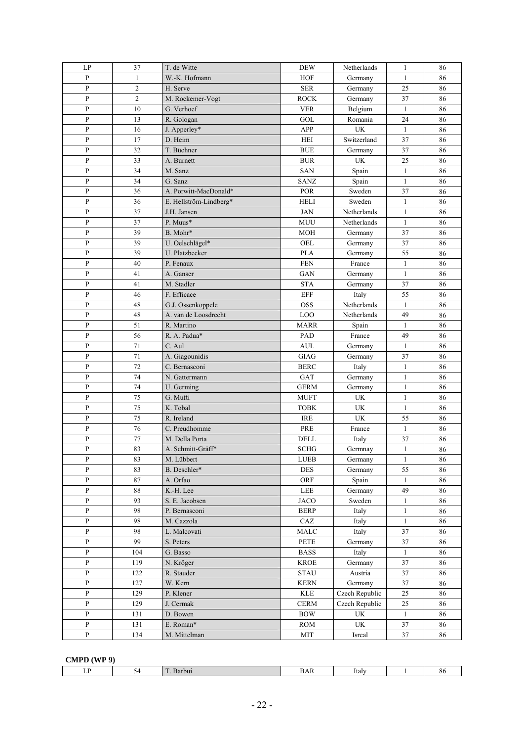| LP | 37 | T. de Witte | DEW | Netherlands | 1 | 86 |
|---|---|---|---|---|---|---|
| P | 1 | W.-K. Hofmann | HOF | Germany | 1 | 86 |
| P | 2 | H. Serve | SER | Germany | 25 | 86 |
| P | 2 | M. Rockemer-Vogt | ROCK | Germany | 37 | 86 |
| P | 10 | G. Verhoef | VER | Belgium | 1 | 86 |
| P | 13 | R. Gologan | GOL | Romania | 24 | 86 |
| P | 16 | J. Apperley* | APP | UK | 1 | 86 |
| P | 17 | D. Heim | HEI | Switzerland | 37 | 86 |
| P | 32 | T. Büchner | BUE | Germany | 37 | 86 |
| P | 33 | A. Burnett | BUR | UK | 25 | 86 |
| P | 34 | M. Sanz | SAN | Spain | 1 | 86 |
| P | 34 | G. Sanz | SANZ | Spain | 1 | 86 |
| P | 36 | A. Porwitt-MacDonald* | POR | Sweden | 37 | 86 |
| P | 36 | E. Hellström-Lindberg* | HELI | Sweden | 1 | 86 |
| P | 37 | J.H. Jansen | JAN | Netherlands | 1 | 86 |
| P | 37 | P. Muus* | MUU | Netherlands | 1 | 86 |
| P | 39 | B. Mohr* | MOH | Germany | 37 | 86 |
| P | 39 | U. Oelschlägel* | OEL | Germany | 37 | 86 |
| P | 39 | U. Platzbecker | PLA | Germany | 55 | 86 |
| P | 40 | P. Fenaux | FEN | France | 1 | 86 |
| P | 41 | A. Ganser | GAN | Germany | 1 | 86 |
| P | 41 | M. Stadler | STA | Germany | 37 | 86 |
| P | 46 | F. Efficace | EFF | Italy | 55 | 86 |
| P | 48 | G.J. Ossenkoppele | OSS | Netherlands | 1 | 86 |
| P | 48 | A. van de Loosdrecht | LOO | Netherlands | 49 | 86 |
| P | 51 | R. Martino | MARR | Spain | 1 | 86 |
| P | 56 | R. A. Padua* | PAD | France | 49 | 86 |
| P | 71 | C. Aul | AUL | Germany | 1 | 86 |
| P | 71 | A. Giagounidis | GIAG | Germany | 37 | 86 |
| P | 72 | C. Bernasconi | BERC | Italy | 1 | 86 |
| P | 74 | N. Gattermann | GAT | Germany | 1 | 86 |
| P | 74 | U. Germing | GERM | Germany | 1 | 86 |
| P | 75 | G. Mufti | MUFT | UK | 1 | 86 |
| P | 75 | K. Tobal | TOBK | UK | 1 | 86 |
| P | 75 | R. Ireland | IRE | UK | 55 | 86 |
| P | 76 | C. Preudhomme | PRE | France | 1 | 86 |
| P | 77 | M. Della Porta | DELL | Italy | 37 | 86 |
| P | 83 | A. Schmitt-Gräff* | SCHG | Germnay | 1 | 86 |
| P | 83 | M. Lübbert | LUEB | Germany | 1 | 86 |
| P | 83 | B. Deschler* | DES | Germany | 55 | 86 |
| P | 87 | A. Orfao | ORF | Spain | 1 | 86 |
| P | 88 | K.-H. Lee | LEE | Germany | 49 | 86 |
| P | 93 | S. E. Jacobsen | JACO | Sweden | 1 | 86 |
| P | 98 | P. Bernasconi | BERP | Italy | 1 | 86 |
| P | 98 | M. Cazzola | CAZ | Italy | 1 | 86 |
| P | 98 | L. Malcovati | MALC | Italy | 37 | 86 |
| P | 99 | S. Peters | PETE | Germany | 37 | 86 |
| P | 104 | G. Basso | BASS | Italy | 1 | 86 |
| P | 119 | N. Kröger | KROE | Germany | 37 | 86 |
| P | 122 | R. Stauder | STAU | Austria | 37 | 86 |
| P | 127 | W. Kern | KERN | Germany | 37 | 86 |
| P | 129 | P. Klener | KLE | Czech Republic | 25 | 86 |
| P | 129 | J. Cermak | CERM | Czech Republic | 25 | 86 |
| P | 131 | D. Bowen | BOW | UK | 1 | 86 |
| P | 131 | E. Roman* | ROM | UK | 37 | 86 |
| P | 134 | M. Mittelman | MIT | Isreal | 37 | 86 |

**CMPD (WP 9)**

| LP | 54 | T. Barbui | BAR | Italy | 1 | 86 |
|---|---|---|---|---|---|---|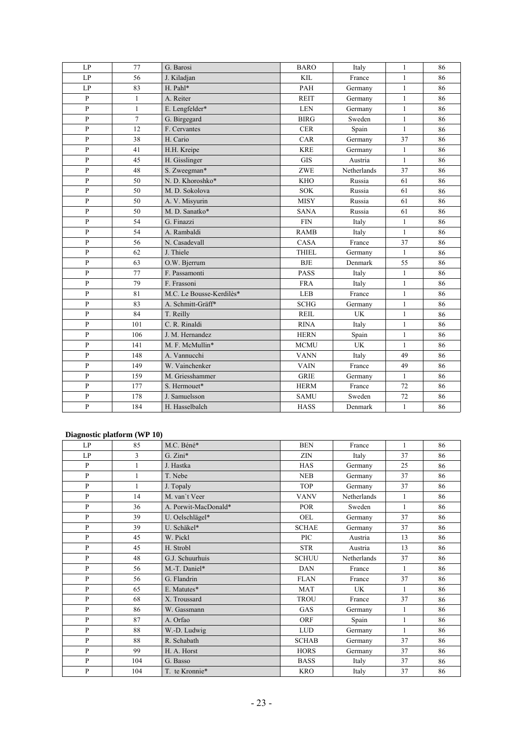| LP | 77 | G. Barosi | BARO | Italy | 1 | 86 |
|---|---|---|---|---|---|---|
| LP | 56 | J. Kiladjan | KIL | France | 1 | 86 |
| LP | 83 | H. Pahl* | PAH | Germany | 1 | 86 |
| P | 1 | A. Reiter | REIT | Germany | 1 | 86 |
| P | 1 | E. Lengfelder* | LEN | Germany | 1 | 86 |
| P | 7 | G. Birgegard | BIRG | Sweden | 1 | 86 |
| P | 12 | F. Cervantes | CER | Spain | 1 | 86 |
| P | 38 | H. Cario | CAR | Germany | 37 | 86 |
| P | 41 | H.H. Kreipe | KRE | Germany | 1 | 86 |
| P | 45 | H. Gisslinger | GIS | Austria | 1 | 86 |
| P | 48 | S. Zweegman* | ZWE | Netherlands | 37 | 86 |
| P | 50 | N. D. Khoroshko* | KHO | Russia | 61 | 86 |
| P | 50 | M. D. Sokolova | SOK | Russia | 61 | 86 |
| P | 50 | A. V. Misyurin | MISY | Russia | 61 | 86 |
| P | 50 | M. D. Sanatko* | SANA | Russia | 61 | 86 |
| P | 54 | G. Finazzi | FIN | Italy | 1 | 86 |
| P | 54 | A. Rambaldi | RAMB | Italy | 1 | 86 |
| P | 56 | N. Casadevall | CASA | France | 37 | 86 |
| P | 62 | J. Thiele | THIEL | Germany | 1 | 86 |
| P | 63 | O.W. Bjerrum | BJE | Denmark | 55 | 86 |
| P | 77 | F. Passamonti | PASS | Italy | 1 | 86 |
| P | 79 | F. Frassoni | FRA | Italy | 1 | 86 |
| P | 81 | M.C. Le Bousse-Kerdilès* | LEB | France | 1 | 86 |
| P | 83 | A. Schmitt-Gräff* | SCHG | Germany | 1 | 86 |
| P | 84 | T. Reilly | REIL | UK | 1 | 86 |
| P | 101 | C. R. Rinaldi | RINA | Italy | 1 | 86 |
| P | 106 | J. M. Hernandez | HERN | Spain | 1 | 86 |
| P | 141 | M. F. McMullin* | MCMU | UK | 1 | 86 |
| P | 148 | A. Vannucchi | VANN | Italy | 49 | 86 |
| P | 149 | W. Vainchenker | VAIN | France | 49 | 86 |
| P | 159 | M. Griesshammer | GRIE | Germany | 1 | 86 |
| P | 177 | S. Hermouet* | HERM | France | 72 | 86 |
| P | 178 | J. Samuelsson | SAMU | Sweden | 72 | 86 |
| P | 184 | H. Hasselbalch | HASS | Denmark | 1 | 86 |

**Diagnostic platform (WP 10)**

| LP | 85 | M.C. Béné* | BEN | France | 1 | 86 |
|---|---|---|---|---|---|---|
| LP | 3 | G. Zini* | ZIN | Italy | 37 | 86 |
| P | 1 | J. Hastka | HAS | Germany | 25 | 86 |
| P | 1 | T. Nebe | NEB | Germany | 37 | 86 |
| P | 1 | J. Topaly | TOP | Germany | 37 | 86 |
| P | 14 | M. van`t Veer | VANV | Netherlands | 1 | 86 |
| P | 36 | A. Porwit-MacDonald* | POR | Sweden | 1 | 86 |
| P | 39 | U. Oelschlägel* | OEL | Germany | 37 | 86 |
| P | 39 | U. Schäkel* | SCHAE | Germany | 37 | 86 |
| P | 45 | W. Pickl | PIC | Austria | 13 | 86 |
| P | 45 | H. Strobl | STR | Austria | 13 | 86 |
| P | 48 | G.J. Schuurhuis | SCHUU | Netherlands | 37 | 86 |
| P | 56 | M.-T. Daniel* | DAN | France | 1 | 86 |
| P | 56 | G. Flandrin | FLAN | France | 37 | 86 |
| P | 65 | E. Matutes* | MAT | UK | 1 | 86 |
| P | 68 | X. Troussard | TROU | France | 37 | 86 |
| P | 86 | W. Gassmann | GAS | Germany | 1 | 86 |
| P | 87 | A. Orfao | ORF | Spain | 1 | 86 |
| P | 88 | W.-D. Ludwig | LUD | Germany | 1 | 86 |
| P | 88 | R. Schabath | SCHAB | Germany | 37 | 86 |
| P | 99 | H. A. Horst | HORS | Germany | 37 | 86 |
| P | 104 | G. Basso | BASS | Italy | 37 | 86 |
| P | 104 | T. te Kronnie* | KRO | Italy | 37 | 86 |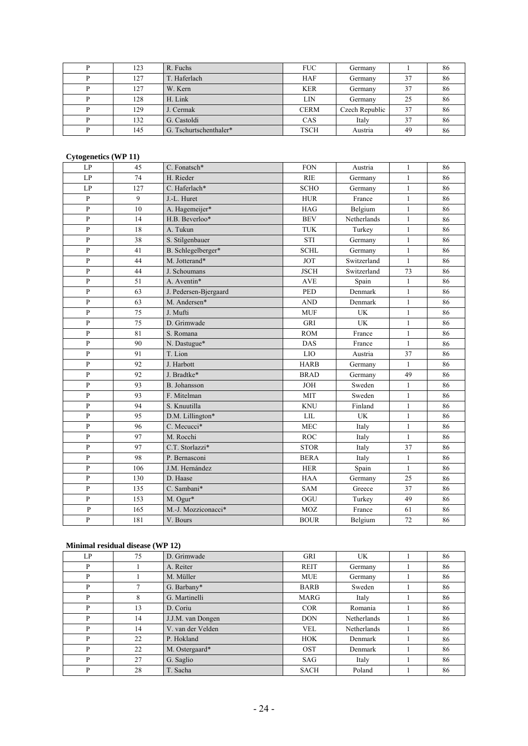| P | 123 | R. Fuchs | FUC | Germany | 1 | 86 |
|---|---|---|---|---|---|---|
| P | 127 | T. Haferlach | HAF | Germany | 37 | 86 |
| P | 127 | W. Kern | KER | Germany | 37 | 86 |
| P | 128 | H. Link | LIN | Germany | 25 | 86 |
| P | 129 | J. Cermak | CERM | Czech Republic | 37 | 86 |
| P | 132 | G. Castoldi | CAS | Italy | 37 | 86 |
| P | 145 | G. Tschurtschenthaler* | TSCH | Austria | 49 | 86 |

**Cytogenetics (WP 11)**

| LP | 45 | C. Fonatsch* | FON | Austria | 1 | 86 |
|---|---|---|---|---|---|---|
| LP | 74 | H. Rieder | RIE | Germany | 1 | 86 |
| LP | 127 | C. Haferlach* | SCHO | Germany | 1 | 86 |
| P | 9 | J.-L. Huret | HUR | France | 1 | 86 |
| P | 10 | A. Hagemeijer* | HAG | Belgium | 1 | 86 |
| P | 14 | H.B. Beverloo* | BEV | Netherlands | 1 | 86 |
| P | 18 | A. Tukun | TUK | Turkey | 1 | 86 |
| P | 38 | S. Stilgenbauer | STI | Germany | 1 | 86 |
| P | 41 | B. Schlegelberger* | SCHL | Germany | 1 | 86 |
| P | 44 | M. Jotterand* | JOT | Switzerland | 1 | 86 |
| P | 44 | J. Schoumans | JSCH | Switzerland | 73 | 86 |
| P | 51 | A. Aventin* | AVE | Spain | 1 | 86 |
| P | 63 | J. Pedersen-Bjergaard | PED | Denmark | 1 | 86 |
| P | 63 | M. Andersen* | AND | Denmark | 1 | 86 |
| P | 75 | J. Mufti | MUF | UK | 1 | 86 |
| P | 75 | D. Grimwade | GRI | UK | 1 | 86 |
| P | 81 | S. Romana | ROM | France | 1 | 86 |
| P | 90 | N. Dastugue* | DAS | France | 1 | 86 |
| P | 91 | T. Lion | LIO | Austria | 37 | 86 |
| P | 92 | J. Harbott | HARB | Germany | 1 | 86 |
| P | 92 | J. Bradtke* | BRAD | Germany | 49 | 86 |
| P | 93 | B. Johansson | JOH | Sweden | 1 | 86 |
| P | 93 | F. Mitelman | MIT | Sweden | 1 | 86 |
| P | 94 | S. Knuutilla | KNU | Finland | 1 | 86 |
| P | 95 | D.M. Lillington* | LIL | UK | 1 | 86 |
| P | 96 | C. Mecucci* | MEC | Italy | 1 | 86 |
| P | 97 | M. Rocchi | ROC | Italy | 1 | 86 |
| P | 97 | C.T. Storlazzi* | STOR | Italy | 37 | 86 |
| P | 98 | P. Bernasconi | BERA | Italy | 1 | 86 |
| P | 106 | J.M. Hernández | HER | Spain | 1 | 86 |
| P | 130 | D. Haase | HAA | Germany | 25 | 86 |
| P | 135 | C. Sambani* | SAM | Greece | 37 | 86 |
| P | 153 | M. Ogur* | OGU | Turkey | 49 | 86 |
| P | 165 | M.-J. Mozziconacci* | MOZ | France | 61 | 86 |
| P | 181 | V. Bours | BOUR | Belgium | 72 | 86 |

**Minimal residual disease (WP 12)**

| LP | 75 | D. Grimwade | GRI | UK | 1 | 86 |
|---|---|---|---|---|---|---|
| P | 1 | A. Reiter | REIT | Germany | 1 | 86 |
| P | 1 | M. Müller | MUE | Germany | 1 | 86 |
| P | 7 | G. Barbany* | BARB | Sweden | 1 | 86 |
| P | 8 | G. Martinelli | MARG | Italy | 1 | 86 |
| P | 13 | D. Coriu | COR | Romania | 1 | 86 |
| P | 14 | J.J.M. van Dongen | DON | Netherlands | 1 | 86 |
| P | 14 | V. van der Velden | VEL | Netherlands | 1 | 86 |
| P | 22 | P. Hokland | HOK | Denmark | 1 | 86 |
| P | 22 | M. Ostergaard* | OST | Denmark | 1 | 86 |
| P | 27 | G. Saglio | SAG | Italy | 1 | 86 |
| P | 28 | T. Sacha | SACH | Poland | 1 | 86 |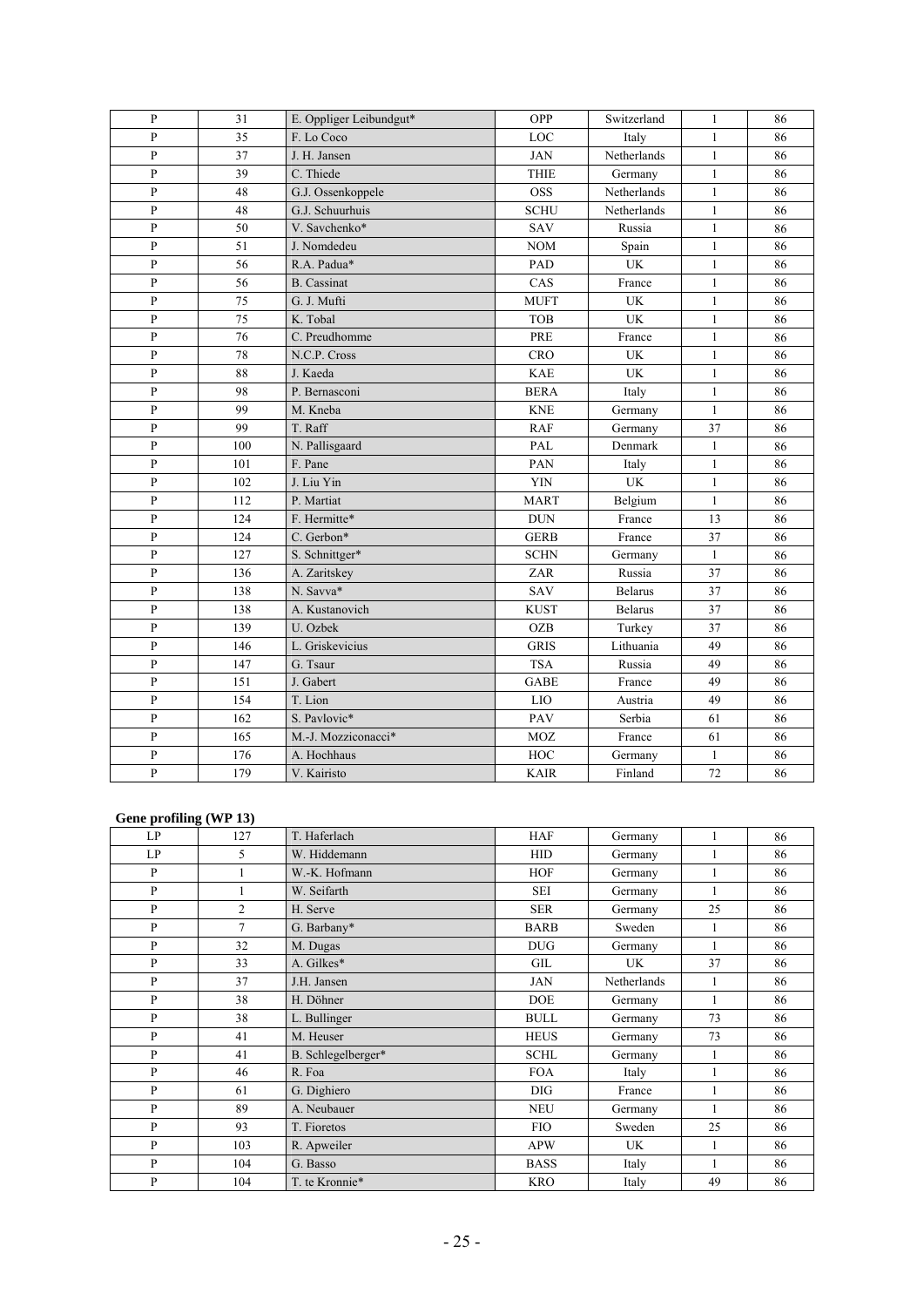| | | | | | | |
|---|---|---|---|---|---|---|
| P | 31 | E. Oppliger Leibundgut* | OPP | Switzerland | 1 | 86 |
| P | 35 | F. Lo Coco | LOC | Italy | 1 | 86 |
| P | 37 | J. H. Jansen | JAN | Netherlands | 1 | 86 |
| P | 39 | C. Thiede | THIE | Germany | 1 | 86 |
| P | 48 | G.J. Ossenkoppele | OSS | Netherlands | 1 | 86 |
| P | 48 | G.J. Schuurhuis | SCHU | Netherlands | 1 | 86 |
| P | 50 | V. Savchenko* | SAV | Russia | 1 | 86 |
| P | 51 | J. Nomdedeu | NOM | Spain | 1 | 86 |
| P | 56 | R.A. Padua* | PAD | UK | 1 | 86 |
| P | 56 | B. Cassinat | CAS | France | 1 | 86 |
| P | 75 | G. J. Mufti | MUFT | UK | 1 | 86 |
| P | 75 | K. Tobal | TOB | UK | 1 | 86 |
| P | 76 | C. Preudhomme | PRE | France | 1 | 86 |
| P | 78 | N.C.P. Cross | CRO | UK | 1 | 86 |
| P | 88 | J. Kaeda | KAE | UK | 1 | 86 |
| P | 98 | P. Bernasconi | BERA | Italy | 1 | 86 |
| P | 99 | M. Kneba | KNE | Germany | 1 | 86 |
| P | 99 | T. Raff | RAF | Germany | 37 | 86 |
| P | 100 | N. Pallisgaard | PAL | Denmark | 1 | 86 |
| P | 101 | F. Pane | PAN | Italy | 1 | 86 |
| P | 102 | J. Liu Yin | YIN | UK | 1 | 86 |
| P | 112 | P. Martiat | MART | Belgium | 1 | 86 |
| P | 124 | F. Hermitte* | DUN | France | 13 | 86 |
| P | 124 | C. Gerbon* | GERB | France | 37 | 86 |
| P | 127 | S. Schnittger* | SCHN | Germany | 1 | 86 |
| P | 136 | A. Zaritskey | ZAR | Russia | 37 | 86 |
| P | 138 | N. Savva* | SAV | Belarus | 37 | 86 |
| P | 138 | A. Kustanovich | KUST | Belarus | 37 | 86 |
| P | 139 | U. Ozbek | OZB | Turkey | 37 | 86 |
| P | 146 | L. Griskevicius | GRIS | Lithuania | 49 | 86 |
| P | 147 | G. Tsaur | TSA | Russia | 49 | 86 |
| P | 151 | J. Gabert | GABE | France | 49 | 86 |
| P | 154 | T. Lion | LIO | Austria | 49 | 86 |
| P | 162 | S. Pavlovic* | PAV | Serbia | 61 | 86 |
| P | 165 | M.-J. Mozziconacci* | MOZ | France | 61 | 86 |
| P | 176 | A. Hochhaus | HOC | Germany | 1 | 86 |
| P | 179 | V. Kairisto | KAIR | Finland | 72 | 86 |

**Gene profiling (WP 13)**

| | | | | | | |
|---|---|---|---|---|---|---|
| LP | 127 | T. Haferlach | HAF | Germany | 1 | 86 |
| LP | 5 | W. Hiddemann | HID | Germany | 1 | 86 |
| P | 1 | W.-K. Hofmann | HOF | Germany | 1 | 86 |
| P | 1 | W. Seifarth | SEI | Germany | 1 | 86 |
| P | 2 | H. Serve | SER | Germany | 25 | 86 |
| P | 7 | G. Barbany* | BARB | Sweden | 1 | 86 |
| P | 32 | M. Dugas | DUG | Germany | 1 | 86 |
| P | 33 | A. Gilkes* | GIL | UK | 37 | 86 |
| P | 37 | J.H. Jansen | JAN | Netherlands | 1 | 86 |
| P | 38 | H. Döhner | DOE | Germany | 1 | 86 |
| P | 38 | L. Bullinger | BULL | Germany | 73 | 86 |
| P | 41 | M. Heuser | HEUS | Germany | 73 | 86 |
| P | 41 | B. Schlegelberger* | SCHL | Germany | 1 | 86 |
| P | 46 | R. Foa | FOA | Italy | 1 | 86 |
| P | 61 | G. Dighiero | DIG | France | 1 | 86 |
| P | 89 | A. Neubauer | NEU | Germany | 1 | 86 |
| P | 93 | T. Fioretos | FIO | Sweden | 25 | 86 |
| P | 103 | R. Apweiler | APW | UK | 1 | 86 |
| P | 104 | G. Basso | BASS | Italy | 1 | 86 |
| P | 104 | T. te Kronnie* | KRO | Italy | 49 | 86 |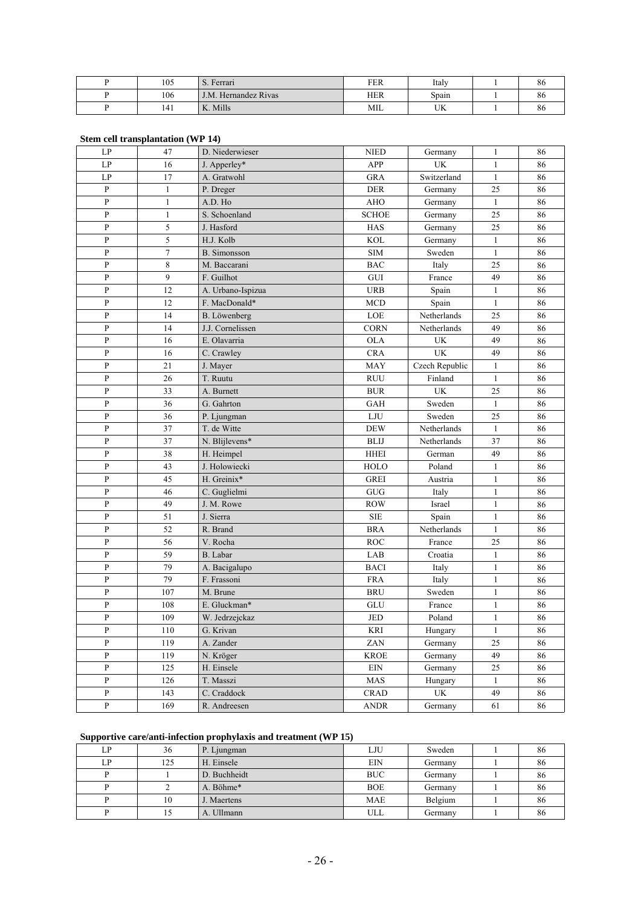| P | 105 | S. Ferrari | FER | Italy | 1 | 86 |
|---|---|---|---|---|---|---|
| P | 106 | J.M. Hernandez Rivas | HER | Spain | 1 | 86 |
| P | 141 | K. Mills | MIL | UK | 1 | 86 |

**Stem cell transplantation (WP 14)**

| LP | 47 | D. Niederwieser | NIED | Germany | 1 | 86 |
|---|---|---|---|---|---|---|
| LP | 16 | J. Apperley* | APP | UK | 1 | 86 |
| LP | 17 | A. Gratwohl | GRA | Switzerland | 1 | 86 |
| P | 1 | P. Dreger | DER | Germany | 25 | 86 |
| P | 1 | A.D. Ho | AHO | Germany | 1 | 86 |
| P | 1 | S. Schoenland | SCHOE | Germany | 25 | 86 |
| P | 5 | J. Hasford | HAS | Germany | 25 | 86 |
| P | 5 | H.J. Kolb | KOL | Germany | 1 | 86 |
| P | 7 | B. Simonsson | SIM | Sweden | 1 | 86 |
| P | 8 | M. Baccarani | BAC | Italy | 25 | 86 |
| P | 9 | F. Guilhot | GUI | France | 49 | 86 |
| P | 12 | A. Urbano-Ispizua | URB | Spain | 1 | 86 |
| P | 12 | F. MacDonald* | MCD | Spain | 1 | 86 |
| P | 14 | B. Löwenberg | LOE | Netherlands | 25 | 86 |
| P | 14 | J.J. Cornelissen | CORN | Netherlands | 49 | 86 |
| P | 16 | E. Olavarria | OLA | UK | 49 | 86 |
| P | 16 | C. Crawley | CRA | UK | 49 | 86 |
| P | 21 | J. Mayer | MAY | Czech Republic | 1 | 86 |
| P | 26 | T. Ruutu | RUU | Finland | 1 | 86 |
| P | 33 | A. Burnett | BUR | UK | 25 | 86 |
| P | 36 | G. Gahrton | GAH | Sweden | 1 | 86 |
| P | 36 | P. Ljungman | LJU | Sweden | 25 | 86 |
| P | 37 | T. de Witte | DEW | Netherlands | 1 | 86 |
| P | 37 | N. Blijlevens* | BLIJ | Netherlands | 37 | 86 |
| P | 38 | H. Heimpel | HHEI | German | 49 | 86 |
| P | 43 | J. Holowiecki | HOLO | Poland | 1 | 86 |
| P | 45 | H. Greinix* | GREI | Austria | 1 | 86 |
| P | 46 | C. Guglielmi | GUG | Italy | 1 | 86 |
| P | 49 | J. M. Rowe | ROW | Israel | 1 | 86 |
| P | 51 | J. Sierra | SIE | Spain | 1 | 86 |
| P | 52 | R. Brand | BRA | Netherlands | 1 | 86 |
| P | 56 | V. Rocha | ROC | France | 25 | 86 |
| P | 59 | B. Labar | LAB | Croatia | 1 | 86 |
| P | 79 | A. Bacigalupo | BACI | Italy | 1 | 86 |
| P | 79 | F. Frassoni | FRA | Italy | 1 | 86 |
| P | 107 | M. Brune | BRU | Sweden | 1 | 86 |
| P | 108 | E. Gluckman* | GLU | France | 1 | 86 |
| P | 109 | W. Jedrzejckaz | JED | Poland | 1 | 86 |
| P | 110 | G. Krivan | KRI | Hungary | 1 | 86 |
| P | 119 | A. Zander | ZAN | Germany | 25 | 86 |
| P | 119 | N. Kröger | KROE | Germany | 49 | 86 |
| P | 125 | H. Einsele | EIN | Germany | 25 | 86 |
| P | 126 | T. Masszi | MAS | Hungary | 1 | 86 |
| P | 143 | C. Craddock | CRAD | UK | 49 | 86 |
| P | 169 | R. Andreesen | ANDR | Germany | 61 | 86 |

**Supportive care/anti-infection prophylaxis and treatment (WP 15)**

| LP | 36 | P. Ljungman | LJU | Sweden | 1 | 86 |
|---|---|---|---|---|---|---|
| LP | 125 | H. Einsele | EIN | Germany | 1 | 86 |
| P | 1 | D. Buchheidt | BUC | Germany | 1 | 86 |
| P | 2 | A. Böhme* | BOE | Germany | 1 | 86 |
| P | 10 | J. Maertens | MAE | Belgium | 1 | 86 |
| P | 15 | A. Ullmann | ULL | Germany | 1 | 86 |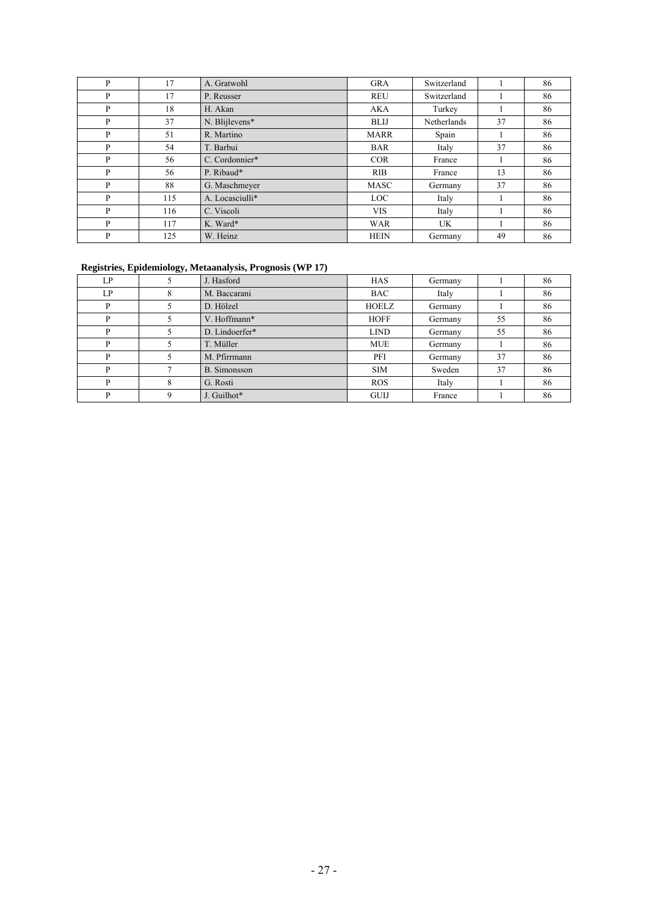| | | | | | | |
|---|---|---|---|---|---|---|
| P | 17 | A. Gratwohl | GRA | Switzerland | 1 | 86 |
| P | 17 | P. Reusser | REU | Switzerland | 1 | 86 |
| P | 18 | H. Akan | AKA | Turkey | 1 | 86 |
| P | 37 | N. Blijlevens* | BLIJ | Netherlands | 37 | 86 |
| P | 51 | R. Martino | MARR | Spain | 1 | 86 |
| P | 54 | T. Barbui | BAR | Italy | 37 | 86 |
| P | 56 | C. Cordonnier* | COR | France | 1 | 86 |
| P | 56 | P. Ribaud* | RIB | France | 13 | 86 |
| P | 88 | G. Maschmeyer | MASC | Germany | 37 | 86 |
| P | 115 | A. Locasciulli* | LOC | Italy | 1 | 86 |
| P | 116 | C. Viscoli | VIS | Italy | 1 | 86 |
| P | 117 | K. Ward* | WAR | UK | 1 | 86 |
| P | 125 | W. Heinz | HEIN | Germany | 49 | 86 |

**Registries, Epidemiology, Metaanalysis, Prognosis (WP 17)**

| | | | | | | |
|---|---|---|---|---|---|---|
| LP | 5 | J. Hasford | HAS | Germany | 1 | 86 |
| LP | 8 | M. Baccarani | BAC | Italy | 1 | 86 |
| P | 5 | D. Hölzel | HOELZ | Germany | 1 | 86 |
| P | 5 | V. Hoffmann* | HOFF | Germany | 55 | 86 |
| P | 5 | D. Lindoerfer* | LIND | Germany | 55 | 86 |
| P | 5 | T. Müller | MUE | Germany | 1 | 86 |
| P | 5 | M. Pfirrmann | PFI | Germany | 37 | 86 |
| P | 7 | B. Simonsson | SIM | Sweden | 37 | 86 |
| P | 8 | G. Rosti | ROS | Italy | 1 | 86 |
| P | 9 | J. Guilhot* | GUIJ | France | 1 | 86 |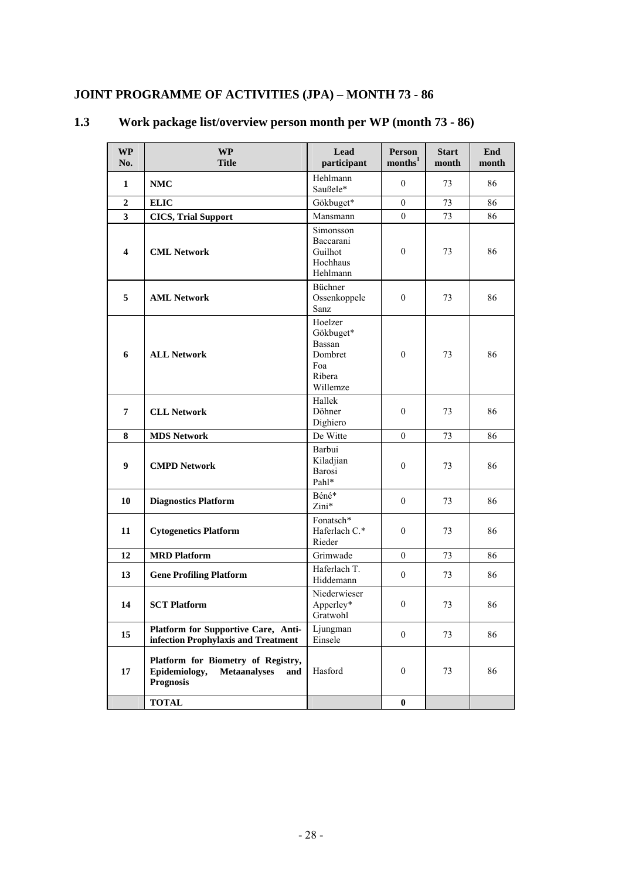## JOINT PROGRAMME OF ACTIVITIES (JPA) – MONTH 73 - 86

### 1.3 Work package list/overview person month per WP (month 73 - 86)

| WP No. | WP Title | Lead participant | Person months[1] | Start month | End month |
|---|---|---|---|---|---|
| **1** | **NMC** | Hehlmann Saußele* | 0 | 73 | 86 |
| **2** | **ELIC** | Gökbuget* | 0 | 73 | 86 |
| **3** | **CICS, Trial Support** | Mansmann | 0 | 73 | 86 |
| **4** | **CML Network** | Simonsson Baccarani Guilhot Hochhaus Hehlmann | 0 | 73 | 86 |
| **5** | **AML Network** | Büchner Ossenkoppele Sanz | 0 | 73 | 86 |
| **6** | **ALL Network** | Hoelzer Gökbuget* Bassan Dombret Foa Ribera Willemze | 0 | 73 | 86 |
| **7** | **CLL Network** | Hallek Döhner Dighiero | 0 | 73 | 86 |
| **8** | **MDS Network** | De Witte | 0 | 73 | 86 |
| **9** | **CMPD Network** | Barbui Kiladjian Barosi Pahl* | 0 | 73 | 86 |
| **10** | **Diagnostics Platform** | Béné* Zini* | 0 | 73 | 86 |
| **11** | **Cytogenetics Platform** | Fonatsch* Haferlach C.* Rieder | 0 | 73 | 86 |
| **12** | **MRD Platform** | Grimwade | 0 | 73 | 86 |
| **13** | **Gene Profiling Platform** | Haferlach T. Hiddemann | 0 | 73 | 86 |
| **14** | **SCT Platform** | Niederwieser Apperley* Gratwohl | 0 | 73 | 86 |
| **15** | **Platform for Supportive Care, Anti-infection Prophylaxis and Treatment** | Ljungman Einsele | 0 | 73 | 86 |
| **17** | **Platform for Biometry of Registry, Epidemiology, Metaanalyses and Prognosis** | Hasford | 0 | 73 | 86 |
| | **TOTAL** | | **0** | | |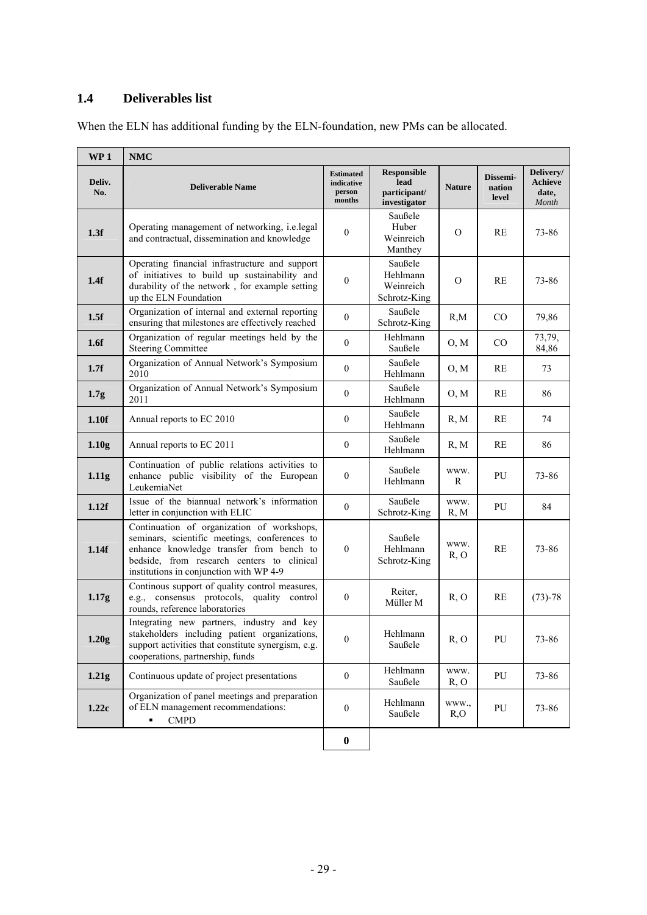## 1.4 Deliverables list

When the ELN has additional funding by the ELN-foundation, new PMs can be allocated.

| WP 1 | NMC | | | | | |
|---|---|---|---|---|---|---|
| Deliv. No. | Deliverable Name | Estimated indicative person months | Responsible lead participant/ investigator | Nature | Dissemination level | Delivery/ Achieve date, *Month* |
| **1.3f** | Operating management of networking, i.e.legal and contractual, dissemination and knowledge | 0 | Saußele Huber Weinreich Manthey | O | RE | 73-86 |
| **1.4f** | Operating financial infrastructure and support of initiatives to build up sustainability and durability of the network , for example setting up the ELN Foundation | 0 | Saußele Hehlmann Weinreich Schrotz-King | O | RE | 73-86 |
| **1.5f** | Organization of internal and external reporting ensuring that milestones are effectively reached | 0 | Saußele Schrotz-King | R,M | CO | 79,86 |
| **1.6f** | Organization of regular meetings held by the Steering Committee | 0 | Hehlmann Saußele | O, M | CO | 73,79, 84,86 |
| **1.7f** | Organization of Annual Network's Symposium 2010 | 0 | Saußele Hehlmann | O, M | RE | 73 |
| **1.7g** | Organization of Annual Network's Symposium 2011 | 0 | Saußele Hehlmann | O, M | RE | 86 |
| **1.10f** | Annual reports to EC 2010 | 0 | Saußele Hehlmann | R, M | RE | 74 |
| **1.10g** | Annual reports to EC 2011 | 0 | Saußele Hehlmann | R, M | RE | 86 |
| **1.11g** | Continuation of public relations activities to enhance public visibility of the European LeukemiaNet | 0 | Saußele Hehlmann | www. R | PU | 73-86 |
| **1.12f** | Issue of the biannual network's information letter in conjunction with ELIC | 0 | Saußele Schrotz-King | www. R, M | PU | 84 |
| **1.14f** | Continuation of organization of workshops, seminars, scientific meetings, conferences to enhance knowledge transfer from bench to bedside, from research centers to clinical institutions in conjunction with WP 4-9 | 0 | Saußele Hehlmann Schrotz-King | www. R, O | RE | 73-86 |
| **1.17g** | Continous support of quality control measures, e.g., consensus protocols, quality control rounds, reference laboratories | 0 | Reiter, Müller M | R, O | RE | (73)-78 |
| **1.20g** | Integrating new partners, industry and key stakeholders including patient organizations, support activities that constitute synergism, e.g. cooperations, partnership, funds | 0 | Hehlmann Saußele | R, O | PU | 73-86 |
| **1.21g** | Continuous update of project presentations | 0 | Hehlmann Saußele | www. R, O | PU | 73-86 |
| **1.22c** | Organization of panel meetings and preparation of ELN management recommendations: ▪ CMPD | 0 | Hehlmann Saußele | www., R,O | PU | 73-86 |
| | | **0** | | | | |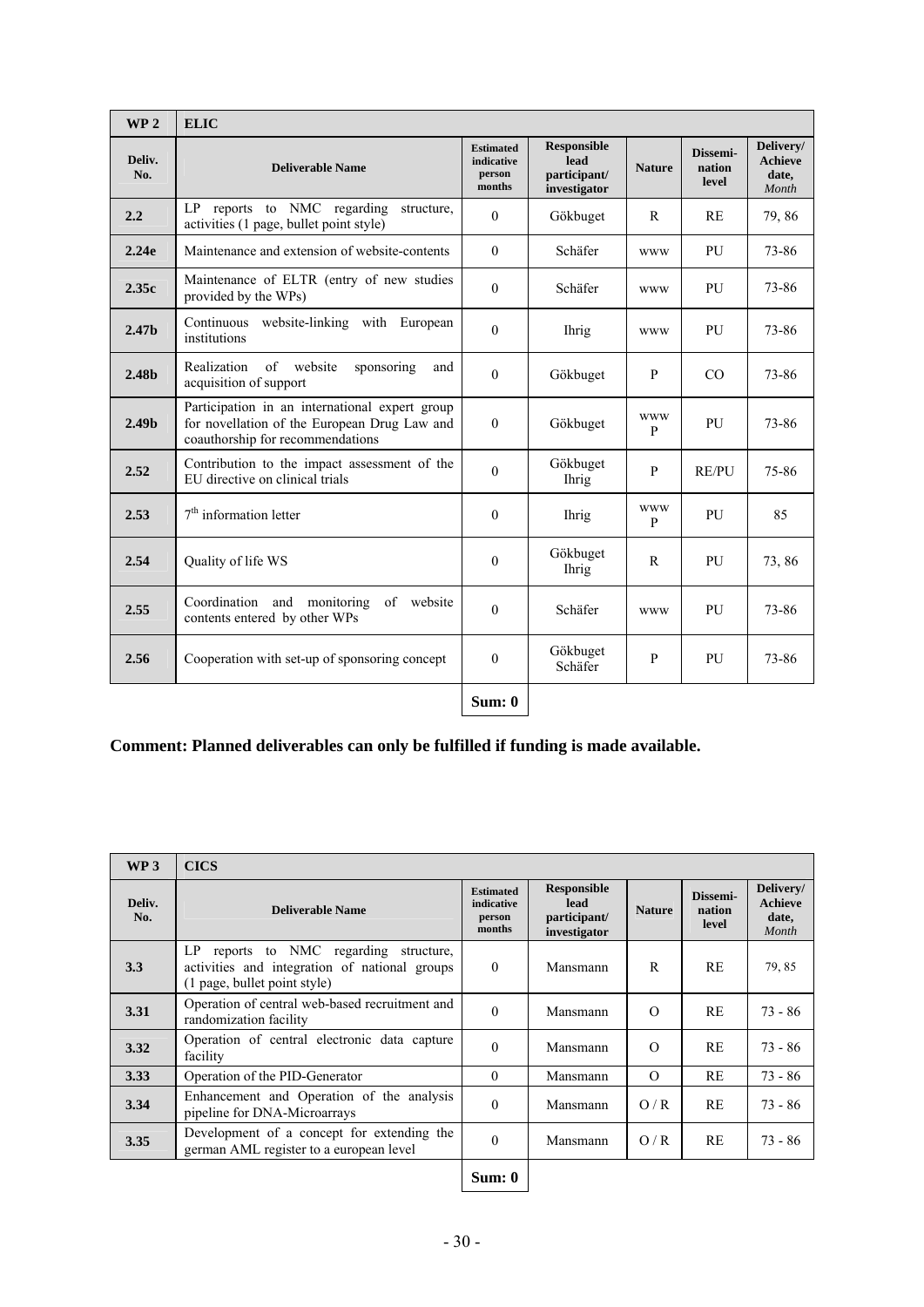| WP 2 | ELIC | | | | | |
|---|---|---|---|---|---|---|
| **Deliv. No.** | **Deliverable Name** | **Estimated indicative person months** | **Responsible lead participant/ investigator** | **Nature** | **Dissemi-nation level** | **Delivery/ Achieve date, *Month*** |
| **2.2** | LP reports to NMC regarding structure, activities (1 page, bullet point style) | 0 | Gökbuget | R | RE | 79, 86 |
| **2.24e** | Maintenance and extension of website-contents | 0 | Schäfer | www | PU | 73-86 |
| **2.35c** | Maintenance of ELTR (entry of new studies provided by the WPs) | 0 | Schäfer | www | PU | 73-86 |
| **2.47b** | Continuous website-linking with European institutions | 0 | Ihrig | www | PU | 73-86 |
| **2.48b** | Realization of website sponsoring and acquisition of support | 0 | Gökbuget | P | CO | 73-86 |
| **2.49b** | Participation in an international expert group for novellation of the European Drug Law and coauthorship for recommendations | 0 | Gökbuget | www P | PU | 73-86 |
| **2.52** | Contribution to the impact assessment of the EU directive on clinical trials | 0 | Gökbuget Ihrig | P | RE/PU | 75-86 |
| **2.53** | 7th information letter | 0 | Ihrig | www P | PU | 85 |
| **2.54** | Quality of life WS | 0 | Gökbuget Ihrig | R | PU | 73, 86 |
| **2.55** | Coordination and monitoring of website contents entered by other WPs | 0 | Schäfer | www | PU | 73-86 |
| **2.56** | Cooperation with set-up of sponsoring concept | 0 | Gökbuget Schäfer | P | PU | 73-86 |
| | | **Sum: 0** | | | | |

**Comment: Planned deliverables can only be fulfilled if funding is made available.**

| WP 3 | CICS | | | | | |
|---|---|---|---|---|---|---|
| **Deliv. No.** | **Deliverable Name** | **Estimated indicative person months** | **Responsible lead participant/ investigator** | **Nature** | **Dissemi-nation level** | **Delivery/ Achieve date, *Month*** |
| **3.3** | LP reports to NMC regarding structure, activities and integration of national groups (1 page, bullet point style) | 0 | Mansmann | R | RE | 79, 85 |
| **3.31** | Operation of central web-based recruitment and randomization facility | 0 | Mansmann | O | RE | 73 - 86 |
| **3.32** | Operation of central electronic data capture facility | 0 | Mansmann | O | RE | 73 - 86 |
| **3.33** | Operation of the PID-Generator | 0 | Mansmann | O | RE | 73 - 86 |
| **3.34** | Enhancement and Operation of the analysis pipeline for DNA-Microarrays | 0 | Mansmann | O / R | RE | 73 - 86 |
| **3.35** | Development of a concept for extending the german AML register to a european level | 0 | Mansmann | O / R | RE | 73 - 86 |
| | | **Sum: 0** | | | | |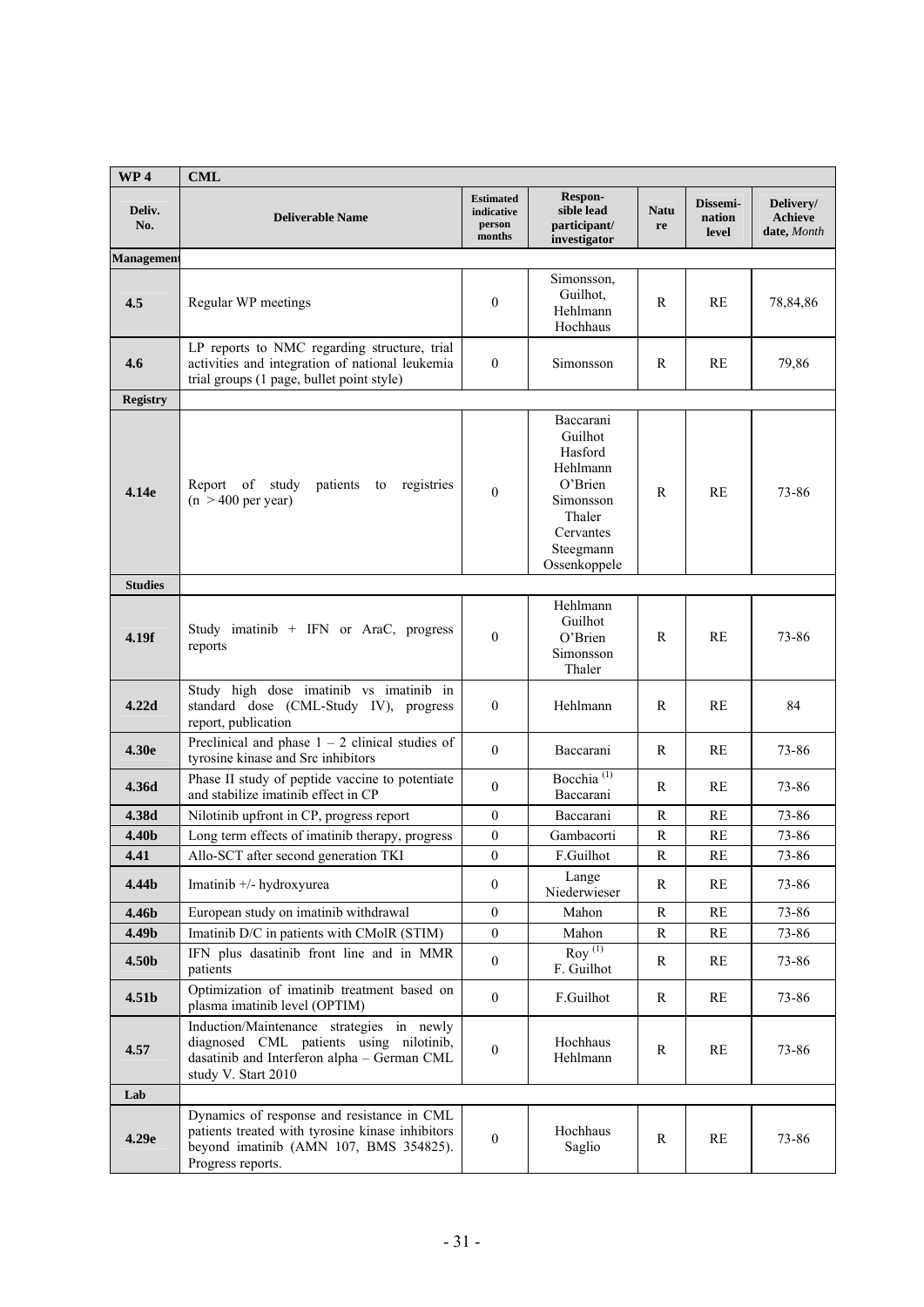| WP 4 | CML | | | | | |
|---|---|---|---|---|---|---|
| **Deliv. No.** | **Deliverable Name** | **Estimated indicative person months** | **Respon-sible lead participant/ investigator** | **Nature** | **Dissemi-nation level** | **Delivery/ Achieve date,** *Month* |
| **Management** | | | | | | |
| **4.5** | Regular WP meetings | 0 | Simonsson, Guilhot, Hehlmann Hochhaus | R | RE | 78,84,86 |
| **4.6** | LP reports to NMC regarding structure, trial activities and integration of national leukemia trial groups (1 page, bullet point style) | 0 | Simonsson | R | RE | 79,86 |
| **Registry** | | | | | | |
| **4.14e** | Report of study patients to registries (n > 400 per year) | 0 | Baccarani Guilhot Hasford Hehlmann O'Brien Simonsson Thaler Cervantes Steegmann Ossenkoppele | R | RE | 73-86 |
| **Studies** | | | | | | |
| **4.19f** | Study imatinib + IFN or AraC, progress reports | 0 | Hehlmann Guilhot O'Brien Simonsson Thaler | R | RE | 73-86 |
| **4.22d** | Study high dose imatinib vs imatinib in standard dose (CML-Study IV), progress report, publication | 0 | Hehlmann | R | RE | 84 |
| **4.30e** | Preclinical and phase 1 – 2 clinical studies of tyrosine kinase and Src inhibitors | 0 | Baccarani | R | RE | 73-86 |
| **4.36d** | Phase II study of peptide vaccine to potentiate and stabilize imatinib effect in CP | 0 | Bocchia (1) Baccarani | R | RE | 73-86 |
| **4.38d** | Nilotinib upfront in CP, progress report | 0 | Baccarani | R | RE | 73-86 |
| **4.40b** | Long term effects of imatinib therapy, progress | 0 | Gambacorti | R | RE | 73-86 |
| **4.41** | Allo-SCT after second generation TKI | 0 | F.Guilhot | R | RE | 73-86 |
| **4.44b** | Imatinib +/- hydroxyurea | 0 | Lange Niederwieser | R | RE | 73-86 |
| **4.46b** | European study on imatinib withdrawal | 0 | Mahon | R | RE | 73-86 |
| **4.49b** | Imatinib D/C in patients with CMolR (STIM) | 0 | Mahon | R | RE | 73-86 |
| **4.50b** | IFN plus dasatinib front line and in MMR patients | 0 | Roy (1) F. Guilhot | R | RE | 73-86 |
| **4.51b** | Optimization of imatinib treatment based on plasma imatinib level (OPTIM) | 0 | F.Guilhot | R | RE | 73-86 |
| **4.57** | Induction/Maintenance strategies in newly diagnosed CML patients using nilotinib, dasatinib and Interferon alpha – German CML study V. Start 2010 | 0 | Hochhaus Hehlmann | R | RE | 73-86 |
| **Lab** | | | | | | |
| **4.29e** | Dynamics of response and resistance in CML patients treated with tyrosine kinase inhibitors beyond imatinib (AMN 107, BMS 354825). Progress reports. | 0 | Hochhaus Saglio | R | RE | 73-86 |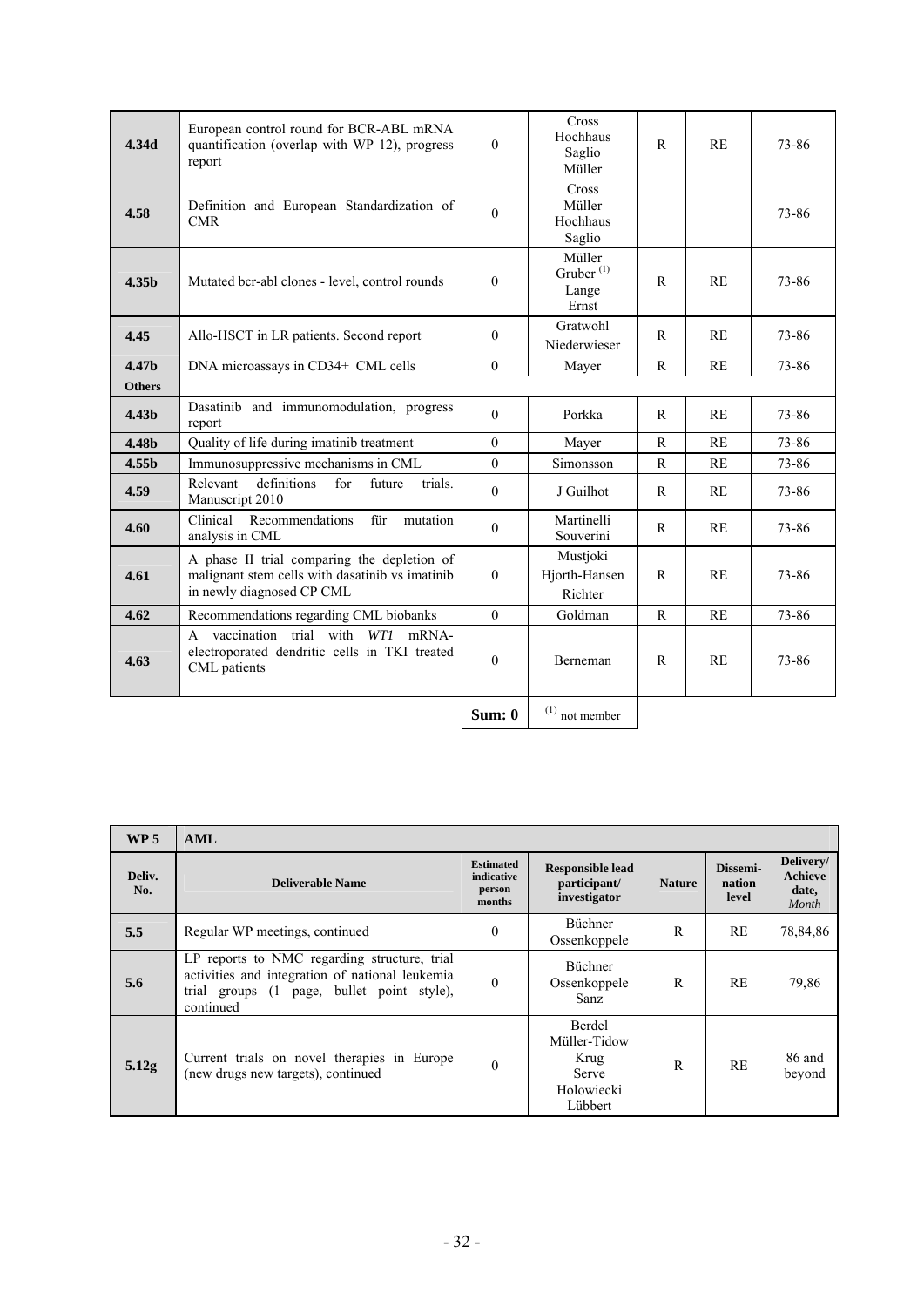| | | | | | | |
|---|---|---|---|---|---|---|
| **4.34d** | European control round for BCR-ABL mRNA quantification (overlap with WP 12), progress report | 0 | Cross Hochhaus Saglio Müller | R | RE | 73-86 |
| **4.58** | Definition and European Standardization of CMR | 0 | Cross Müller Hochhaus Saglio | | | 73-86 |
| **4.35b** | Mutated bcr-abl clones - level, control rounds | 0 | Müller Gruber [(1)] Lange Ernst | R | RE | 73-86 |
| **4.45** | Allo-HSCT in LR patients. Second report | 0 | Gratwohl Niederwieser | R | RE | 73-86 |
| **4.47b** | DNA microassays in CD34+ CML cells | 0 | Mayer | R | RE | 73-86 |
| **Others** | | | | | | |
| **4.43b** | Dasatinib and immunomodulation, progress report | 0 | Porkka | R | RE | 73-86 |
| **4.48b** | Quality of life during imatinib treatment | 0 | Mayer | R | RE | 73-86 |
| **4.55b** | Immunosuppressive mechanisms in CML | 0 | Simonsson | R | RE | 73-86 |
| **4.59** | Relevant definitions for future trials. Manuscript 2010 | 0 | J Guilhot | R | RE | 73-86 |
| **4.60** | Clinical Recommendations für mutation analysis in CML | 0 | Martinelli Souverini | R | RE | 73-86 |
| **4.61** | A phase II trial comparing the depletion of malignant stem cells with dasatinib vs imatinib in newly diagnosed CP CML | 0 | Mustjoki Hjorth-Hansen Richter | R | RE | 73-86 |
| **4.62** | Recommendations regarding CML biobanks | 0 | Goldman | R | RE | 73-86 |
| **4.63** | A vaccination trial with *WT1* mRNA-electroporated dendritic cells in TKI treated CML patients | 0 | Berneman | R | RE | 73-86 |
| | | **Sum: 0** | (1) not member | | | |

| **WP 5** | **AML** | | | | | |
|---|---|---|---|---|---|---|
| **Deliv. No.** | **Deliverable Name** | **Estimated indicative person months** | **Responsible lead participant/ investigator** | **Nature** | **Dissemi-nation level** | **Delivery/ Achieve date, *Month*** |
| **5.5** | Regular WP meetings, continued | 0 | Büchner Ossenkoppele | R | RE | 78,84,86 |
| **5.6** | LP reports to NMC regarding structure, trial activities and integration of national leukemia trial groups (1 page, bullet point style), continued | 0 | Büchner Ossenkoppele Sanz | R | RE | 79,86 |
| **5.12g** | Current trials on novel therapies in Europe (new drugs new targets), continued | 0 | Berdel Müller-Tidow Krug Serve Holowiecki Lübbert | R | RE | 86 and beyond |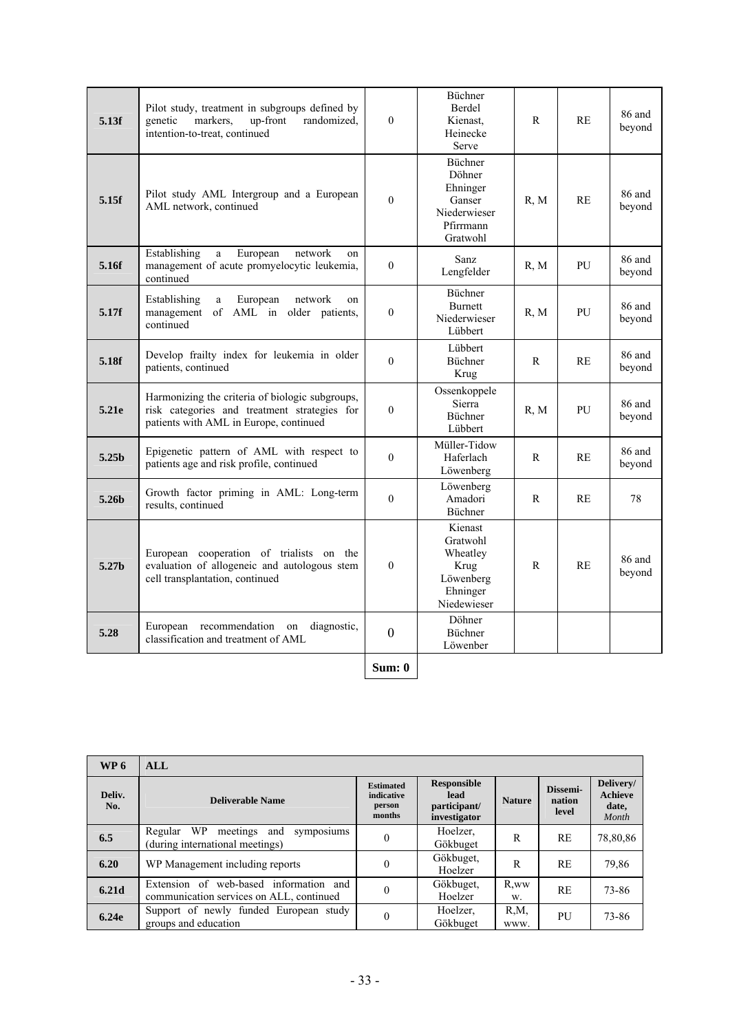| | | | | | | |
|---|---|---|---|---|---|---|
| **5.13f** | Pilot study, treatment in subgroups defined by genetic markers, up-front randomized, intention-to-treat, continued | 0 | Büchner Berdel Kienast, Heinecke Serve | R | RE | 86 and beyond |
| **5.15f** | Pilot study AML Intergroup and a European AML network, continued | 0 | Büchner Döhner Ehninger Ganser Niederwieser Pfirrmann Gratwohl | R, M | RE | 86 and beyond |
| **5.16f** | Establishing a European network on management of acute promyelocytic leukemia, continued | 0 | Sanz Lengfelder | R, M | PU | 86 and beyond |
| **5.17f** | Establishing a European network on management of AML in older patients, continued | 0 | Büchner Burnett Niederwieser Lübbert | R, M | PU | 86 and beyond |
| **5.18f** | Develop frailty index for leukemia in older patients, continued | 0 | Lübbert Büchner Krug | R | RE | 86 and beyond |
| **5.21e** | Harmonizing the criteria of biologic subgroups, risk categories and treatment strategies for patients with AML in Europe, continued | 0 | Ossenkoppele Sierra Büchner Lübbert | R, M | PU | 86 and beyond |
| **5.25b** | Epigenetic pattern of AML with respect to patients age and risk profile, continued | 0 | Müller-Tidow Haferlach Löwenberg | R | RE | 86 and beyond |
| **5.26b** | Growth factor priming in AML: Long-term results, continued | 0 | Löwenberg Amadori Büchner | R | RE | 78 |
| **5.27b** | European cooperation of trialists on the evaluation of allogeneic and autologous stem cell transplantation, continued | 0 | Kienast Gratwohl Wheatley Krug Löwenberg Ehninger Niedewieser | R | RE | 86 and beyond |
| **5.28** | European recommendation on diagnostic, classification and treatment of AML | 0 | Döhner Büchner Löwenber | | | |
| | | **Sum: 0** | | | | |

| **WP 6** | **ALL** | | | | | |
|---|---|---|---|---|---|---|
| **Deliv. No.** | **Deliverable Name** | **Estimated indicative person months** | **Responsible lead participant/ investigator** | **Nature** | **Dissemi-nation level** | **Delivery/ Achieve date,** ***Month*** |
| **6.5** | Regular WP meetings and symposiums (during international meetings) | 0 | Hoelzer, Gökbuget | R | RE | 78,80,86 |
| **6.20** | WP Management including reports | 0 | Gökbuget, Hoelzer | R | RE | 79,86 |
| **6.21d** | Extension of web-based information and communication services on ALL, continued | 0 | Gökbuget, Hoelzer | R,www. | RE | 73-86 |
| **6.24e** | Support of newly funded European study groups and education | 0 | Hoelzer, Gökbuget | R,M, www. | PU | 73-86 |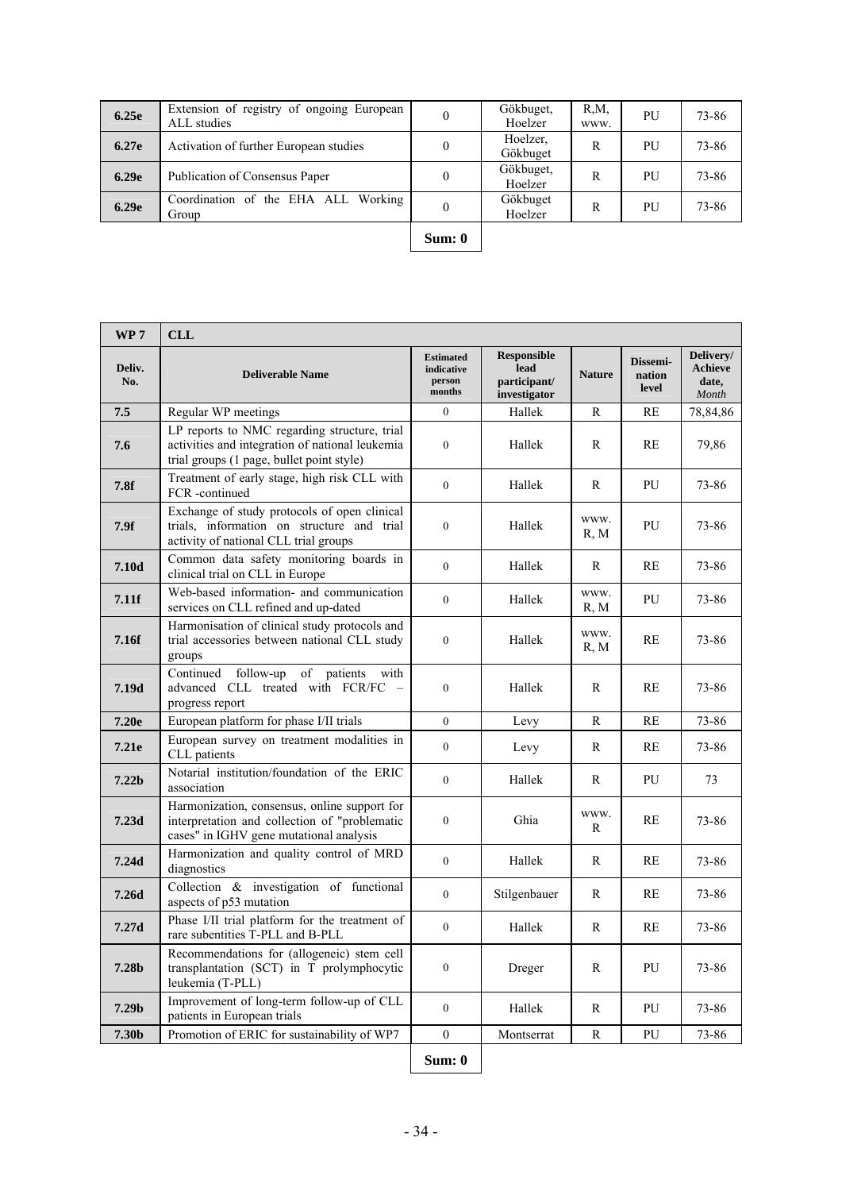| | | | | | | |
|---|---|---|---|---|---|---|
| **6.25e** | Extension of registry of ongoing European ALL studies | 0 | Gökbuget, Hoelzer | R,M, www. | PU | 73-86 |
| **6.27e** | Activation of further European studies | 0 | Hoelzer, Gökbuget | R | PU | 73-86 |
| **6.29e** | Publication of Consensus Paper | 0 | Gökbuget, Hoelzer | R | PU | 73-86 |
| **6.29e** | Coordination of the EHA ALL Working Group | 0 | Gökbuget Hoelzer | R | PU | 73-86 |
| | | **Sum: 0** | | | | |

| **WP 7** | **CLL** | | | | | |
|---|---|---|---|---|---|---|
| **Deliv. No.** | **Deliverable Name** | **Estimated indicative person months** | **Responsible lead participant/ investigator** | **Nature** | **Dissemi-nation level** | **Delivery/ Achieve date, *Month*** |
| **7.5** | Regular WP meetings | 0 | Hallek | R | RE | 78,84,86 |
| **7.6** | LP reports to NMC regarding structure, trial activities and integration of national leukemia trial groups (1 page, bullet point style) | 0 | Hallek | R | RE | 79,86 |
| **7.8f** | Treatment of early stage, high risk CLL with FCR -continued | 0 | Hallek | R | PU | 73-86 |
| **7.9f** | Exchange of study protocols of open clinical trials, information on structure and trial activity of national CLL trial groups | 0 | Hallek | www. R, M | PU | 73-86 |
| **7.10d** | Common data safety monitoring boards in clinical trial on CLL in Europe | 0 | Hallek | R | RE | 73-86 |
| **7.11f** | Web-based information- and communication services on CLL refined and up-dated | 0 | Hallek | www. R, M | PU | 73-86 |
| **7.16f** | Harmonisation of clinical study protocols and trial accessories between national CLL study groups | 0 | Hallek | www. R, M | RE | 73-86 |
| **7.19d** | Continued follow-up of patients with advanced CLL treated with FCR/FC – progress report | 0 | Hallek | R | RE | 73-86 |
| **7.20e** | European platform for phase I/II trials | 0 | Levy | R | RE | 73-86 |
| **7.21e** | European survey on treatment modalities in CLL patients | 0 | Levy | R | RE | 73-86 |
| **7.22b** | Notarial institution/foundation of the ERIC association | 0 | Hallek | R | PU | 73 |
| **7.23d** | Harmonization, consensus, online support for interpretation and collection of "problematic cases" in IGHV gene mutational analysis | 0 | Ghia | www. R | RE | 73-86 |
| **7.24d** | Harmonization and quality control of MRD diagnostics | 0 | Hallek | R | RE | 73-86 |
| **7.26d** | Collection & investigation of functional aspects of p53 mutation | 0 | Stilgenbauer | R | RE | 73-86 |
| **7.27d** | Phase I/II trial platform for the treatment of rare subentities T-PLL and B-PLL | 0 | Hallek | R | RE | 73-86 |
| **7.28b** | Recommendations for (allogeneic) stem cell transplantation (SCT) in T prolymphocytic leukemia (T-PLL) | 0 | Dreger | R | PU | 73-86 |
| **7.29b** | Improvement of long-term follow-up of CLL patients in European trials | 0 | Hallek | R | PU | 73-86 |
| **7.30b** | Promotion of ERIC for sustainability of WP7 | 0 | Montserrat | R | PU | 73-86 |
| | | **Sum: 0** | | | | |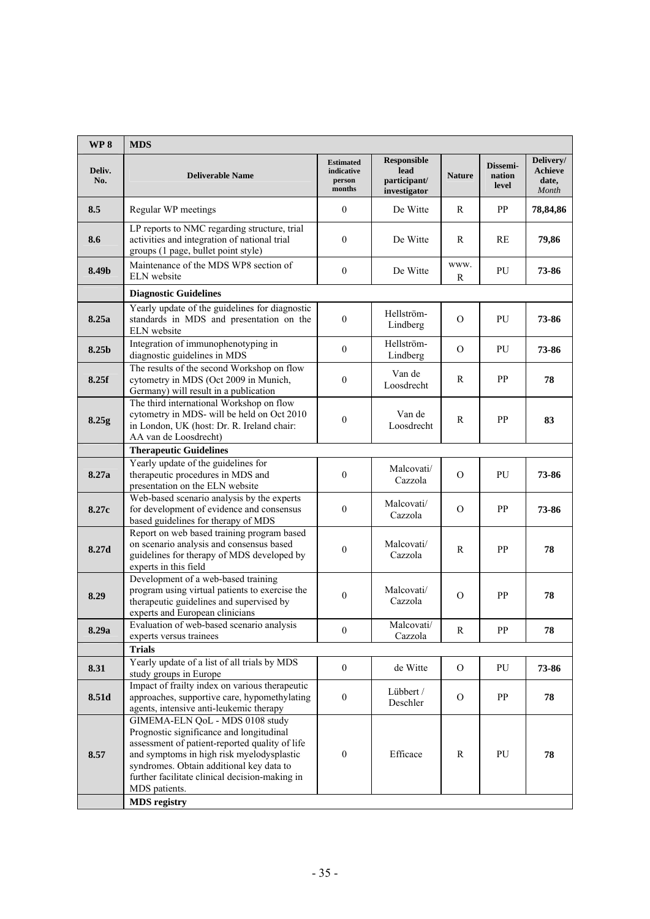| WP 8 | MDS | | | | | |
|---|---|---|---|---|---|---|
| **Deliv. No.** | **Deliverable Name** | **Estimated indicative person months** | **Responsible lead participant/ investigator** | **Nature** | **Dissemi-nation level** | **Delivery/ Achieve date, *Month*** |
| **8.5** | Regular WP meetings | 0 | De Witte | R | PP | **78,84,86** |
| **8.6** | LP reports to NMC regarding structure, trial activities and integration of national trial groups (1 page, bullet point style) | 0 | De Witte | R | RE | **79,86** |
| **8.49b** | Maintenance of the MDS WP8 section of ELN website | 0 | De Witte | www. R | PU | **73-86** |
| | **Diagnostic Guidelines** | | | | | |
| **8.25a** | Yearly update of the guidelines for diagnostic standards in MDS and presentation on the ELN website | 0 | Hellström-Lindberg | O | PU | **73-86** |
| **8.25b** | Integration of immunophenotyping in diagnostic guidelines in MDS | 0 | Hellström-Lindberg | O | PU | **73-86** |
| **8.25f** | The results of the second Workshop on flow cytometry in MDS (Oct 2009 in Munich, Germany) will result in a publication | 0 | Van de Loosdrecht | R | PP | **78** |
| **8.25g** | The third international Workshop on flow cytometry in MDS- will be held on Oct 2010 in London, UK (host: Dr. R. Ireland chair: AA van de Loosdrecht) | 0 | Van de Loosdrecht | R | PP | **83** |
| | **Therapeutic Guidelines** | | | | | |
| **8.27a** | Yearly update of the guidelines for therapeutic procedures in MDS and presentation on the ELN website | 0 | Malcovati/ Cazzola | O | PU | **73-86** |
| **8.27c** | Web-based scenario analysis by the experts for development of evidence and consensus based guidelines for therapy of MDS | 0 | Malcovati/ Cazzola | O | PP | **73-86** |
| **8.27d** | Report on web based training program based on scenario analysis and consensus based guidelines for therapy of MDS developed by experts in this field | 0 | Malcovati/ Cazzola | R | PP | **78** |
| **8.29** | Development of a web-based training program using virtual patients to exercise the therapeutic guidelines and supervised by experts and European clinicians | 0 | Malcovati/ Cazzola | O | PP | **78** |
| **8.29a** | Evaluation of web-based scenario analysis experts versus trainees | 0 | Malcovati/ Cazzola | R | PP | **78** |
| | **Trials** | | | | | |
| **8.31** | Yearly update of a list of all trials by MDS study groups in Europe | 0 | de Witte | O | PU | **73-86** |
| **8.51d** | Impact of frailty index on various therapeutic approaches, supportive care, hypomethylating agents, intensive anti-leukemic therapy | 0 | Lübbert / Deschler | O | PP | **78** |
| **8.57** | GIMEMA-ELN QoL - MDS 0108 study Prognostic significance and longitudinal assessment of patient-reported quality of life and symptoms in high risk myelodysplastic syndromes. Obtain additional key data to further facilitate clinical decision-making in MDS patients. | 0 | Efficace | R | PU | **78** |
| | **MDS registry** | | | | | |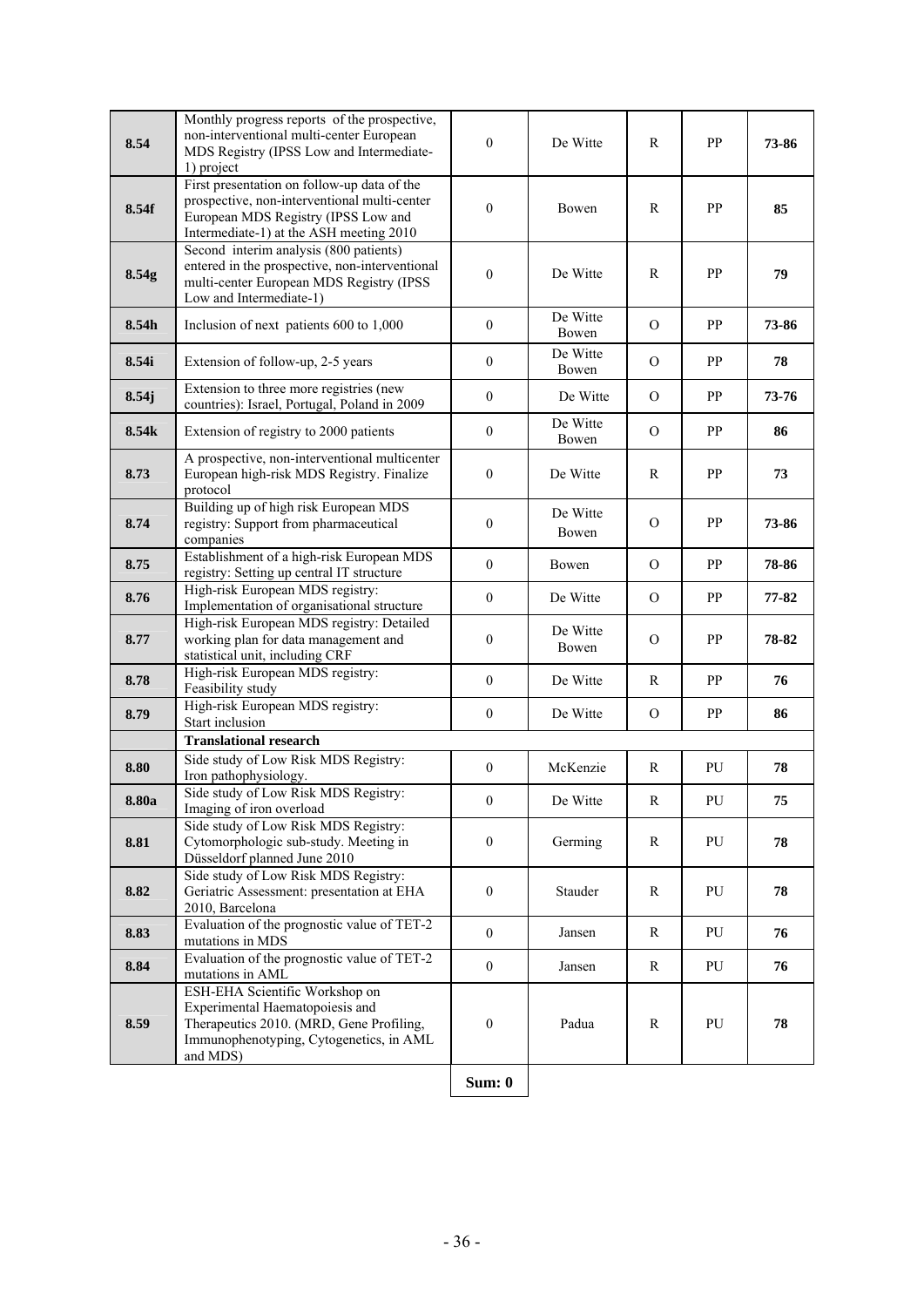| | | | | | | |
|---|---|---|---|---|---|---|
| **8.54** | Monthly progress reports of the prospective, non-interventional multi-center European MDS Registry (IPSS Low and Intermediate-1) project | 0 | De Witte | R | PP | **73-86** |
| **8.54f** | First presentation on follow-up data of the prospective, non-interventional multi-center European MDS Registry (IPSS Low and Intermediate-1) at the ASH meeting 2010 | 0 | Bowen | R | PP | **85** |
| **8.54g** | Second interim analysis (800 patients) entered in the prospective, non-interventional multi-center European MDS Registry (IPSS Low and Intermediate-1) | 0 | De Witte | R | PP | **79** |
| **8.54h** | Inclusion of next patients 600 to 1,000 | 0 | De Witte Bowen | O | PP | **73-86** |
| **8.54i** | Extension of follow-up, 2-5 years | 0 | De Witte Bowen | O | PP | **78** |
| **8.54j** | Extension to three more registries (new countries): Israel, Portugal, Poland in 2009 | 0 | De Witte | O | PP | **73-76** |
| **8.54k** | Extension of registry to 2000 patients | 0 | De Witte Bowen | O | PP | **86** |
| **8.73** | A prospective, non-interventional multicenter European high-risk MDS Registry. Finalize protocol | 0 | De Witte | R | PP | **73** |
| **8.74** | Building up of high risk European MDS registry: Support from pharmaceutical companies | 0 | De Witte Bowen | O | PP | **73-86** |
| **8.75** | Establishment of a high-risk European MDS registry: Setting up central IT structure | 0 | Bowen | O | PP | **78-86** |
| **8.76** | High-risk European MDS registry: Implementation of organisational structure | 0 | De Witte | O | PP | **77-82** |
| **8.77** | High-risk European MDS registry: Detailed working plan for data management and statistical unit, including CRF | 0 | De Witte Bowen | O | PP | **78-82** |
| **8.78** | High-risk European MDS registry: Feasibility study | 0 | De Witte | R | PP | **76** |
| **8.79** | High-risk European MDS registry: Start inclusion | 0 | De Witte | O | PP | **86** |
| | **Translational research** | | | | | |
| **8.80** | Side study of Low Risk MDS Registry: Iron pathophysiology. | 0 | McKenzie | R | PU | **78** |
| **8.80a** | Side study of Low Risk MDS Registry: Imaging of iron overload | 0 | De Witte | R | PU | **75** |
| **8.81** | Side study of Low Risk MDS Registry: Cytomorphologic sub-study. Meeting in Düsseldorf planned June 2010 | 0 | Germing | R | PU | **78** |
| **8.82** | Side study of Low Risk MDS Registry: Geriatric Assessment: presentation at EHA 2010, Barcelona | 0 | Stauder | R | PU | **78** |
| **8.83** | Evaluation of the prognostic value of TET-2 mutations in MDS | 0 | Jansen | R | PU | **76** |
| **8.84** | Evaluation of the prognostic value of TET-2 mutations in AML | 0 | Jansen | R | PU | **76** |
| **8.59** | ESH-EHA Scientific Workshop on Experimental Haematopoiesis and Therapeutics 2010. (MRD, Gene Profiling, Immunophenotyping, Cytogenetics, in AML and MDS) | 0 | Padua | R | PU | **78** |
| | | **Sum: 0** | | | | |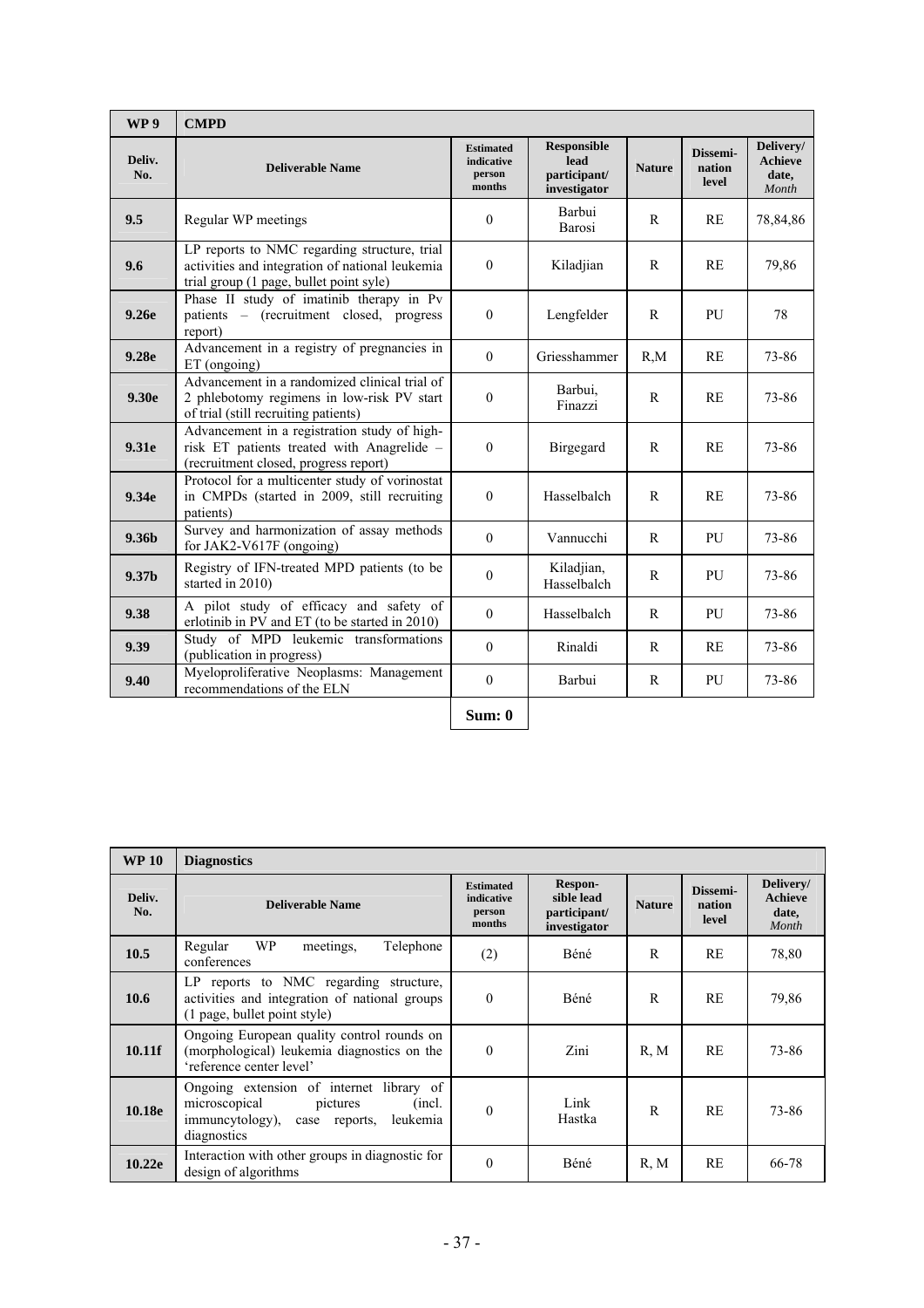| WP 9 | CMPD | | | | | |
|---|---|---|---|---|---|---|
| **Deliv. No.** | **Deliverable Name** | **Estimated indicative person months** | **Responsible lead participant/ investigator** | **Nature** | **Dissemi-nation level** | **Delivery/ Achieve date,** *Month* |
| **9.5** | Regular WP meetings | 0 | Barbui Barosi | R | RE | 78,84,86 |
| **9.6** | LP reports to NMC regarding structure, trial activities and integration of national leukemia trial group (1 page, bullet point syle) | 0 | Kiladjian | R | RE | 79,86 |
| **9.26e** | Phase II study of imatinib therapy in Pv patients – (recruitment closed, progress report) | 0 | Lengfelder | R | PU | 78 |
| **9.28e** | Advancement in a registry of pregnancies in ET (ongoing) | 0 | Griesshammer | R,M | RE | 73-86 |
| **9.30e** | Advancement in a randomized clinical trial of 2 phlebotomy regimens in low-risk PV start of trial (still recruiting patients) | 0 | Barbui, Finazzi | R | RE | 73-86 |
| **9.31e** | Advancement in a registration study of high-risk ET patients treated with Anagrelide – (recruitment closed, progress report) | 0 | Birgegard | R | RE | 73-86 |
| **9.34e** | Protocol for a multicenter study of vorinostat in CMPDs (started in 2009, still recruiting patients) | 0 | Hasselbalch | R | RE | 73-86 |
| **9.36b** | Survey and harmonization of assay methods for JAK2-V617F (ongoing) | 0 | Vannucchi | R | PU | 73-86 |
| **9.37b** | Registry of IFN-treated MPD patients (to be started in 2010) | 0 | Kiladjian, Hasselbalch | R | PU | 73-86 |
| **9.38** | A pilot study of efficacy and safety of erlotinib in PV and ET (to be started in 2010) | 0 | Hasselbalch | R | PU | 73-86 |
| **9.39** | Study of MPD leukemic transformations (publication in progress) | 0 | Rinaldi | R | RE | 73-86 |
| **9.40** | Myeloproliferative Neoplasms: Management recommendations of the ELN | 0 | Barbui | R | PU | 73-86 |
| | | **Sum: 0** | | | | |

| WP 10 | Diagnostics | | | | | |
|---|---|---|---|---|---|---|
| **Deliv. No.** | **Deliverable Name** | **Estimated indicative person months** | **Respon-sible lead participant/ investigator** | **Nature** | **Dissemi-nation level** | **Delivery/ Achieve date,** *Month* |
| **10.5** | Regular WP meetings, Telephone conferences | (2) | Béné | R | RE | 78,80 |
| **10.6** | LP reports to NMC regarding structure, activities and integration of national groups (1 page, bullet point style) | 0 | Béné | R | RE | 79,86 |
| **10.11f** | Ongoing European quality control rounds on (morphological) leukemia diagnostics on the 'reference center level' | 0 | Zini | R, M | RE | 73-86 |
| **10.18e** | Ongoing extension of internet library of microscopical pictures (incl. immuncytology), case reports, leukemia diagnostics | 0 | Link Hastka | R | RE | 73-86 |
| **10.22e** | Interaction with other groups in diagnostic for design of algorithms | 0 | Béné | R, M | RE | 66-78 |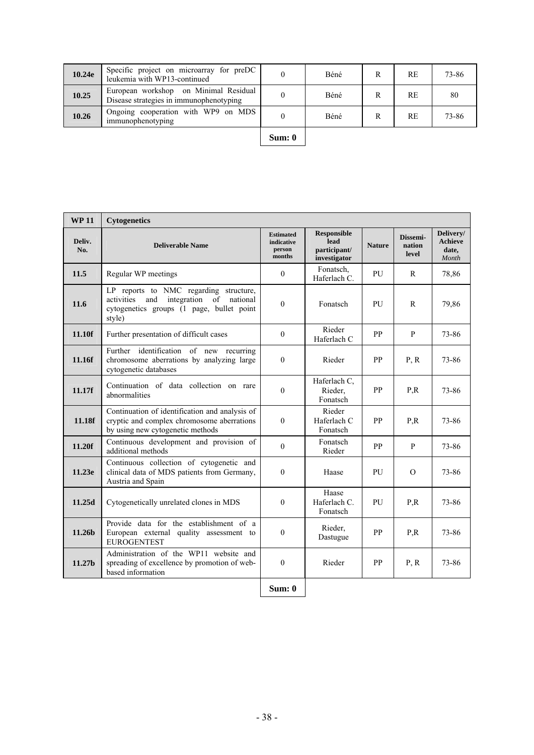| | | | | | | |
|---|---|---|---|---|---|---|
| **10.24e** | Specific project on microarray for preDC leukemia with WP13-continued | 0 | Béné | R | RE | 73-86 |
| **10.25** | European workshop on Minimal Residual Disease strategies in immunophenotyping | 0 | Béné | R | RE | 80 |
| **10.26** | Ongoing cooperation with WP9 on MDS immunophenotyping | 0 | Béné | R | RE | 73-86 |
| | | **Sum: 0** | | | | |

| **WP 11** | **Cytogenetics** | | | | | |
|---|---|---|---|---|---|---|
| **Deliv. No.** | **Deliverable Name** | **Estimated indicative person months** | **Responsible lead participant/ investigator** | **Nature** | **Dissemi-nation level** | **Delivery/ Achieve date, *Month*** |
| **11.5** | Regular WP meetings | 0 | Fonatsch, Haferlach C. | PU | R | 78,86 |
| **11.6** | LP reports to NMC regarding structure, activities and integration of national cytogenetics groups (1 page, bullet point style) | 0 | Fonatsch | PU | R | 79,86 |
| **11.10f** | Further presentation of difficult cases | 0 | Rieder Haferlach C | PP | P | 73-86 |
| **11.16f** | Further identification of new recurring chromosome aberrations by analyzing large cytogenetic databases | 0 | Rieder | PP | P, R | 73-86 |
| **11.17f** | Continuation of data collection on rare abnormalities | 0 | Haferlach C, Rieder, Fonatsch | PP | P,R | 73-86 |
| **11.18f** | Continuation of identification and analysis of cryptic and complex chromosome aberrations by using new cytogenetic methods | 0 | Rieder Haferlach C Fonatsch | PP | P,R | 73-86 |
| **11.20f** | Continuous development and provision of additional methods | 0 | Fonatsch Rieder | PP | P | 73-86 |
| **11.23e** | Continuous collection of cytogenetic and clinical data of MDS patients from Germany, Austria and Spain | 0 | Haase | PU | O | 73-86 |
| **11.25d** | Cytogenetically unrelated clones in MDS | 0 | Haase Haferlach C. Fonatsch | PU | P,R | 73-86 |
| **11.26b** | Provide data for the establishment of a European external quality assessment to EUROGENTEST | 0 | Rieder, Dastugue | PP | P,R | 73-86 |
| **11.27b** | Administration of the WP11 website and spreading of excellence by promotion of web-based information | 0 | Rieder | PP | P, R | 73-86 |
| | | **Sum: 0** | | | | |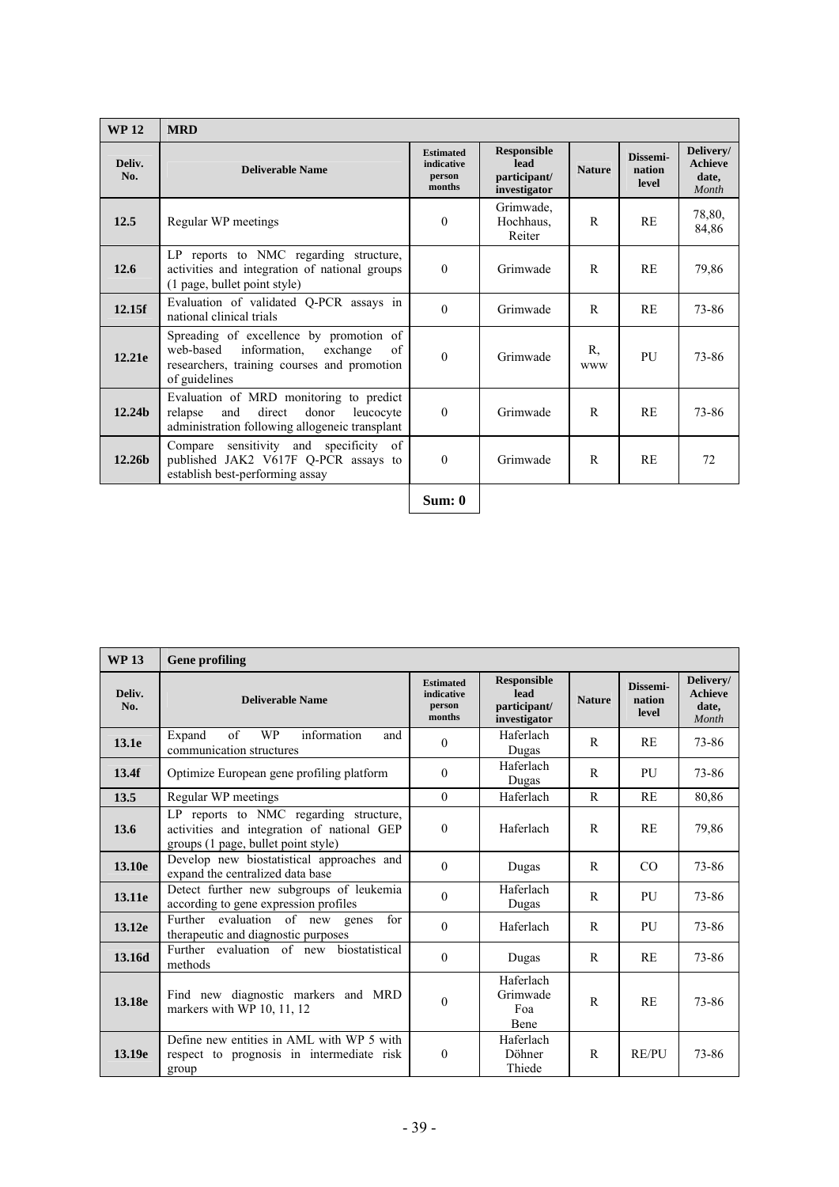| WP 12 | MRD | | | | | |
|---|---|---|---|---|---|---|
| **Deliv. No.** | **Deliverable Name** | **Estimated indicative person months** | **Responsible lead participant/ investigator** | **Nature** | **Dissemi-nation level** | **Delivery/ Achieve date, *Month*** |
| **12.5** | Regular WP meetings | 0 | Grimwade, Hochhaus, Reiter | R | RE | 78,80, 84,86 |
| **12.6** | LP reports to NMC regarding structure, activities and integration of national groups (1 page, bullet point style) | 0 | Grimwade | R | RE | 79,86 |
| **12.15f** | Evaluation of validated Q-PCR assays in national clinical trials | 0 | Grimwade | R | RE | 73-86 |
| **12.21e** | Spreading of excellence by promotion of web-based information, exchange of researchers, training courses and promotion of guidelines | 0 | Grimwade | R, www | PU | 73-86 |
| **12.24b** | Evaluation of MRD monitoring to predict relapse and direct donor leucocyte administration following allogeneic transplant | 0 | Grimwade | R | RE | 73-86 |
| **12.26b** | Compare sensitivity and specificity of published JAK2 V617F Q-PCR assays to establish best-performing assay | 0 | Grimwade | R | RE | 72 |
| | | **Sum: 0** | | | | |

| WP 13 | Gene profiling | | | | | |
|---|---|---|---|---|---|---|
| **Deliv. No.** | **Deliverable Name** | **Estimated indicative person months** | **Responsible lead participant/ investigator** | **Nature** | **Dissemi-nation level** | **Delivery/ Achieve date, *Month*** |
| **13.1e** | Expand of WP information and communication structures | 0 | Haferlach Dugas | R | RE | 73-86 |
| **13.4f** | Optimize European gene profiling platform | 0 | Haferlach Dugas | R | PU | 73-86 |
| **13.5** | Regular WP meetings | 0 | Haferlach | R | RE | 80,86 |
| **13.6** | LP reports to NMC regarding structure, activities and integration of national GEP groups (1 page, bullet point style) | 0 | Haferlach | R | RE | 79,86 |
| **13.10e** | Develop new biostatistical approaches and expand the centralized data base | 0 | Dugas | R | CO | 73-86 |
| **13.11e** | Detect further new subgroups of leukemia according to gene expression profiles | 0 | Haferlach Dugas | R | PU | 73-86 |
| **13.12e** | Further evaluation of new genes for therapeutic and diagnostic purposes | 0 | Haferlach | R | PU | 73-86 |
| **13.16d** | Further evaluation of new biostatistical methods | 0 | Dugas | R | RE | 73-86 |
| **13.18e** | Find new diagnostic markers and MRD markers with WP 10, 11, 12 | 0 | Haferlach Grimwade Foa Bene | R | RE | 73-86 |
| **13.19e** | Define new entities in AML with WP 5 with respect to prognosis in intermediate risk group | 0 | Haferlach Döhner Thiede | R | RE/PU | 73-86 |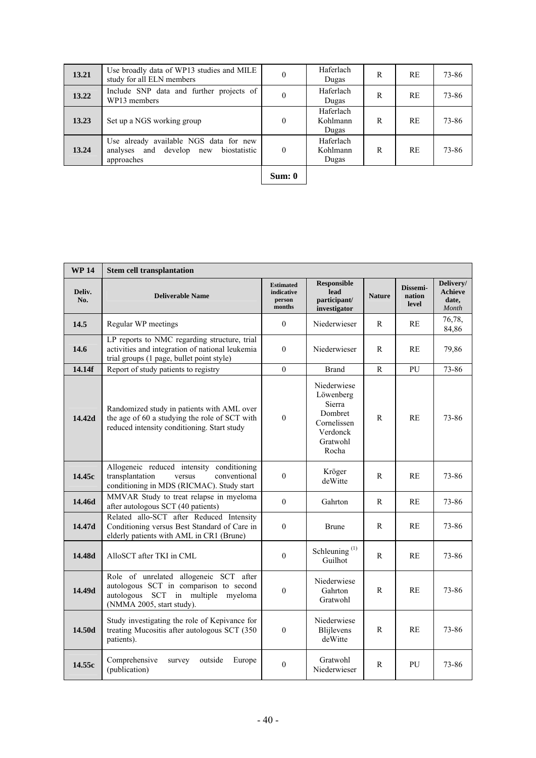| | | | | | | |
|---|---|---|---|---|---|---|
| **13.21** | Use broadly data of WP13 studies and MILE study for all ELN members | 0 | Haferlach Dugas | R | RE | 73-86 |
| **13.22** | Include SNP data and further projects of WP13 members | 0 | Haferlach Dugas | R | RE | 73-86 |
| **13.23** | Set up a NGS working group | 0 | Haferlach Kohlmann Dugas | R | RE | 73-86 |
| **13.24** | Use already available NGS data for new analyses and develop new biostatistic approaches | 0 | Haferlach Kohlmann Dugas | R | RE | 73-86 |
| | | **Sum: 0** | | | | |

| **WP 14** | **Stem cell transplantation** | | | | | |
|---|---|---|---|---|---|---|
| **Deliv. No.** | **Deliverable Name** | **Estimated indicative person months** | **Responsible lead participant/ investigator** | **Nature** | **Dissemi-nation level** | **Delivery/ Achieve date, *Month*** |
| **14.5** | Regular WP meetings | 0 | Niederwieser | R | RE | 76,78, 84,86 |
| **14.6** | LP reports to NMC regarding structure, trial activities and integration of national leukemia trial groups (1 page, bullet point style) | 0 | Niederwieser | R | RE | 79,86 |
| **14.14f** | Report of study patients to registry | 0 | Brand | R | PU | 73-86 |
| **14.42d** | Randomized study in patients with AML over the age of 60 a studying the role of SCT with reduced intensity conditioning. Start study | 0 | Niederwiese Löwenberg Sierra Dombret Cornelissen Verdonck Gratwohl Rocha | R | RE | 73-86 |
| **14.45c** | Allogeneic reduced intensity conditioning transplantation versus conventional conditioning in MDS (RICMAC). Study start | 0 | Kröger deWitte | R | RE | 73-86 |
| **14.46d** | MMVAR Study to treat relapse in myeloma after autologous SCT (40 patients) | 0 | Gahrton | R | RE | 73-86 |
| **14.47d** | Related allo-SCT after Reduced Intensity Conditioning versus Best Standard of Care in elderly patients with AML in CR1 (Brune) | 0 | Brune | R | RE | 73-86 |
| **14.48d** | AlloSCT after TKI in CML | 0 | Schleuning (1) Guilhot | R | RE | 73-86 |
| **14.49d** | Role of unrelated allogeneic SCT after autologous SCT in comparison to second autologous SCT in multiple myeloma (NMMA 2005, start study). | 0 | Niederwiese Gahrton Gratwohl | R | RE | 73-86 |
| **14.50d** | Study investigating the role of Kepivance for treating Mucositis after autologous SCT (350 patients). | 0 | Niederwiese Blijlevens deWitte | R | RE | 73-86 |
| **14.55c** | Comprehensive survey outside Europe (publication) | 0 | Gratwohl Niederwieser | R | PU | 73-86 |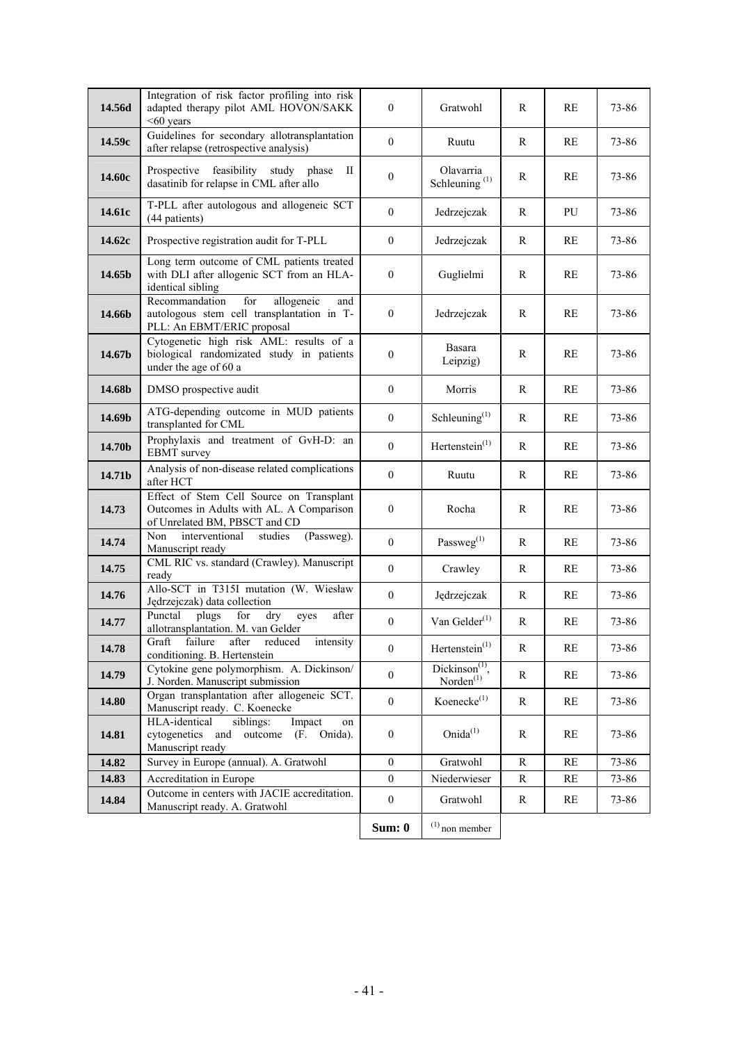| | | | | | | |
|---|---|---|---|---|---|---|
| **14.56d** | Integration of risk factor profiling into risk adapted therapy pilot AML HOVON/SAKK <60 years | 0 | Gratwohl | R | RE | 73-86 |
| **14.59c** | Guidelines for secondary allotransplantation after relapse (retrospective analysis) | 0 | Ruutu | R | RE | 73-86 |
| **14.60c** | Prospective feasibility study phase II dasatinib for relapse in CML after allo | 0 | Olavarria Schleuning [1] | R | RE | 73-86 |
| **14.61c** | T-PLL after autologous and allogeneic SCT (44 patients) | 0 | Jedrzejczak | R | PU | 73-86 |
| **14.62c** | Prospective registration audit for T-PLL | 0 | Jedrzejczak | R | RE | 73-86 |
| **14.65b** | Long term outcome of CML patients treated with DLI after allogenic SCT from an HLA-identical sibling | 0 | Guglielmi | R | RE | 73-86 |
| **14.66b** | Recommandation for allogeneic and autologous stem cell transplantation in T-PLL: An EBMT/ERIC proposal | 0 | Jedrzejczak | R | RE | 73-86 |
| **14.67b** | Cytogenetic high risk AML: results of a biological randomized study in patients under the age of 60 a | 0 | Basara Leipzig) | R | RE | 73-86 |
| **14.68b** | DMSO prospective audit | 0 | Morris | R | RE | 73-86 |
| **14.69b** | ATG-depending outcome in MUD patients transplanted for CML | 0 | Schleuning[1] | R | RE | 73-86 |
| **14.70b** | Prophylaxis and treatment of GvH-D: an EBMT survey | 0 | Hertenstein[1] | R | RE | 73-86 |
| **14.71b** | Analysis of non-disease related complications after HCT | 0 | Ruutu | R | RE | 73-86 |
| **14.73** | Effect of Stem Cell Source on Transplant Outcomes in Adults with AL. A Comparison of Unrelated BM, PBSCT and CD | 0 | Rocha | R | RE | 73-86 |
| **14.74** | Non interventional studies (Passweg). Manuscript ready | 0 | Passweg[1] | R | RE | 73-86 |
| **14.75** | CML RIC vs. standard (Crawley). Manuscript ready | 0 | Crawley | R | RE | 73-86 |
| **14.76** | Allo-SCT in T315I mutation (W. Wiesław Jędrzejczak) data collection | 0 | Jędrzejczak | R | RE | 73-86 |
| **14.77** | Punctal plugs for dry eyes after allotransplantation. M. van Gelder | 0 | Van Gelder[1] | R | RE | 73-86 |
| **14.78** | Graft failure after reduced intensity conditioning. B. Hertenstein | 0 | Hertenstein[1] | R | RE | 73-86 |
| **14.79** | Cytokine gene polymorphism. A. Dickinson/ J. Norden. Manuscript submission | 0 | Dickinson[1], Norden[1] | R | RE | 73-86 |
| **14.80** | Organ transplantation after allogeneic SCT. Manuscript ready. C. Koenecke | 0 | Koenecke[1] | R | RE | 73-86 |
| **14.81** | HLA-identical siblings: Impact on cytogenetics and outcome (F. Onida). Manuscript ready | 0 | Onida[1] | R | RE | 73-86 |
| **14.82** | Survey in Europe (annual). A. Gratwohl | 0 | Gratwohl | R | RE | 73-86 |
| **14.83** | Accreditation in Europe | 0 | Niederwieser | R | RE | 73-86 |
| **14.84** | Outcome in centers with JACIE accreditation. Manuscript ready. A. Gratwohl | 0 | Gratwohl | R | RE | 73-86 |
| | | **Sum: 0** | [1] non member | | | |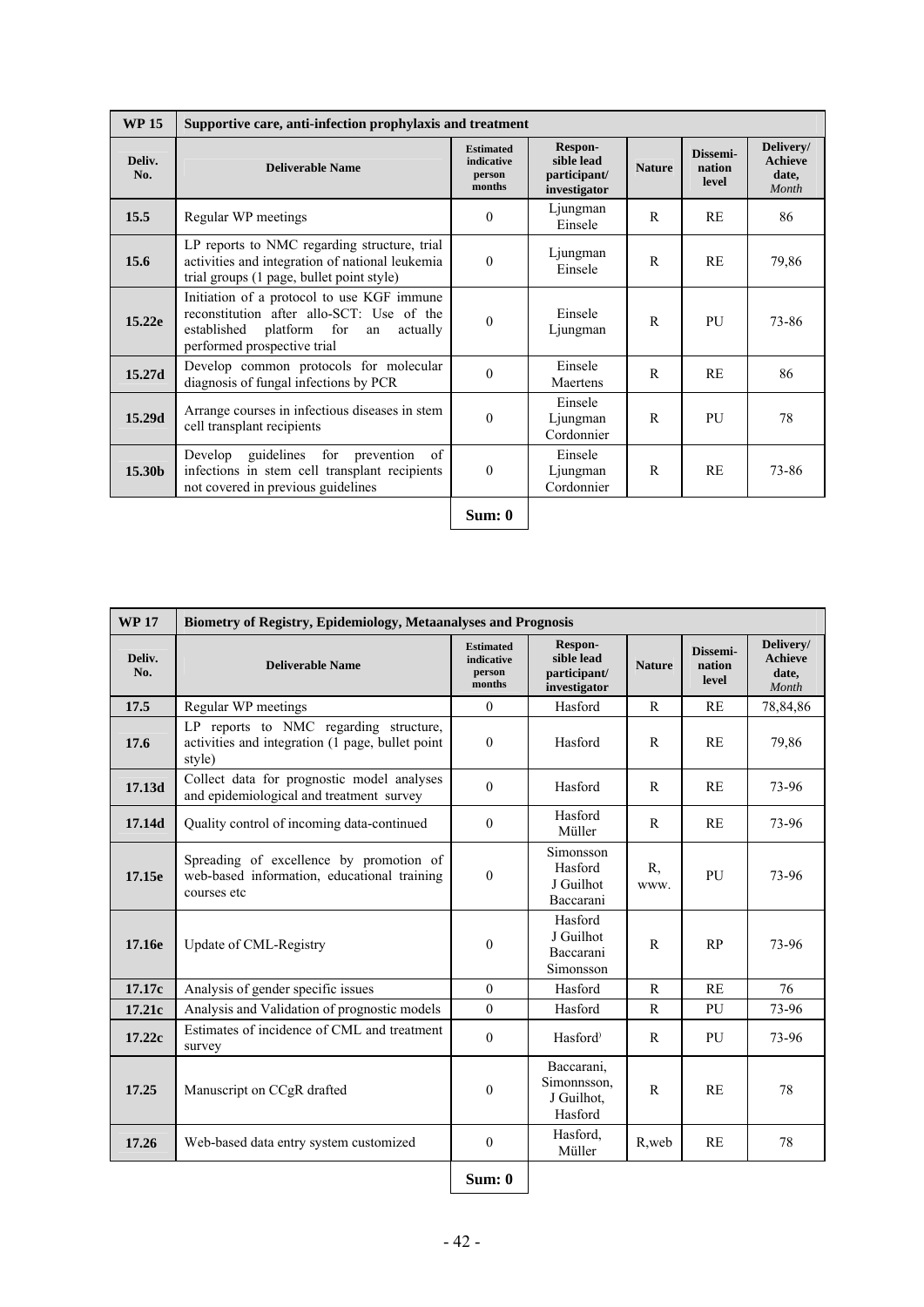| WP 15 | Supportive care, anti-infection prophylaxis and treatment | | | | | |
|---|---|---|---|---|---|---|
| **Deliv. No.** | **Deliverable Name** | **Estimated indicative person months** | **Respon-sible lead participant/ investigator** | **Nature** | **Dissemi-nation level** | **Delivery/ Achieve date, *Month*** |
| **15.5** | Regular WP meetings | 0 | Ljungman Einsele | R | RE | 86 |
| **15.6** | LP reports to NMC regarding structure, trial activities and integration of national leukemia trial groups (1 page, bullet point style) | 0 | Ljungman Einsele | R | RE | 79,86 |
| **15.22e** | Initiation of a protocol to use KGF immune reconstitution after allo-SCT: Use of the established platform for an actually performed prospective trial | 0 | Einsele Ljungman | R | PU | 73-86 |
| **15.27d** | Develop common protocols for molecular diagnosis of fungal infections by PCR | 0 | Einsele Maertens | R | RE | 86 |
| **15.29d** | Arrange courses in infectious diseases in stem cell transplant recipients | 0 | Einsele Ljungman Cordonnier | R | PU | 78 |
| **15.30b** | Develop guidelines for prevention of infections in stem cell transplant recipients not covered in previous guidelines | 0 | Einsele Ljungman Cordonnier | R | RE | 73-86 |
| | | **Sum: 0** | | | | |

| WP 17 | Biometry of Registry, Epidemiology, Metaanalyses and Prognosis | | | | | |
|---|---|---|---|---|---|---|
| **Deliv. No.** | **Deliverable Name** | **Estimated indicative person months** | **Respon-sible lead participant/ investigator** | **Nature** | **Dissemi-nation level** | **Delivery/ Achieve date, *Month*** |
| **17.5** | Regular WP meetings | 0 | Hasford | R | RE | 78,84,86 |
| **17.6** | LP reports to NMC regarding structure, activities and integration (1 page, bullet point style) | 0 | Hasford | R | RE | 79,86 |
| **17.13d** | Collect data for prognostic model analyses and epidemiological and treatment survey | 0 | Hasford | R | RE | 73-96 |
| **17.14d** | Quality control of incoming data-continued | 0 | Hasford Müller | R | RE | 73-96 |
| **17.15e** | Spreading of excellence by promotion of web-based information, educational training courses etc | 0 | Simonsson Hasford J Guilhot Baccarani | R, www. | PU | 73-96 |
| **17.16e** | Update of CML-Registry | 0 | Hasford J Guilhot Baccarani Simonsson | R | RP | 73-96 |
| **17.17c** | Analysis of gender specific issues | 0 | Hasford | R | RE | 76 |
| **17.21c** | Analysis and Validation of prognostic models | 0 | Hasford | R | PU | 73-96 |
| **17.22c** | Estimates of incidence of CML and treatment survey | 0 | Hasford⁾ | R | PU | 73-96 |
| **17.25** | Manuscript on CCgR drafted | 0 | Baccarani, Simonnsson, J Guilhot, Hasford | R | RE | 78 |
| **17.26** | Web-based data entry system customized | 0 | Hasford, Müller | R,web | RE | 78 |
| | | **Sum: 0** | | | | |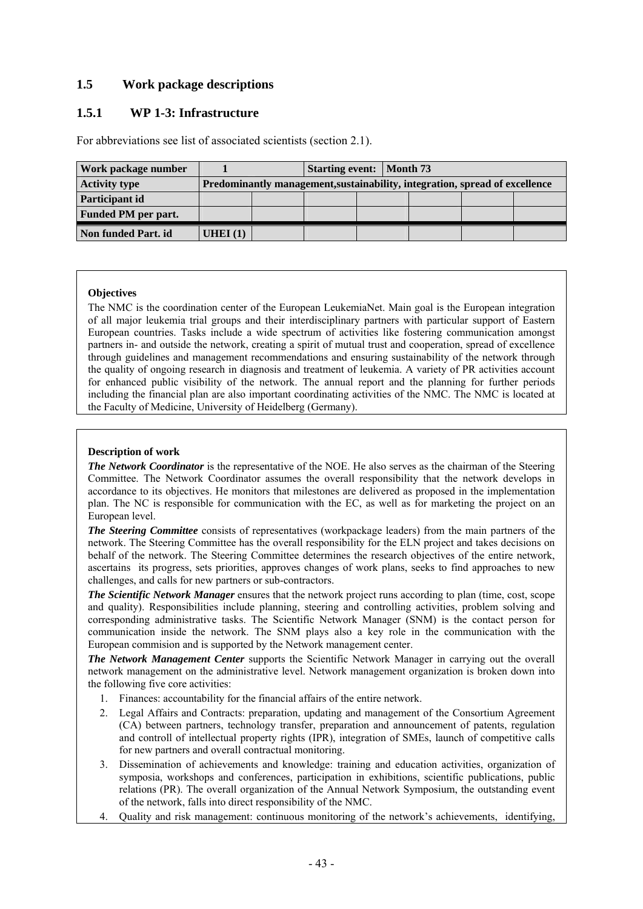## 1.5 Work package descriptions

### 1.5.1 WP 1-3: Infrastructure

For abbreviations see list of associated scientists (section 2.1).

| Work package number | 1 | | Starting event: | Month 73 | | | |
|---|---|---|---|---|---|---|---|
| **Activity type** | **Predominantly management,sustainability, integration, spread of excellence** | | | | | | |
| **Participant id** | | | | | | | |
| **Funded PM per part.** | | | | | | | |
| **Non funded Part. id** | **UHEI (1)** | | | | | | |

**Objectives**

The NMC is the coordination center of the European LeukemiaNet. Main goal is the European integration of all major leukemia trial groups and their interdisciplinary partners with particular support of Eastern European countries. Tasks include a wide spectrum of activities like fostering communication amongst partners in- and outside the network, creating a spirit of mutual trust and cooperation, spread of excellence through guidelines and management recommendations and ensuring sustainability of the network through the quality of ongoing research in diagnosis and treatment of leukemia. A variety of PR activities account for enhanced public visibility of the network. The annual report and the planning for further periods including the financial plan are also important coordinating activities of the NMC. The NMC is located at the Faculty of Medicine, University of Heidelberg (Germany).

**Description of work**

***The Network Coordinator*** is the representative of the NOE. He also serves as the chairman of the Steering Committee. The Network Coordinator assumes the overall responsibility that the network develops in accordance to its objectives. He monitors that milestones are delivered as proposed in the implementation plan. The NC is responsible for communication with the EC, as well as for marketing the project on an European level.

***The Steering Committee*** consists of representatives (workpackage leaders) from the main partners of the network. The Steering Committee has the overall responsibility for the ELN project and takes decisions on behalf of the network. The Steering Committee determines the research objectives of the entire network, ascertains its progress, sets priorities, approves changes of work plans, seeks to find approaches to new challenges, and calls for new partners or sub-contractors.

***The Scientific Network Manager*** ensures that the network project runs according to plan (time, cost, scope and quality). Responsibilities include planning, steering and controlling activities, problem solving and corresponding administrative tasks. The Scientific Network Manager (SNM) is the contact person for communication inside the network. The SNM plays also a key role in the communication with the European commision and is supported by the Network management center.

***The Network Management Center*** supports the Scientific Network Manager in carrying out the overall network management on the administrative level. Network management organization is broken down into the following five core activities:

1. Finances: accountability for the financial affairs of the entire network.
2. Legal Affairs and Contracts: preparation, updating and management of the Consortium Agreement (CA) between partners, technology transfer, preparation and announcement of patents, regulation and controll of intellectual property rights (IPR), integration of SMEs, launch of competitive calls for new partners and overall contractual monitoring.
3. Dissemination of achievements and knowledge: training and education activities, organization of symposia, workshops and conferences, participation in exhibitions, scientific publications, public relations (PR). The overall organization of the Annual Network Symposium, the outstanding event of the network, falls into direct responsibility of the NMC.
4. Quality and risk management: continuous monitoring of the network's achievements, identifying,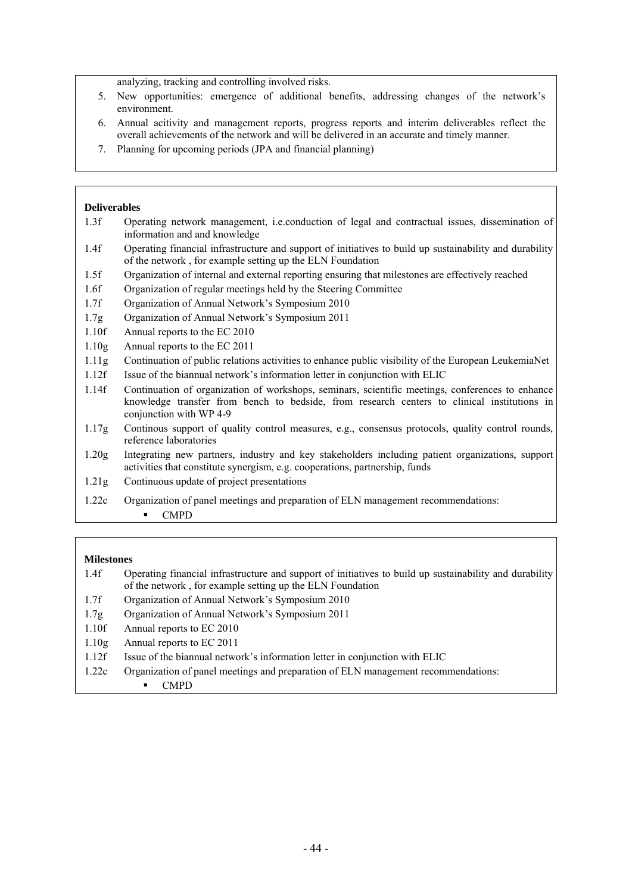analyzing, tracking and controlling involved risks.

5. New opportunities: emergence of additional benefits, addressing changes of the network's environment.
6. Annual acitivity and management reports, progress reports and interim deliverables reflect the overall achievements of the network and will be delivered in an accurate and timely manner.
7. Planning for upcoming periods (JPA and financial planning)

**Deliverables**

| | |
|---|---|
| 1.3f | Operating network management, i.e.conduction of legal and contractual issues, dissemination of information and and knowledge |
| 1.4f | Operating financial infrastructure and support of initiatives to build up sustainability and durability of the network , for example setting up the ELN Foundation |
| 1.5f | Organization of internal and external reporting ensuring that milestones are effectively reached |
| 1.6f | Organization of regular meetings held by the Steering Committee |
| 1.7f | Organization of Annual Network's Symposium 2010 |
| 1.7g | Organization of Annual Network's Symposium 2011 |
| 1.10f | Annual reports to the EC 2010 |
| 1.10g | Annual reports to the EC 2011 |
| 1.11g | Continuation of public relations activities to enhance public visibility of the European LeukemiaNet |
| 1.12f | Issue of the biannual network's information letter in conjunction with ELIC |
| 1.14f | Continuation of organization of workshops, seminars, scientific meetings, conferences to enhance knowledge transfer from bench to bedside, from research centers to clinical institutions in conjunction with WP 4-9 |
| 1.17g | Continous support of quality control measures, e.g., consensus protocols, quality control rounds, reference laboratories |
| 1.20g | Integrating new partners, industry and key stakeholders including patient organizations, support activities that constitute synergism, e.g. cooperations, partnership, funds |
| 1.21g | Continuous update of project presentations |
| 1.22c | Organization of panel meetings and preparation of ELN management recommendations:<br>▪ CMPD |

**Milestones**

| | |
|---|---|
| 1.4f | Operating financial infrastructure and support of initiatives to build up sustainability and durability of the network , for example setting up the ELN Foundation |
| 1.7f | Organization of Annual Network's Symposium 2010 |
| 1.7g | Organization of Annual Network's Symposium 2011 |
| 1.10f | Annual reports to EC 2010 |
| 1.10g | Annual reports to EC 2011 |
| 1.12f | Issue of the biannual network's information letter in conjunction with ELIC |
| 1.22c | Organization of panel meetings and preparation of ELN management recommendations:<br>▪ CMPD |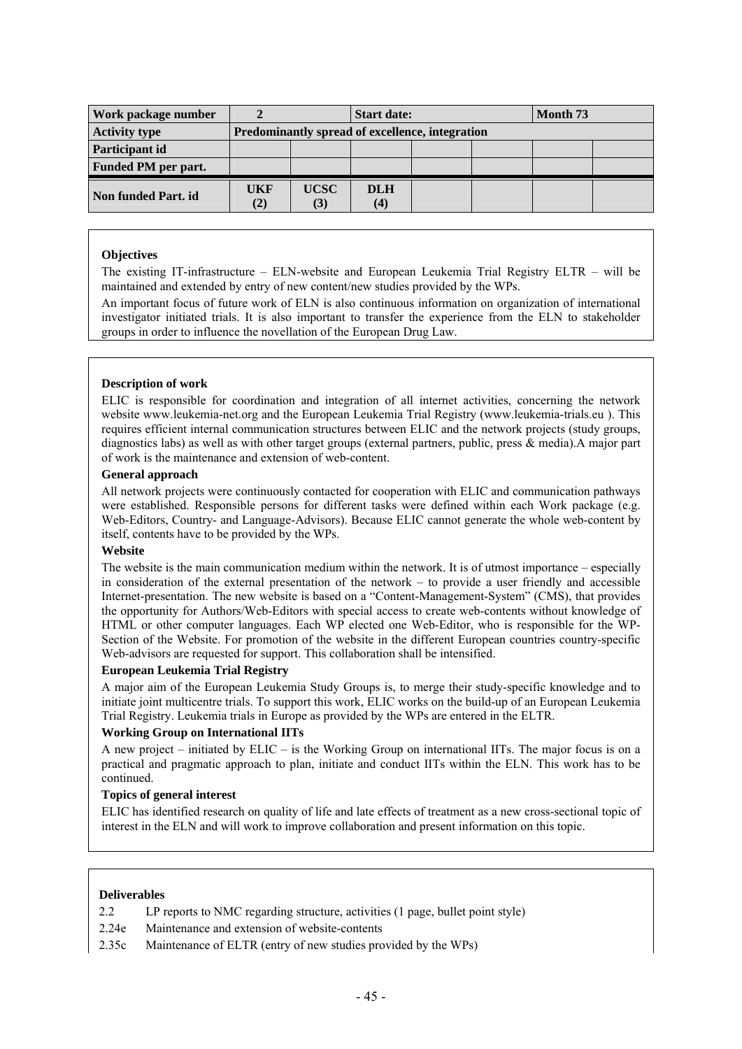| Work package number | 2 | | Start date: | | | Month 73 | |
|---|---|---|---|---|---|---|---|
| Activity type | Predominantly spread of excellence, integration | | | | | | |
| Participant id | | | | | | | |
| Funded PM per part. | | | | | | | |
| Non funded Part. id | UKF (2) | UCSC (3) | DLH (4) | | | | |

**Objectives**

The existing IT-infrastructure – ELN-website and European Leukemia Trial Registry ELTR – will be maintained and extended by entry of new content/new studies provided by the WPs.

An important focus of future work of ELN is also continuous information on organization of international investigator initiated trials. It is also important to transfer the experience from the ELN to stakeholder groups in order to influence the novellation of the European Drug Law.

**Description of work**

ELIC is responsible for coordination and integration of all internet activities, concerning the network website www.leukemia-net.org and the European Leukemia Trial Registry (www.leukemia-trials.eu ). This requires efficient internal communication structures between ELIC and the network projects (study groups, diagnostics labs) as well as with other target groups (external partners, public, press & media).A major part of work is the maintenance and extension of web-content.

**General approach**

All network projects were continuously contacted for cooperation with ELIC and communication pathways were established. Responsible persons for different tasks were defined within each Work package (e.g. Web-Editors, Country- and Language-Advisors). Because ELIC cannot generate the whole web-content by itself, contents have to be provided by the WPs.

**Website**

The website is the main communication medium within the network. It is of utmost importance – especially in consideration of the external presentation of the network – to provide a user friendly and accessible Internet-presentation. The new website is based on a "Content-Management-System" (CMS), that provides the opportunity for Authors/Web-Editors with special access to create web-contents without knowledge of HTML or other computer languages. Each WP elected one Web-Editor, who is responsible for the WP-Section of the Website. For promotion of the website in the different European countries country-specific Web-advisors are requested for support. This collaboration shall be intensified.

**European Leukemia Trial Registry**

A major aim of the European Leukemia Study Groups is, to merge their study-specific knowledge and to initiate joint multicentre trials. To support this work, ELIC works on the build-up of an European Leukemia Trial Registry. Leukemia trials in Europe as provided by the WPs are entered in the ELTR.

**Working Group on International IITs**

A new project – initiated by ELIC – is the Working Group on international IITs. The major focus is on a practical and pragmatic approach to plan, initiate and conduct IITs within the ELN. This work has to be continued.

**Topics of general interest**

ELIC has identified research on quality of life and late effects of treatment as a new cross-sectional topic of interest in the ELN and will work to improve collaboration and present information on this topic.

**Deliverables**

2.2 LP reports to NMC regarding structure, activities (1 page, bullet point style)

2.24e Maintenance and extension of website-contents

2.35c Maintenance of ELTR (entry of new studies provided by the WPs)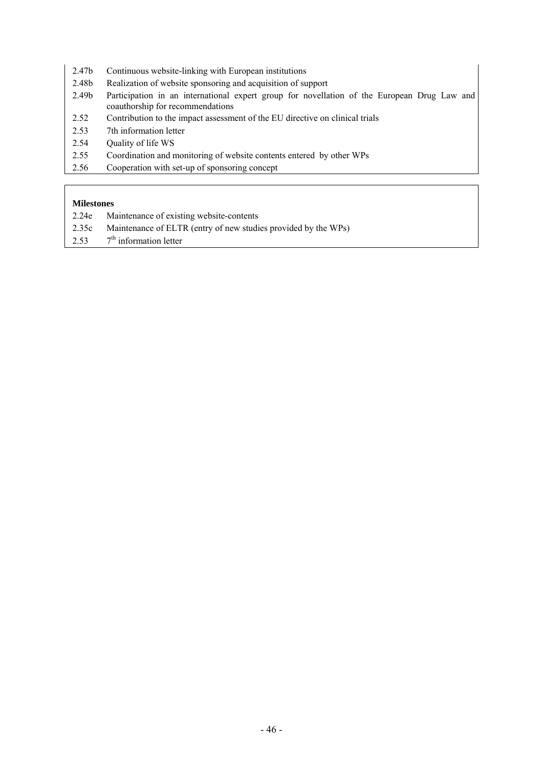| | |
|---|---|
| 2.47b | Continuous website-linking with European institutions |
| 2.48b | Realization of website sponsoring and acquisition of support |
| 2.49b | Participation in an international expert group for novellation of the European Drug Law and coauthorship for recommendations |
| 2.52 | Contribution to the impact assessment of the EU directive on clinical trials |
| 2.53 | 7th information letter |
| 2.54 | Quality of life WS |
| 2.55 | Coordination and monitoring of website contents entered by other WPs |
| 2.56 | Cooperation with set-up of sponsoring concept |

**Milestones**

| | |
|---|---|
| 2.24e | Maintenance of existing website-contents |
| 2.35c | Maintenance of ELTR (entry of new studies provided by the WPs) |
| 2.53 | 7th information letter |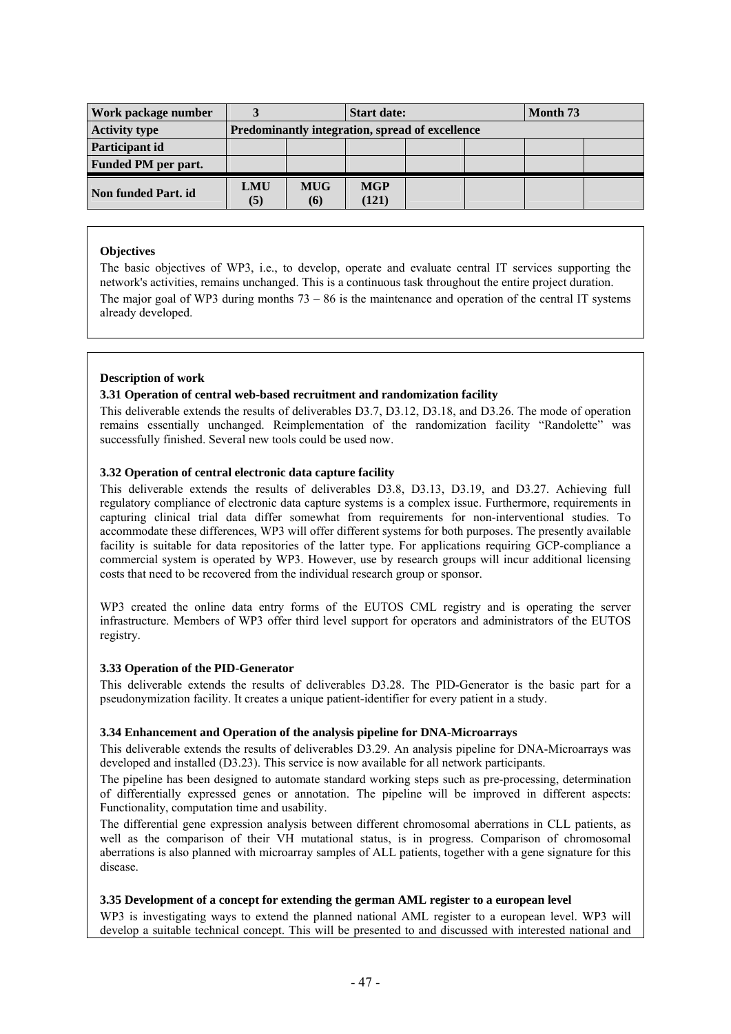| Work package number | 3 | | Start date: | | | Month 73 | |
|---|---|---|---|---|---|---|---|
| Activity type | Predominantly integration, spread of excellence | | | | | | |
| Participant id | | | | | | | |
| Funded PM per part. | | | | | | | |
| Non funded Part. id | LMU (5) | MUG (6) | MGP (121) | | | | |

**Objectives**

The basic objectives of WP3, i.e., to develop, operate and evaluate central IT services supporting the network's activities, remains unchanged. This is a continuous task throughout the entire project duration.

The major goal of WP3 during months 73 – 86 is the maintenance and operation of the central IT systems already developed.

**Description of work**

**3.31 Operation of central web-based recruitment and randomization facility**

This deliverable extends the results of deliverables D3.7, D3.12, D3.18, and D3.26. The mode of operation remains essentially unchanged. Reimplementation of the randomization facility "Randolette" was successfully finished. Several new tools could be used now.

**3.32 Operation of central electronic data capture facility**

This deliverable extends the results of deliverables D3.8, D3.13, D3.19, and D3.27. Achieving full regulatory compliance of electronic data capture systems is a complex issue. Furthermore, requirements in capturing clinical trial data differ somewhat from requirements for non-interventional studies. To accommodate these differences, WP3 will offer different systems for both purposes. The presently available facility is suitable for data repositories of the latter type. For applications requiring GCP-compliance a commercial system is operated by WP3. However, use by research groups will incur additional licensing costs that need to be recovered from the individual research group or sponsor.

WP3 created the online data entry forms of the EUTOS CML registry and is operating the server infrastructure. Members of WP3 offer third level support for operators and administrators of the EUTOS registry.

**3.33 Operation of the PID-Generator**

This deliverable extends the results of deliverables D3.28. The PID-Generator is the basic part for a pseudonymization facility. It creates a unique patient-identifier for every patient in a study.

**3.34 Enhancement and Operation of the analysis pipeline for DNA-Microarrays**

This deliverable extends the results of deliverables D3.29. An analysis pipeline for DNA-Microarrays was developed and installed (D3.23). This service is now available for all network participants.

The pipeline has been designed to automate standard working steps such as pre-processing, determination of differentially expressed genes or annotation. The pipeline will be improved in different aspects: Functionality, computation time and usability.

The differential gene expression analysis between different chromosomal aberrations in CLL patients, as well as the comparison of their VH mutational status, is in progress. Comparison of chromosomal aberrations is also planned with microarray samples of ALL patients, together with a gene signature for this disease.

**3.35 Development of a concept for extending the german AML register to a european level**

WP3 is investigating ways to extend the planned national AML register to a european level. WP3 will develop a suitable technical concept. This will be presented to and discussed with interested national and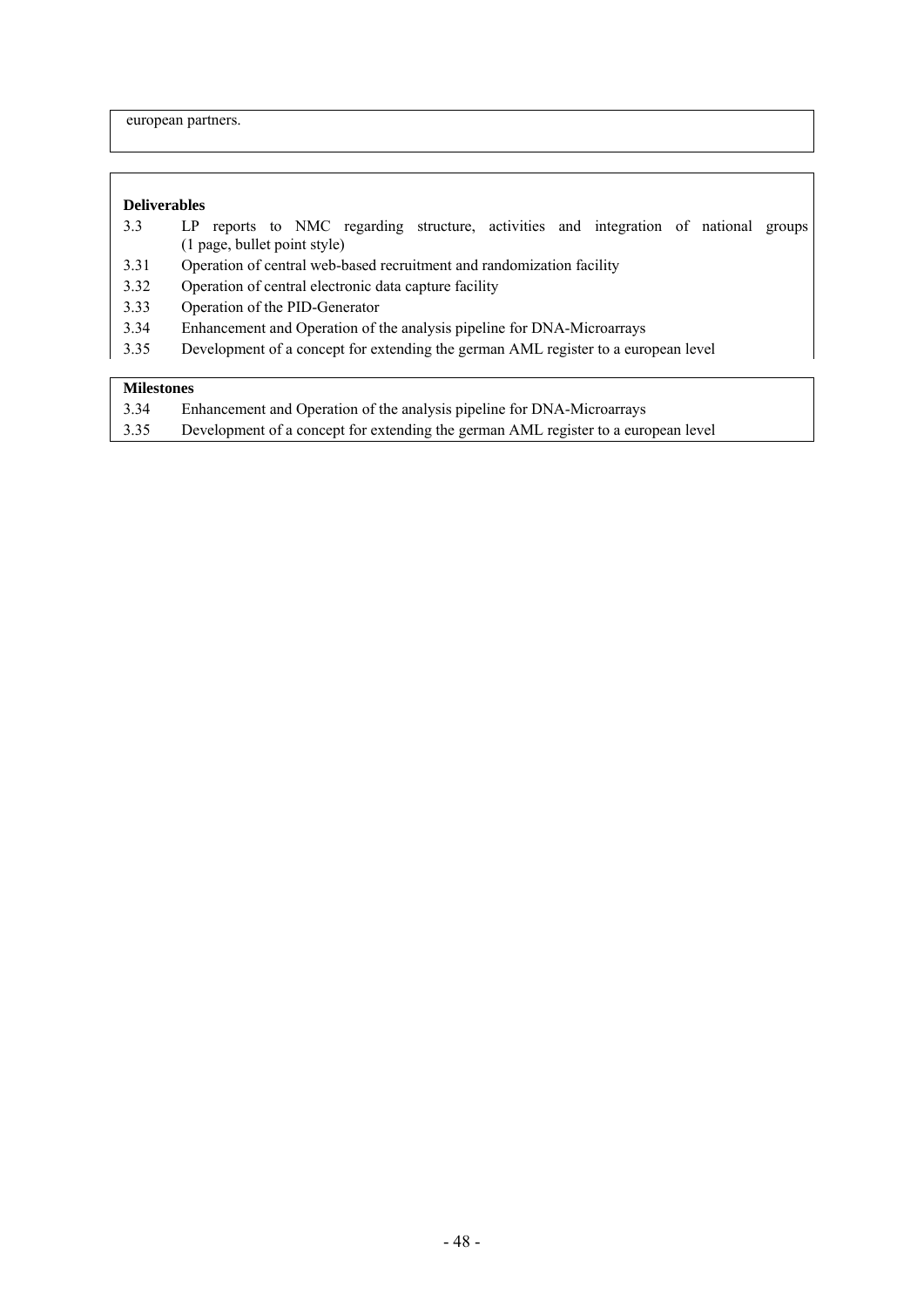european partners.

**Deliverables**

| | |
|---|---|
| 3.3 | LP reports to NMC regarding structure, activities and integration of national groups (1 page, bullet point style) |
| 3.31 | Operation of central web-based recruitment and randomization facility |
| 3.32 | Operation of central electronic data capture facility |
| 3.33 | Operation of the PID-Generator |
| 3.34 | Enhancement and Operation of the analysis pipeline for DNA-Microarrays |
| 3.35 | Development of a concept for extending the german AML register to a european level |

**Milestones**

| | |
|---|---|
| 3.34 | Enhancement and Operation of the analysis pipeline for DNA-Microarrays |
| 3.35 | Development of a concept for extending the german AML register to a european level |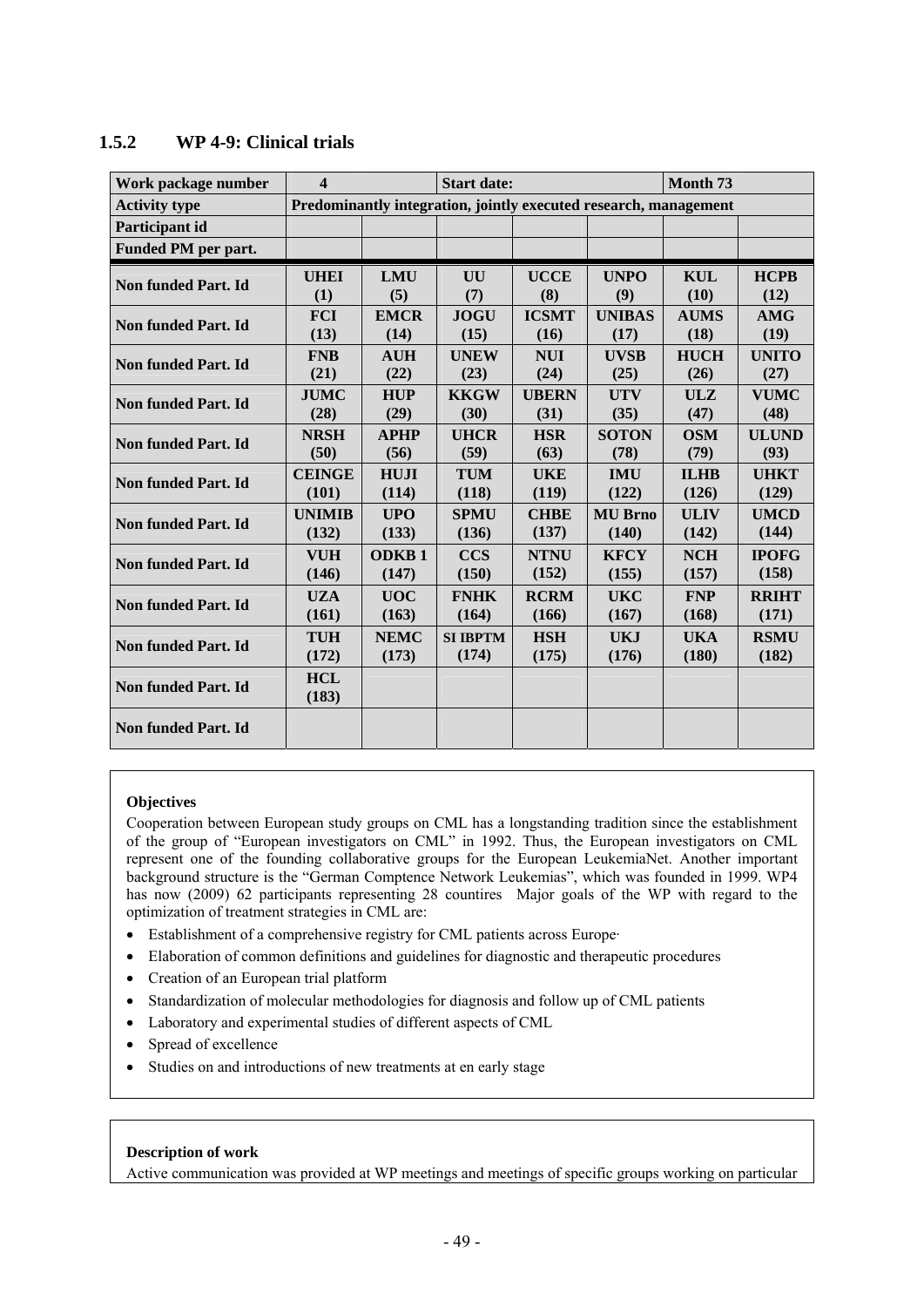## 1.5.2 WP 4-9: Clinical trials

| Work package number | 4 | | Start date: | | | Month 73 | |
|---|---|---|---|---|---|---|---|
| Activity type | Predominantly integration, jointly executed research, management | | | | | | |
| Participant id | | | | | | | |
| Funded PM per part. | | | | | | | |
| Non funded Part. Id | UHEI (1) | LMU (5) | UU (7) | UCCE (8) | UNPO (9) | KUL (10) | HCPB (12) |
| Non funded Part. Id | FCI (13) | EMCR (14) | JOGU (15) | ICSMT (16) | UNIBAS (17) | AUMS (18) | AMG (19) |
| Non funded Part. Id | FNB (21) | AUH (22) | UNEW (23) | NUI (24) | UVSB (25) | HUCH (26) | UNITO (27) |
| Non funded Part. Id | JUMC (28) | HUP (29) | KKGW (30) | UBERN (31) | UTV (35) | ULZ (47) | VUMC (48) |
| Non funded Part. Id | NRSH (50) | APHP (56) | UHCR (59) | HSR (63) | SOTON (78) | OSM (79) | ULUND (93) |
| Non funded Part. Id | CEINGE (101) | HUJI (114) | TUM (118) | UKE (119) | IMU (122) | ILHB (126) | UHKT (129) |
| Non funded Part. Id | UNIMIB (132) | UPO (133) | SPMU (136) | CHBE (137) | MU Brno (140) | ULIV (142) | UMCD (144) |
| Non funded Part. Id | VUH (146) | ODKB 1 (147) | CCS (150) | NTNU (152) | KFCY (155) | NCH (157) | IPOFG (158) |
| Non funded Part. Id | UZA (161) | UOC (163) | FNHK (164) | RCRM (166) | UKC (167) | FNP (168) | RRIHT (171) |
| Non funded Part. Id | TUH (172) | NEMC (173) | SI IBPTM (174) | HSH (175) | UKJ (176) | UKA (180) | RSMU (182) |
| Non funded Part. Id | HCL (183) | | | | | | |
| Non funded Part. Id | | | | | | | |

**Objectives**

Cooperation between European study groups on CML has a longstanding tradition since the establishment of the group of "European investigators on CML" in 1992. Thus, the European investigators on CML represent one of the founding collaborative groups for the European LeukemiaNet. Another important background structure is the "German Comptence Network Leukemias", which was founded in 1999. WP4 has now (2009) 62 participants representing 28 countires Major goals of the WP with regard to the optimization of treatment strategies in CML are:

- Establishment of a comprehensive registry for CML patients across Europe·
- Elaboration of common definitions and guidelines for diagnostic and therapeutic procedures
- Creation of an European trial platform
- Standardization of molecular methodologies for diagnosis and follow up of CML patients
- Laboratory and experimental studies of different aspects of CML
- Spread of excellence
- Studies on and introductions of new treatments at en early stage

**Description of work**

Active communication was provided at WP meetings and meetings of specific groups working on particular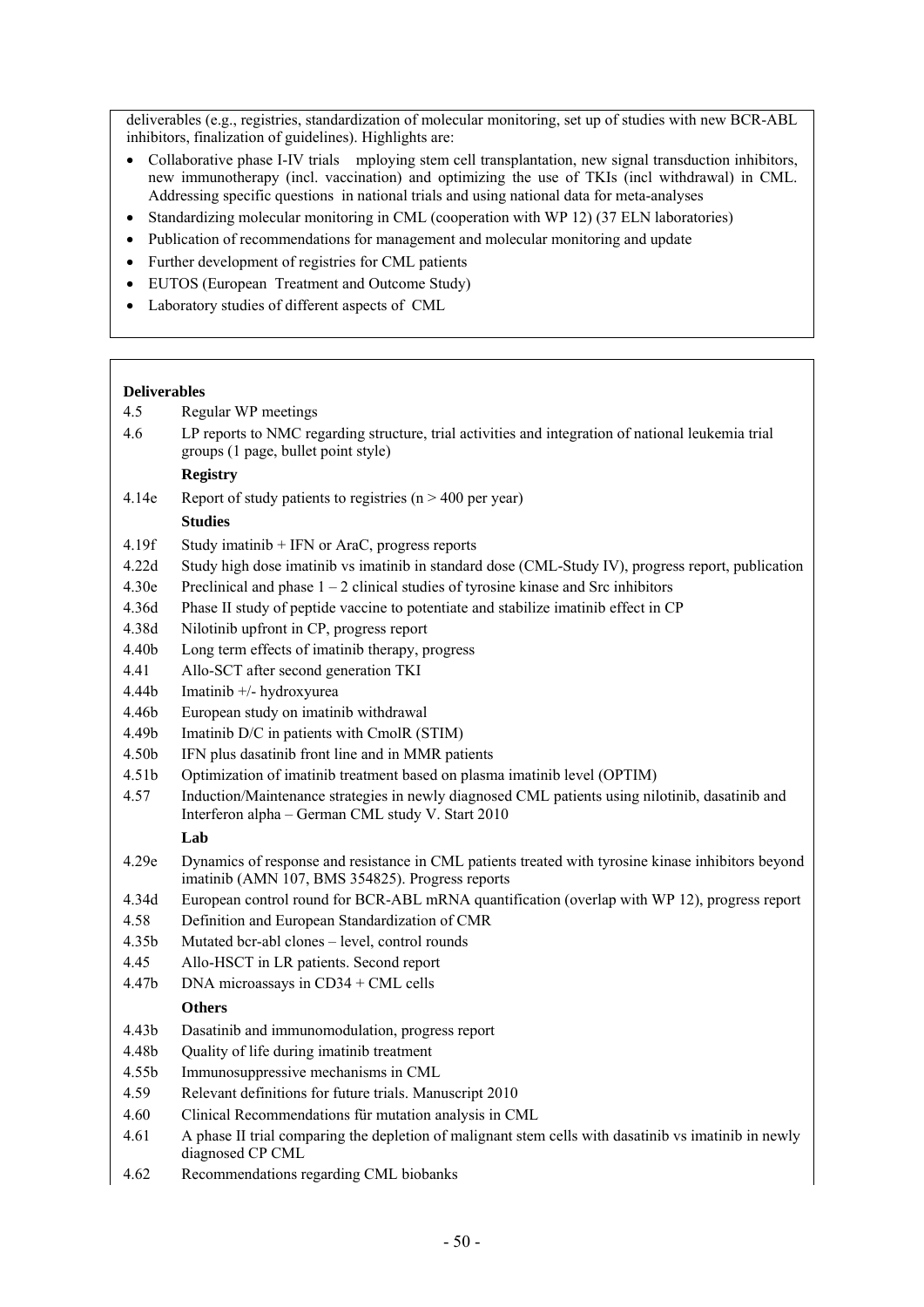deliverables (e.g., registries, standardization of molecular monitoring, set up of studies with new BCR-ABL inhibitors, finalization of guidelines). Highlights are:

- Collaborative phase I-IV trials mploying stem cell transplantation, new signal transduction inhibitors, new immunotherapy (incl. vaccination) and optimizing the use of TKIs (incl withdrawal) in CML. Addressing specific questions in national trials and using national data for meta-analyses
- Standardizing molecular monitoring in CML (cooperation with WP 12) (37 ELN laboratories)
- Publication of recommendations for management and molecular monitoring and update
- Further development of registries for CML patients
- EUTOS (European Treatment and Outcome Study)
- Laboratory studies of different aspects of CML

**Deliverables**

4.5 Regular WP meetings

4.6 LP reports to NMC regarding structure, trial activities and integration of national leukemia trial groups (1 page, bullet point style)

**Registry**

4.14e Report of study patients to registries (n > 400 per year)

**Studies**

4.19f Study imatinib + IFN or AraC, progress reports

4.22d Study high dose imatinib vs imatinib in standard dose (CML-Study IV), progress report, publication

4.30e Preclinical and phase 1 – 2 clinical studies of tyrosine kinase and Src inhibitors

4.36d Phase II study of peptide vaccine to potentiate and stabilize imatinib effect in CP

4.38d Nilotinib upfront in CP, progress report

4.40b Long term effects of imatinib therapy, progress

4.41 Allo-SCT after second generation TKI

4.44b Imatinib +/- hydroxyurea

4.46b European study on imatinib withdrawal

4.49b Imatinib D/C in patients with CmolR (STIM)

4.50b IFN plus dasatinib front line and in MMR patients

4.51b Optimization of imatinib treatment based on plasma imatinib level (OPTIM)

4.57 Induction/Maintenance strategies in newly diagnosed CML patients using nilotinib, dasatinib and Interferon alpha – German CML study V. Start 2010

**Lab**

4.29e Dynamics of response and resistance in CML patients treated with tyrosine kinase inhibitors beyond imatinib (AMN 107, BMS 354825). Progress reports

4.34d European control round for BCR-ABL mRNA quantification (overlap with WP 12), progress report

4.58 Definition and European Standardization of CMR

4.35b Mutated bcr-abl clones – level, control rounds

4.45 Allo-HSCT in LR patients. Second report

4.47b DNA microassays in CD34 + CML cells

**Others**

4.43b Dasatinib and immunomodulation, progress report

4.48b Quality of life during imatinib treatment

4.55b Immunosuppressive mechanisms in CML

4.59 Relevant definitions for future trials. Manuscript 2010

4.60 Clinical Recommendations für mutation analysis in CML

4.61 A phase II trial comparing the depletion of malignant stem cells with dasatinib vs imatinib in newly diagnosed CP CML

4.62 Recommendations regarding CML biobanks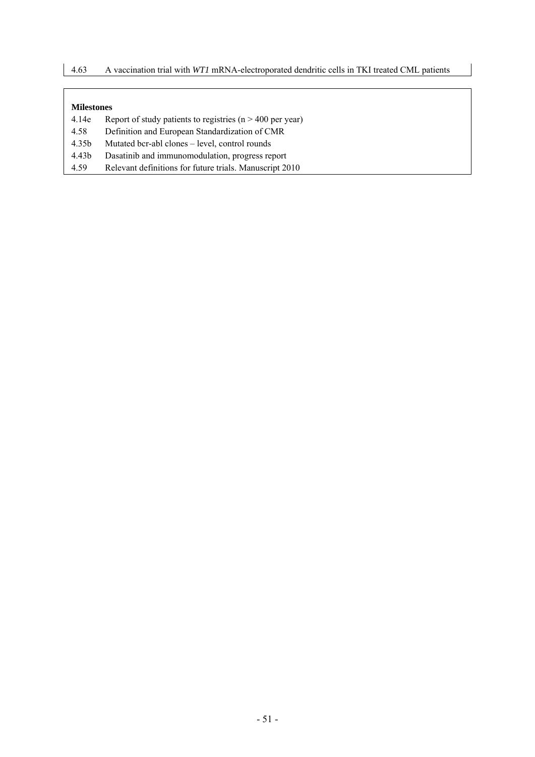| | |
|---|---|
| 4.63 | A vaccination trial with *WT1* mRNA-electroporated dendritic cells in TKI treated CML patients |

**Milestones**

| | |
|---|---|
| 4.14e | Report of study patients to registries (n > 400 per year) |
| 4.58 | Definition and European Standardization of CMR |
| 4.35b | Mutated bcr-abl clones – level, control rounds |
| 4.43b | Dasatinib and immunomodulation, progress report |
| 4.59 | Relevant definitions for future trials. Manuscript 2010 |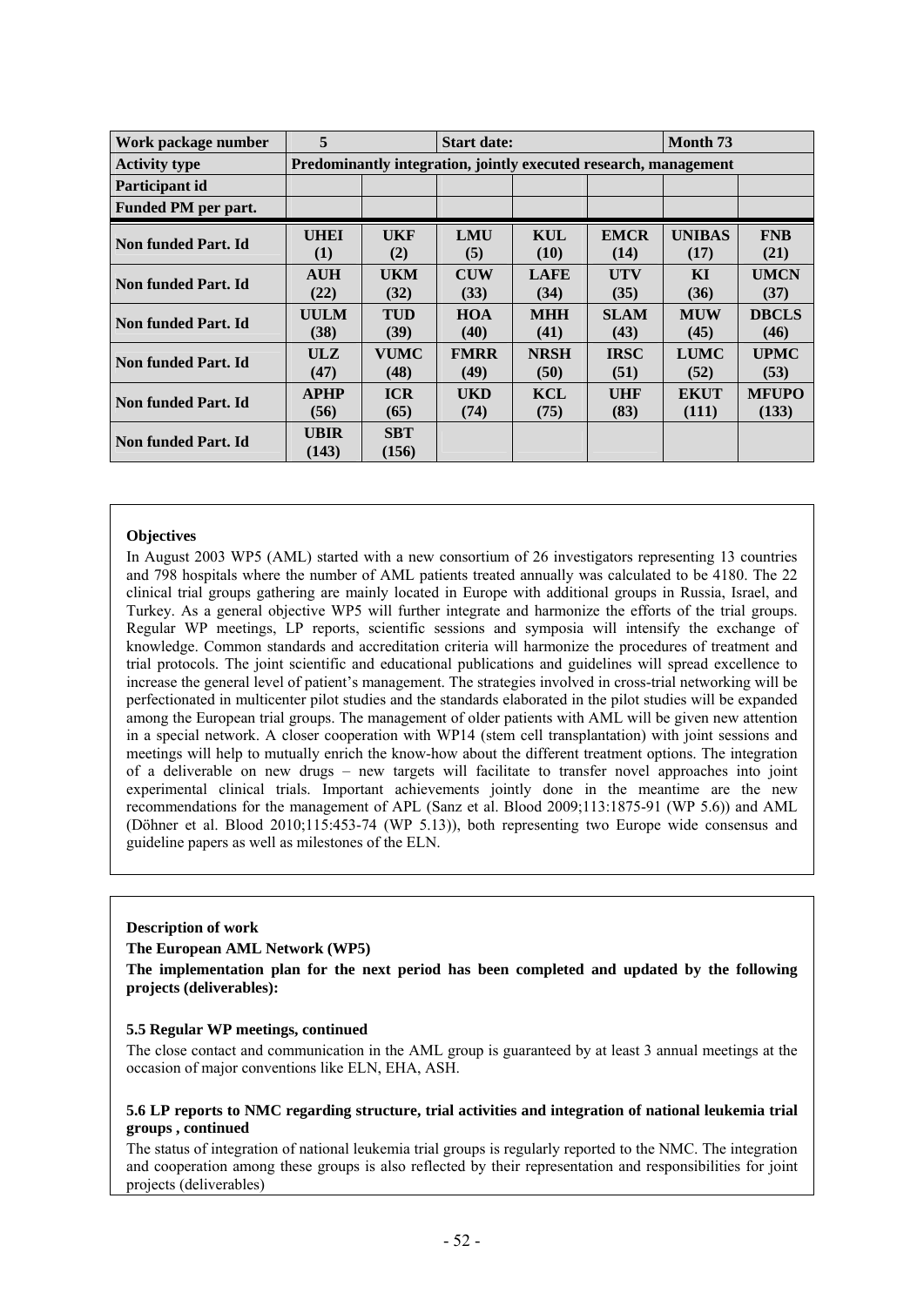| Work package number | 5 | | Start date: | | | Month 73 | |
|---|---|---|---|---|---|---|---|
| Activity type | Predominantly integration, jointly executed research, management | | | | | | |
| Participant id | | | | | | | |
| Funded PM per part. | | | | | | | |
| Non funded Part. Id | UHEI (1) | UKF (2) | LMU (5) | KUL (10) | EMCR (14) | UNIBAS (17) | FNB (21) |
| Non funded Part. Id | AUH (22) | UKM (32) | CUW (33) | LAFE (34) | UTV (35) | KI (36) | UMCN (37) |
| Non funded Part. Id | UULM (38) | TUD (39) | HOA (40) | MHH (41) | SLAM (43) | MUW (45) | DBCLS (46) |
| Non funded Part. Id | ULZ (47) | VUMC (48) | FMRR (49) | NRSH (50) | IRSC (51) | LUMC (52) | UPMC (53) |
| Non funded Part. Id | APHP (56) | ICR (65) | UKD (74) | KCL (75) | UHF (83) | EKUT (111) | MFUPO (133) |
| Non funded Part. Id | UBIR (143) | SBT (156) | | | | | |

**Objectives**

In August 2003 WP5 (AML) started with a new consortium of 26 investigators representing 13 countries and 798 hospitals where the number of AML patients treated annually was calculated to be 4180. The 22 clinical trial groups gathering are mainly located in Europe with additional groups in Russia, Israel, and Turkey. As a general objective WP5 will further integrate and harmonize the efforts of the trial groups. Regular WP meetings, LP reports, scientific sessions and symposia will intensify the exchange of knowledge. Common standards and accreditation criteria will harmonize the procedures of treatment and trial protocols. The joint scientific and educational publications and guidelines will spread excellence to increase the general level of patient's management. The strategies involved in cross-trial networking will be perfectionated in multicenter pilot studies and the standards elaborated in the pilot studies will be expanded among the European trial groups. The management of older patients with AML will be given new attention in a special network. A closer cooperation with WP14 (stem cell transplantation) with joint sessions and meetings will help to mutually enrich the know-how about the different treatment options. The integration of a deliverable on new drugs – new targets will facilitate to transfer novel approaches into joint experimental clinical trials. Important achievements jointly done in the meantime are the new recommendations for the management of APL (Sanz et al. Blood 2009;113:1875-91 (WP 5.6)) and AML (Döhner et al. Blood 2010;115:453-74 (WP 5.13)), both representing two Europe wide consensus and guideline papers as well as milestones of the ELN.

**Description of work**

**The European AML Network (WP5)**

**The implementation plan for the next period has been completed and updated by the following projects (deliverables):**

**5.5 Regular WP meetings, continued**

The close contact and communication in the AML group is guaranteed by at least 3 annual meetings at the occasion of major conventions like ELN, EHA, ASH.

**5.6 LP reports to NMC regarding structure, trial activities and integration of national leukemia trial groups , continued**

The status of integration of national leukemia trial groups is regularly reported to the NMC. The integration and cooperation among these groups is also reflected by their representation and responsibilities for joint projects (deliverables)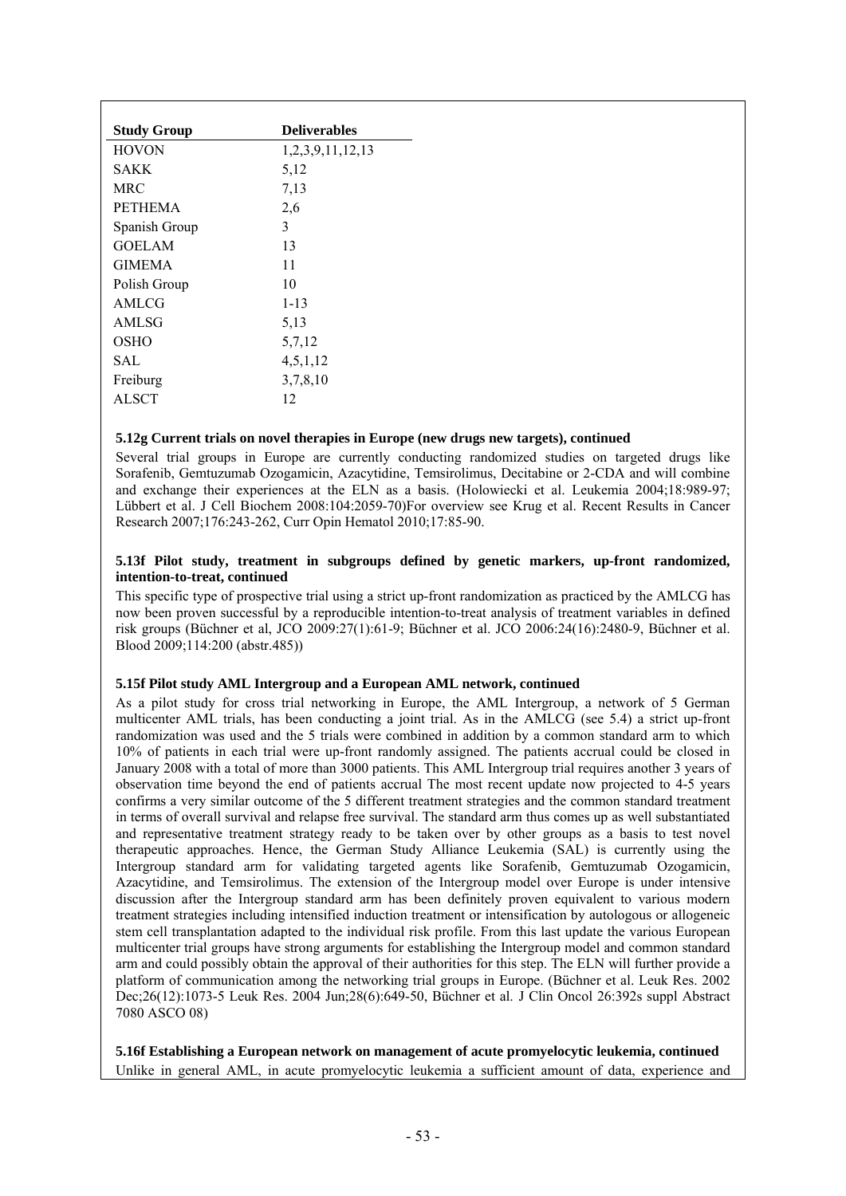| Study Group | Deliverables |
|---|---|
| HOVON | 1,2,3,9,11,12,13 |
| SAKK | 5,12 |
| MRC | 7,13 |
| PETHEMA | 2,6 |
| Spanish Group | 3 |
| GOELAM | 13 |
| GIMEMA | 11 |
| Polish Group | 10 |
| AMLCG | 1-13 |
| AMLSG | 5,13 |
| OSHO | 5,7,12 |
| SAL | 4,5,1,12 |
| Freiburg | 3,7,8,10 |
| ALSCT | 12 |

#### 5.12g Current trials on novel therapies in Europe (new drugs new targets), continued

Several trial groups in Europe are currently conducting randomized studies on targeted drugs like Sorafenib, Gemtuzumab Ozogamicin, Azacytidine, Temsirolimus, Decitabine or 2-CDA and will combine and exchange their experiences at the ELN as a basis. (Holowiecki et al. Leukemia 2004;18:989-97; Lübbert et al. J Cell Biochem 2008:104:2059-70)For overview see Krug et al. Recent Results in Cancer Research 2007;176:243-262, Curr Opin Hematol 2010;17:85-90.

#### 5.13f Pilot study, treatment in subgroups defined by genetic markers, up-front randomized, intention-to-treat, continued

This specific type of prospective trial using a strict up-front randomization as practiced by the AMLCG has now been proven successful by a reproducible intention-to-treat analysis of treatment variables in defined risk groups (Büchner et al, JCO 2009:27(1):61-9; Büchner et al. JCO 2006:24(16):2480-9, Büchner et al. Blood 2009;114:200 (abstr.485))

#### 5.15f Pilot study AML Intergroup and a European AML network, continued

As a pilot study for cross trial networking in Europe, the AML Intergroup, a network of 5 German multicenter AML trials, has been conducting a joint trial. As in the AMLCG (see 5.4) a strict up-front randomization was used and the 5 trials were combined in addition by a common standard arm to which 10% of patients in each trial were up-front randomly assigned. The patients accrual could be closed in January 2008 with a total of more than 3000 patients. This AML Intergroup trial requires another 3 years of observation time beyond the end of patients accrual The most recent update now projected to 4-5 years confirms a very similar outcome of the 5 different treatment strategies and the common standard treatment in terms of overall survival and relapse free survival. The standard arm thus comes up as well substantiated and representative treatment strategy ready to be taken over by other groups as a basis to test novel therapeutic approaches. Hence, the German Study Alliance Leukemia (SAL) is currently using the Intergroup standard arm for validating targeted agents like Sorafenib, Gemtuzumab Ozogamicin, Azacytidine, and Temsirolimus. The extension of the Intergroup model over Europe is under intensive discussion after the Intergroup standard arm has been definitely proven equivalent to various modern treatment strategies including intensified induction treatment or intensification by autologous or allogeneic stem cell transplantation adapted to the individual risk profile. From this last update the various European multicenter trial groups have strong arguments for establishing the Intergroup model and common standard arm and could possibly obtain the approval of their authorities for this step. The ELN will further provide a platform of communication among the networking trial groups in Europe. (Büchner et al. Leuk Res. 2002 Dec;26(12):1073-5 Leuk Res. 2004 Jun;28(6):649-50, Büchner et al. J Clin Oncol 26:392s suppl Abstract 7080 ASCO 08)

#### 5.16f Establishing a European network on management of acute promyelocytic leukemia, continued

Unlike in general AML, in acute promyelocytic leukemia a sufficient amount of data, experience and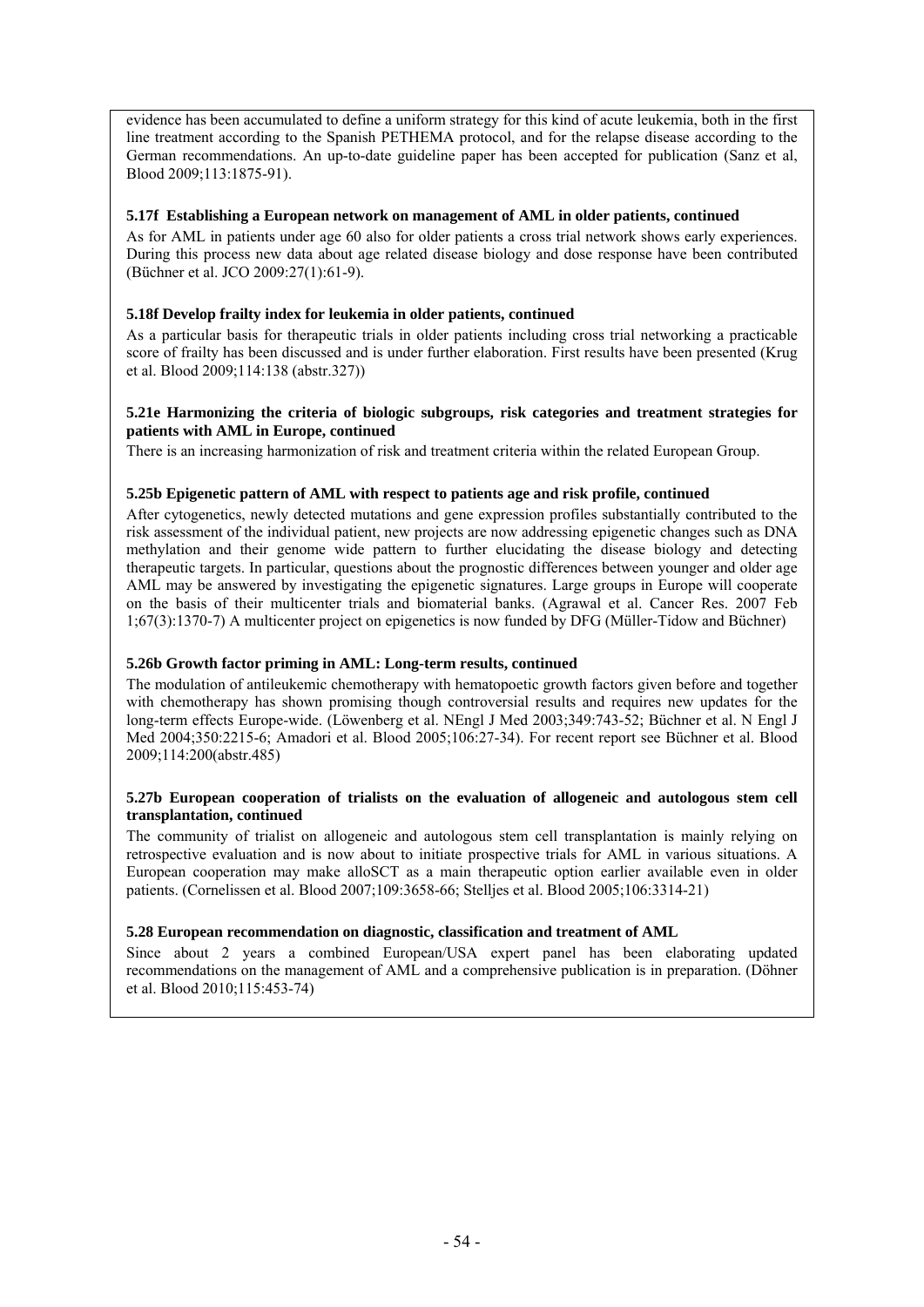evidence has been accumulated to define a uniform strategy for this kind of acute leukemia, both in the first line treatment according to the Spanish PETHEMA protocol, and for the relapse disease according to the German recommendations. An up-to-date guideline paper has been accepted for publication (Sanz et al, Blood 2009;113:1875-91).

#### 5.17f Establishing a European network on management of AML in older patients, continued

As for AML in patients under age 60 also for older patients a cross trial network shows early experiences. During this process new data about age related disease biology and dose response have been contributed (Büchner et al. JCO 2009:27(1):61-9).

#### 5.18f Develop frailty index for leukemia in older patients, continued

As a particular basis for therapeutic trials in older patients including cross trial networking a practicable score of frailty has been discussed and is under further elaboration. First results have been presented (Krug et al. Blood 2009;114:138 (abstr.327))

#### 5.21e Harmonizing the criteria of biologic subgroups, risk categories and treatment strategies for patients with AML in Europe, continued

There is an increasing harmonization of risk and treatment criteria within the related European Group.

#### 5.25b Epigenetic pattern of AML with respect to patients age and risk profile, continued

After cytogenetics, newly detected mutations and gene expression profiles substantially contributed to the risk assessment of the individual patient, new projects are now addressing epigenetic changes such as DNA methylation and their genome wide pattern to further elucidating the disease biology and detecting therapeutic targets. In particular, questions about the prognostic differences between younger and older age AML may be answered by investigating the epigenetic signatures. Large groups in Europe will cooperate on the basis of their multicenter trials and biomaterial banks. (Agrawal et al. Cancer Res. 2007 Feb 1;67(3):1370-7) A multicenter project on epigenetics is now funded by DFG (Müller-Tidow and Büchner)

#### 5.26b Growth factor priming in AML: Long-term results, continued

The modulation of antileukemic chemotherapy with hematopoetic growth factors given before and together with chemotherapy has shown promising though controversial results and requires new updates for the long-term effects Europe-wide. (Löwenberg et al. NEngl J Med 2003;349:743-52; Büchner et al. N Engl J Med 2004;350:2215-6; Amadori et al. Blood 2005;106:27-34). For recent report see Büchner et al. Blood 2009;114:200(abstr.485)

#### 5.27b European cooperation of trialists on the evaluation of allogeneic and autologous stem cell transplantation, continued

The community of trialist on allogeneic and autologous stem cell transplantation is mainly relying on retrospective evaluation and is now about to initiate prospective trials for AML in various situations. A European cooperation may make alloSCT as a main therapeutic option earlier available even in older patients. (Cornelissen et al. Blood 2007;109:3658-66; Stelljes et al. Blood 2005;106:3314-21)

#### 5.28 European recommendation on diagnostic, classification and treatment of AML

Since about 2 years a combined European/USA expert panel has been elaborating updated recommendations on the management of AML and a comprehensive publication is in preparation. (Döhner et al. Blood 2010;115:453-74)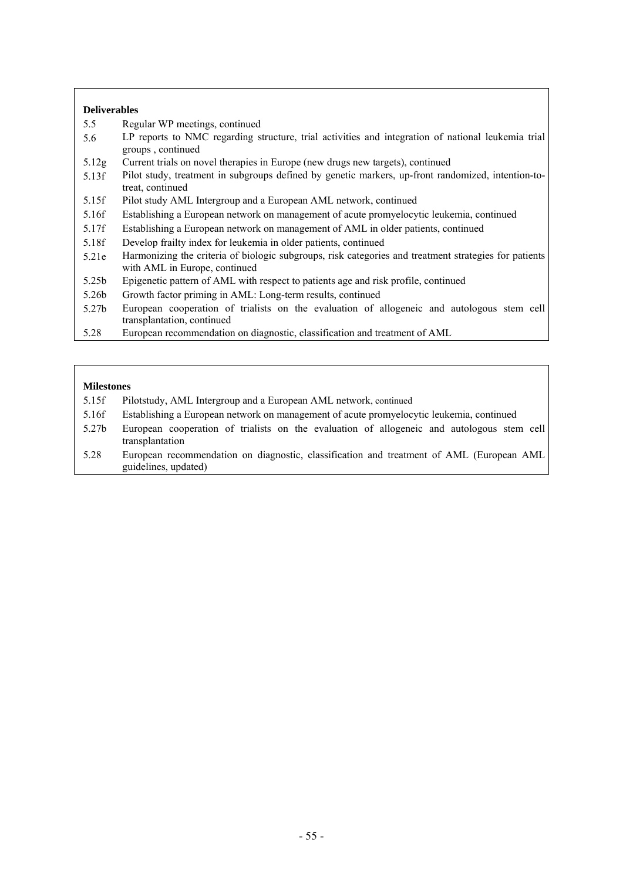**Deliverables**

| | |
|---|---|
| 5.5 | Regular WP meetings, continued |
| 5.6 | LP reports to NMC regarding structure, trial activities and integration of national leukemia trial groups , continued |
| 5.12g | Current trials on novel therapies in Europe (new drugs new targets), continued |
| 5.13f | Pilot study, treatment in subgroups defined by genetic markers, up-front randomized, intention-to-treat, continued |
| 5.15f | Pilot study AML Intergroup and a European AML network, continued |
| 5.16f | Establishing a European network on management of acute promyelocytic leukemia, continued |
| 5.17f | Establishing a European network on management of AML in older patients, continued |
| 5.18f | Develop frailty index for leukemia in older patients, continued |
| 5.21e | Harmonizing the criteria of biologic subgroups, risk categories and treatment strategies for patients with AML in Europe, continued |
| 5.25b | Epigenetic pattern of AML with respect to patients age and risk profile, continued |
| 5.26b | Growth factor priming in AML: Long-term results, continued |
| 5.27b | European cooperation of trialists on the evaluation of allogeneic and autologous stem cell transplantation, continued |
| 5.28 | European recommendation on diagnostic, classification and treatment of AML |

**Milestones**

| | |
|---|---|
| 5.15f | Pilotstudy, AML Intergroup and a European AML network, continued |
| 5.16f | Establishing a European network on management of acute promyelocytic leukemia, continued |
| 5.27b | European cooperation of trialists on the evaluation of allogeneic and autologous stem cell transplantation |
| 5.28 | European recommendation on diagnostic, classification and treatment of AML (European AML guidelines, updated) |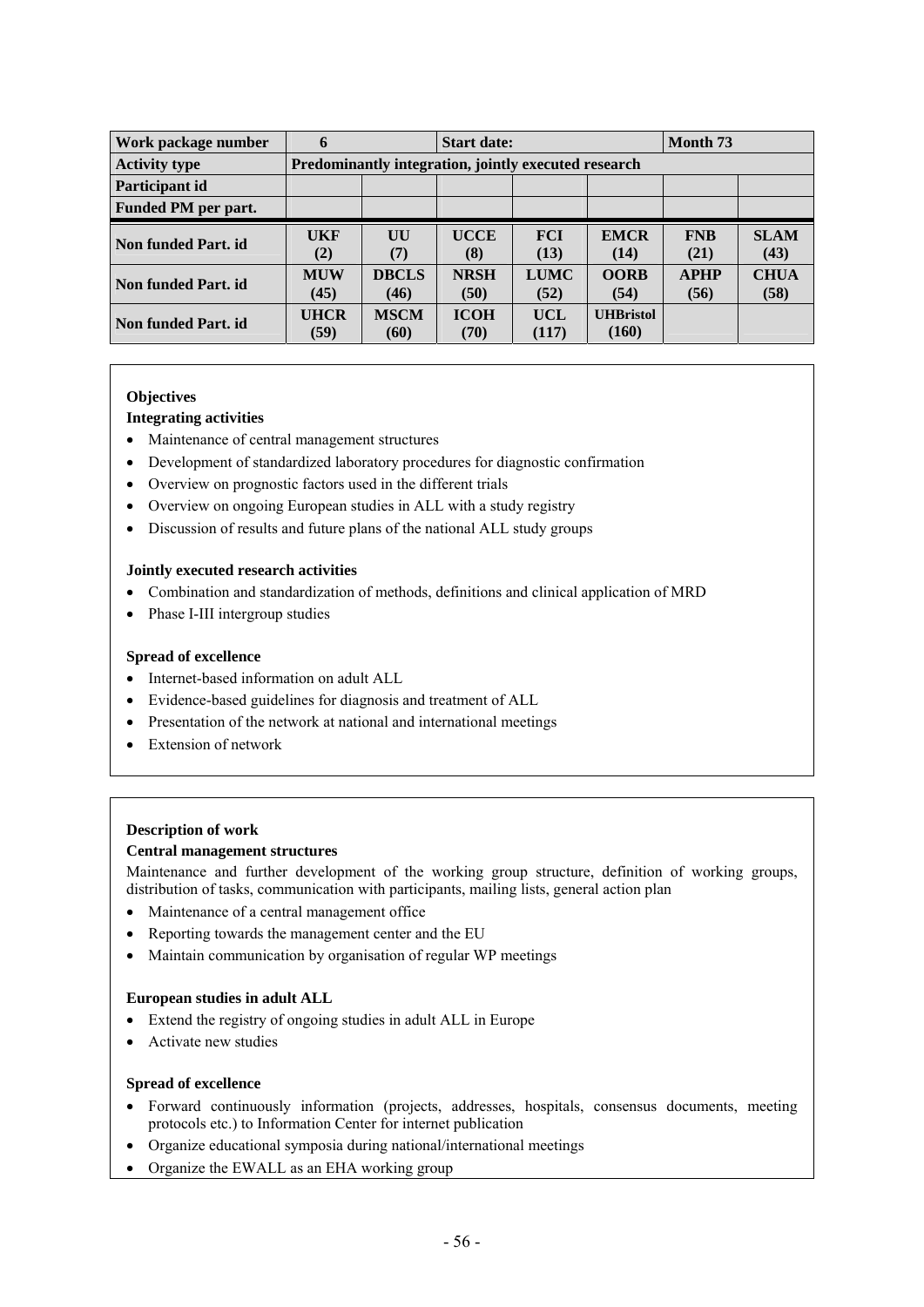| Work package number | 6 | | Start date: | | | Month 73 | |
|---|---|---|---|---|---|---|---|
| **Activity type** | **Predominantly integration, jointly executed research** | | | | | | |
| **Participant id** | | | | | | | |
| **Funded PM per part.** | | | | | | | |
| **Non funded Part. id** | **UKF (2)** | **UU (7)** | **UCCE (8)** | **FCI (13)** | **EMCR (14)** | **FNB (21)** | **SLAM (43)** |
| **Non funded Part. id** | **MUW (45)** | **DBCLS (46)** | **NRSH (50)** | **LUMC (52)** | **OORB (54)** | **APHP (56)** | **CHUA (58)** |
| **Non funded Part. id** | **UHCR (59)** | **MSCM (60)** | **ICOH (70)** | **UCL (117)** | **UHBristol (160)** | | |

**Objectives**

**Integrating activities**

- Maintenance of central management structures
- Development of standardized laboratory procedures for diagnostic confirmation
- Overview on prognostic factors used in the different trials
- Overview on ongoing European studies in ALL with a study registry
- Discussion of results and future plans of the national ALL study groups

**Jointly executed research activities**

- Combination and standardization of methods, definitions and clinical application of MRD
- Phase I-III intergroup studies

**Spread of excellence**

- Internet-based information on adult ALL
- Evidence-based guidelines for diagnosis and treatment of ALL
- Presentation of the network at national and international meetings
- Extension of network

**Description of work**

**Central management structures**

Maintenance and further development of the working group structure, definition of working groups, distribution of tasks, communication with participants, mailing lists, general action plan

- Maintenance of a central management office
- Reporting towards the management center and the EU
- Maintain communication by organisation of regular WP meetings

**European studies in adult ALL**

- Extend the registry of ongoing studies in adult ALL in Europe
- Activate new studies

**Spread of excellence**

- Forward continuously information (projects, addresses, hospitals, consensus documents, meeting protocols etc.) to Information Center for internet publication
- Organize educational symposia during national/international meetings
- Organize the EWALL as an EHA working group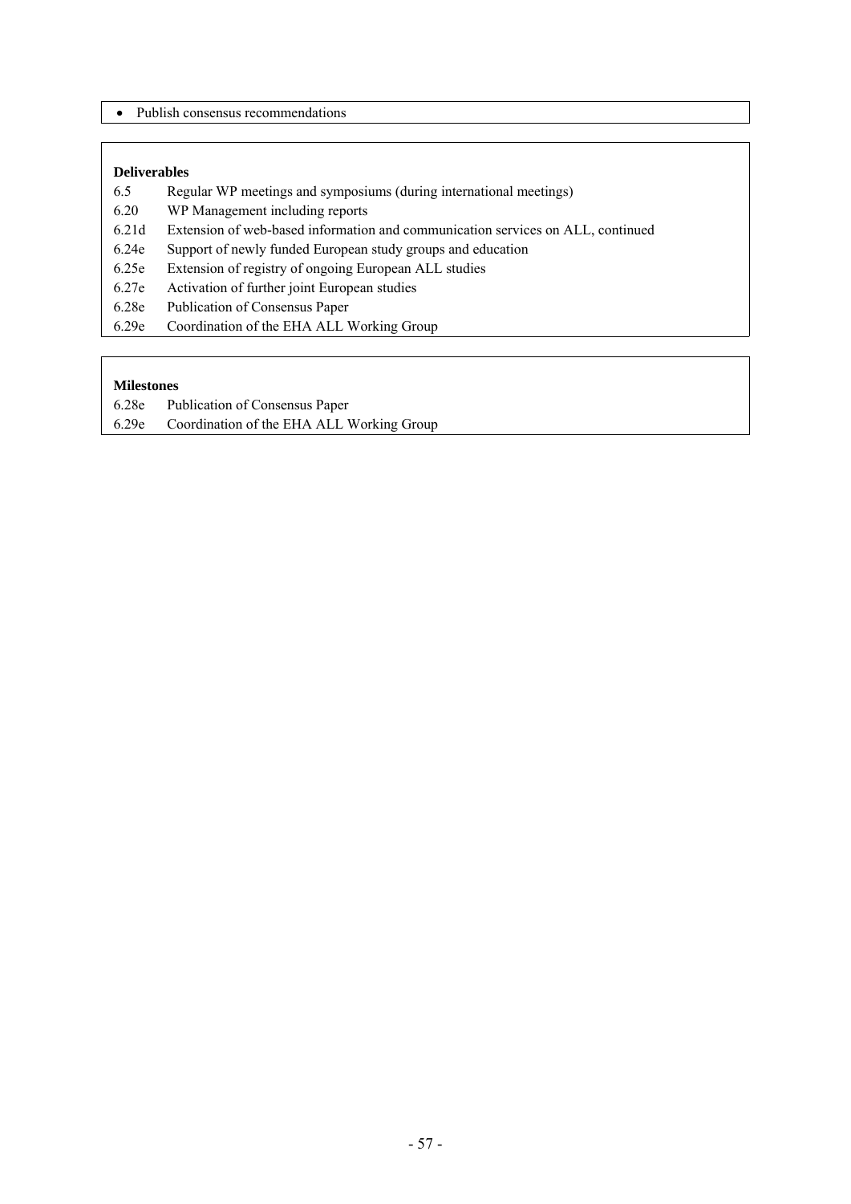- Publish consensus recommendations

**Deliverables**

6.5 Regular WP meetings and symposiums (during international meetings)
6.20 WP Management including reports
6.21d Extension of web-based information and communication services on ALL, continued
6.24e Support of newly funded European study groups and education
6.25e Extension of registry of ongoing European ALL studies
6.27e Activation of further joint European studies
6.28e Publication of Consensus Paper
6.29e Coordination of the EHA ALL Working Group

**Milestones**

6.28e Publication of Consensus Paper
6.29e Coordination of the EHA ALL Working Group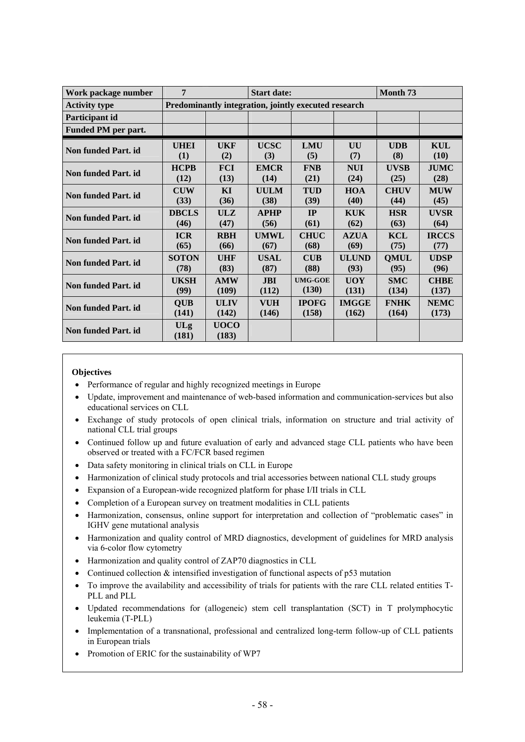| Work package number | 7 | | Start date: | | | Month 73 | |
|---|---|---|---|---|---|---|---|
| Activity type | Predominantly integration, jointly executed research | | | | | | |
| Participant id | | | | | | | |
| Funded PM per part. | | | | | | | |
| Non funded Part. id | UHEI (1) | UKF (2) | UCSC (3) | LMU (5) | UU (7) | UDB (8) | KUL (10) |
| Non funded Part. id | HCPB (12) | FCI (13) | EMCR (14) | FNB (21) | NUI (24) | UVSB (25) | JUMC (28) |
| Non funded Part. id | CUW (33) | KI (36) | UULM (38) | TUD (39) | HOA (40) | CHUV (44) | MUW (45) |
| Non funded Part. id | DBCLS (46) | ULZ (47) | APHP (56) | IP (61) | KUK (62) | HSR (63) | UVSR (64) |
| Non funded Part. id | ICR (65) | RBH (66) | UMWL (67) | CHUC (68) | AZUA (69) | KCL (75) | IRCCS (77) |
| Non funded Part. id | SOTON (78) | UHF (83) | USAL (87) | CUB (88) | ULUND (93) | QMUL (95) | UDSP (96) |
| Non funded Part. id | UKSH (99) | AMW (109) | JBI (112) | UMG-GOE (130) | UOY (131) | SMC (134) | CHBE (137) |
| Non funded Part. id | QUB (141) | ULIV (142) | VUH (146) | IPOFG (158) | IMGGE (162) | FNHK (164) | NEMC (173) |
| Non funded Part. id | ULg (181) | UOCO (183) | | | | | |

**Objectives**

- Performance of regular and highly recognized meetings in Europe
- Update, improvement and maintenance of web-based information and communication-services but also educational services on CLL
- Exchange of study protocols of open clinical trials, information on structure and trial activity of national CLL trial groups
- Continued follow up and future evaluation of early and advanced stage CLL patients who have been observed or treated with a FC/FCR based regimen
- Data safety monitoring in clinical trials on CLL in Europe
- Harmonization of clinical study protocols and trial accessories between national CLL study groups
- Expansion of a European-wide recognized platform for phase I/II trials in CLL
- Completion of a European survey on treatment modalities in CLL patients
- Harmonization, consensus, online support for interpretation and collection of "problematic cases" in IGHV gene mutational analysis
- Harmonization and quality control of MRD diagnostics, development of guidelines for MRD analysis via 6-color flow cytometry
- Harmonization and quality control of ZAP70 diagnostics in CLL
- Continued collection & intensified investigation of functional aspects of p53 mutation
- To improve the availability and accessibility of trials for patients with the rare CLL related entities T-PLL and PLL
- Updated recommendations for (allogeneic) stem cell transplantation (SCT) in T prolymphocytic leukemia (T-PLL)
- Implementation of a transnational, professional and centralized long-term follow-up of CLL patients in European trials
- Promotion of ERIC for the sustainability of WP7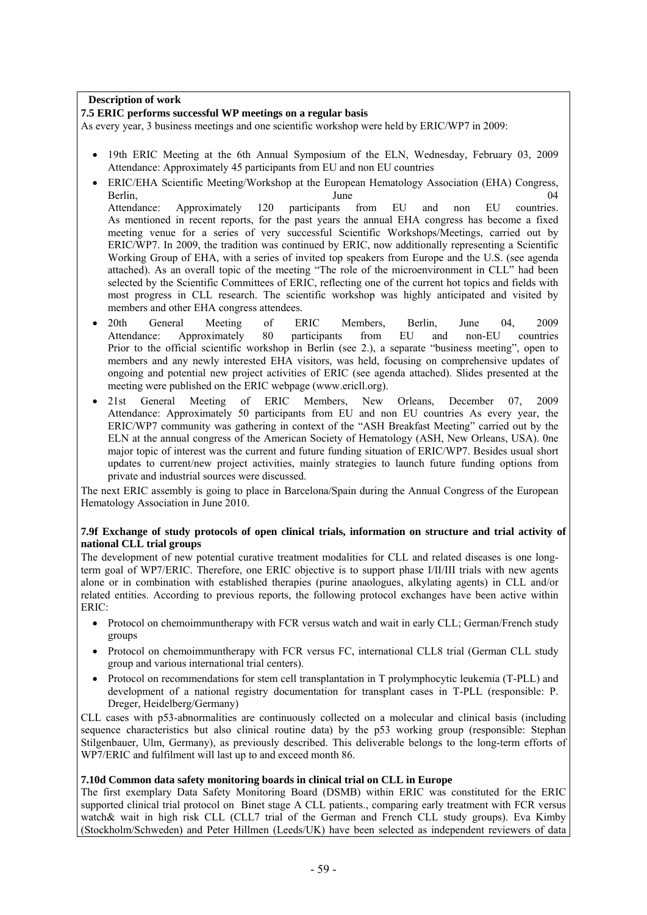**Description of work**

**7.5 ERIC performs successful WP meetings on a regular basis**

As every year, 3 business meetings and one scientific workshop were held by ERIC/WP7 in 2009:

- 19th ERIC Meeting at the 6th Annual Symposium of the ELN, Wednesday, February 03, 2009
  Attendance: Approximately 45 participants from EU and non EU countries
- ERIC/EHA Scientific Meeting/Workshop at the European Hematology Association (EHA) Congress, Berlin, June 04
  Attendance: Approximately 120 participants from EU and non EU countries.
  As mentioned in recent reports, for the past years the annual EHA congress has become a fixed meeting venue for a series of very successful Scientific Workshops/Meetings, carried out by ERIC/WP7. In 2009, the tradition was continued by ERIC, now additionally representing a Scientific Working Group of EHA, with a series of invited top speakers from Europe and the U.S. (see agenda attached). As an overall topic of the meeting "The role of the microenvironment in CLL" had been selected by the Scientific Committees of ERIC, reflecting one of the current hot topics and fields with most progress in CLL research. The scientific workshop was highly anticipated and visited by members and other EHA congress attendees.
- 20th General Meeting of ERIC Members, Berlin, June 04, 2009
  Attendance: Approximately 80 participants from EU and non-EU countries
  Prior to the official scientific workshop in Berlin (see 2.), a separate "business meeting", open to members and any newly interested EHA visitors, was held, focusing on comprehensive updates of ongoing and potential new project activities of ERIC (see agenda attached). Slides presented at the meeting were published on the ERIC webpage (www.ericll.org).
- 21st General Meeting of ERIC Members, New Orleans, December 07, 2009
  Attendance: Approximately 50 participants from EU and non EU countries As every year, the ERIC/WP7 community was gathering in context of the "ASH Breakfast Meeting" carried out by the ELN at the annual congress of the American Society of Hematology (ASH, New Orleans, USA). 0ne major topic of interest was the current and future funding situation of ERIC/WP7. Besides usual short updates to current/new project activities, mainly strategies to launch future funding options from private and industrial sources were discussed.

The next ERIC assembly is going to place in Barcelona/Spain during the Annual Congress of the European Hematology Association in June 2010.

**7.9f Exchange of study protocols of open clinical trials, information on structure and trial activity of national CLL trial groups**

The development of new potential curative treatment modalities for CLL and related diseases is one long-term goal of WP7/ERIC. Therefore, one ERIC objective is to support phase I/II/III trials with new agents alone or in combination with established therapies (purine anaologues, alkylating agents) in CLL and/or related entities. According to previous reports, the following protocol exchanges have been active within ERIC:

- Protocol on chemoimmuntherapy with FCR versus watch and wait in early CLL; German/French study groups
- Protocol on chemoimmuntherapy with FCR versus FC, international CLL8 trial (German CLL study group and various international trial centers).
- Protocol on recommendations for stem cell transplantation in T prolymphocytic leukemia (T-PLL) and development of a national registry documentation for transplant cases in T-PLL (responsible: P. Dreger, Heidelberg/Germany)

CLL cases with p53-abnormalities are continuously collected on a molecular and clinical basis (including sequence characteristics but also clinical routine data) by the p53 working group (responsible: Stephan Stilgenbauer, Ulm, Germany), as previously described. This deliverable belongs to the long-term efforts of WP7/ERIC and fulfilment will last up to and exceed month 86.

**7.10d Common data safety monitoring boards in clinical trial on CLL in Europe**

The first exemplary Data Safety Monitoring Board (DSMB) within ERIC was constituted for the ERIC supported clinical trial protocol on Binet stage A CLL patients., comparing early treatment with FCR versus watch& wait in high risk CLL (CLL7 trial of the German and French CLL study groups). Eva Kimby (Stockholm/Schweden) and Peter Hillmen (Leeds/UK) have been selected as independent reviewers of data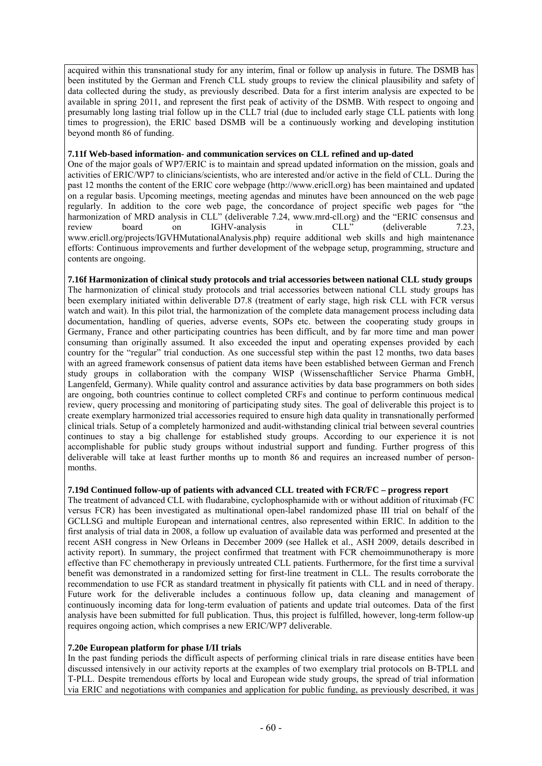acquired within this transnational study for any interim, final or follow up analysis in future. The DSMB has been instituted by the German and French CLL study groups to review the clinical plausibility and safety of data collected during the study, as previously described. Data for a first interim analysis are expected to be available in spring 2011, and represent the first peak of activity of the DSMB. With respect to ongoing and presumably long lasting trial follow up in the CLL7 trial (due to included early stage CLL patients with long times to progression), the ERIC based DSMB will be a continuously working and developing institution beyond month 86 of funding.

**7.11f Web-based information- and communication services on CLL refined and up-dated**

One of the major goals of WP7/ERIC is to maintain and spread updated information on the mission, goals and activities of ERIC/WP7 to clinicians/scientists, who are interested and/or active in the field of CLL. During the past 12 months the content of the ERIC core webpage (http://www.ericll.org) has been maintained and updated on a regular basis. Upcoming meetings, meeting agendas and minutes have been announced on the web page regularly. In addition to the core web page, the concordance of project specific web pages for "the harmonization of MRD analysis in CLL" (deliverable 7.24, www.mrd-cll.org) and the "ERIC consensus and review board on IGHV-analysis in CLL" (deliverable 7.23, www.ericll.org/projects/IGVHMutationalAnalysis.php) require additional web skills and high maintenance efforts: Continuous improvements and further development of the webpage setup, programming, structure and contents are ongoing.

**7.16f Harmonization of clinical study protocols and trial accessories between national CLL study groups**

The harmonization of clinical study protocols and trial accessories between national CLL study groups has been exemplary initiated within deliverable D7.8 (treatment of early stage, high risk CLL with FCR versus watch and wait). In this pilot trial, the harmonization of the complete data management process including data documentation, handling of queries, adverse events, SOPs etc. between the cooperating study groups in Germany, France and other participating countries has been difficult, and by far more time and man power consuming than originally assumed. It also exceeded the input and operating expenses provided by each country for the "regular" trial conduction. As one successful step within the past 12 months, two data bases with an agreed framework consensus of patient data items have been established between German and French study groups in collaboration with the company WISP (Wissenschaftlicher Service Pharma GmbH, Langenfeld, Germany). While quality control and assurance activities by data base programmers on both sides are ongoing, both countries continue to collect completed CRFs and continue to perform continuous medical review, query processing and monitoring of participating study sites. The goal of deliverable this project is to create exemplary harmonized trial accessories required to ensure high data quality in transnationally performed clinical trials. Setup of a completely harmonized and audit-withstanding clinical trial between several countries continues to stay a big challenge for established study groups. According to our experience it is not accomplishable for public study groups without industrial support and funding. Further progress of this deliverable will take at least further months up to month 86 and requires an increased number of person-months.

**7.19d Continued follow-up of patients with advanced CLL treated with FCR/FC – progress report**

The treatment of advanced CLL with fludarabine, cyclophosphamide with or without addition of rituximab (FC versus FCR) has been investigated as multinational open-label randomized phase III trial on behalf of the GCLLSG and multiple European and international centres, also represented within ERIC. In addition to the first analysis of trial data in 2008, a follow up evaluation of available data was performed and presented at the recent ASH congress in New Orleans in December 2009 (see Hallek et al., ASH 2009, details described in activity report). In summary, the project confirmed that treatment with FCR chemoimmunotherapy is more effective than FC chemotherapy in previously untreated CLL patients. Furthermore, for the first time a survival benefit was demonstrated in a randomized setting for first-line treatment in CLL. The results corroborate the recommendation to use FCR as standard treatment in physically fit patients with CLL and in need of therapy. Future work for the deliverable includes a continuous follow up, data cleaning and management of continuously incoming data for long-term evaluation of patients and update trial outcomes. Data of the first analysis have been submitted for full publication. Thus, this project is fulfilled, however, long-term follow-up requires ongoing action, which comprises a new ERIC/WP7 deliverable.

**7.20e European platform for phase I/II trials**

In the past funding periods the difficult aspects of performing clinical trials in rare disease entities have been discussed intensively in our activity reports at the examples of two exemplary trial protocols on B-TPLL and T-PLL. Despite tremendous efforts by local and European wide study groups, the spread of trial information via ERIC and negotiations with companies and application for public funding, as previously described, it was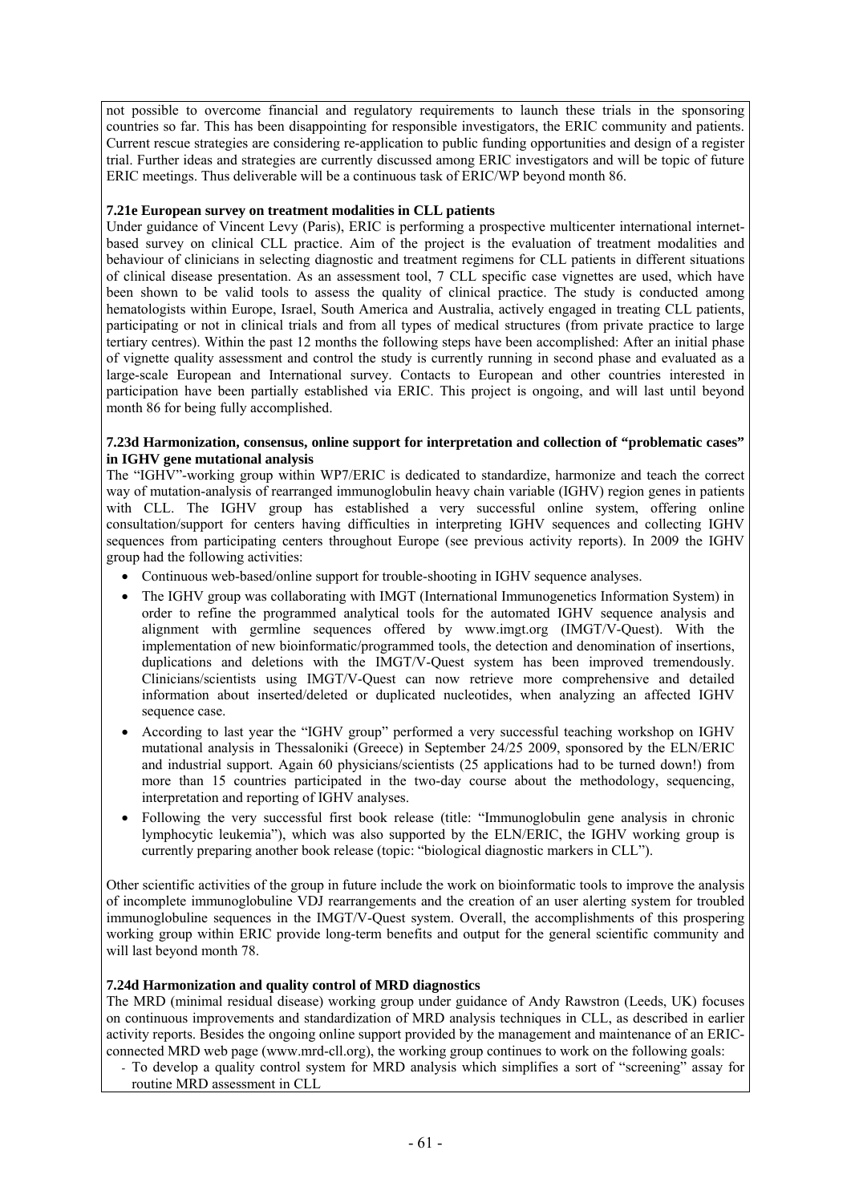not possible to overcome financial and regulatory requirements to launch these trials in the sponsoring countries so far. This has been disappointing for responsible investigators, the ERIC community and patients. Current rescue strategies are considering re-application to public funding opportunities and design of a register trial. Further ideas and strategies are currently discussed among ERIC investigators and will be topic of future ERIC meetings. Thus deliverable will be a continuous task of ERIC/WP beyond month 86.

**7.21e European survey on treatment modalities in CLL patients**

Under guidance of Vincent Levy (Paris), ERIC is performing a prospective multicenter international internet-based survey on clinical CLL practice. Aim of the project is the evaluation of treatment modalities and behaviour of clinicians in selecting diagnostic and treatment regimens for CLL patients in different situations of clinical disease presentation. As an assessment tool, 7 CLL specific case vignettes are used, which have been shown to be valid tools to assess the quality of clinical practice. The study is conducted among hematologists within Europe, Israel, South America and Australia, actively engaged in treating CLL patients, participating or not in clinical trials and from all types of medical structures (from private practice to large tertiary centres). Within the past 12 months the following steps have been accomplished: After an initial phase of vignette quality assessment and control the study is currently running in second phase and evaluated as a large-scale European and International survey. Contacts to European and other countries interested in participation have been partially established via ERIC. This project is ongoing, and will last until beyond month 86 for being fully accomplished.

**7.23d Harmonization, consensus, online support for interpretation and collection of "problematic cases" in IGHV gene mutational analysis**

The "IGHV"-working group within WP7/ERIC is dedicated to standardize, harmonize and teach the correct way of mutation-analysis of rearranged immunoglobulin heavy chain variable (IGHV) region genes in patients with CLL. The IGHV group has established a very successful online system, offering online consultation/support for centers having difficulties in interpreting IGHV sequences and collecting IGHV sequences from participating centers throughout Europe (see previous activity reports). In 2009 the IGHV group had the following activities:

- Continuous web-based/online support for trouble-shooting in IGHV sequence analyses.
- The IGHV group was collaborating with IMGT (International Immunogenetics Information System) in order to refine the programmed analytical tools for the automated IGHV sequence analysis and alignment with germline sequences offered by www.imgt.org (IMGT/V-Quest). With the implementation of new bioinformatic/programmed tools, the detection and denomination of insertions, duplications and deletions with the IMGT/V-Quest system has been improved tremendously. Clinicians/scientists using IMGT/V-Quest can now retrieve more comprehensive and detailed information about inserted/deleted or duplicated nucleotides, when analyzing an affected IGHV sequence case.
- According to last year the "IGHV group" performed a very successful teaching workshop on IGHV mutational analysis in Thessaloniki (Greece) in September 24/25 2009, sponsored by the ELN/ERIC and industrial support. Again 60 physicians/scientists (25 applications had to be turned down!) from more than 15 countries participated in the two-day course about the methodology, sequencing, interpretation and reporting of IGHV analyses.
- Following the very successful first book release (title: "Immunoglobulin gene analysis in chronic lymphocytic leukemia"), which was also supported by the ELN/ERIC, the IGHV working group is currently preparing another book release (topic: "biological diagnostic markers in CLL").

Other scientific activities of the group in future include the work on bioinformatic tools to improve the analysis of incomplete immunoglobuline VDJ rearrangements and the creation of an user alerting system for troubled immunoglobuline sequences in the IMGT/V-Quest system. Overall, the accomplishments of this prospering working group within ERIC provide long-term benefits and output for the general scientific community and will last beyond month 78.

**7.24d Harmonization and quality control of MRD diagnostics**

The MRD (minimal residual disease) working group under guidance of Andy Rawstron (Leeds, UK) focuses on continuous improvements and standardization of MRD analysis techniques in CLL, as described in earlier activity reports. Besides the ongoing online support provided by the management and maintenance of an ERIC-connected MRD web page (www.mrd-cll.org), the working group continues to work on the following goals:

- To develop a quality control system for MRD analysis which simplifies a sort of "screening" assay for routine MRD assessment in CLL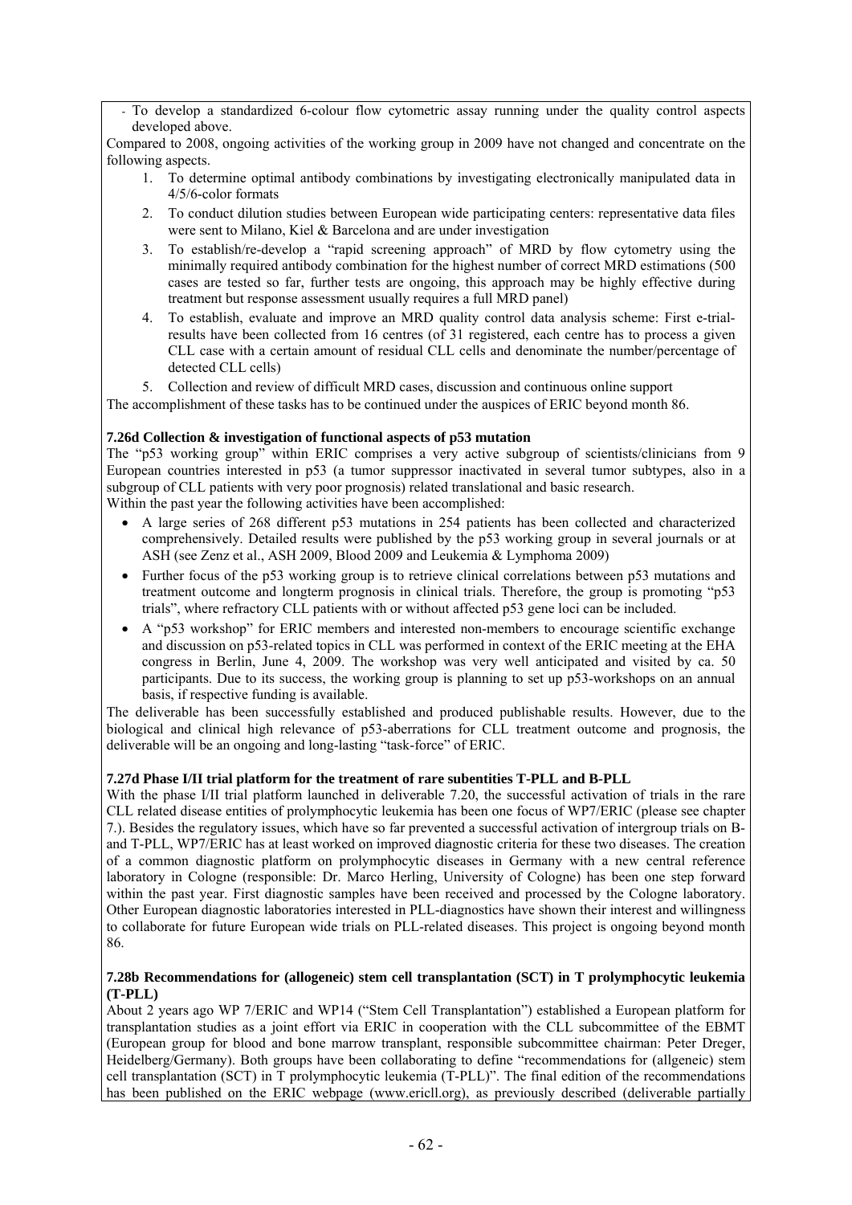- To develop a standardized 6-colour flow cytometric assay running under the quality control aspects developed above.

Compared to 2008, ongoing activities of the working group in 2009 have not changed and concentrate on the following aspects.

1. To determine optimal antibody combinations by investigating electronically manipulated data in 4/5/6-color formats
2. To conduct dilution studies between European wide participating centers: representative data files were sent to Milano, Kiel & Barcelona and are under investigation
3. To establish/re-develop a "rapid screening approach" of MRD by flow cytometry using the minimally required antibody combination for the highest number of correct MRD estimations (500 cases are tested so far, further tests are ongoing, this approach may be highly effective during treatment but response assessment usually requires a full MRD panel)
4. To establish, evaluate and improve an MRD quality control data analysis scheme: First e-trial-results have been collected from 16 centres (of 31 registered, each centre has to process a given CLL case with a certain amount of residual CLL cells and denominate the number/percentage of detected CLL cells)
5. Collection and review of difficult MRD cases, discussion and continuous online support

The accomplishment of these tasks has to be continued under the auspices of ERIC beyond month 86.

**7.26d Collection & investigation of functional aspects of p53 mutation**

The "p53 working group" within ERIC comprises a very active subgroup of scientists/clinicians from 9 European countries interested in p53 (a tumor suppressor inactivated in several tumor subtypes, also in a subgroup of CLL patients with very poor prognosis) related translational and basic research.

Within the past year the following activities have been accomplished:

- A large series of 268 different p53 mutations in 254 patients has been collected and characterized comprehensively. Detailed results were published by the p53 working group in several journals or at ASH (see Zenz et al., ASH 2009, Blood 2009 and Leukemia & Lymphoma 2009)
- Further focus of the p53 working group is to retrieve clinical correlations between p53 mutations and treatment outcome and longterm prognosis in clinical trials. Therefore, the group is promoting "p53 trials", where refractory CLL patients with or without affected p53 gene loci can be included.
- A "p53 workshop" for ERIC members and interested non-members to encourage scientific exchange and discussion on p53-related topics in CLL was performed in context of the ERIC meeting at the EHA congress in Berlin, June 4, 2009. The workshop was very well anticipated and visited by ca. 50 participants. Due to its success, the working group is planning to set up p53-workshops on an annual basis, if respective funding is available.

The deliverable has been successfully established and produced publishable results. However, due to the biological and clinical high relevance of p53-aberrations for CLL treatment outcome and prognosis, the deliverable will be an ongoing and long-lasting "task-force" of ERIC.

**7.27d Phase I/II trial platform for the treatment of rare subentities T-PLL and B-PLL**

With the phase I/II trial platform launched in deliverable 7.20, the successful activation of trials in the rare CLL related disease entities of prolymphocytic leukemia has been one focus of WP7/ERIC (please see chapter 7.). Besides the regulatory issues, which have so far prevented a successful activation of intergroup trials on B- and T-PLL, WP7/ERIC has at least worked on improved diagnostic criteria for these two diseases. The creation of a common diagnostic platform on prolymphocytic diseases in Germany with a new central reference laboratory in Cologne (responsible: Dr. Marco Herling, University of Cologne) has been one step forward within the past year. First diagnostic samples have been received and processed by the Cologne laboratory. Other European diagnostic laboratories interested in PLL-diagnostics have shown their interest and willingness to collaborate for future European wide trials on PLL-related diseases. This project is ongoing beyond month 86.

**7.28b Recommendations for (allogeneic) stem cell transplantation (SCT) in T prolymphocytic leukemia (T-PLL)**

About 2 years ago WP 7/ERIC and WP14 ("Stem Cell Transplantation") established a European platform for transplantation studies as a joint effort via ERIC in cooperation with the CLL subcommittee of the EBMT (European group for blood and bone marrow transplant, responsible subcommittee chairman: Peter Dreger, Heidelberg/Germany). Both groups have been collaborating to define "recommendations for (allgeneic) stem cell transplantation (SCT) in T prolymphocytic leukemia (T-PLL)". The final edition of the recommendations has been published on the ERIC webpage (www.ericll.org), as previously described (deliverable partially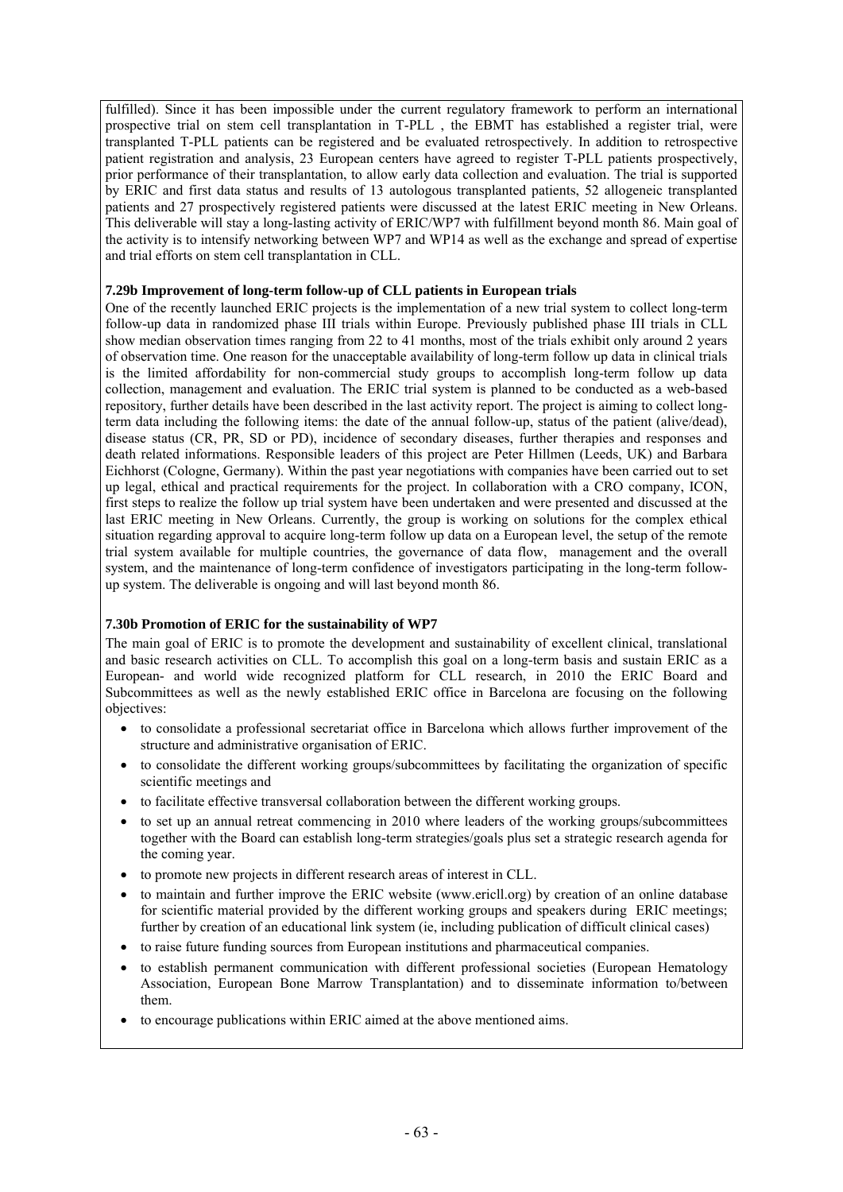fulfilled). Since it has been impossible under the current regulatory framework to perform an international prospective trial on stem cell transplantation in T-PLL , the EBMT has established a register trial, were transplanted T-PLL patients can be registered and be evaluated retrospectively. In addition to retrospective patient registration and analysis, 23 European centers have agreed to register T-PLL patients prospectively, prior performance of their transplantation, to allow early data collection and evaluation. The trial is supported by ERIC and first data status and results of 13 autologous transplanted patients, 52 allogeneic transplanted patients and 27 prospectively registered patients were discussed at the latest ERIC meeting in New Orleans. This deliverable will stay a long-lasting activity of ERIC/WP7 with fulfillment beyond month 86. Main goal of the activity is to intensify networking between WP7 and WP14 as well as the exchange and spread of expertise and trial efforts on stem cell transplantation in CLL.

**7.29b Improvement of long-term follow-up of CLL patients in European trials**

One of the recently launched ERIC projects is the implementation of a new trial system to collect long-term follow-up data in randomized phase III trials within Europe. Previously published phase III trials in CLL show median observation times ranging from 22 to 41 months, most of the trials exhibit only around 2 years of observation time. One reason for the unacceptable availability of long-term follow up data in clinical trials is the limited affordability for non-commercial study groups to accomplish long-term follow up data collection, management and evaluation. The ERIC trial system is planned to be conducted as a web-based repository, further details have been described in the last activity report. The project is aiming to collect long-term data including the following items: the date of the annual follow-up, status of the patient (alive/dead), disease status (CR, PR, SD or PD), incidence of secondary diseases, further therapies and responses and death related informations. Responsible leaders of this project are Peter Hillmen (Leeds, UK) and Barbara Eichhorst (Cologne, Germany). Within the past year negotiations with companies have been carried out to set up legal, ethical and practical requirements for the project. In collaboration with a CRO company, ICON, first steps to realize the follow up trial system have been undertaken and were presented and discussed at the last ERIC meeting in New Orleans. Currently, the group is working on solutions for the complex ethical situation regarding approval to acquire long-term follow up data on a European level, the setup of the remote trial system available for multiple countries, the governance of data flow, management and the overall system, and the maintenance of long-term confidence of investigators participating in the long-term follow-up system. The deliverable is ongoing and will last beyond month 86.

**7.30b Promotion of ERIC for the sustainability of WP7**

The main goal of ERIC is to promote the development and sustainability of excellent clinical, translational and basic research activities on CLL. To accomplish this goal on a long-term basis and sustain ERIC as a European- and world wide recognized platform for CLL research, in 2010 the ERIC Board and Subcommittees as well as the newly established ERIC office in Barcelona are focusing on the following objectives:

- to consolidate a professional secretariat office in Barcelona which allows further improvement of the structure and administrative organisation of ERIC.
- to consolidate the different working groups/subcommittees by facilitating the organization of specific scientific meetings and
- to facilitate effective transversal collaboration between the different working groups.
- to set up an annual retreat commencing in 2010 where leaders of the working groups/subcommittees together with the Board can establish long-term strategies/goals plus set a strategic research agenda for the coming year.
- to promote new projects in different research areas of interest in CLL.
- to maintain and further improve the ERIC website (www.ericll.org) by creation of an online database for scientific material provided by the different working groups and speakers during ERIC meetings; further by creation of an educational link system (ie, including publication of difficult clinical cases)
- to raise future funding sources from European institutions and pharmaceutical companies.
- to establish permanent communication with different professional societies (European Hematology Association, European Bone Marrow Transplantation) and to disseminate information to/between them.
- to encourage publications within ERIC aimed at the above mentioned aims.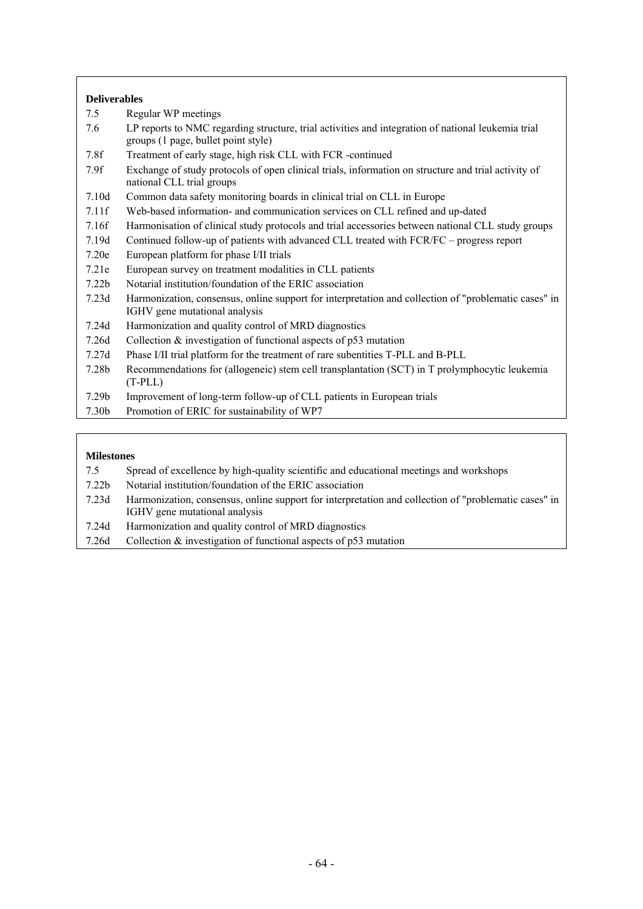**Deliverables**

| | |
|---|---|
| 7.5 | Regular WP meetings |
| 7.6 | LP reports to NMC regarding structure, trial activities and integration of national leukemia trial groups (1 page, bullet point style) |
| 7.8f | Treatment of early stage, high risk CLL with FCR -continued |
| 7.9f | Exchange of study protocols of open clinical trials, information on structure and trial activity of national CLL trial groups |
| 7.10d | Common data safety monitoring boards in clinical trial on CLL in Europe |
| 7.11f | Web-based information- and communication services on CLL refined and up-dated |
| 7.16f | Harmonisation of clinical study protocols and trial accessories between national CLL study groups |
| 7.19d | Continued follow-up of patients with advanced CLL treated with FCR/FC – progress report |
| 7.20e | European platform for phase I/II trials |
| 7.21e | European survey on treatment modalities in CLL patients |
| 7.22b | Notarial institution/foundation of the ERIC association |
| 7.23d | Harmonization, consensus, online support for interpretation and collection of "problematic cases" in IGHV gene mutational analysis |
| 7.24d | Harmonization and quality control of MRD diagnostics |
| 7.26d | Collection & investigation of functional aspects of p53 mutation |
| 7.27d | Phase I/II trial platform for the treatment of rare subentities T-PLL and B-PLL |
| 7.28b | Recommendations for (allogeneic) stem cell transplantation (SCT) in T prolymphocytic leukemia (T-PLL) |
| 7.29b | Improvement of long-term follow-up of CLL patients in European trials |
| 7.30b | Promotion of ERIC for sustainability of WP7 |

**Milestones**

| | |
|---|---|
| 7.5 | Spread of excellence by high-quality scientific and educational meetings and workshops |
| 7.22b | Notarial institution/foundation of the ERIC association |
| 7.23d | Harmonization, consensus, online support for interpretation and collection of "problematic cases" in IGHV gene mutational analysis |
| 7.24d | Harmonization and quality control of MRD diagnostics |
| 7.26d | Collection & investigation of functional aspects of p53 mutation |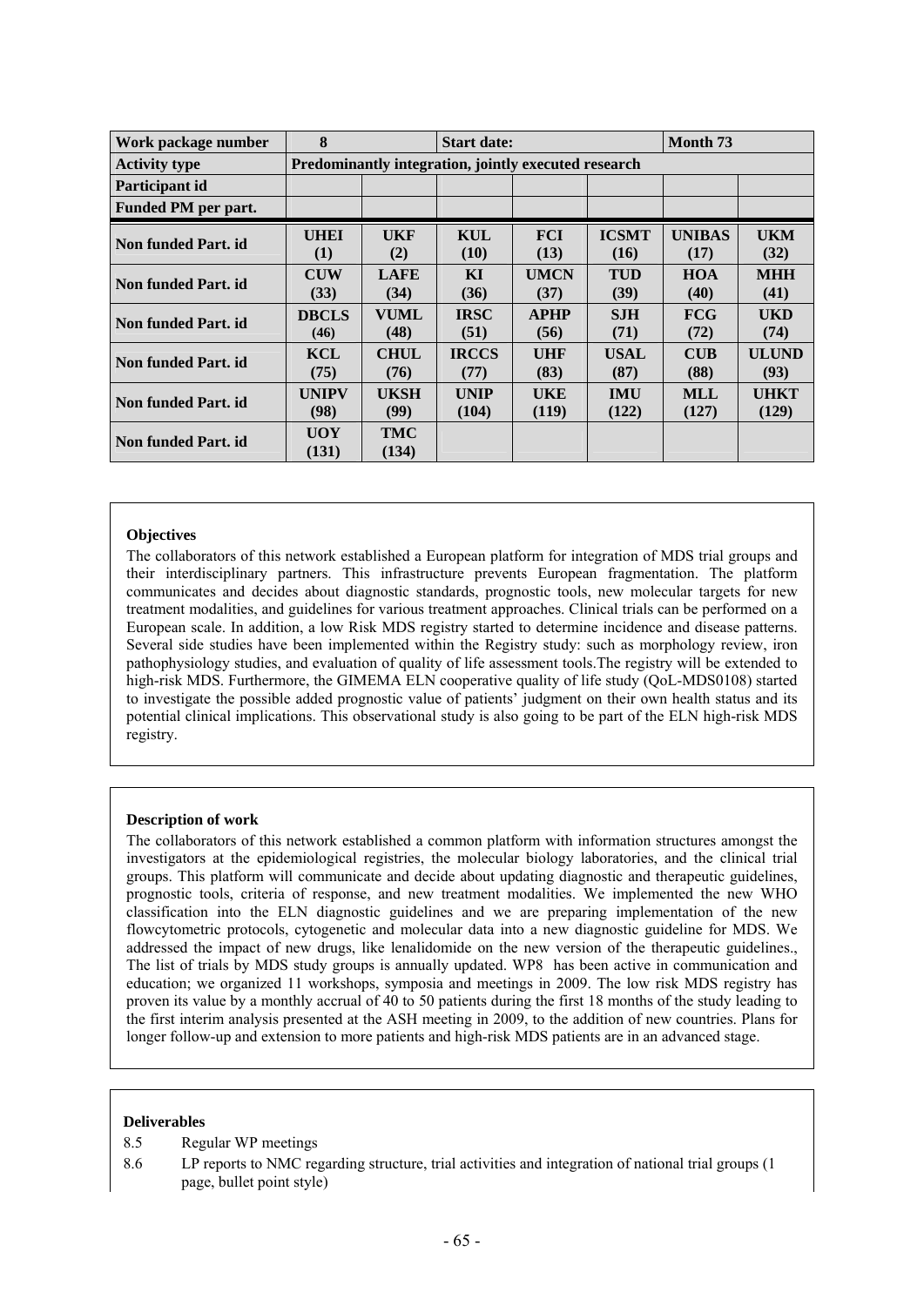| Work package number | 8 | | Start date: | | | Month 73 | |
|---|---|---|---|---|---|---|---|
| **Activity type** | **Predominantly integration, jointly executed research** | | | | | | |
| **Participant id** | | | | | | | |
| **Funded PM per part.** | | | | | | | |
| **Non funded Part. id** | **UHEI (1)** | **UKF (2)** | **KUL (10)** | **FCI (13)** | **ICSMT (16)** | **UNIBAS (17)** | **UKM (32)** |
| **Non funded Part. id** | **CUW (33)** | **LAFE (34)** | **KI (36)** | **UMCN (37)** | **TUD (39)** | **HOA (40)** | **MHH (41)** |
| **Non funded Part. id** | **DBCLS (46)** | **VUML (48)** | **IRSC (51)** | **APHP (56)** | **SJH (71)** | **FCG (72)** | **UKD (74)** |
| **Non funded Part. id** | **KCL (75)** | **CHUL (76)** | **IRCCS (77)** | **UHF (83)** | **USAL (87)** | **CUB (88)** | **ULUND (93)** |
| **Non funded Part. id** | **UNIPV (98)** | **UKSH (99)** | **UNIP (104)** | **UKE (119)** | **IMU (122)** | **MLL (127)** | **UHKT (129)** |
| **Non funded Part. id** | **UOY (131)** | **TMC (134)** | | | | | |

**Objectives**

The collaborators of this network established a European platform for integration of MDS trial groups and their interdisciplinary partners. This infrastructure prevents European fragmentation. The platform communicates and decides about diagnostic standards, prognostic tools, new molecular targets for new treatment modalities, and guidelines for various treatment approaches. Clinical trials can be performed on a European scale. In addition, a low Risk MDS registry started to determine incidence and disease patterns. Several side studies have been implemented within the Registry study: such as morphology review, iron pathophysiology studies, and evaluation of quality of life assessment tools.The registry will be extended to high-risk MDS. Furthermore, the GIMEMA ELN cooperative quality of life study (QoL-MDS0108) started to investigate the possible added prognostic value of patients' judgment on their own health status and its potential clinical implications. This observational study is also going to be part of the ELN high-risk MDS registry.

**Description of work**

The collaborators of this network established a common platform with information structures amongst the investigators at the epidemiological registries, the molecular biology laboratories, and the clinical trial groups. This platform will communicate and decide about updating diagnostic and therapeutic guidelines, prognostic tools, criteria of response, and new treatment modalities. We implemented the new WHO classification into the ELN diagnostic guidelines and we are preparing implementation of the new flowcytometric protocols, cytogenetic and molecular data into a new diagnostic guideline for MDS. We addressed the impact of new drugs, like lenalidomide on the new version of the therapeutic guidelines., The list of trials by MDS study groups is annually updated. WP8 has been active in communication and education; we organized 11 workshops, symposia and meetings in 2009. The low risk MDS registry has proven its value by a monthly accrual of 40 to 50 patients during the first 18 months of the study leading to the first interim analysis presented at the ASH meeting in 2009, to the addition of new countries. Plans for longer follow-up and extension to more patients and high-risk MDS patients are in an advanced stage.

**Deliverables**

8.5 Regular WP meetings

8.6 LP reports to NMC regarding structure, trial activities and integration of national trial groups (1 page, bullet point style)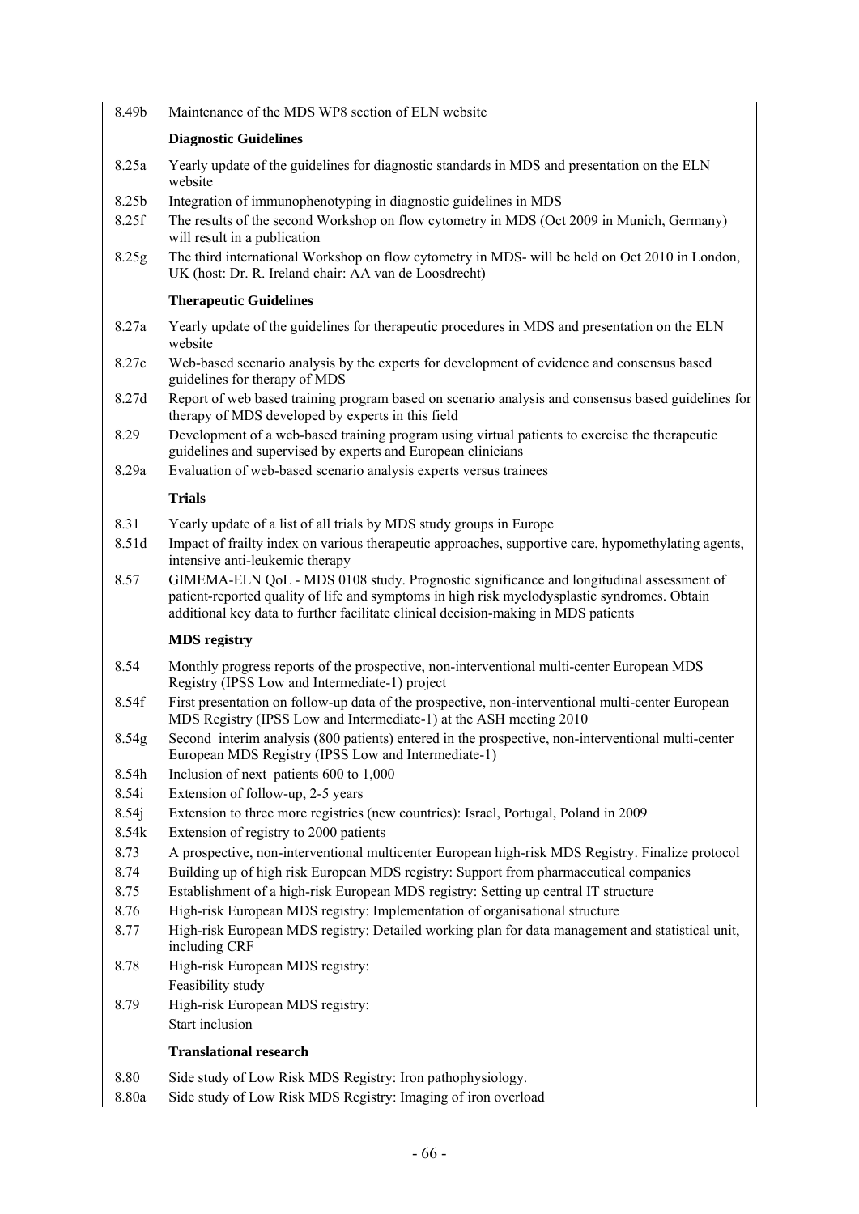8.49b Maintenance of the MDS WP8 section of ELN website

**Diagnostic Guidelines**

8.25a Yearly update of the guidelines for diagnostic standards in MDS and presentation on the ELN website

8.25b Integration of immunophenotyping in diagnostic guidelines in MDS

8.25f The results of the second Workshop on flow cytometry in MDS (Oct 2009 in Munich, Germany) will result in a publication

8.25g The third international Workshop on flow cytometry in MDS- will be held on Oct 2010 in London, UK (host: Dr. R. Ireland chair: AA van de Loosdrecht)

**Therapeutic Guidelines**

8.27a Yearly update of the guidelines for therapeutic procedures in MDS and presentation on the ELN website

8.27c Web-based scenario analysis by the experts for development of evidence and consensus based guidelines for therapy of MDS

8.27d Report of web based training program based on scenario analysis and consensus based guidelines for therapy of MDS developed by experts in this field

8.29 Development of a web-based training program using virtual patients to exercise the therapeutic guidelines and supervised by experts and European clinicians

8.29a Evaluation of web-based scenario analysis experts versus trainees

**Trials**

8.31 Yearly update of a list of all trials by MDS study groups in Europe

8.51d Impact of frailty index on various therapeutic approaches, supportive care, hypomethylating agents, intensive anti-leukemic therapy

8.57 GIMEMA-ELN QoL - MDS 0108 study. Prognostic significance and longitudinal assessment of patient-reported quality of life and symptoms in high risk myelodysplastic syndromes. Obtain additional key data to further facilitate clinical decision-making in MDS patients

**MDS registry**

8.54 Monthly progress reports of the prospective, non-interventional multi-center European MDS Registry (IPSS Low and Intermediate-1) project

8.54f First presentation on follow-up data of the prospective, non-interventional multi-center European MDS Registry (IPSS Low and Intermediate-1) at the ASH meeting 2010

8.54g Second interim analysis (800 patients) entered in the prospective, non-interventional multi-center European MDS Registry (IPSS Low and Intermediate-1)

8.54h Inclusion of next patients 600 to 1,000

8.54i Extension of follow-up, 2-5 years

8.54j Extension to three more registries (new countries): Israel, Portugal, Poland in 2009

8.54k Extension of registry to 2000 patients

8.73 A prospective, non-interventional multicenter European high-risk MDS Registry. Finalize protocol

8.74 Building up of high risk European MDS registry: Support from pharmaceutical companies

8.75 Establishment of a high-risk European MDS registry: Setting up central IT structure

8.76 High-risk European MDS registry: Implementation of organisational structure

8.77 High-risk European MDS registry: Detailed working plan for data management and statistical unit, including CRF

8.78 High-risk European MDS registry:
Feasibility study

8.79 High-risk European MDS registry:
Start inclusion

**Translational research**

8.80 Side study of Low Risk MDS Registry: Iron pathophysiology.

8.80a Side study of Low Risk MDS Registry: Imaging of iron overload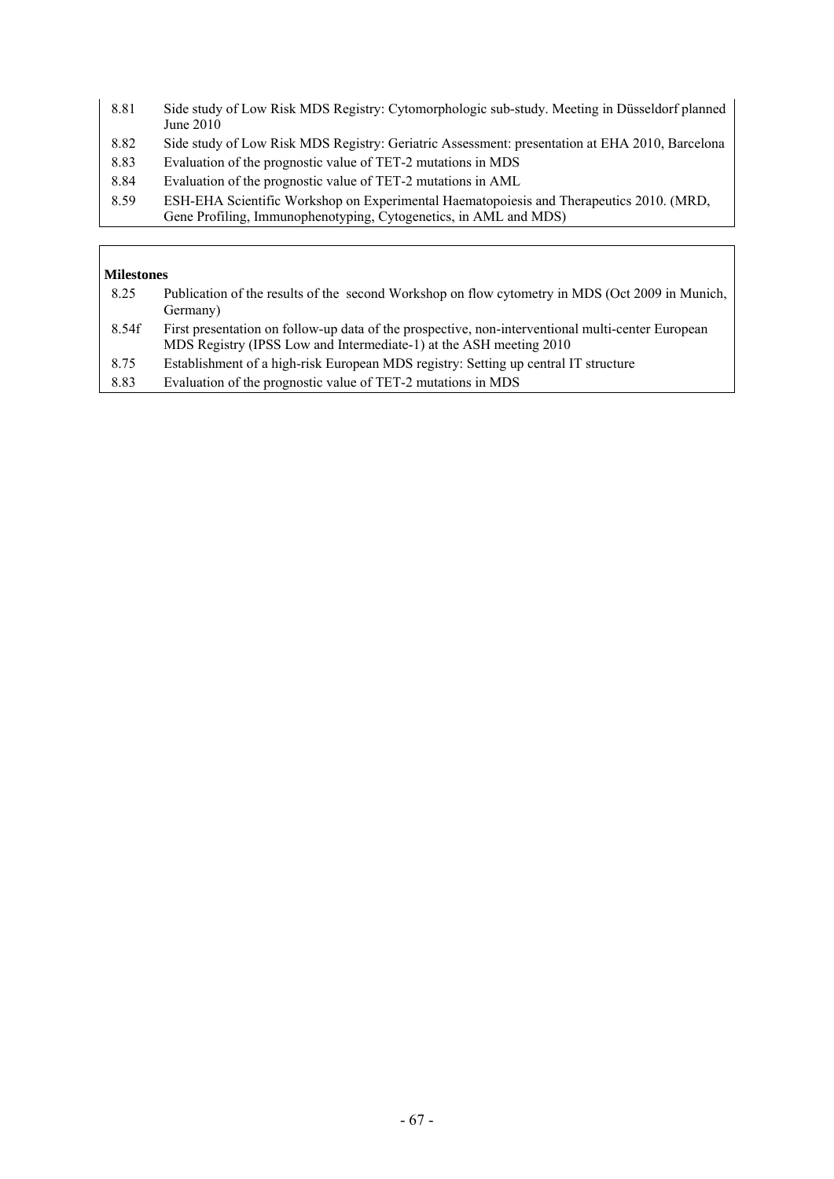| | |
|---|---|
| 8.81 | Side study of Low Risk MDS Registry: Cytomorphologic sub-study. Meeting in Düsseldorf planned June 2010 |
| 8.82 | Side study of Low Risk MDS Registry: Geriatric Assessment: presentation at EHA 2010, Barcelona |
| 8.83 | Evaluation of the prognostic value of TET-2 mutations in MDS |
| 8.84 | Evaluation of the prognostic value of TET-2 mutations in AML |
| 8.59 | ESH-EHA Scientific Workshop on Experimental Haematopoiesis and Therapeutics 2010. (MRD, Gene Profiling, Immunophenotyping, Cytogenetics, in AML and MDS) |

**Milestones**

| | |
|---|---|
| 8.25 | Publication of the results of the second Workshop on flow cytometry in MDS (Oct 2009 in Munich, Germany) |
| 8.54f | First presentation on follow-up data of the prospective, non-interventional multi-center European MDS Registry (IPSS Low and Intermediate-1) at the ASH meeting 2010 |
| 8.75 | Establishment of a high-risk European MDS registry: Setting up central IT structure |
| 8.83 | Evaluation of the prognostic value of TET-2 mutations in MDS |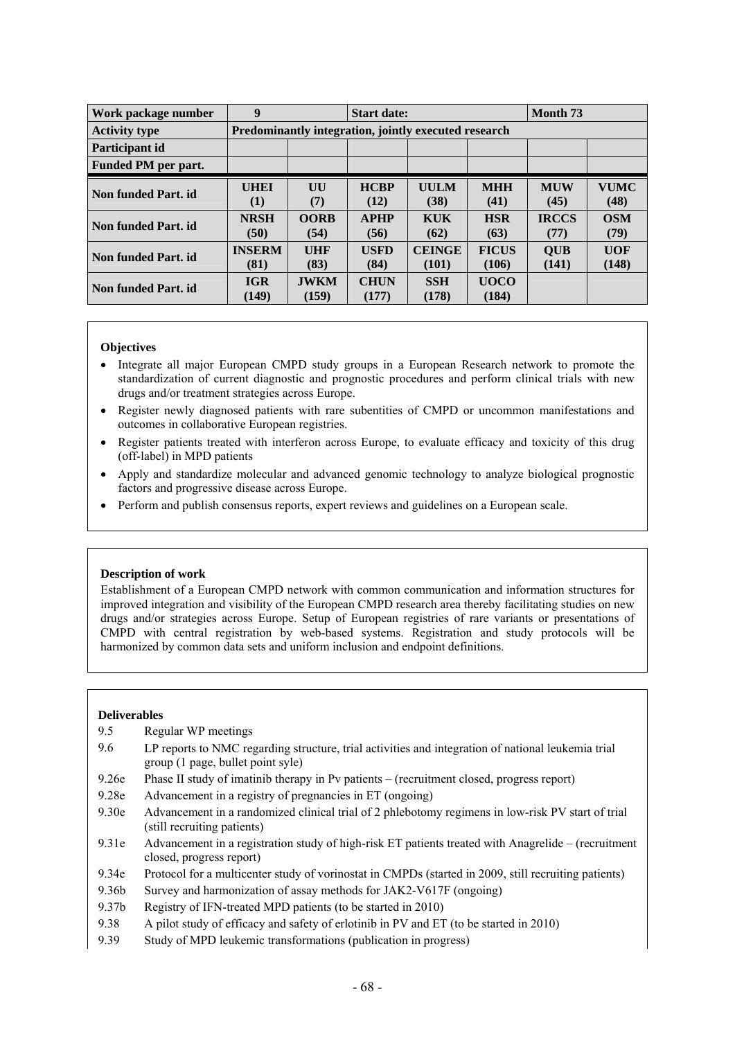| Work package number | 9 | | Start date: | | | Month 73 | |
|---|---|---|---|---|---|---|---|
| Activity type | Predominantly integration, jointly executed research | | | | | | |
| Participant id | | | | | | | |
| Funded PM per part. | | | | | | | |
| Non funded Part. id | UHEI (1) | UU (7) | HCBP (12) | UULM (38) | MHH (41) | MUW (45) | VUMC (48) |
| Non funded Part. id | NRSH (50) | OORB (54) | APHP (56) | KUK (62) | HSR (63) | IRCCS (77) | OSM (79) |
| Non funded Part. id | INSERM (81) | UHF (83) | USFD (84) | CEINGE (101) | FICUS (106) | QUB (141) | UOF (148) |
| Non funded Part. id | IGR (149) | JWKM (159) | CHUN (177) | SSH (178) | UOCO (184) | | |

**Objectives**

- Integrate all major European CMPD study groups in a European Research network to promote the standardization of current diagnostic and prognostic procedures and perform clinical trials with new drugs and/or treatment strategies across Europe.
- Register newly diagnosed patients with rare subentities of CMPD or uncommon manifestations and outcomes in collaborative European registries.
- Register patients treated with interferon across Europe, to evaluate efficacy and toxicity of this drug (off-label) in MPD patients
- Apply and standardize molecular and advanced genomic technology to analyze biological prognostic factors and progressive disease across Europe.
- Perform and publish consensus reports, expert reviews and guidelines on a European scale.

**Description of work**

Establishment of a European CMPD network with common communication and information structures for improved integration and visibility of the European CMPD research area thereby facilitating studies on new drugs and/or strategies across Europe. Setup of European registries of rare variants or presentations of CMPD with central registration by web-based systems. Registration and study protocols will be harmonized by common data sets and uniform inclusion and endpoint definitions.

**Deliverables**

9.5 Regular WP meetings

9.6 LP reports to NMC regarding structure, trial activities and integration of national leukemia trial group (1 page, bullet point syle)

9.26e Phase II study of imatinib therapy in Pv patients – (recruitment closed, progress report)

9.28e Advancement in a registry of pregnancies in ET (ongoing)

9.30e Advancement in a randomized clinical trial of 2 phlebotomy regimens in low-risk PV start of trial (still recruiting patients)

9.31e Advancement in a registration study of high-risk ET patients treated with Anagrelide – (recruitment closed, progress report)

9.34e Protocol for a multicenter study of vorinostat in CMPDs (started in 2009, still recruiting patients)

9.36b Survey and harmonization of assay methods for JAK2-V617F (ongoing)

9.37b Registry of IFN-treated MPD patients (to be started in 2010)

9.38 A pilot study of efficacy and safety of erlotinib in PV and ET (to be started in 2010)

9.39 Study of MPD leukemic transformations (publication in progress)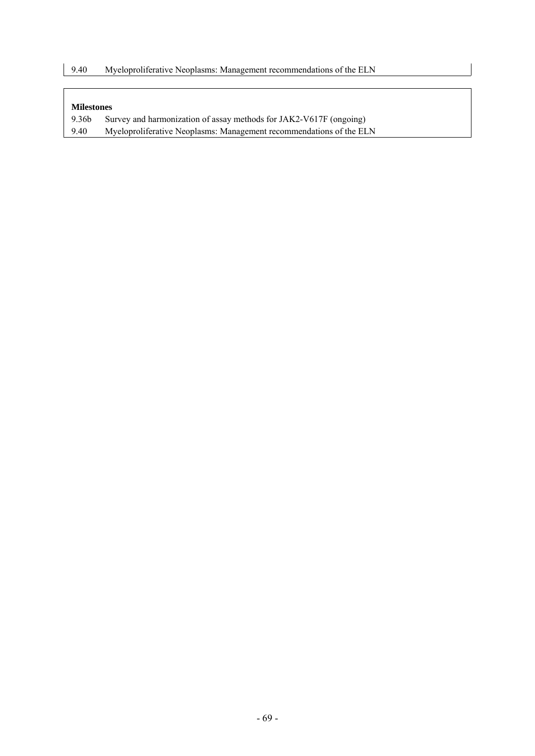9.40 Myeloproliferative Neoplasms: Management recommendations of the ELN

**Milestones**

9.36b Survey and harmonization of assay methods for JAK2-V617F (ongoing)

9.40 Myeloproliferative Neoplasms: Management recommendations of the ELN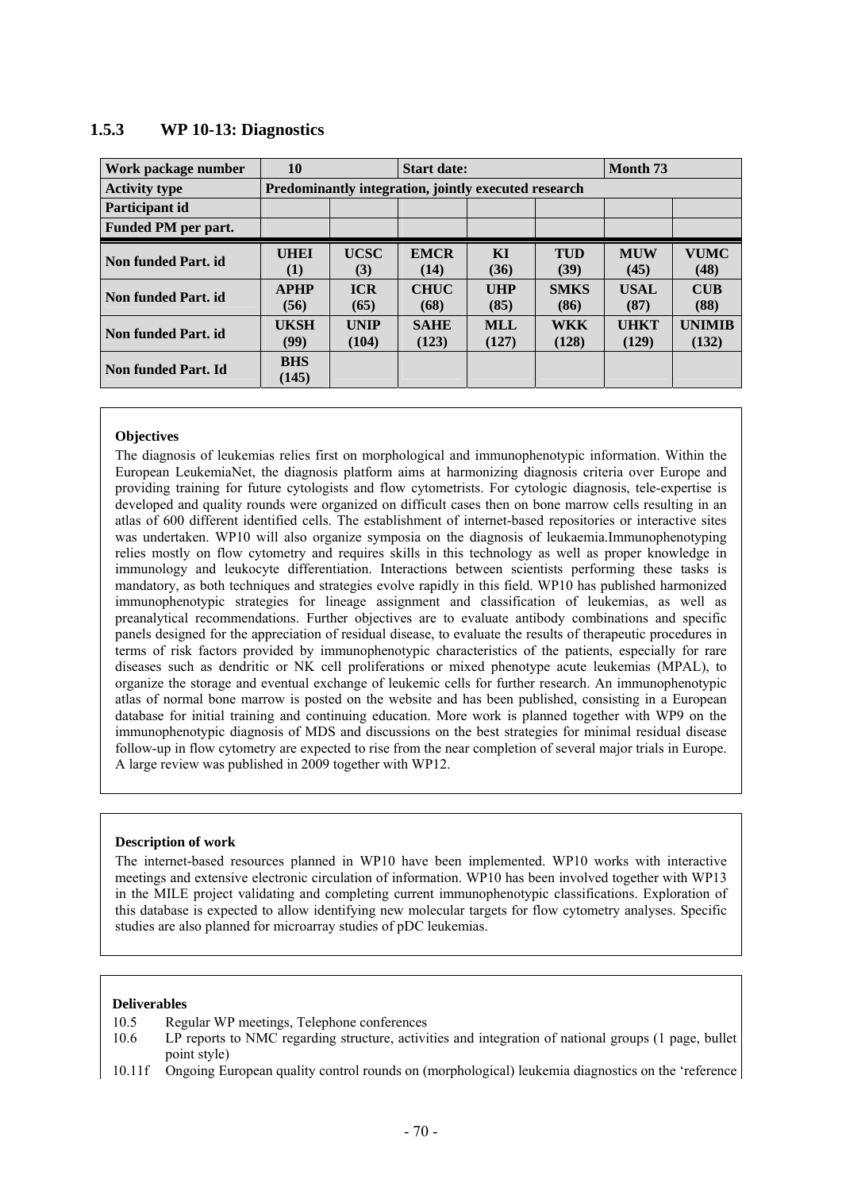### 1.5.3 WP 10-13: Diagnostics

| Work package number | 10 | | Start date: | | | Month 73 | |
|---|---|---|---|---|---|---|---|
| **Activity type** | **Predominantly integration, jointly executed research** | | | | | | |
| **Participant id** | | | | | | | |
| **Funded PM per part.** | | | | | | | |
| **Non funded Part. id** | **UHEI (1)** | **UCSC (3)** | **EMCR (14)** | **KI (36)** | **TUD (39)** | **MUW (45)** | **VUMC (48)** |
| **Non funded Part. id** | **APHP (56)** | **ICR (65)** | **CHUC (68)** | **UHP (85)** | **SMKS (86)** | **USAL (87)** | **CUB (88)** |
| **Non funded Part. id** | **UKSH (99)** | **UNIP (104)** | **SAHE (123)** | **MLL (127)** | **WKK (128)** | **UHKT (129)** | **UNIMIB (132)** |
| **Non funded Part. Id** | **BHS (145)** | | | | | | |

**Objectives**

The diagnosis of leukemias relies first on morphological and immunophenotypic information. Within the European LeukemiaNet, the diagnosis platform aims at harmonizing diagnosis criteria over Europe and providing training for future cytologists and flow cytometrists. For cytologic diagnosis, tele-expertise is developed and quality rounds were organized on difficult cases then on bone marrow cells resulting in an atlas of 600 different identified cells. The establishment of internet-based repositories or interactive sites was undertaken. WP10 will also organize symposia on the diagnosis of leukaemia.Immunophenotyping relies mostly on flow cytometry and requires skills in this technology as well as proper knowledge in immunology and leukocyte differentiation. Interactions between scientists performing these tasks is mandatory, as both techniques and strategies evolve rapidly in this field. WP10 has published harmonized immunophenotypic strategies for lineage assignment and classification of leukemias, as well as preanalytical recommendations. Further objectives are to evaluate antibody combinations and specific panels designed for the appreciation of residual disease, to evaluate the results of therapeutic procedures in terms of risk factors provided by immunophenotypic characteristics of the patients, especially for rare diseases such as dendritic or NK cell proliferations or mixed phenotype acute leukemias (MPAL), to organize the storage and eventual exchange of leukemic cells for further research. An immunophenotypic atlas of normal bone marrow is posted on the website and has been published, consisting in a European database for initial training and continuing education. More work is planned together with WP9 on the immunophenotypic diagnosis of MDS and discussions on the best strategies for minimal residual disease follow-up in flow cytometry are expected to rise from the near completion of several major trials in Europe. A large review was published in 2009 together with WP12.

**Description of work**

The internet-based resources planned in WP10 have been implemented. WP10 works with interactive meetings and extensive electronic circulation of information. WP10 has been involved together with WP13 in the MILE project validating and completing current immunophenotypic classifications. Exploration of this database is expected to allow identifying new molecular targets for flow cytometry analyses. Specific studies are also planned for microarray studies of pDC leukemias.

**Deliverables**

10.5 Regular WP meetings, Telephone conferences

10.6 LP reports to NMC regarding structure, activities and integration of national groups (1 page, bullet point style)

10.11f Ongoing European quality control rounds on (morphological) leukemia diagnostics on the 'reference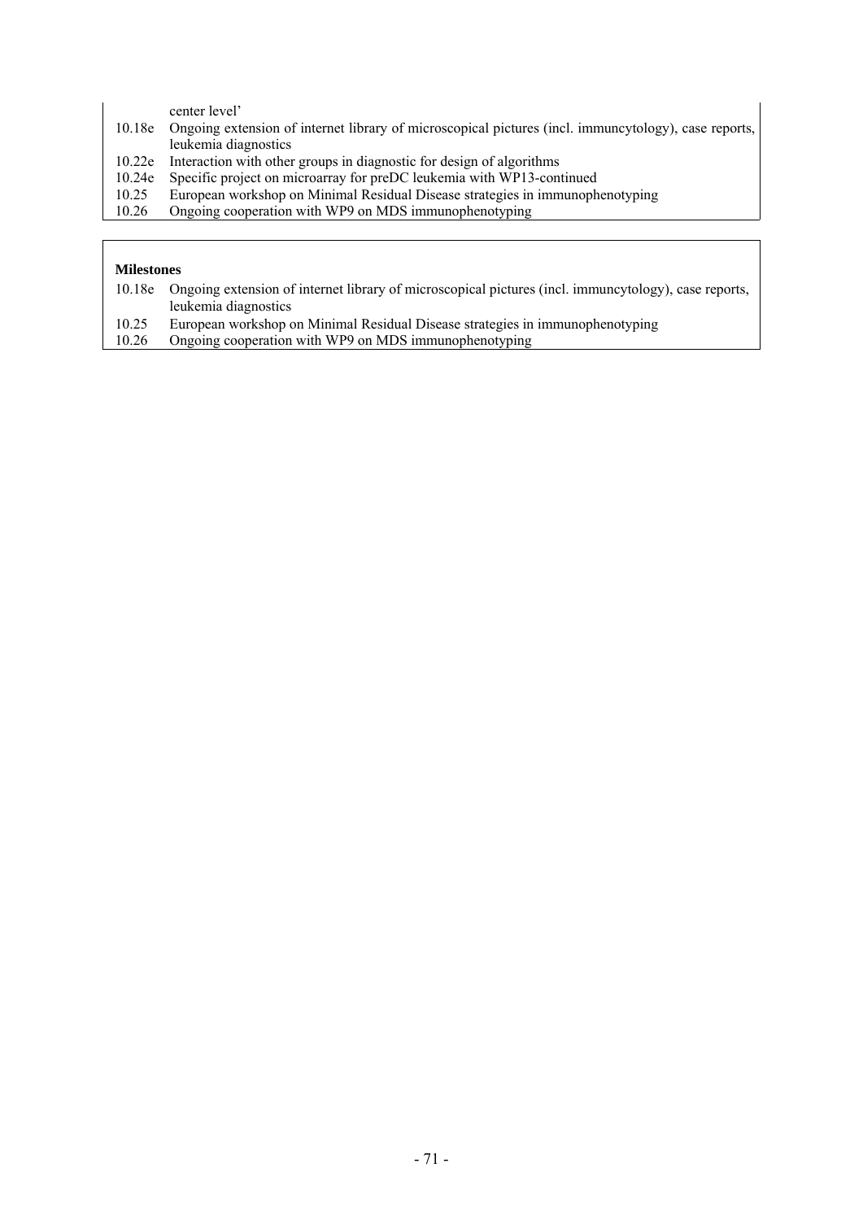center level'

| | |
|---|---|
| 10.18e | Ongoing extension of internet library of microscopical pictures (incl. immuncytology), case reports, leukemia diagnostics |
| 10.22e | Interaction with other groups in diagnostic for design of algorithms |
| 10.24e | Specific project on microarray for preDC leukemia with WP13-continued |
| 10.25 | European workshop on Minimal Residual Disease strategies in immunophenotyping |
| 10.26 | Ongoing cooperation with WP9 on MDS immunophenotyping |

**Milestones**

| | |
|---|---|
| 10.18e | Ongoing extension of internet library of microscopical pictures (incl. immuncytology), case reports, leukemia diagnostics |
| 10.25 | European workshop on Minimal Residual Disease strategies in immunophenotyping |
| 10.26 | Ongoing cooperation with WP9 on MDS immunophenotyping |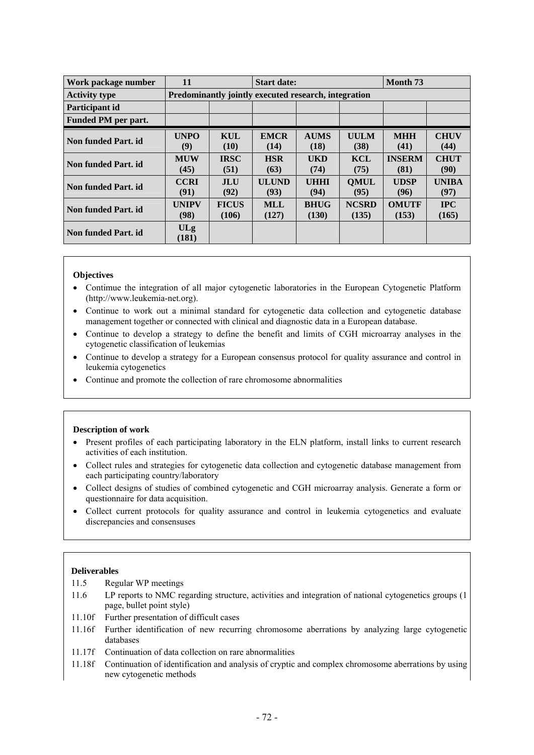| Work package number | 11 | | Start date: | | | Month 73 | |
|---|---|---|---|---|---|---|---|
| Activity type | Predominantly jointly executed research, integration | | | | | | |
| Participant id | | | | | | | |
| Funded PM per part. | | | | | | | |
| Non funded Part. id | UNPO (9) | KUL (10) | EMCR (14) | AUMS (18) | UULM (38) | MHH (41) | CHUV (44) |
| Non funded Part. id | MUW (45) | IRSC (51) | HSR (63) | UKD (74) | KCL (75) | INSERM (81) | CHUT (90) |
| Non funded Part. id | CCRI (91) | JLU (92) | ULUND (93) | UHHI (94) | QMUL (95) | UDSP (96) | UNIBA (97) |
| Non funded Part. id | UNIPV (98) | FICUS (106) | MLL (127) | BHUG (130) | NCSRD (135) | OMUTF (153) | IPC (165) |
| Non funded Part. id | ULg (181) | | | | | | |

**Objectives**

- Contimue the integration of all major cytogenetic laboratories in the European Cytogenetic Platform (http://www.leukemia-net.org).
- Continue to work out a minimal standard for cytogenetic data collection and cytogenetic database management together or connected with clinical and diagnostic data in a European database.
- Continue to develop a strategy to define the benefit and limits of CGH microarray analyses in the cytogenetic classification of leukemias
- Continue to develop a strategy for a European consensus protocol for quality assurance and control in leukemia cytogenetics
- Continue and promote the collection of rare chromosome abnormalities

**Description of work**

- Present profiles of each participating laboratory in the ELN platform, install links to current research activities of each institution.
- Collect rules and strategies for cytogenetic data collection and cytogenetic database management from each participating country/laboratory
- Collect designs of studies of combined cytogenetic and CGH microarray analysis. Generate a form or questionnaire for data acquisition.
- Collect current protocols for quality assurance and control in leukemia cytogenetics and evaluate discrepancies and consensuses

**Deliverables**

11.5 Regular WP meetings

11.6 LP reports to NMC regarding structure, activities and integration of national cytogenetics groups (1 page, bullet point style)

11.10f Further presentation of difficult cases

11.16f Further identification of new recurring chromosome aberrations by analyzing large cytogenetic databases

11.17f Continuation of data collection on rare abnormalities

11.18f Continuation of identification and analysis of cryptic and complex chromosome aberrations by using new cytogenetic methods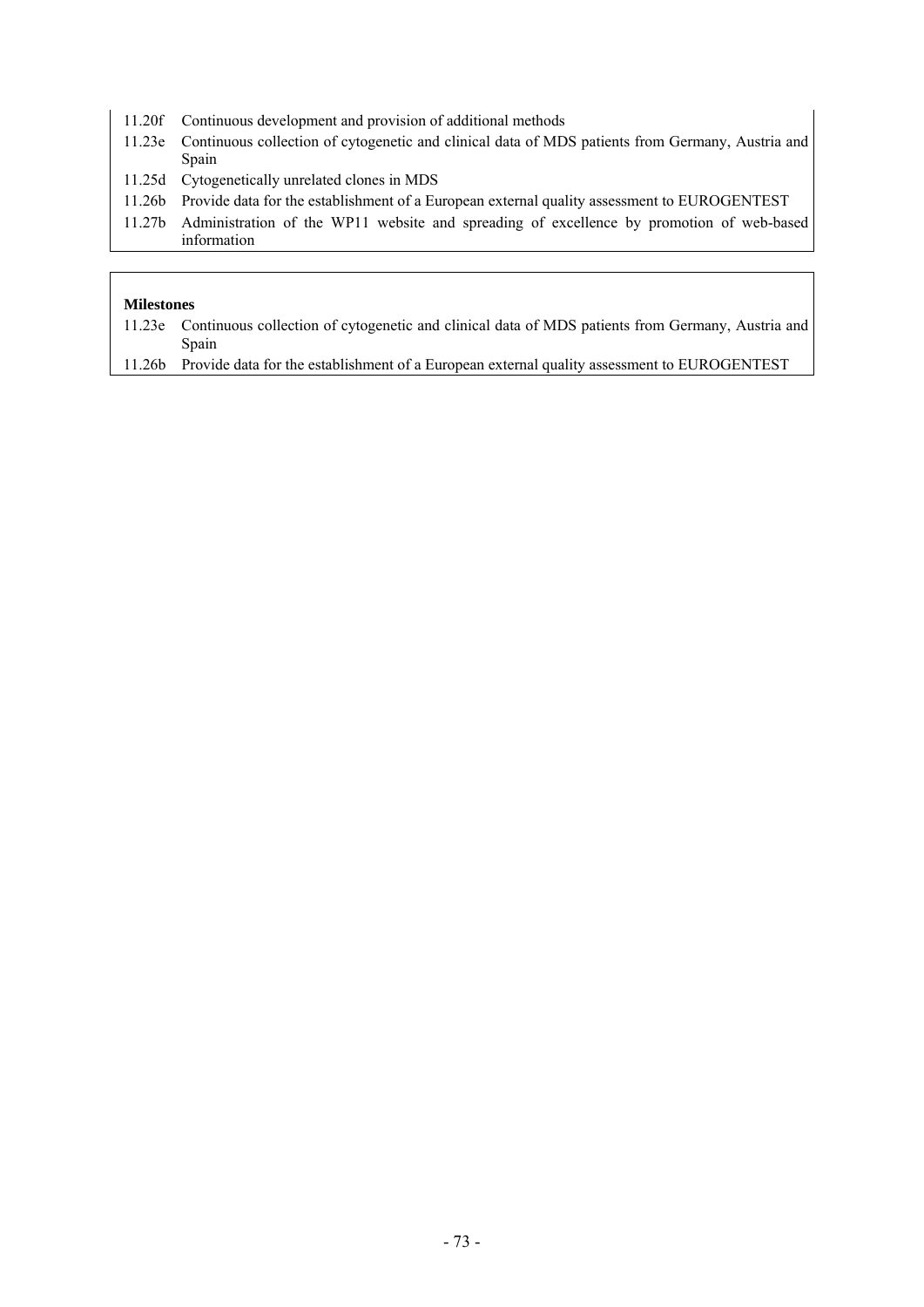11.20f Continuous development and provision of additional methods

11.23e Continuous collection of cytogenetic and clinical data of MDS patients from Germany, Austria and Spain

11.25d Cytogenetically unrelated clones in MDS

11.26b Provide data for the establishment of a European external quality assessment to EUROGENTEST

11.27b Administration of the WP11 website and spreading of excellence by promotion of web-based information

**Milestones**

11.23e Continuous collection of cytogenetic and clinical data of MDS patients from Germany, Austria and Spain

11.26b Provide data for the establishment of a European external quality assessment to EUROGENTEST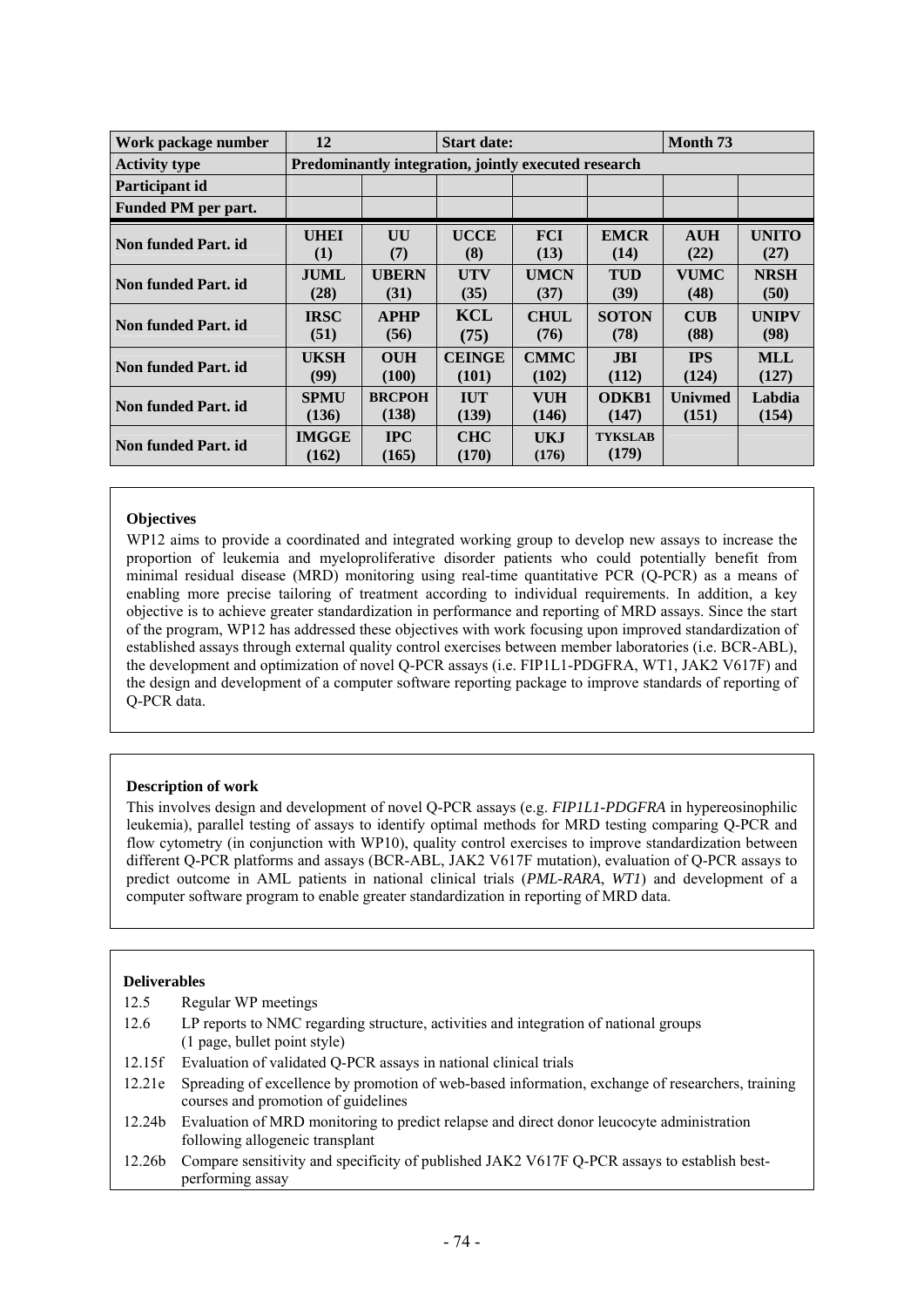| Work package number | 12 | | Start date: | | | Month 73 | |
|---|---|---|---|---|---|---|---|
| Activity type | Predominantly integration, jointly executed research | | | | | | |
| Participant id | | | | | | | |
| Funded PM per part. | | | | | | | |
| Non funded Part. id | UHEI (1) | UU (7) | UCCE (8) | FCI (13) | EMCR (14) | AUH (22) | UNITO (27) |
| Non funded Part. id | JUML (28) | UBERN (31) | UTV (35) | UMCN (37) | TUD (39) | VUMC (48) | NRSH (50) |
| Non funded Part. id | IRSC (51) | APHP (56) | KCL (75) | CHUL (76) | SOTON (78) | CUB (88) | UNIPV (98) |
| Non funded Part. id | UKSH (99) | OUH (100) | CEINGE (101) | CMMC (102) | JBI (112) | IPS (124) | MLL (127) |
| Non funded Part. id | SPMU (136) | BRCPOH (138) | IUT (139) | VUH (146) | ODKB1 (147) | Univmed (151) | Labdia (154) |
| Non funded Part. id | IMGGE (162) | IPC (165) | CHC (170) | UKJ (176) | TYKSLAB (179) | | |

**Objectives**

WP12 aims to provide a coordinated and integrated working group to develop new assays to increase the proportion of leukemia and myeloproliferative disorder patients who could potentially benefit from minimal residual disease (MRD) monitoring using real-time quantitative PCR (Q-PCR) as a means of enabling more precise tailoring of treatment according to individual requirements. In addition, a key objective is to achieve greater standardization in performance and reporting of MRD assays. Since the start of the program, WP12 has addressed these objectives with work focusing upon improved standardization of established assays through external quality control exercises between member laboratories (i.e. BCR-ABL), the development and optimization of novel Q-PCR assays (i.e. FIP1L1-PDGFRA, WT1, JAK2 V617F) and the design and development of a computer software reporting package to improve standards of reporting of Q-PCR data.

**Description of work**

This involves design and development of novel Q-PCR assays (e.g. *FIP1L1-PDGFRA* in hypereosinophilic leukemia), parallel testing of assays to identify optimal methods for MRD testing comparing Q-PCR and flow cytometry (in conjunction with WP10), quality control exercises to improve standardization between different Q-PCR platforms and assays (BCR-ABL, JAK2 V617F mutation), evaluation of Q-PCR assays to predict outcome in AML patients in national clinical trials (*PML-RARA*, *WT1*) and development of a computer software program to enable greater standardization in reporting of MRD data.

**Deliverables**

- 12.5 Regular WP meetings
- 12.6 LP reports to NMC regarding structure, activities and integration of national groups (1 page, bullet point style)
- 12.15f Evaluation of validated Q-PCR assays in national clinical trials
- 12.21e Spreading of excellence by promotion of web-based information, exchange of researchers, training courses and promotion of guidelines
- 12.24b Evaluation of MRD monitoring to predict relapse and direct donor leucocyte administration following allogeneic transplant
- 12.26b Compare sensitivity and specificity of published JAK2 V617F Q-PCR assays to establish best-performing assay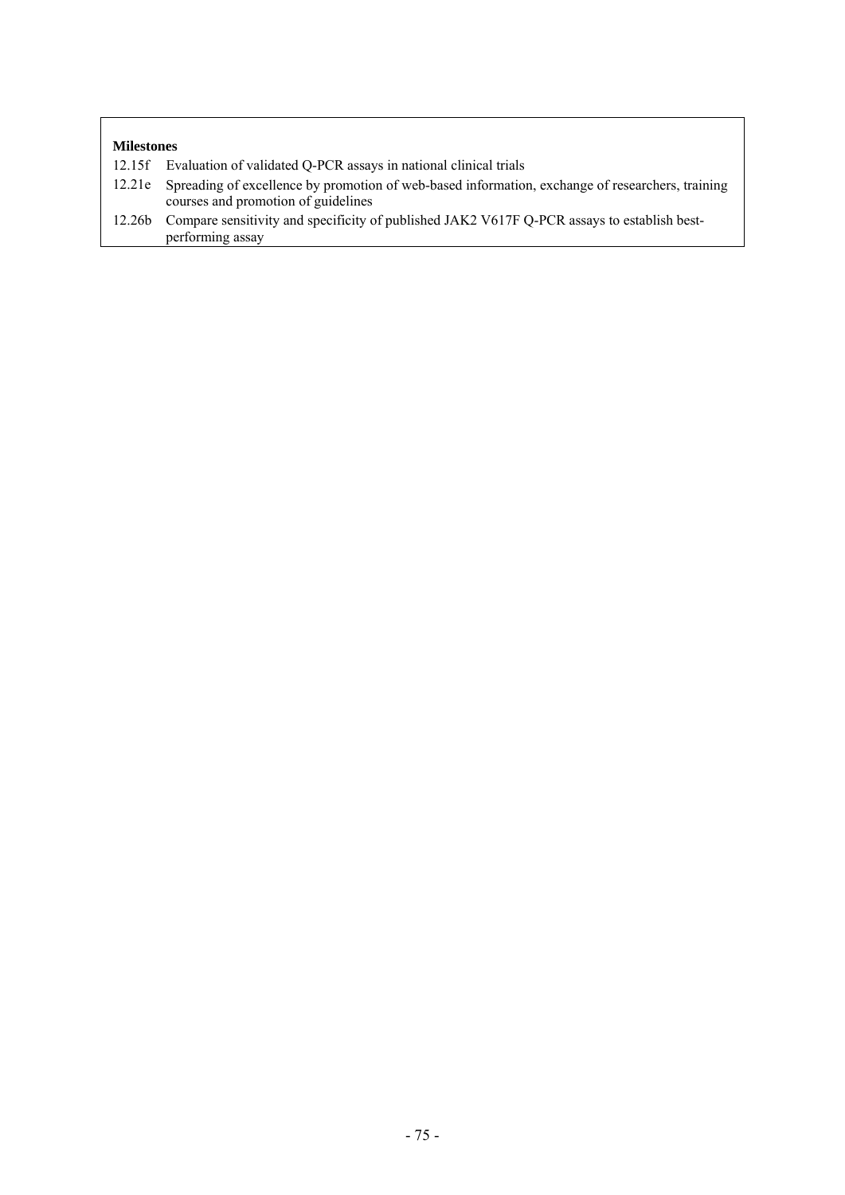**Milestones**

12.15f Evaluation of validated Q-PCR assays in national clinical trials

12.21e Spreading of excellence by promotion of web-based information, exchange of researchers, training courses and promotion of guidelines

12.26b Compare sensitivity and specificity of published JAK2 V617F Q-PCR assays to establish best-performing assay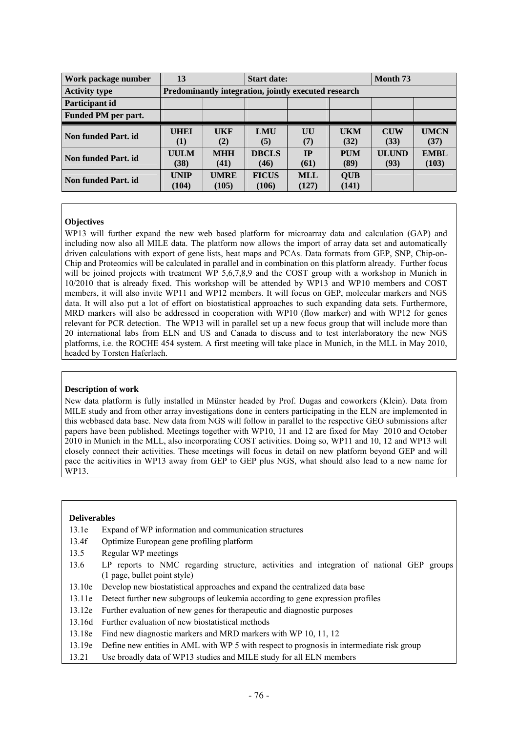| Work package number | 13 | | Start date: | | | Month 73 | |
|---|---|---|---|---|---|---|---|
| **Activity type** | **Predominantly integration, jointly executed research** | | | | | | |
| **Participant id** | | | | | | | |
| **Funded PM per part.** | | | | | | | |
| **Non funded Part. id** | **UHEI (1)** | **UKF (2)** | **LMU (5)** | **UU (7)** | **UKM (32)** | **CUW (33)** | **UMCN (37)** |
| **Non funded Part. id** | **UULM (38)** | **MHH (41)** | **DBCLS (46)** | **IP (61)** | **PUM (89)** | **ULUND (93)** | **EMBL (103)** |
| **Non funded Part. id** | **UNIP (104)** | **UMRE (105)** | **FICUS (106)** | **MLL (127)** | **QUB (141)** | | |

**Objectives**

WP13 will further expand the new web based platform for microarray data and calculation (GAP) and including now also all MILE data. The platform now allows the import of array data set and automatically driven calculations with export of gene lists, heat maps and PCAs. Data formats from GEP, SNP, Chip-on-Chip and Proteomics will be calculated in parallel and in combination on this platform already. Further focus will be joined projects with treatment WP 5,6,7,8,9 and the COST group with a workshop in Munich in 10/2010 that is already fixed. This workshop will be attended by WP13 and WP10 members and COST members, it will also invite WP11 and WP12 members. It will focus on GEP, molecular markers and NGS data. It will also put a lot of effort on biostatistical approaches to such expanding data sets. Furthermore, MRD markers will also be addressed in cooperation with WP10 (flow marker) and with WP12 for genes relevant for PCR detection. The WP13 will in parallel set up a new focus group that will include more than 20 international labs from ELN and US and Canada to discuss and to test interlaboratory the new NGS platforms, i.e. the ROCHE 454 system. A first meeting will take place in Munich, in the MLL in May 2010, headed by Torsten Haferlach.

**Description of work**

New data platform is fully installed in Münster headed by Prof. Dugas and coworkers (Klein). Data from MILE study and from other array investigations done in centers participating in the ELN are implemented in this webbased data base. New data from NGS will follow in parallel to the respective GEO submissions after papers have been published. Meetings together with WP10, 11 and 12 are fixed for May 2010 and October 2010 in Munich in the MLL, also incorporating COST activities. Doing so, WP11 and 10, 12 and WP13 will closely connect their activities. These meetings will focus in detail on new platform beyond GEP and will pace the acitivities in WP13 away from GEP to GEP plus NGS, what should also lead to a new name for WP13.

**Deliverables**

- 13.1e Expand of WP information and communication structures
- 13.4f Optimize European gene profiling platform
- 13.5 Regular WP meetings
- 13.6 LP reports to NMC regarding structure, activities and integration of national GEP groups (1 page, bullet point style)
- 13.10e Develop new biostatistical approaches and expand the centralized data base
- 13.11e Detect further new subgroups of leukemia according to gene expression profiles
- 13.12e Further evaluation of new genes for therapeutic and diagnostic purposes
- 13.16d Further evaluation of new biostatistical methods
- 13.18e Find new diagnostic markers and MRD markers with WP 10, 11, 12
- 13.19e Define new entities in AML with WP 5 with respect to prognosis in intermediate risk group
- 13.21 Use broadly data of WP13 studies and MILE study for all ELN members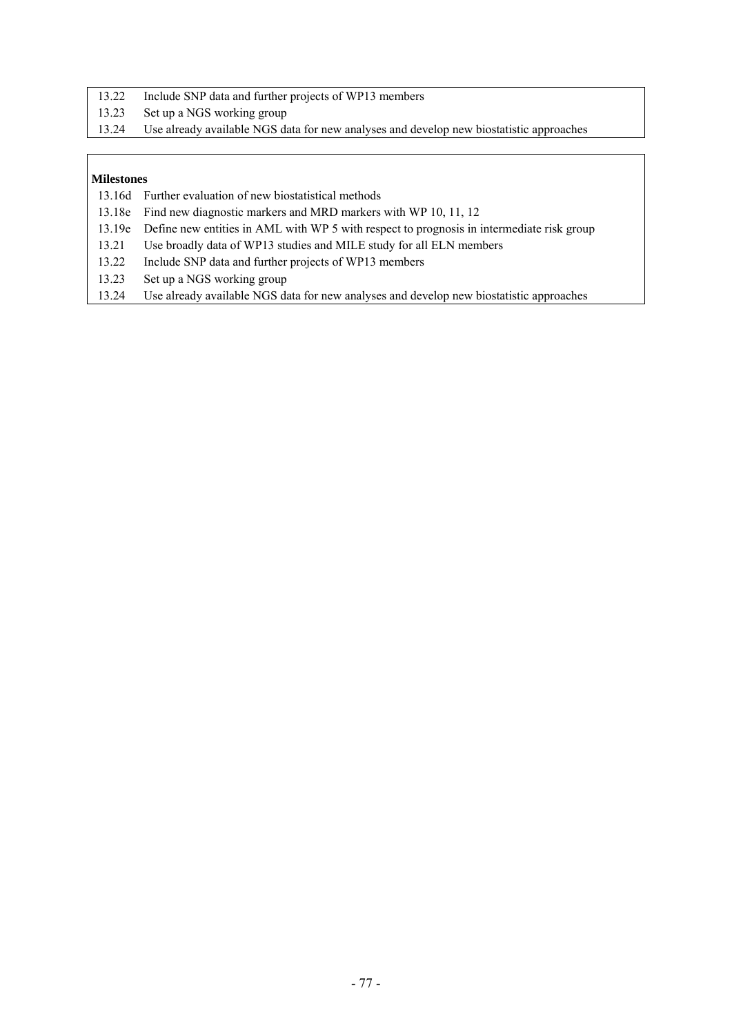| | |
|---|---|
| 13.22 | Include SNP data and further projects of WP13 members |
| 13.23 | Set up a NGS working group |
| 13.24 | Use already available NGS data for new analyses and develop new biostatistic approaches |

**Milestones**

| | |
|---|---|
| 13.16d | Further evaluation of new biostatistical methods |
| 13.18e | Find new diagnostic markers and MRD markers with WP 10, 11, 12 |
| 13.19e | Define new entities in AML with WP 5 with respect to prognosis in intermediate risk group |
| 13.21 | Use broadly data of WP13 studies and MILE study for all ELN members |
| 13.22 | Include SNP data and further projects of WP13 members |
| 13.23 | Set up a NGS working group |
| 13.24 | Use already available NGS data for new analyses and develop new biostatistic approaches |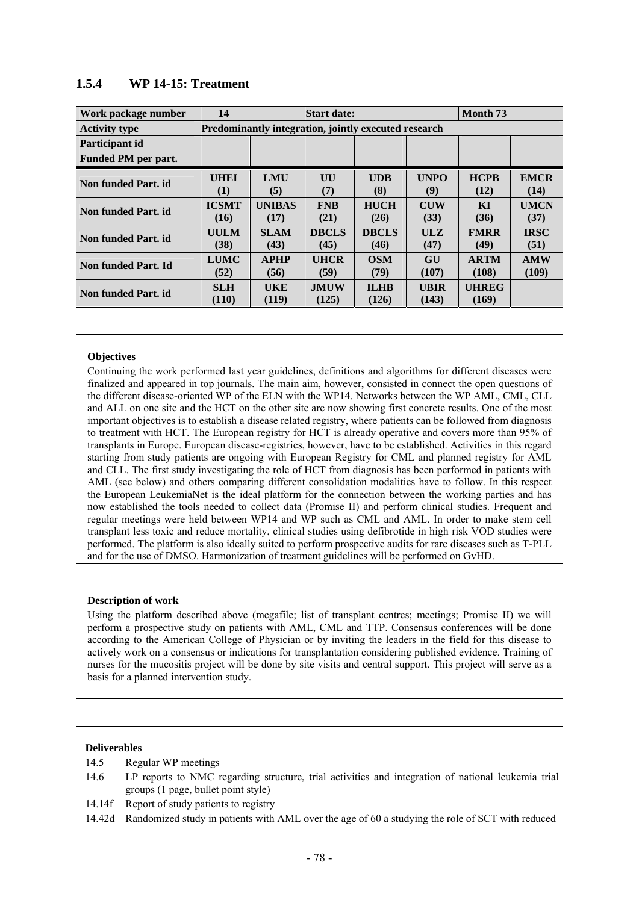### 1.5.4 WP 14-15: Treatment

| Work package number | 14 | | Start date: | | | Month 73 | |
|---|---|---|---|---|---|---|---|
| Activity type | Predominantly integration, jointly executed research | | | | | | |
| Participant id | | | | | | | |
| Funded PM per part. | | | | | | | |
| Non funded Part. id | UHEI (1) | LMU (5) | UU (7) | UDB (8) | UNPO (9) | HCPB (12) | EMCR (14) |
| Non funded Part. id | ICSMT (16) | UNIBAS (17) | FNB (21) | HUCH (26) | CUW (33) | KI (36) | UMCN (37) |
| Non funded Part. id | UULM (38) | SLAM (43) | DBCLS (45) | DBCLS (46) | ULZ (47) | FMRR (49) | IRSC (51) |
| Non funded Part. Id | LUMC (52) | APHP (56) | UHCR (59) | OSM (79) | GU (107) | ARTM (108) | AMW (109) |
| Non funded Part. id | SLH (110) | UKE (119) | JMUW (125) | ILHB (126) | UBIR (143) | UHREG (169) | |

**Objectives**

Continuing the work performed last year guidelines, definitions and algorithms for different diseases were finalized and appeared in top journals. The main aim, however, consisted in connect the open questions of the different disease-oriented WP of the ELN with the WP14. Networks between the WP AML, CML, CLL and ALL on one site and the HCT on the other site are now showing first concrete results. One of the most important objectives is to establish a disease related registry, where patients can be followed from diagnosis to treatment with HCT. The European registry for HCT is already operative and covers more than 95% of transplants in Europe. European disease-registries, however, have to be established. Activities in this regard starting from study patients are ongoing with European Registry for CML and planned registry for AML and CLL. The first study investigating the role of HCT from diagnosis has been performed in patients with AML (see below) and others comparing different consolidation modalities have to follow. In this respect the European LeukemiaNet is the ideal platform for the connection between the working parties and has now established the tools needed to collect data (Promise II) and perform clinical studies. Frequent and regular meetings were held between WP14 and WP such as CML and AML. In order to make stem cell transplant less toxic and reduce mortality, clinical studies using defibrotide in high risk VOD studies were performed. The platform is also ideally suited to perform prospective audits for rare diseases such as T-PLL and for the use of DMSO. Harmonization of treatment guidelines will be performed on GvHD.

**Description of work**

Using the platform described above (megafile; list of transplant centres; meetings; Promise II) we will perform a prospective study on patients with AML, CML and TTP. Consensus conferences will be done according to the American College of Physician or by inviting the leaders in the field for this disease to actively work on a consensus or indications for transplantation considering published evidence. Training of nurses for the mucositis project will be done by site visits and central support. This project will serve as a basis for a planned intervention study.

**Deliverables**

- 14.5 Regular WP meetings
- 14.6 LP reports to NMC regarding structure, trial activities and integration of national leukemia trial groups (1 page, bullet point style)
- 14.14f Report of study patients to registry
- 14.42d Randomized study in patients with AML over the age of 60 a studying the role of SCT with reduced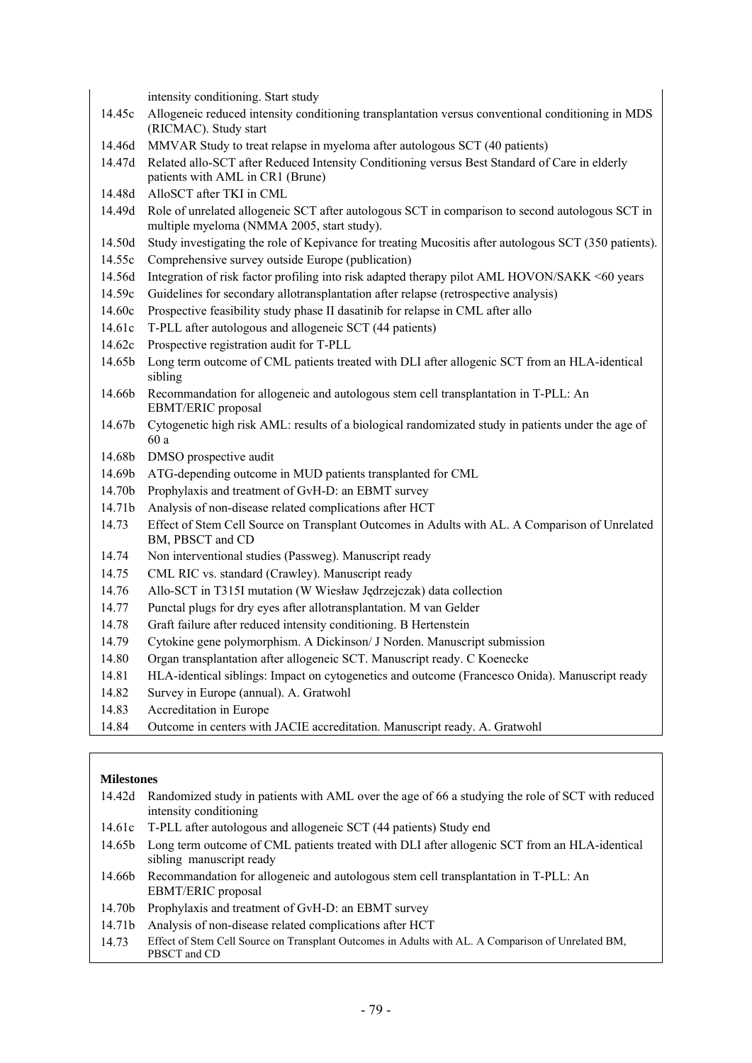intensity conditioning. Start study

| | |
|---|---|
| 14.45c | Allogeneic reduced intensity conditioning transplantation versus conventional conditioning in MDS (RICMAC). Study start |
| 14.46d | MMVAR Study to treat relapse in myeloma after autologous SCT (40 patients) |
| 14.47d | Related allo-SCT after Reduced Intensity Conditioning versus Best Standard of Care in elderly patients with AML in CR1 (Brune) |
| 14.48d | AlloSCT after TKI in CML |
| 14.49d | Role of unrelated allogeneic SCT after autologous SCT in comparison to second autologous SCT in multiple myeloma (NMMA 2005, start study). |
| 14.50d | Study investigating the role of Kepivance for treating Mucositis after autologous SCT (350 patients). |
| 14.55c | Comprehensive survey outside Europe (publication) |
| 14.56d | Integration of risk factor profiling into risk adapted therapy pilot AML HOVON/SAKK <60 years |
| 14.59c | Guidelines for secondary allotransplantation after relapse (retrospective analysis) |
| 14.60c | Prospective feasibility study phase II dasatinib for relapse in CML after allo |
| 14.61c | T-PLL after autologous and allogeneic SCT (44 patients) |
| 14.62c | Prospective registration audit for T-PLL |
| 14.65b | Long term outcome of CML patients treated with DLI after allogenic SCT from an HLA-identical sibling |
| 14.66b | Recommandation for allogeneic and autologous stem cell transplantation in T-PLL: An EBMT/ERIC proposal |
| 14.67b | Cytogenetic high risk AML: results of a biological randomizated study in patients under the age of 60 a |
| 14.68b | DMSO prospective audit |
| 14.69b | ATG-depending outcome in MUD patients transplanted for CML |
| 14.70b | Prophylaxis and treatment of GvH-D: an EBMT survey |
| 14.71b | Analysis of non-disease related complications after HCT |
| 14.73 | Effect of Stem Cell Source on Transplant Outcomes in Adults with AL. A Comparison of Unrelated BM, PBSCT and CD |
| 14.74 | Non interventional studies (Passweg). Manuscript ready |
| 14.75 | CML RIC vs. standard (Crawley). Manuscript ready |
| 14.76 | Allo-SCT in T315I mutation (W Wiesław Jędrzejczak) data collection |
| 14.77 | Punctal plugs for dry eyes after allotransplantation. M van Gelder |
| 14.78 | Graft failure after reduced intensity conditioning. B Hertenstein |
| 14.79 | Cytokine gene polymorphism. A Dickinson/ J Norden. Manuscript submission |
| 14.80 | Organ transplantation after allogeneic SCT. Manuscript ready. C Koenecke |
| 14.81 | HLA-identical siblings: Impact on cytogenetics and outcome (Francesco Onida). Manuscript ready |
| 14.82 | Survey in Europe (annual). A. Gratwohl |
| 14.83 | Accreditation in Europe |
| 14.84 | Outcome in centers with JACIE accreditation. Manuscript ready. A. Gratwohl |

**Milestones**

| | |
|---|---|
| 14.42d | Randomized study in patients with AML over the age of 66 a studying the role of SCT with reduced intensity conditioning |
| 14.61c | T-PLL after autologous and allogeneic SCT (44 patients) Study end |
| 14.65b | Long term outcome of CML patients treated with DLI after allogenic SCT from an HLA-identical sibling manuscript ready |
| 14.66b | Recommandation for allogeneic and autologous stem cell transplantation in T-PLL: An EBMT/ERIC proposal |
| 14.70b | Prophylaxis and treatment of GvH-D: an EBMT survey |
| 14.71b | Analysis of non-disease related complications after HCT |
| 14.73 | Effect of Stem Cell Source on Transplant Outcomes in Adults with AL. A Comparison of Unrelated BM, PBSCT and CD |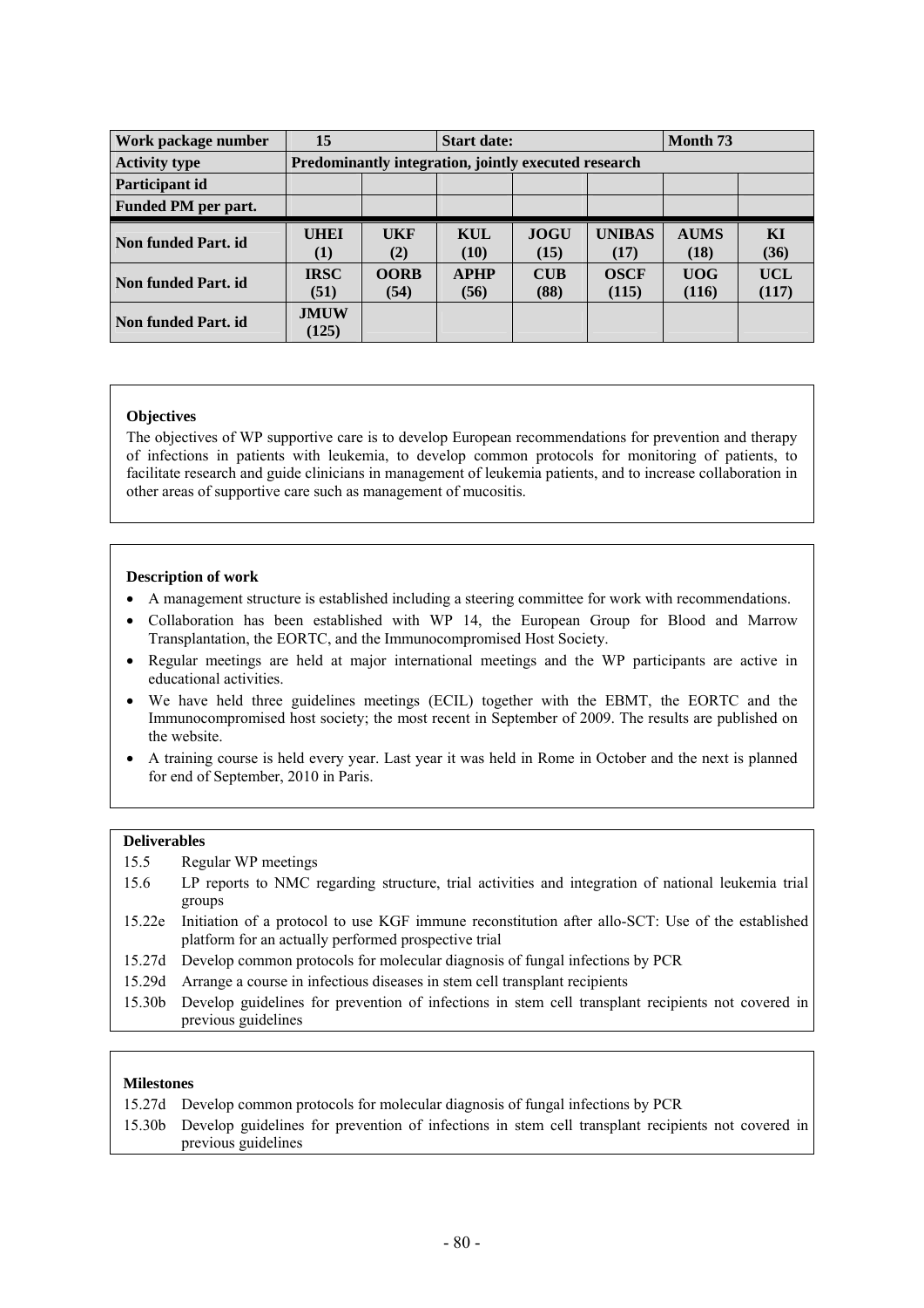| Work package number | 15 | | Start date: | | | Month 73 | |
|---|---|---|---|---|---|---|---|
| Activity type | Predominantly integration, jointly executed research | | | | | | |
| Participant id | | | | | | | |
| Funded PM per part. | | | | | | | |
| Non funded Part. id | UHEI (1) | UKF (2) | KUL (10) | JOGU (15) | UNIBAS (17) | AUMS (18) | KI (36) |
| Non funded Part. id | IRSC (51) | OORB (54) | APHP (56) | CUB (88) | OSCF (115) | UOG (116) | UCL (117) |
| Non funded Part. id | JMUW (125) | | | | | | |

**Objectives**

The objectives of WP supportive care is to develop European recommendations for prevention and therapy of infections in patients with leukemia, to develop common protocols for monitoring of patients, to facilitate research and guide clinicians in management of leukemia patients, and to increase collaboration in other areas of supportive care such as management of mucositis.

**Description of work**

- A management structure is established including a steering committee for work with recommendations.
- Collaboration has been established with WP 14, the European Group for Blood and Marrow Transplantation, the EORTC, and the Immunocompromised Host Society.
- Regular meetings are held at major international meetings and the WP participants are active in educational activities.
- We have held three guidelines meetings (ECIL) together with the EBMT, the EORTC and the Immunocompromised host society; the most recent in September of 2009. The results are published on the website.
- A training course is held every year. Last year it was held in Rome in October and the next is planned for end of September, 2010 in Paris.

**Deliverables**

| | |
|---|---|
| 15.5 | Regular WP meetings |
| 15.6 | LP reports to NMC regarding structure, trial activities and integration of national leukemia trial groups |
| 15.22e | Initiation of a protocol to use KGF immune reconstitution after allo-SCT: Use of the established platform for an actually performed prospective trial |
| 15.27d | Develop common protocols for molecular diagnosis of fungal infections by PCR |
| 15.29d | Arrange a course in infectious diseases in stem cell transplant recipients |
| 15.30b | Develop guidelines for prevention of infections in stem cell transplant recipients not covered in previous guidelines |

**Milestones**

| | |
|---|---|
| 15.27d | Develop common protocols for molecular diagnosis of fungal infections by PCR |
| 15.30b | Develop guidelines for prevention of infections in stem cell transplant recipients not covered in previous guidelines |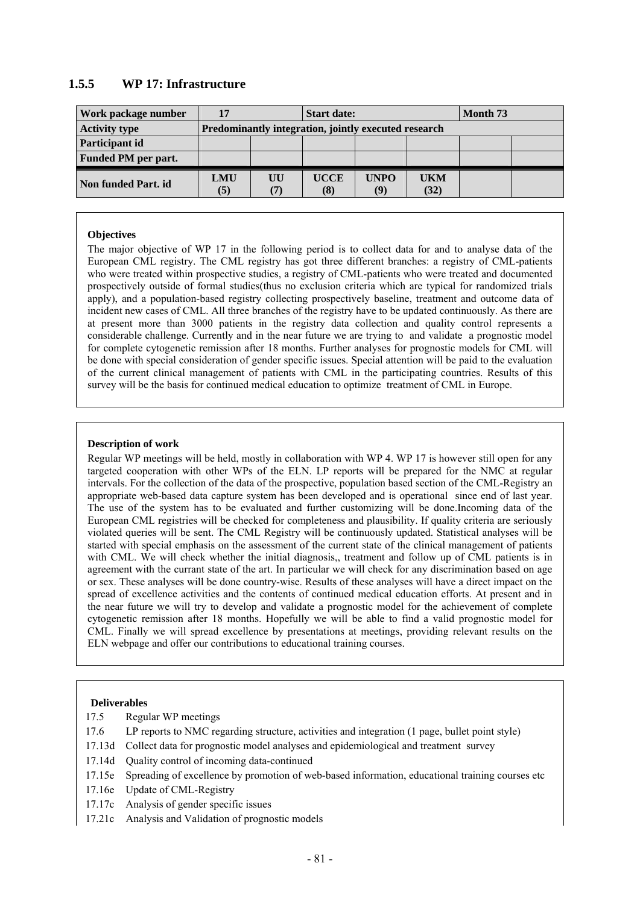### 1.5.5 WP 17: Infrastructure

| Work package number | 17 | | Start date: | | | Month 73 | |
|---|---|---|---|---|---|---|---|
| **Activity type** | **Predominantly integration, jointly executed research** | | | | | | |
| **Participant id** | | | | | | | |
| **Funded PM per part.** | | | | | | | |
| **Non funded Part. id** | **LMU (5)** | **UU (7)** | **UCCE (8)** | **UNPO (9)** | **UKM (32)** | | |

**Objectives**

The major objective of WP 17 in the following period is to collect data for and to analyse data of the European CML registry. The CML registry has got three different branches: a registry of CML-patients who were treated within prospective studies, a registry of CML-patients who were treated and documented prospectively outside of formal studies(thus no exclusion criteria which are typical for randomized trials apply), and a population-based registry collecting prospectively baseline, treatment and outcome data of incident new cases of CML. All three branches of the registry have to be updated continuously. As there are at present more than 3000 patients in the registry data collection and quality control represents a considerable challenge. Currently and in the near future we are trying to and validate a prognostic model for complete cytogenetic remission after 18 months. Further analyses for prognostic models for CML will be done with special consideration of gender specific issues. Special attention will be paid to the evaluation of the current clinical management of patients with CML in the participating countries. Results of this survey will be the basis for continued medical education to optimize treatment of CML in Europe.

**Description of work**

Regular WP meetings will be held, mostly in collaboration with WP 4. WP 17 is however still open for any targeted cooperation with other WPs of the ELN. LP reports will be prepared for the NMC at regular intervals. For the collection of the data of the prospective, population based section of the CML-Registry an appropriate web-based data capture system has been developed and is operational since end of last year. The use of the system has to be evaluated and further customizing will be done.Incoming data of the European CML registries will be checked for completeness and plausibility. If quality criteria are seriously violated queries will be sent. The CML Registry will be continuously updated. Statistical analyses will be started with special emphasis on the assessment of the current state of the clinical management of patients with CML. We will check whether the initial diagnosis,, treatment and follow up of CML patients is in agreement with the currant state of the art. In particular we will check for any discrimination based on age or sex. These analyses will be done country-wise. Results of these analyses will have a direct impact on the spread of excellence activities and the contents of continued medical education efforts. At present and in the near future we will try to develop and validate a prognostic model for the achievement of complete cytogenetic remission after 18 months. Hopefully we will be able to find a valid prognostic model for CML. Finally we will spread excellence by presentations at meetings, providing relevant results on the ELN webpage and offer our contributions to educational training courses.

**Deliverables**

- 17.5 Regular WP meetings
- 17.6 LP reports to NMC regarding structure, activities and integration (1 page, bullet point style)
- 17.13d Collect data for prognostic model analyses and epidemiological and treatment survey
- 17.14d Quality control of incoming data-continued
- 17.15e Spreading of excellence by promotion of web-based information, educational training courses etc
- 17.16e Update of CML-Registry
- 17.17c Analysis of gender specific issues
- 17.21c Analysis and Validation of prognostic models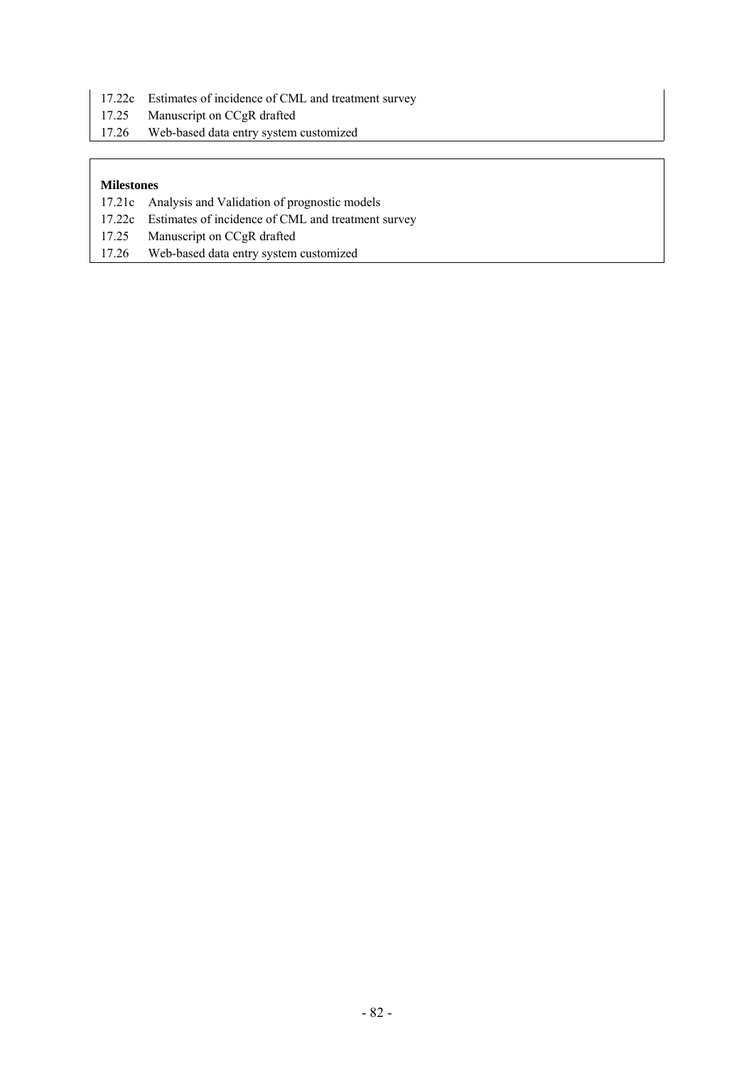17.22c Estimates of incidence of CML and treatment survey
17.25 Manuscript on CCgR drafted
17.26 Web-based data entry system customized

**Milestones**

17.21c Analysis and Validation of prognostic models
17.22c Estimates of incidence of CML and treatment survey
17.25 Manuscript on CCgR drafted
17.26 Web-based data entry system customized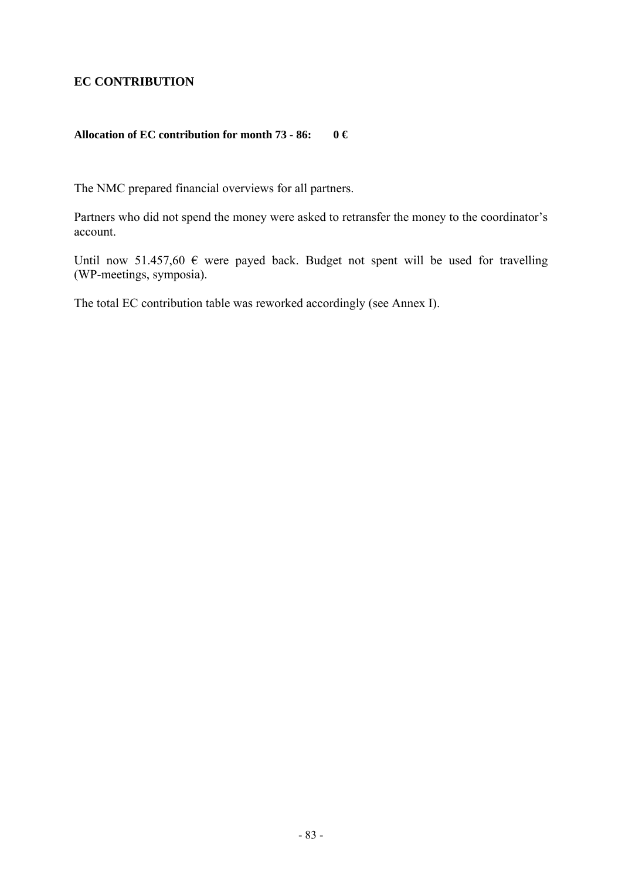## EC CONTRIBUTION

**Allocation of EC contribution for month 73 - 86: 0 €**

The NMC prepared financial overviews for all partners.

Partners who did not spend the money were asked to retransfer the money to the coordinator's account.

Until now 51.457,60 € were payed back. Budget not spent will be used for travelling (WP-meetings, symposia).

The total EC contribution table was reworked accordingly (see Annex I).